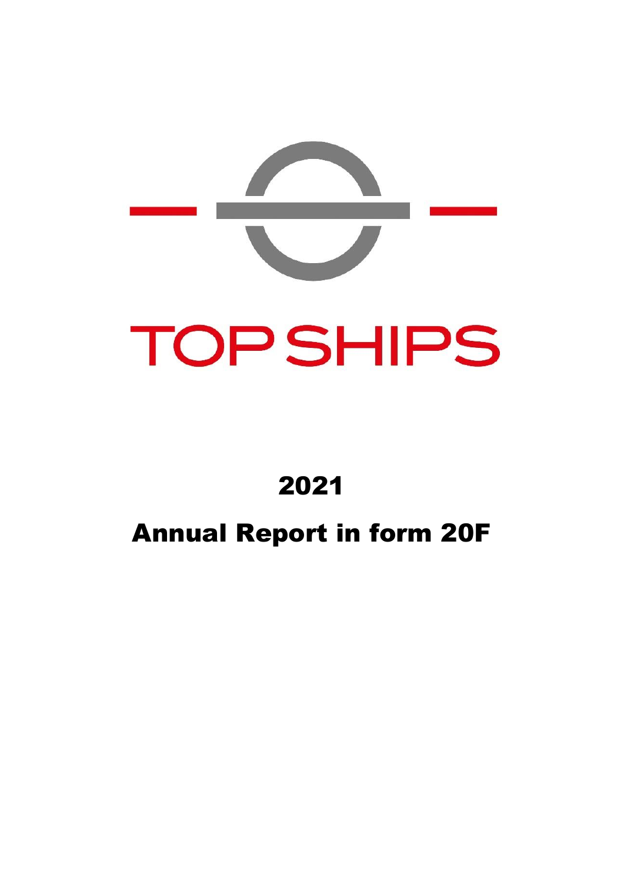# TOP SHIPS

# 2021

# Annual Report in form 20F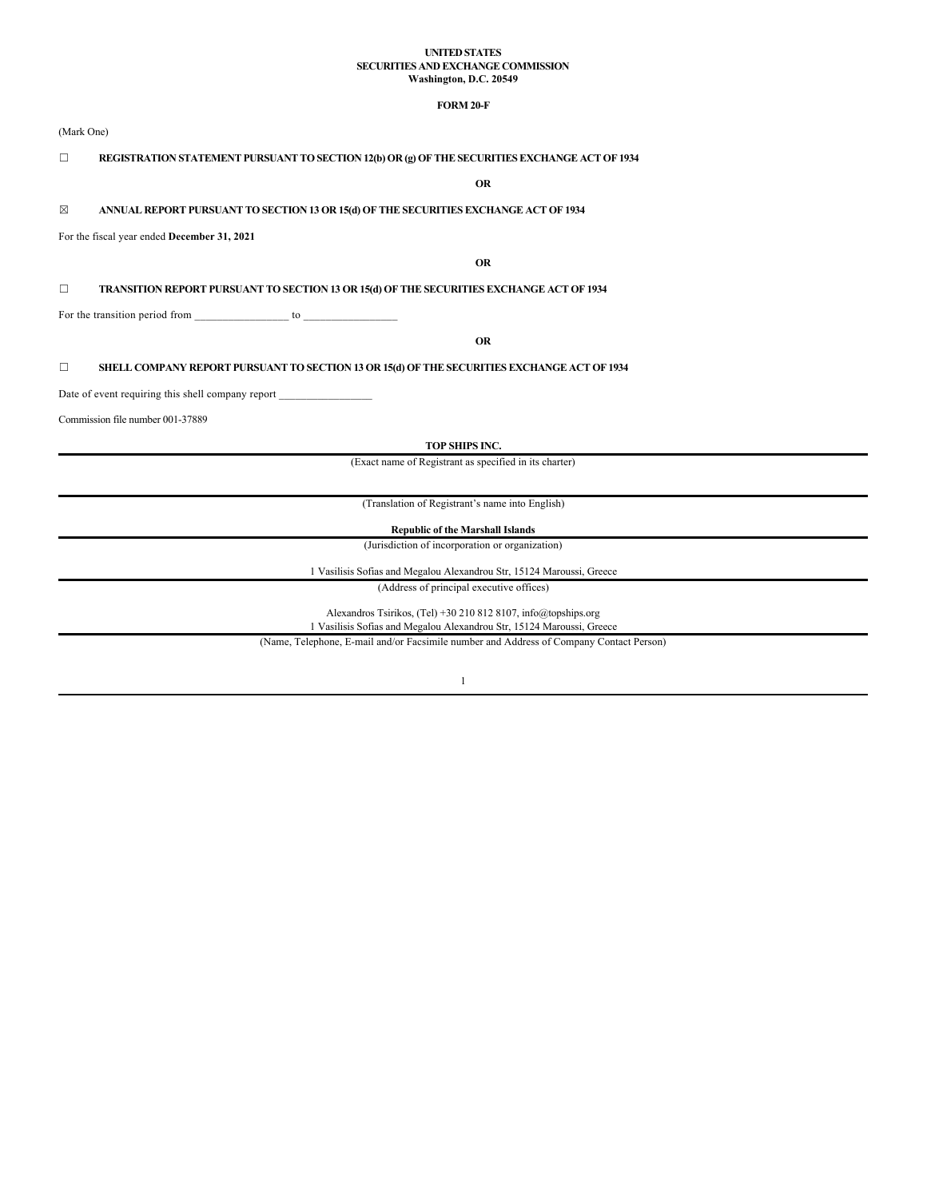**UNITED STATES**
**SECURITIES AND EXCHANGE COMMISSION**
**Washington, D.C. 20549**

**FORM 20-F**

(Mark One)

☐ **REGISTRATION STATEMENT PURSUANT TO SECTION 12(b) OR (g) OF THE SECURITIES EXCHANGE ACT OF 1934**

**OR**

☒ **ANNUAL REPORT PURSUANT TO SECTION 13 OR 15(d) OF THE SECURITIES EXCHANGE ACT OF 1934**

For the fiscal year ended **December 31, 2021**

**OR**

☐ **TRANSITION REPORT PURSUANT TO SECTION 13 OR 15(d) OF THE SECURITIES EXCHANGE ACT OF 1934**

For the transition period from _________________ to _________________

**OR**

☐ **SHELL COMPANY REPORT PURSUANT TO SECTION 13 OR 15(d) OF THE SECURITIES EXCHANGE ACT OF 1934**

Date of event requiring this shell company report _________________

Commission file number 001-37889

**TOP SHIPS INC.**

(Exact name of Registrant as specified in its charter)

(Translation of Registrant's name into English)

**Republic of the Marshall Islands**

(Jurisdiction of incorporation or organization)

1 Vasilisis Sofias and Megalou Alexandrou Str, 15124 Maroussi, Greece

(Address of principal executive offices)

Alexandros Tsirikos, (Tel) +30 210 812 8107, info@topships.org
1 Vasilisis Sofias and Megalou Alexandrou Str, 15124 Maroussi, Greece

(Name, Telephone, E-mail and/or Facsimile number and Address of Company Contact Person)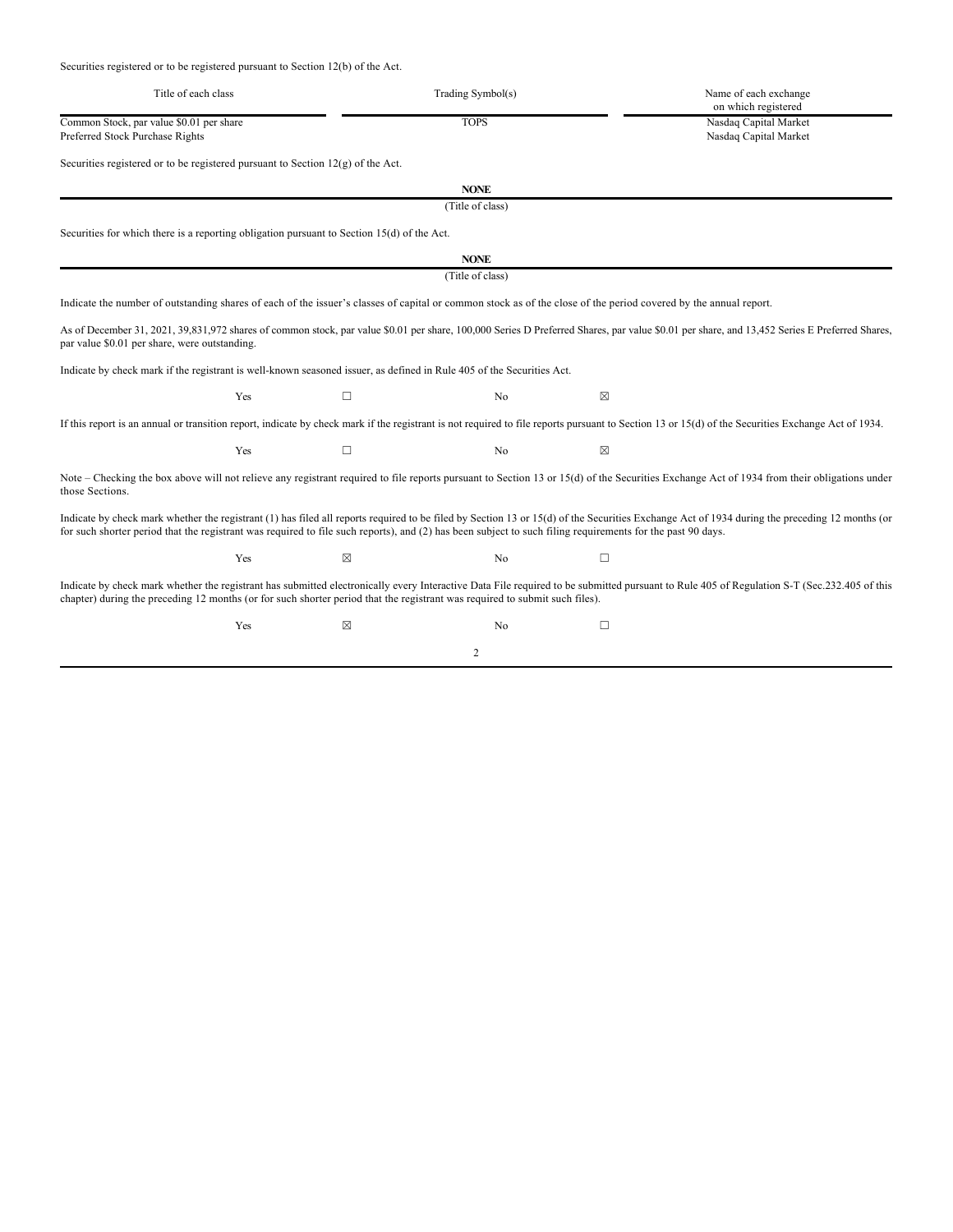Securities registered or to be registered pursuant to Section 12(b) of the Act.

| Title of each class | Trading Symbol(s) | Name of each exchange on which registered |
| --- | --- | --- |
| Common Stock, par value $0.01 per share | TOPS | Nasdaq Capital Market |
| Preferred Stock Purchase Rights | | Nasdaq Capital Market |

Securities registered or to be registered pursuant to Section 12(g) of the Act.

**NONE**

(Title of class)

Securities for which there is a reporting obligation pursuant to Section 15(d) of the Act.

**NONE**

(Title of class)

Indicate the number of outstanding shares of each of the issuer's classes of capital or common stock as of the close of the period covered by the annual report.

As of December 31, 2021, 39,831,972 shares of common stock, par value $0.01 per share, 100,000 Series D Preferred Shares, par value $0.01 per share, and 13,452 Series E Preferred Shares, par value $0.01 per share, were outstanding.

Indicate by check mark if the registrant is well-known seasoned issuer, as defined in Rule 405 of the Securities Act.

Yes ☐ No ☒

If this report is an annual or transition report, indicate by check mark if the registrant is not required to file reports pursuant to Section 13 or 15(d) of the Securities Exchange Act of 1934.

Yes ☐ No ☒

Note – Checking the box above will not relieve any registrant required to file reports pursuant to Section 13 or 15(d) of the Securities Exchange Act of 1934 from their obligations under those Sections.

Indicate by check mark whether the registrant (1) has filed all reports required to be filed by Section 13 or 15(d) of the Securities Exchange Act of 1934 during the preceding 12 months (or for such shorter period that the registrant was required to file such reports), and (2) has been subject to such filing requirements for the past 90 days.

Yes ☒ No ☐

Indicate by check mark whether the registrant has submitted electronically every Interactive Data File required to be submitted pursuant to Rule 405 of Regulation S-T (Sec.232.405 of this chapter) during the preceding 12 months (or for such shorter period that the registrant was required to submit such files).

Yes ☒ No ☐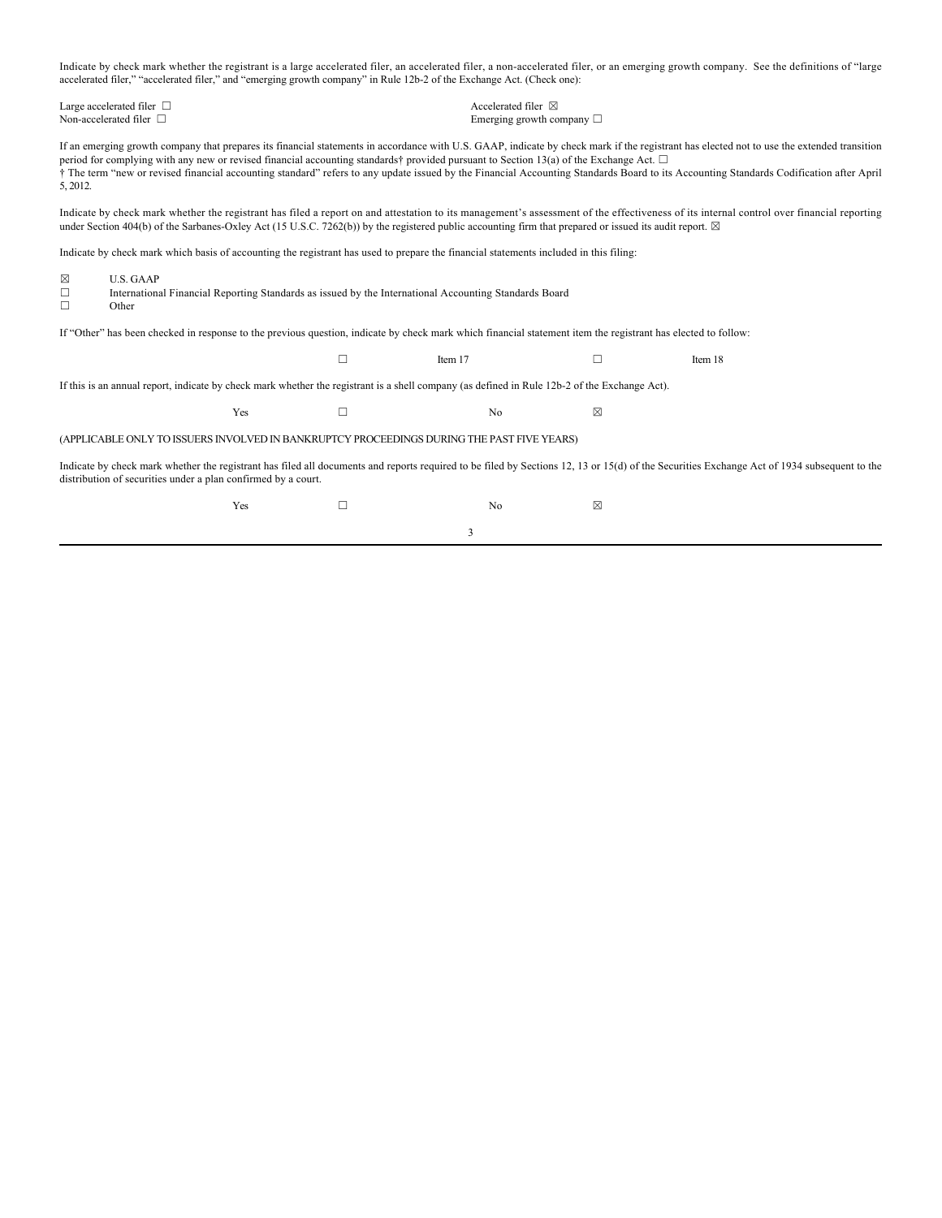Indicate by check mark whether the registrant is a large accelerated filer, an accelerated filer, a non-accelerated filer, or an emerging growth company. See the definitions of "large accelerated filer," "accelerated filer," and "emerging growth company" in Rule 12b-2 of the Exchange Act. (Check one):

| | |
|---|---|
| Large accelerated filer ☐ | Accelerated filer ☒ |
| Non-accelerated filer ☐ | Emerging growth company ☐ |

If an emerging growth company that prepares its financial statements in accordance with U.S. GAAP, indicate by check mark if the registrant has elected not to use the extended transition period for complying with any new or revised financial accounting standards† provided pursuant to Section 13(a) of the Exchange Act. ☐

† The term "new or revised financial accounting standard" refers to any update issued by the Financial Accounting Standards Board to its Accounting Standards Codification after April 5, 2012.

Indicate by check mark whether the registrant has filed a report on and attestation to its management's assessment of the effectiveness of its internal control over financial reporting under Section 404(b) of the Sarbanes-Oxley Act (15 U.S.C. 7262(b)) by the registered public accounting firm that prepared or issued its audit report. ☒

Indicate by check mark which basis of accounting the registrant has used to prepare the financial statements included in this filing:

☒ U.S. GAAP
☐ International Financial Reporting Standards as issued by the International Accounting Standards Board
☐ Other

If "Other" has been checked in response to the previous question, indicate by check mark which financial statement item the registrant has elected to follow:

☐ Item 17 ☐ Item 18

If this is an annual report, indicate by check mark whether the registrant is a shell company (as defined in Rule 12b-2 of the Exchange Act).

Yes ☐ No ☒

(APPLICABLE ONLY TO ISSUERS INVOLVED IN BANKRUPTCY PROCEEDINGS DURING THE PAST FIVE YEARS)

Indicate by check mark whether the registrant has filed all documents and reports required to be filed by Sections 12, 13 or 15(d) of the Securities Exchange Act of 1934 subsequent to the distribution of securities under a plan confirmed by a court.

Yes ☐ No ☒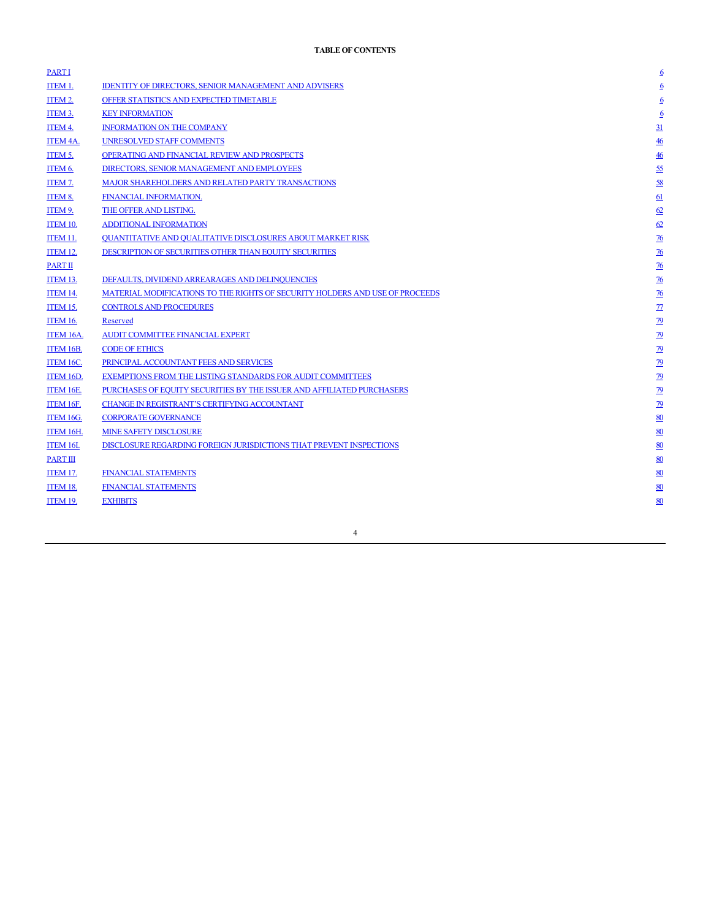**TABLE OF CONTENTS**

| | | |
|---|---|---|
| PART I | | 6 |
| ITEM 1. | IDENTITY OF DIRECTORS, SENIOR MANAGEMENT AND ADVISERS | 6 |
| ITEM 2. | OFFER STATISTICS AND EXPECTED TIMETABLE | 6 |
| ITEM 3. | KEY INFORMATION | 6 |
| ITEM 4. | INFORMATION ON THE COMPANY | 31 |
| ITEM 4A. | UNRESOLVED STAFF COMMENTS | 46 |
| ITEM 5. | OPERATING AND FINANCIAL REVIEW AND PROSPECTS | 46 |
| ITEM 6. | DIRECTORS, SENIOR MANAGEMENT AND EMPLOYEES | 55 |
| ITEM 7. | MAJOR SHAREHOLDERS AND RELATED PARTY TRANSACTIONS | 58 |
| ITEM 8. | FINANCIAL INFORMATION. | 61 |
| ITEM 9. | THE OFFER AND LISTING. | 62 |
| ITEM 10. | ADDITIONAL INFORMATION | 62 |
| ITEM 11. | QUANTITATIVE AND QUALITATIVE DISCLOSURES ABOUT MARKET RISK | 76 |
| ITEM 12. | DESCRIPTION OF SECURITIES OTHER THAN EQUITY SECURITIES | 76 |
| PART II | | 76 |
| ITEM 13. | DEFAULTS, DIVIDEND ARREARAGES AND DELINQUENCIES | 76 |
| ITEM 14. | MATERIAL MODIFICATIONS TO THE RIGHTS OF SECURITY HOLDERS AND USE OF PROCEEDS | 76 |
| ITEM 15. | CONTROLS AND PROCEDURES | 77 |
| ITEM 16. | Reserved | 79 |
| ITEM 16A. | AUDIT COMMITTEE FINANCIAL EXPERT | 79 |
| ITEM 16B. | CODE OF ETHICS | 79 |
| ITEM 16C. | PRINCIPAL ACCOUNTANT FEES AND SERVICES | 79 |
| ITEM 16D. | EXEMPTIONS FROM THE LISTING STANDARDS FOR AUDIT COMMITTEES | 79 |
| ITEM 16E. | PURCHASES OF EQUITY SECURITIES BY THE ISSUER AND AFFILIATED PURCHASERS | 79 |
| ITEM 16F. | CHANGE IN REGISTRANT'S CERTIFYING ACCOUNTANT | 79 |
| ITEM 16G. | CORPORATE GOVERNANCE | 80 |
| ITEM 16H. | MINE SAFETY DISCLOSURE | 80 |
| ITEM 16I. | DISCLOSURE REGARDING FOREIGN JURISDICTIONS THAT PREVENT INSPECTIONS | 80 |
| PART III | | 80 |
| ITEM 17. | FINANCIAL STATEMENTS | 80 |
| ITEM 18. | FINANCIAL STATEMENTS | 80 |
| ITEM 19. | EXHIBITS | 80 |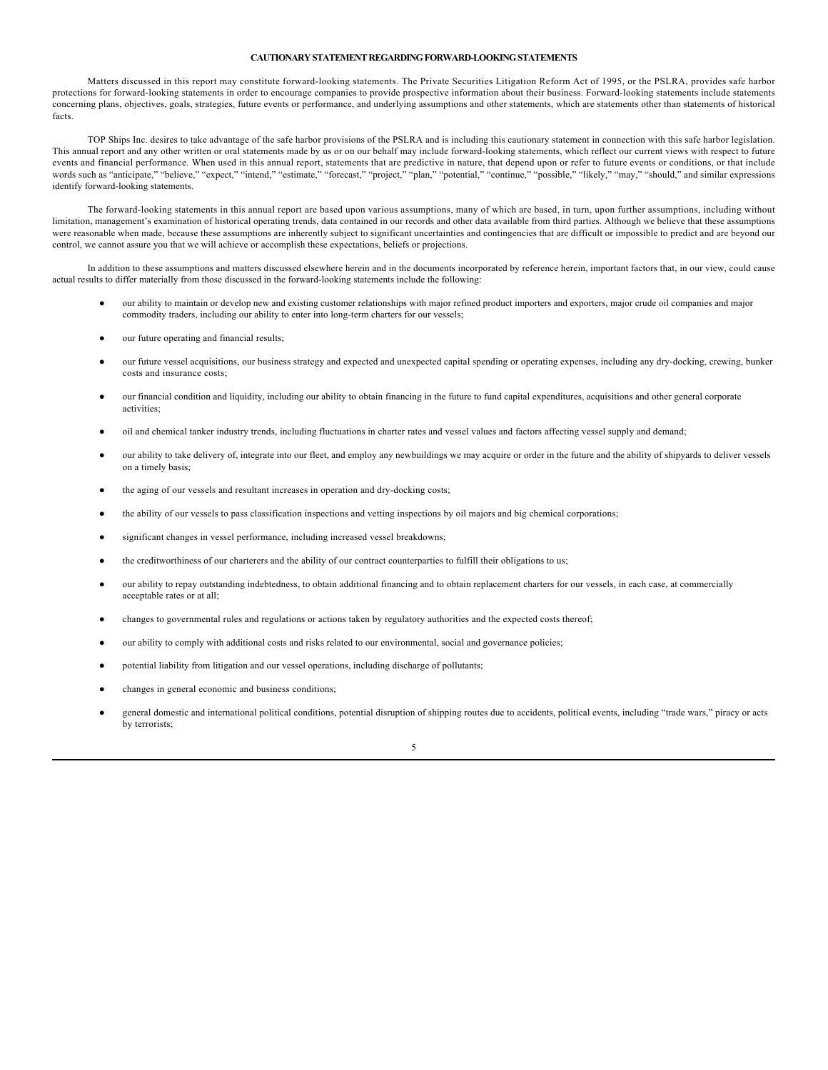# CAUTIONARY STATEMENT REGARDING FORWARD-LOOKING STATEMENTS

Matters discussed in this report may constitute forward-looking statements. The Private Securities Litigation Reform Act of 1995, or the PSLRA, provides safe harbor protections for forward-looking statements in order to encourage companies to provide prospective information about their business. Forward-looking statements include statements concerning plans, objectives, goals, strategies, future events or performance, and underlying assumptions and other statements, which are statements other than statements of historical facts.

TOP Ships Inc. desires to take advantage of the safe harbor provisions of the PSLRA and is including this cautionary statement in connection with this safe harbor legislation. This annual report and any other written or oral statements made by us or on our behalf may include forward-looking statements, which reflect our current views with respect to future events and financial performance. When used in this annual report, statements that are predictive in nature, that depend upon or refer to future events or conditions, or that include words such as "anticipate," "believe," "expect," "intend," "estimate," "forecast," "project," "plan," "potential," "continue," "possible," "likely," "may," "should," and similar expressions identify forward-looking statements.

The forward-looking statements in this annual report are based upon various assumptions, many of which are based, in turn, upon further assumptions, including without limitation, management's examination of historical operating trends, data contained in our records and other data available from third parties. Although we believe that these assumptions were reasonable when made, because these assumptions are inherently subject to significant uncertainties and contingencies that are difficult or impossible to predict and are beyond our control, we cannot assure you that we will achieve or accomplish these expectations, beliefs or projections.

In addition to these assumptions and matters discussed elsewhere herein and in the documents incorporated by reference herein, important factors that, in our view, could cause actual results to differ materially from those discussed in the forward-looking statements include the following:

- our ability to maintain or develop new and existing customer relationships with major refined product importers and exporters, major crude oil companies and major commodity traders, including our ability to enter into long-term charters for our vessels;
- our future operating and financial results;
- our future vessel acquisitions, our business strategy and expected and unexpected capital spending or operating expenses, including any dry-docking, crewing, bunker costs and insurance costs;
- our financial condition and liquidity, including our ability to obtain financing in the future to fund capital expenditures, acquisitions and other general corporate activities;
- oil and chemical tanker industry trends, including fluctuations in charter rates and vessel values and factors affecting vessel supply and demand;
- our ability to take delivery of, integrate into our fleet, and employ any newbuildings we may acquire or order in the future and the ability of shipyards to deliver vessels on a timely basis;
- the aging of our vessels and resultant increases in operation and dry-docking costs;
- the ability of our vessels to pass classification inspections and vetting inspections by oil majors and big chemical corporations;
- significant changes in vessel performance, including increased vessel breakdowns;
- the creditworthiness of our charterers and the ability of our contract counterparties to fulfill their obligations to us;
- our ability to repay outstanding indebtedness, to obtain additional financing and to obtain replacement charters for our vessels, in each case, at commercially acceptable rates or at all;
- changes to governmental rules and regulations or actions taken by regulatory authorities and the expected costs thereof;
- our ability to comply with additional costs and risks related to our environmental, social and governance policies;
- potential liability from litigation and our vessel operations, including discharge of pollutants;
- changes in general economic and business conditions;
- general domestic and international political conditions, potential disruption of shipping routes due to accidents, political events, including "trade wars," piracy or acts by terrorists;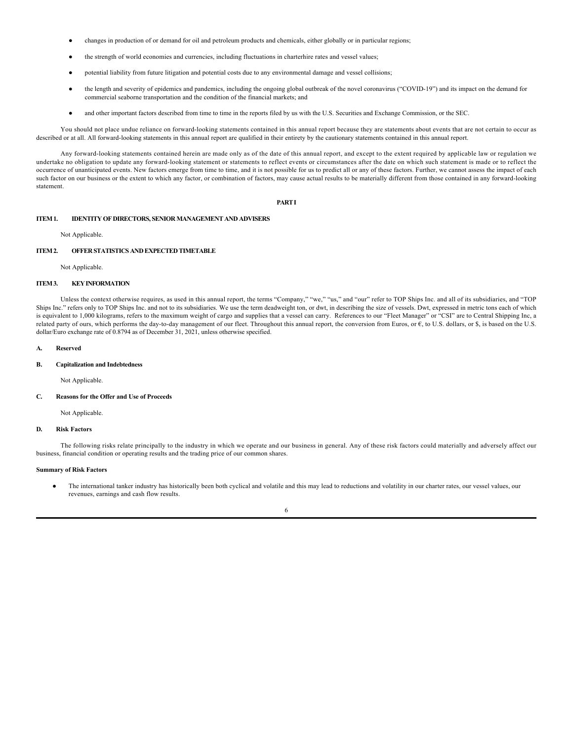- changes in production of or demand for oil and petroleum products and chemicals, either globally or in particular regions;
- the strength of world economies and currencies, including fluctuations in charterhire rates and vessel values;
- potential liability from future litigation and potential costs due to any environmental damage and vessel collisions;
- the length and severity of epidemics and pandemics, including the ongoing global outbreak of the novel coronavirus ("COVID-19") and its impact on the demand for commercial seaborne transportation and the condition of the financial markets; and
- and other important factors described from time to time in the reports filed by us with the U.S. Securities and Exchange Commission, or the SEC.

You should not place undue reliance on forward-looking statements contained in this annual report because they are statements about events that are not certain to occur as described or at all. All forward-looking statements in this annual report are qualified in their entirety by the cautionary statements contained in this annual report.

Any forward-looking statements contained herein are made only as of the date of this annual report, and except to the extent required by applicable law or regulation we undertake no obligation to update any forward-looking statement or statements to reflect events or circumstances after the date on which such statement is made or to reflect the occurrence of unanticipated events. New factors emerge from time to time, and it is not possible for us to predict all or any of these factors. Further, we cannot assess the impact of each such factor on our business or the extent to which any factor, or combination of factors, may cause actual results to be materially different from those contained in any forward-looking statement.

# PART I

## ITEM 1. IDENTITY OF DIRECTORS, SENIOR MANAGEMENT AND ADVISERS

Not Applicable.

## ITEM 2. OFFER STATISTICS AND EXPECTED TIMETABLE

Not Applicable.

## ITEM 3. KEY INFORMATION

Unless the context otherwise requires, as used in this annual report, the terms "Company," "we," "us," and "our" refer to TOP Ships Inc. and all of its subsidiaries, and "TOP Ships Inc." refers only to TOP Ships Inc. and not to its subsidiaries. We use the term deadweight ton, or dwt, in describing the size of vessels. Dwt, expressed in metric tons each of which is equivalent to 1,000 kilograms, refers to the maximum weight of cargo and supplies that a vessel can carry. References to our "Fleet Manager" or "CSI" are to Central Shipping Inc, a related party of ours, which performs the day-to-day management of our fleet. Throughout this annual report, the conversion from Euros, or €, to U.S. dollars, or $, is based on the U.S. dollar/Euro exchange rate of 0.8794 as of December 31, 2021, unless otherwise specified.

### A. Reserved

### B. Capitalization and Indebtedness

Not Applicable.

### C. Reasons for the Offer and Use of Proceeds

Not Applicable.

### D. Risk Factors

The following risks relate principally to the industry in which we operate and our business in general. Any of these risk factors could materially and adversely affect our business, financial condition or operating results and the trading price of our common shares.

**Summary of Risk Factors**

- The international tanker industry has historically been both cyclical and volatile and this may lead to reductions and volatility in our charter rates, our vessel values, our revenues, earnings and cash flow results.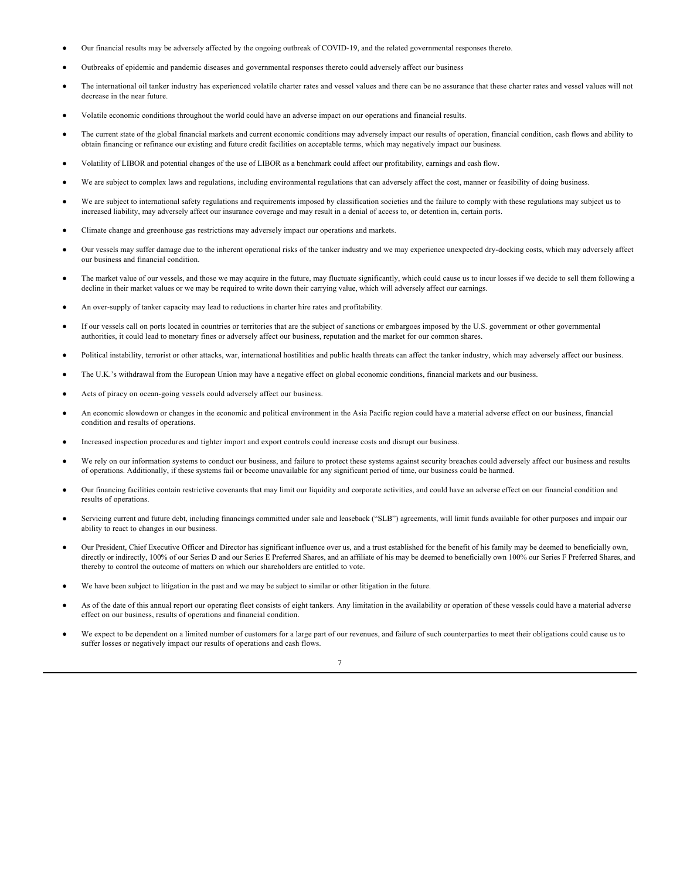- Our financial results may be adversely affected by the ongoing outbreak of COVID-19, and the related governmental responses thereto.

- Outbreaks of epidemic and pandemic diseases and governmental responses thereto could adversely affect our business

- The international oil tanker industry has experienced volatile charter rates and vessel values and there can be no assurance that these charter rates and vessel values will not decrease in the near future.

- Volatile economic conditions throughout the world could have an adverse impact on our operations and financial results.

- The current state of the global financial markets and current economic conditions may adversely impact our results of operation, financial condition, cash flows and ability to obtain financing or refinance our existing and future credit facilities on acceptable terms, which may negatively impact our business.

- Volatility of LIBOR and potential changes of the use of LIBOR as a benchmark could affect our profitability, earnings and cash flow.

- We are subject to complex laws and regulations, including environmental regulations that can adversely affect the cost, manner or feasibility of doing business.

- We are subject to international safety regulations and requirements imposed by classification societies and the failure to comply with these regulations may subject us to increased liability, may adversely affect our insurance coverage and may result in a denial of access to, or detention in, certain ports.

- Climate change and greenhouse gas restrictions may adversely impact our operations and markets.

- Our vessels may suffer damage due to the inherent operational risks of the tanker industry and we may experience unexpected dry-docking costs, which may adversely affect our business and financial condition.

- The market value of our vessels, and those we may acquire in the future, may fluctuate significantly, which could cause us to incur losses if we decide to sell them following a decline in their market values or we may be required to write down their carrying value, which will adversely affect our earnings.

- An over-supply of tanker capacity may lead to reductions in charter hire rates and profitability.

- If our vessels call on ports located in countries or territories that are the subject of sanctions or embargoes imposed by the U.S. government or other governmental authorities, it could lead to monetary fines or adversely affect our business, reputation and the market for our common shares.

- Political instability, terrorist or other attacks, war, international hostilities and public health threats can affect the tanker industry, which may adversely affect our business.

- The U.K.'s withdrawal from the European Union may have a negative effect on global economic conditions, financial markets and our business.

- Acts of piracy on ocean-going vessels could adversely affect our business.

- An economic slowdown or changes in the economic and political environment in the Asia Pacific region could have a material adverse effect on our business, financial condition and results of operations.

- Increased inspection procedures and tighter import and export controls could increase costs and disrupt our business.

- We rely on our information systems to conduct our business, and failure to protect these systems against security breaches could adversely affect our business and results of operations. Additionally, if these systems fail or become unavailable for any significant period of time, our business could be harmed.

- Our financing facilities contain restrictive covenants that may limit our liquidity and corporate activities, and could have an adverse effect on our financial condition and results of operations.

- Servicing current and future debt, including financings committed under sale and leaseback ("SLB") agreements, will limit funds available for other purposes and impair our ability to react to changes in our business.

- Our President, Chief Executive Officer and Director has significant influence over us, and a trust established for the benefit of his family may be deemed to beneficially own, directly or indirectly, 100% of our Series D and our Series E Preferred Shares, and an affiliate of his may be deemed to beneficially own 100% our Series F Preferred Shares, and thereby to control the outcome of matters on which our shareholders are entitled to vote.

- We have been subject to litigation in the past and we may be subject to similar or other litigation in the future.

- As of the date of this annual report our operating fleet consists of eight tankers. Any limitation in the availability or operation of these vessels could have a material adverse effect on our business, results of operations and financial condition.

- We expect to be dependent on a limited number of customers for a large part of our revenues, and failure of such counterparties to meet their obligations could cause us to suffer losses or negatively impact our results of operations and cash flows.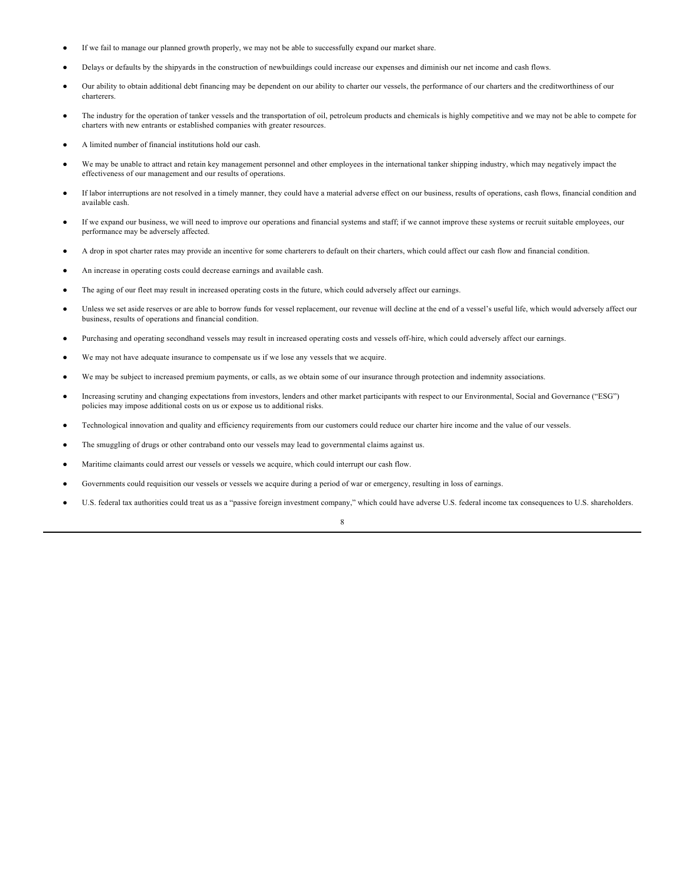- If we fail to manage our planned growth properly, we may not be able to successfully expand our market share.
- Delays or defaults by the shipyards in the construction of newbuildings could increase our expenses and diminish our net income and cash flows.
- Our ability to obtain additional debt financing may be dependent on our ability to charter our vessels, the performance of our charters and the creditworthiness of our charterers.
- The industry for the operation of tanker vessels and the transportation of oil, petroleum products and chemicals is highly competitive and we may not be able to compete for charters with new entrants or established companies with greater resources.
- A limited number of financial institutions hold our cash.
- We may be unable to attract and retain key management personnel and other employees in the international tanker shipping industry, which may negatively impact the effectiveness of our management and our results of operations.
- If labor interruptions are not resolved in a timely manner, they could have a material adverse effect on our business, results of operations, cash flows, financial condition and available cash.
- If we expand our business, we will need to improve our operations and financial systems and staff; if we cannot improve these systems or recruit suitable employees, our performance may be adversely affected.
- A drop in spot charter rates may provide an incentive for some charterers to default on their charters, which could affect our cash flow and financial condition.
- An increase in operating costs could decrease earnings and available cash.
- The aging of our fleet may result in increased operating costs in the future, which could adversely affect our earnings.
- Unless we set aside reserves or are able to borrow funds for vessel replacement, our revenue will decline at the end of a vessel's useful life, which would adversely affect our business, results of operations and financial condition.
- Purchasing and operating secondhand vessels may result in increased operating costs and vessels off-hire, which could adversely affect our earnings.
- We may not have adequate insurance to compensate us if we lose any vessels that we acquire.
- We may be subject to increased premium payments, or calls, as we obtain some of our insurance through protection and indemnity associations.
- Increasing scrutiny and changing expectations from investors, lenders and other market participants with respect to our Environmental, Social and Governance ("ESG") policies may impose additional costs on us or expose us to additional risks.
- Technological innovation and quality and efficiency requirements from our customers could reduce our charter hire income and the value of our vessels.
- The smuggling of drugs or other contraband onto our vessels may lead to governmental claims against us.
- Maritime claimants could arrest our vessels or vessels we acquire, which could interrupt our cash flow.
- Governments could requisition our vessels or vessels we acquire during a period of war or emergency, resulting in loss of earnings.
- U.S. federal tax authorities could treat us as a "passive foreign investment company," which could have adverse U.S. federal income tax consequences to U.S. shareholders.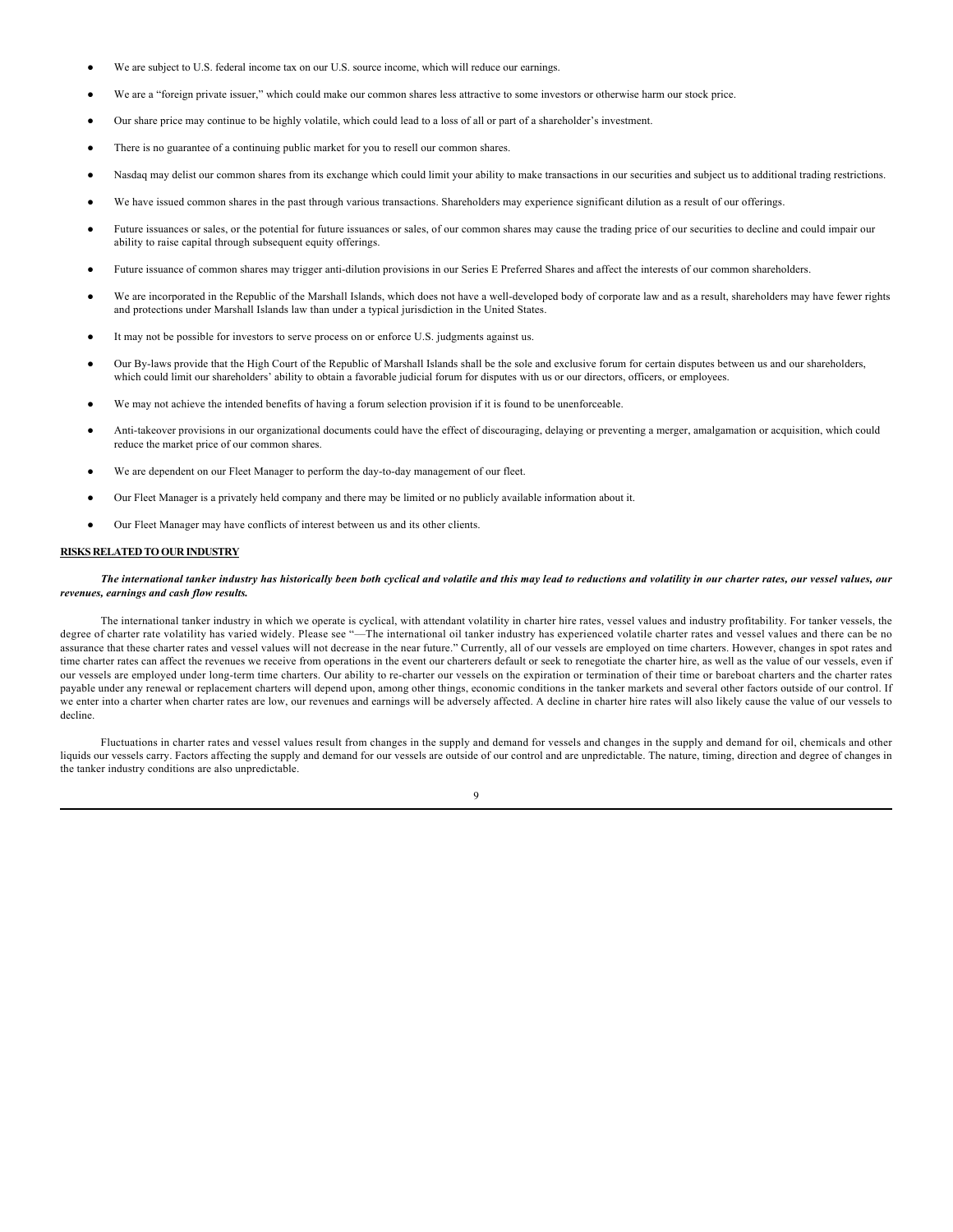- We are subject to U.S. federal income tax on our U.S. source income, which will reduce our earnings.
- We are a "foreign private issuer," which could make our common shares less attractive to some investors or otherwise harm our stock price.
- Our share price may continue to be highly volatile, which could lead to a loss of all or part of a shareholder's investment.
- There is no guarantee of a continuing public market for you to resell our common shares.
- Nasdaq may delist our common shares from its exchange which could limit your ability to make transactions in our securities and subject us to additional trading restrictions.
- We have issued common shares in the past through various transactions. Shareholders may experience significant dilution as a result of our offerings.
- Future issuances or sales, or the potential for future issuances or sales, of our common shares may cause the trading price of our securities to decline and could impair our ability to raise capital through subsequent equity offerings.
- Future issuance of common shares may trigger anti-dilution provisions in our Series E Preferred Shares and affect the interests of our common shareholders.
- We are incorporated in the Republic of the Marshall Islands, which does not have a well-developed body of corporate law and as a result, shareholders may have fewer rights and protections under Marshall Islands law than under a typical jurisdiction in the United States.
- It may not be possible for investors to serve process on or enforce U.S. judgments against us.
- Our By-laws provide that the High Court of the Republic of Marshall Islands shall be the sole and exclusive forum for certain disputes between us and our shareholders, which could limit our shareholders' ability to obtain a favorable judicial forum for disputes with us or our directors, officers, or employees.
- We may not achieve the intended benefits of having a forum selection provision if it is found to be unenforceable.
- Anti-takeover provisions in our organizational documents could have the effect of discouraging, delaying or preventing a merger, amalgamation or acquisition, which could reduce the market price of our common shares.
- We are dependent on our Fleet Manager to perform the day-to-day management of our fleet.
- Our Fleet Manager is a privately held company and there may be limited or no publicly available information about it.
- Our Fleet Manager may have conflicts of interest between us and its other clients.

**RISKS RELATED TO OUR INDUSTRY**

***The international tanker industry has historically been both cyclical and volatile and this may lead to reductions and volatility in our charter rates, our vessel values, our revenues, earnings and cash flow results.***

The international tanker industry in which we operate is cyclical, with attendant volatility in charter hire rates, vessel values and industry profitability. For tanker vessels, the degree of charter rate volatility has varied widely. Please see "—The international oil tanker industry has experienced volatile charter rates and vessel values and there can be no assurance that these charter rates and vessel values will not decrease in the near future." Currently, all of our vessels are employed on time charters. However, changes in spot rates and time charter rates can affect the revenues we receive from operations in the event our charterers default or seek to renegotiate the charter hire, as well as the value of our vessels, even if our vessels are employed under long-term time charters. Our ability to re-charter our vessels on the expiration or termination of their time or bareboat charters and the charter rates payable under any renewal or replacement charters will depend upon, among other things, economic conditions in the tanker markets and several other factors outside of our control. If we enter into a charter when charter rates are low, our revenues and earnings will be adversely affected. A decline in charter hire rates will also likely cause the value of our vessels to decline.

Fluctuations in charter rates and vessel values result from changes in the supply and demand for vessels and changes in the supply and demand for oil, chemicals and other liquids our vessels carry. Factors affecting the supply and demand for our vessels are outside of our control and are unpredictable. The nature, timing, direction and degree of changes in the tanker industry conditions are also unpredictable.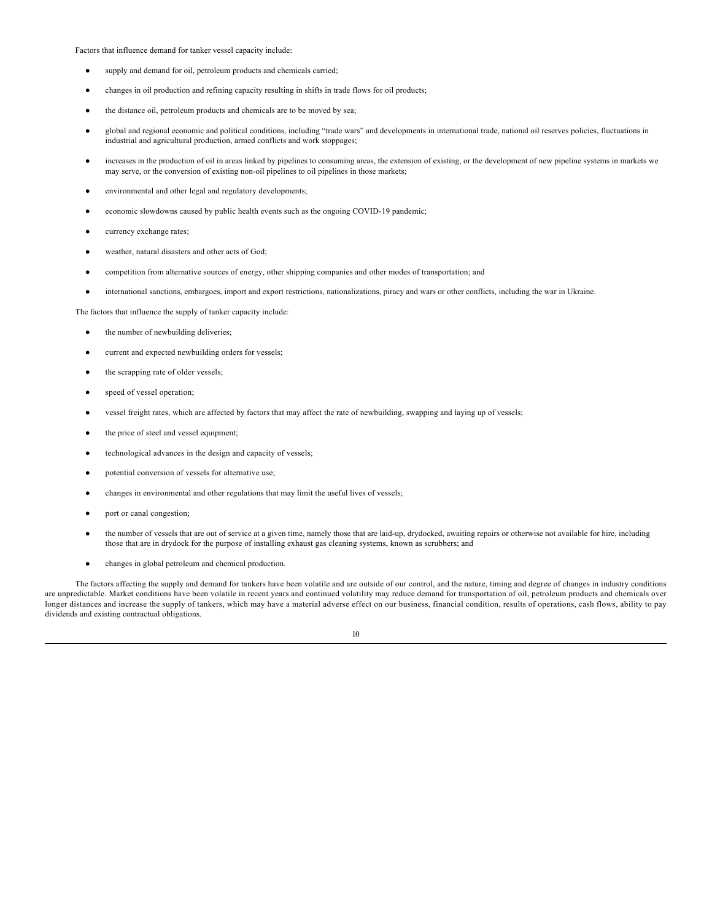Factors that influence demand for tanker vessel capacity include:

- supply and demand for oil, petroleum products and chemicals carried;
- changes in oil production and refining capacity resulting in shifts in trade flows for oil products;
- the distance oil, petroleum products and chemicals are to be moved by sea;
- global and regional economic and political conditions, including "trade wars" and developments in international trade, national oil reserves policies, fluctuations in industrial and agricultural production, armed conflicts and work stoppages;
- increases in the production of oil in areas linked by pipelines to consuming areas, the extension of existing, or the development of new pipeline systems in markets we may serve, or the conversion of existing non-oil pipelines to oil pipelines in those markets;
- environmental and other legal and regulatory developments;
- economic slowdowns caused by public health events such as the ongoing COVID-19 pandemic;
- currency exchange rates;
- weather, natural disasters and other acts of God;
- competition from alternative sources of energy, other shipping companies and other modes of transportation; and
- international sanctions, embargoes, import and export restrictions, nationalizations, piracy and wars or other conflicts, including the war in Ukraine.

The factors that influence the supply of tanker capacity include:

- the number of newbuilding deliveries;
- current and expected newbuilding orders for vessels;
- the scrapping rate of older vessels;
- speed of vessel operation;
- vessel freight rates, which are affected by factors that may affect the rate of newbuilding, swapping and laying up of vessels;
- the price of steel and vessel equipment;
- technological advances in the design and capacity of vessels;
- potential conversion of vessels for alternative use;
- changes in environmental and other regulations that may limit the useful lives of vessels;
- port or canal congestion;
- the number of vessels that are out of service at a given time, namely those that are laid-up, drydocked, awaiting repairs or otherwise not available for hire, including those that are in drydock for the purpose of installing exhaust gas cleaning systems, known as scrubbers; and
- changes in global petroleum and chemical production.

The factors affecting the supply and demand for tankers have been volatile and are outside of our control, and the nature, timing and degree of changes in industry conditions are unpredictable. Market conditions have been volatile in recent years and continued volatility may reduce demand for transportation of oil, petroleum products and chemicals over longer distances and increase the supply of tankers, which may have a material adverse effect on our business, financial condition, results of operations, cash flows, ability to pay dividends and existing contractual obligations.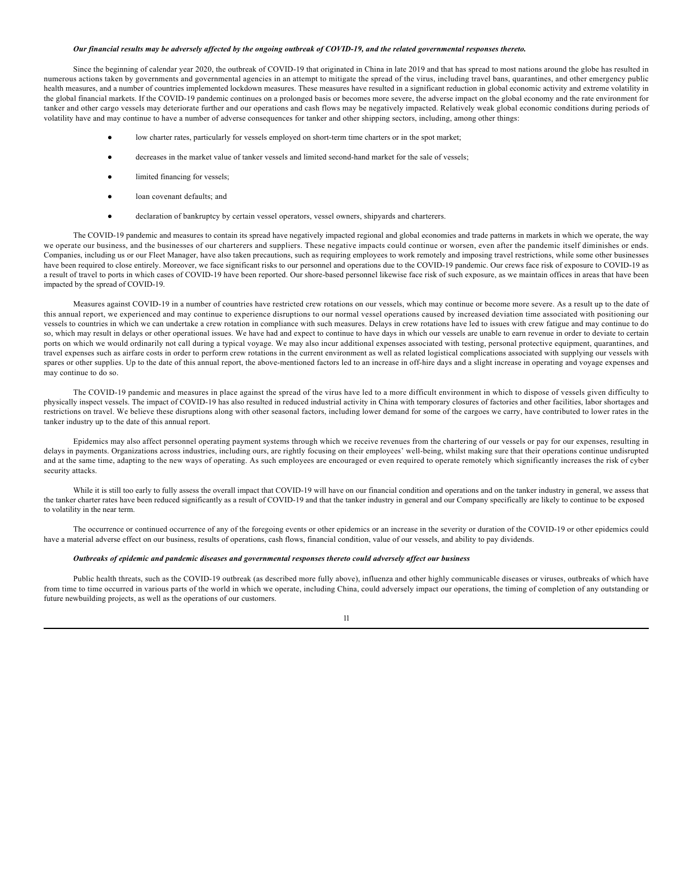***Our financial results may be adversely affected by the ongoing outbreak of COVID-19, and the related governmental responses thereto.***

Since the beginning of calendar year 2020, the outbreak of COVID-19 that originated in China in late 2019 and that has spread to most nations around the globe has resulted in numerous actions taken by governments and governmental agencies in an attempt to mitigate the spread of the virus, including travel bans, quarantines, and other emergency public health measures, and a number of countries implemented lockdown measures. These measures have resulted in a significant reduction in global economic activity and extreme volatility in the global financial markets. If the COVID-19 pandemic continues on a prolonged basis or becomes more severe, the adverse impact on the global economy and the rate environment for tanker and other cargo vessels may deteriorate further and our operations and cash flows may be negatively impacted. Relatively weak global economic conditions during periods of volatility have and may continue to have a number of adverse consequences for tanker and other shipping sectors, including, among other things:

- low charter rates, particularly for vessels employed on short-term time charters or in the spot market;
- decreases in the market value of tanker vessels and limited second-hand market for the sale of vessels;
- limited financing for vessels;
- loan covenant defaults; and
- declaration of bankruptcy by certain vessel operators, vessel owners, shipyards and charterers.

The COVID-19 pandemic and measures to contain its spread have negatively impacted regional and global economies and trade patterns in markets in which we operate, the way we operate our business, and the businesses of our charterers and suppliers. These negative impacts could continue or worsen, even after the pandemic itself diminishes or ends. Companies, including us or our Fleet Manager, have also taken precautions, such as requiring employees to work remotely and imposing travel restrictions, while some other businesses have been required to close entirely. Moreover, we face significant risks to our personnel and operations due to the COVID-19 pandemic. Our crews face risk of exposure to COVID-19 as a result of travel to ports in which cases of COVID-19 have been reported. Our shore-based personnel likewise face risk of such exposure, as we maintain offices in areas that have been impacted by the spread of COVID-19.

Measures against COVID-19 in a number of countries have restricted crew rotations on our vessels, which may continue or become more severe. As a result up to the date of this annual report, we experienced and may continue to experience disruptions to our normal vessel operations caused by increased deviation time associated with positioning our vessels to countries in which we can undertake a crew rotation in compliance with such measures. Delays in crew rotations have led to issues with crew fatigue and may continue to do so, which may result in delays or other operational issues. We have had and expect to continue to have days in which our vessels are unable to earn revenue in order to deviate to certain ports on which we would ordinarily not call during a typical voyage. We may also incur additional expenses associated with testing, personal protective equipment, quarantines, and travel expenses such as airfare costs in order to perform crew rotations in the current environment as well as related logistical complications associated with supplying our vessels with spares or other supplies. Up to the date of this annual report, the above-mentioned factors led to an increase in off-hire days and a slight increase in operating and voyage expenses and may continue to do so.

The COVID-19 pandemic and measures in place against the spread of the virus have led to a more difficult environment in which to dispose of vessels given difficulty to physically inspect vessels. The impact of COVID-19 has also resulted in reduced industrial activity in China with temporary closures of factories and other facilities, labor shortages and restrictions on travel. We believe these disruptions along with other seasonal factors, including lower demand for some of the cargoes we carry, have contributed to lower rates in the tanker industry up to the date of this annual report.

Epidemics may also affect personnel operating payment systems through which we receive revenues from the chartering of our vessels or pay for our expenses, resulting in delays in payments. Organizations across industries, including ours, are rightly focusing on their employees' well-being, whilst making sure that their operations continue undisrupted and at the same time, adapting to the new ways of operating. As such employees are encouraged or even required to operate remotely which significantly increases the risk of cyber security attacks.

While it is still too early to fully assess the overall impact that COVID-19 will have on our financial condition and operations and on the tanker industry in general, we assess that the tanker charter rates have been reduced significantly as a result of COVID-19 and that the tanker industry in general and our Company specifically are likely to continue to be exposed to volatility in the near term.

The occurrence or continued occurrence of any of the foregoing events or other epidemics or an increase in the severity or duration of the COVID-19 or other epidemics could have a material adverse effect on our business, results of operations, cash flows, financial condition, value of our vessels, and ability to pay dividends.

***Outbreaks of epidemic and pandemic diseases and governmental responses thereto could adversely affect our business***

Public health threats, such as the COVID-19 outbreak (as described more fully above), influenza and other highly communicable diseases or viruses, outbreaks of which have from time to time occurred in various parts of the world in which we operate, including China, could adversely impact our operations, the timing of completion of any outstanding or future newbuilding projects, as well as the operations of our customers.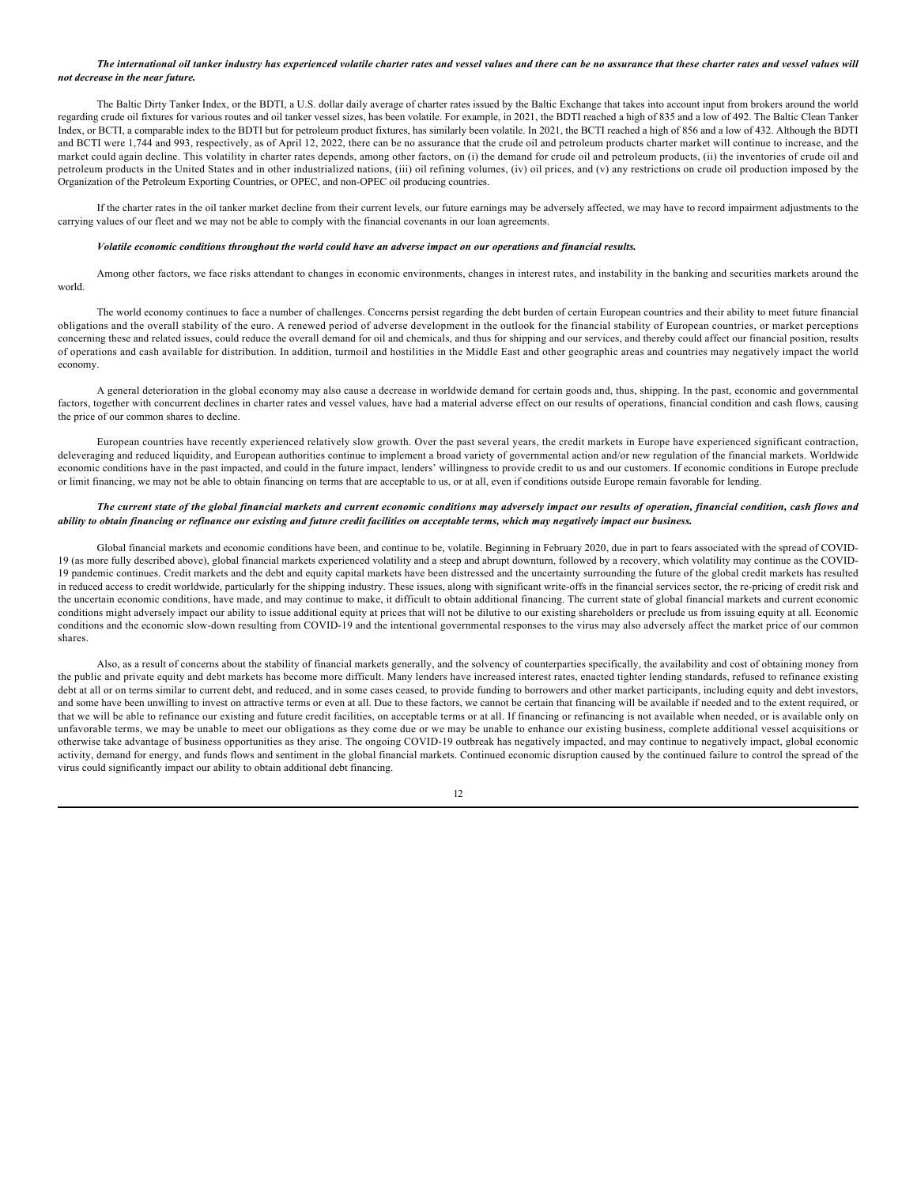***The international oil tanker industry has experienced volatile charter rates and vessel values and there can be no assurance that these charter rates and vessel values will not decrease in the near future.***

The Baltic Dirty Tanker Index, or the BDTI, a U.S. dollar daily average of charter rates issued by the Baltic Exchange that takes into account input from brokers around the world regarding crude oil fixtures for various routes and oil tanker vessel sizes, has been volatile. For example, in 2021, the BDTI reached a high of 835 and a low of 492. The Baltic Clean Tanker Index, or BCTI, a comparable index to the BDTI but for petroleum product fixtures, has similarly been volatile. In 2021, the BCTI reached a high of 856 and a low of 432. Although the BDTI and BCTI were 1,744 and 993, respectively, as of April 12, 2022, there can be no assurance that the crude oil and petroleum products charter market will continue to increase, and the market could again decline. This volatility in charter rates depends, among other factors, on (i) the demand for crude oil and petroleum products, (ii) the inventories of crude oil and petroleum products in the United States and in other industrialized nations, (iii) oil refining volumes, (iv) oil prices, and (v) any restrictions on crude oil production imposed by the Organization of the Petroleum Exporting Countries, or OPEC, and non-OPEC oil producing countries.

If the charter rates in the oil tanker market decline from their current levels, our future earnings may be adversely affected, we may have to record impairment adjustments to the carrying values of our fleet and we may not be able to comply with the financial covenants in our loan agreements.

***Volatile economic conditions throughout the world could have an adverse impact on our operations and financial results.***

Among other factors, we face risks attendant to changes in economic environments, changes in interest rates, and instability in the banking and securities markets around the world.

The world economy continues to face a number of challenges. Concerns persist regarding the debt burden of certain European countries and their ability to meet future financial obligations and the overall stability of the euro. A renewed period of adverse development in the outlook for the financial stability of European countries, or market perceptions concerning these and related issues, could reduce the overall demand for oil and chemicals, and thus for shipping and our services, and thereby could affect our financial position, results of operations and cash available for distribution. In addition, turmoil and hostilities in the Middle East and other geographic areas and countries may negatively impact the world economy.

A general deterioration in the global economy may also cause a decrease in worldwide demand for certain goods and, thus, shipping. In the past, economic and governmental factors, together with concurrent declines in charter rates and vessel values, have had a material adverse effect on our results of operations, financial condition and cash flows, causing the price of our common shares to decline.

European countries have recently experienced relatively slow growth. Over the past several years, the credit markets in Europe have experienced significant contraction, deleveraging and reduced liquidity, and European authorities continue to implement a broad variety of governmental action and/or new regulation of the financial markets. Worldwide economic conditions have in the past impacted, and could in the future impact, lenders' willingness to provide credit to us and our customers. If economic conditions in Europe preclude or limit financing, we may not be able to obtain financing on terms that are acceptable to us, or at all, even if conditions outside Europe remain favorable for lending.

***The current state of the global financial markets and current economic conditions may adversely impact our results of operation, financial condition, cash flows and ability to obtain financing or refinance our existing and future credit facilities on acceptable terms, which may negatively impact our business.***

Global financial markets and economic conditions have been, and continue to be, volatile. Beginning in February 2020, due in part to fears associated with the spread of COVID-19 (as more fully described above), global financial markets experienced volatility and a steep and abrupt downturn, followed by a recovery, which volatility may continue as the COVID-19 pandemic continues. Credit markets and the debt and equity capital markets have been distressed and the uncertainty surrounding the future of the global credit markets has resulted in reduced access to credit worldwide, particularly for the shipping industry. These issues, along with significant write-offs in the financial services sector, the re-pricing of credit risk and the uncertain economic conditions, have made, and may continue to make, it difficult to obtain additional financing. The current state of global financial markets and current economic conditions might adversely impact our ability to issue additional equity at prices that will not be dilutive to our existing shareholders or preclude us from issuing equity at all. Economic conditions and the economic slow-down resulting from COVID-19 and the intentional governmental responses to the virus may also adversely affect the market price of our common shares.

Also, as a result of concerns about the stability of financial markets generally, and the solvency of counterparties specifically, the availability and cost of obtaining money from the public and private equity and debt markets has become more difficult. Many lenders have increased interest rates, enacted tighter lending standards, refused to refinance existing debt at all or on terms similar to current debt, and reduced, and in some cases ceased, to provide funding to borrowers and other market participants, including equity and debt investors, and some have been unwilling to invest on attractive terms or even at all. Due to these factors, we cannot be certain that financing will be available if needed and to the extent required, or that we will be able to refinance our existing and future credit facilities, on acceptable terms or at all. If financing or refinancing is not available when needed, or is available only on unfavorable terms, we may be unable to meet our obligations as they come due or we may be unable to enhance our existing business, complete additional vessel acquisitions or otherwise take advantage of business opportunities as they arise. The ongoing COVID-19 outbreak has negatively impacted, and may continue to negatively impact, global economic activity, demand for energy, and funds flows and sentiment in the global financial markets. Continued economic disruption caused by the continued failure to control the spread of the virus could significantly impact our ability to obtain additional debt financing.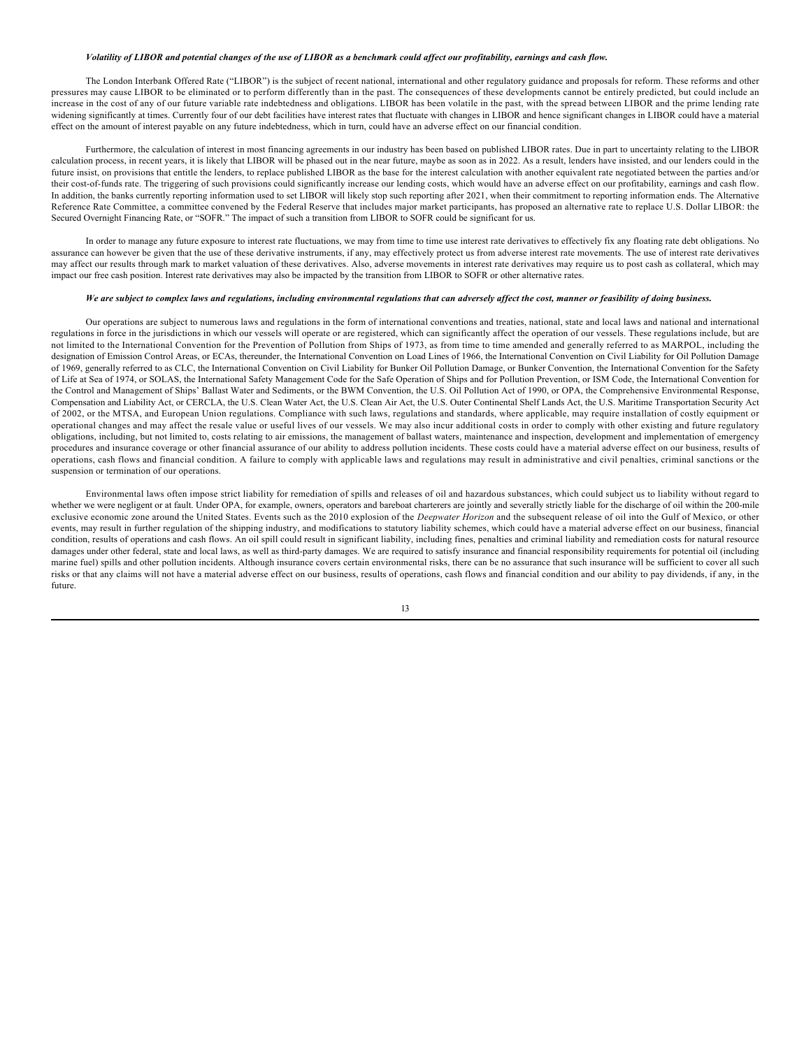***Volatility of LIBOR and potential changes of the use of LIBOR as a benchmark could affect our profitability, earnings and cash flow.***

The London Interbank Offered Rate ("LIBOR") is the subject of recent national, international and other regulatory guidance and proposals for reform. These reforms and other pressures may cause LIBOR to be eliminated or to perform differently than in the past. The consequences of these developments cannot be entirely predicted, but could include an increase in the cost of any of our future variable rate indebtedness and obligations. LIBOR has been volatile in the past, with the spread between LIBOR and the prime lending rate widening significantly at times. Currently four of our debt facilities have interest rates that fluctuate with changes in LIBOR and hence significant changes in LIBOR could have a material effect on the amount of interest payable on any future indebtedness, which in turn, could have an adverse effect on our financial condition.

Furthermore, the calculation of interest in most financing agreements in our industry has been based on published LIBOR rates. Due in part to uncertainty relating to the LIBOR calculation process, in recent years, it is likely that LIBOR will be phased out in the near future, maybe as soon as in 2022. As a result, lenders have insisted, and our lenders could in the future insist, on provisions that entitle the lenders, to replace published LIBOR as the base for the interest calculation with another equivalent rate negotiated between the parties and/or their cost-of-funds rate. The triggering of such provisions could significantly increase our lending costs, which would have an adverse effect on our profitability, earnings and cash flow. In addition, the banks currently reporting information used to set LIBOR will likely stop such reporting after 2021, when their commitment to reporting information ends. The Alternative Reference Rate Committee, a committee convened by the Federal Reserve that includes major market participants, has proposed an alternative rate to replace U.S. Dollar LIBOR: the Secured Overnight Financing Rate, or "SOFR." The impact of such a transition from LIBOR to SOFR could be significant for us.

In order to manage any future exposure to interest rate fluctuations, we may from time to time use interest rate derivatives to effectively fix any floating rate debt obligations. No assurance can however be given that the use of these derivative instruments, if any, may effectively protect us from adverse interest rate movements. The use of interest rate derivatives may affect our results through mark to market valuation of these derivatives. Also, adverse movements in interest rate derivatives may require us to post cash as collateral, which may impact our free cash position. Interest rate derivatives may also be impacted by the transition from LIBOR to SOFR or other alternative rates.

***We are subject to complex laws and regulations, including environmental regulations that can adversely affect the cost, manner or feasibility of doing business.***

Our operations are subject to numerous laws and regulations in the form of international conventions and treaties, national, state and local laws and national and international regulations in force in the jurisdictions in which our vessels will operate or are registered, which can significantly affect the operation of our vessels. These regulations include, but are not limited to the International Convention for the Prevention of Pollution from Ships of 1973, as from time to time amended and generally referred to as MARPOL, including the designation of Emission Control Areas, or ECAs, thereunder, the International Convention on Load Lines of 1966, the International Convention on Civil Liability for Oil Pollution Damage of 1969, generally referred to as CLC, the International Convention on Civil Liability for Bunker Oil Pollution Damage, or Bunker Convention, the International Convention for the Safety of Life at Sea of 1974, or SOLAS, the International Safety Management Code for the Safe Operation of Ships and for Pollution Prevention, or ISM Code, the International Convention for the Control and Management of Ships' Ballast Water and Sediments, or the BWM Convention, the U.S. Oil Pollution Act of 1990, or OPA, the Comprehensive Environmental Response, Compensation and Liability Act, or CERCLA, the U.S. Clean Water Act, the U.S. Clean Air Act, the U.S. Outer Continental Shelf Lands Act, the U.S. Maritime Transportation Security Act of 2002, or the MTSA, and European Union regulations. Compliance with such laws, regulations and standards, where applicable, may require installation of costly equipment or operational changes and may affect the resale value or useful lives of our vessels. We may also incur additional costs in order to comply with other existing and future regulatory obligations, including, but not limited to, costs relating to air emissions, the management of ballast waters, maintenance and inspection, development and implementation of emergency procedures and insurance coverage or other financial assurance of our ability to address pollution incidents. These costs could have a material adverse effect on our business, results of operations, cash flows and financial condition. A failure to comply with applicable laws and regulations may result in administrative and civil penalties, criminal sanctions or the suspension or termination of our operations.

Environmental laws often impose strict liability for remediation of spills and releases of oil and hazardous substances, which could subject us to liability without regard to whether we were negligent or at fault. Under OPA, for example, owners, operators and bareboat charterers are jointly and severally strictly liable for the discharge of oil within the 200-mile exclusive economic zone around the United States. Events such as the 2010 explosion of the *Deepwater Horizon* and the subsequent release of oil into the Gulf of Mexico, or other events, may result in further regulation of the shipping industry, and modifications to statutory liability schemes, which could have a material adverse effect on our business, financial condition, results of operations and cash flows. An oil spill could result in significant liability, including fines, penalties and criminal liability and remediation costs for natural resource damages under other federal, state and local laws, as well as third-party damages. We are required to satisfy insurance and financial responsibility requirements for potential oil (including marine fuel) spills and other pollution incidents. Although insurance covers certain environmental risks, there can be no assurance that such insurance will be sufficient to cover all such risks or that any claims will not have a material adverse effect on our business, results of operations, cash flows and financial condition and our ability to pay dividends, if any, in the future.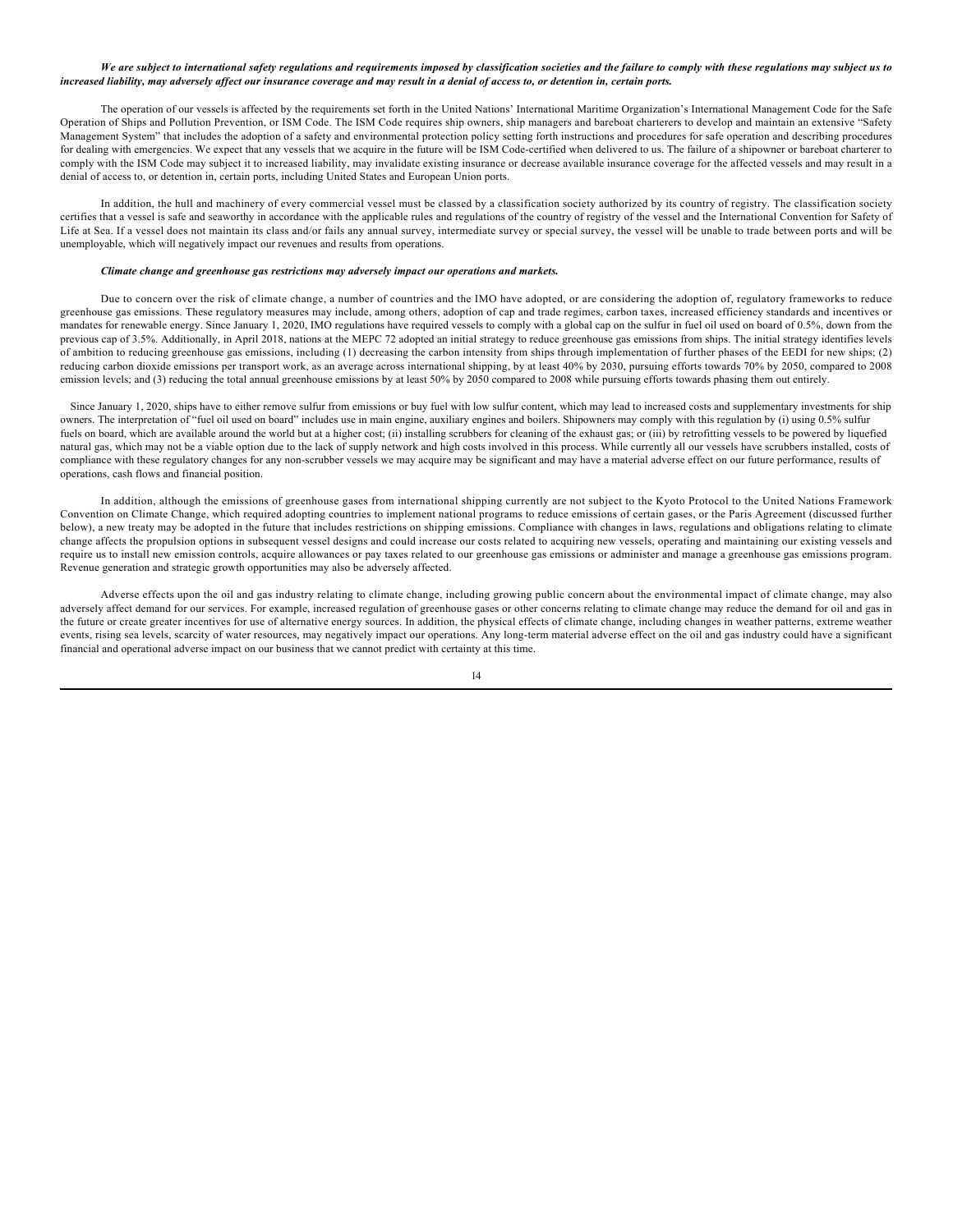***We are subject to international safety regulations and requirements imposed by classification societies and the failure to comply with these regulations may subject us to increased liability, may adversely affect our insurance coverage and may result in a denial of access to, or detention in, certain ports.***

The operation of our vessels is affected by the requirements set forth in the United Nations' International Maritime Organization's International Management Code for the Safe Operation of Ships and Pollution Prevention, or ISM Code. The ISM Code requires ship owners, ship managers and bareboat charterers to develop and maintain an extensive "Safety Management System" that includes the adoption of a safety and environmental protection policy setting forth instructions and procedures for safe operation and describing procedures for dealing with emergencies. We expect that any vessels that we acquire in the future will be ISM Code-certified when delivered to us. The failure of a shipowner or bareboat charterer to comply with the ISM Code may subject it to increased liability, may invalidate existing insurance or decrease available insurance coverage for the affected vessels and may result in a denial of access to, or detention in, certain ports, including United States and European Union ports.

In addition, the hull and machinery of every commercial vessel must be classed by a classification society authorized by its country of registry. The classification society certifies that a vessel is safe and seaworthy in accordance with the applicable rules and regulations of the country of registry of the vessel and the International Convention for Safety of Life at Sea. If a vessel does not maintain its class and/or fails any annual survey, intermediate survey or special survey, the vessel will be unable to trade between ports and will be unemployable, which will negatively impact our revenues and results from operations.

***Climate change and greenhouse gas restrictions may adversely impact our operations and markets.***

Due to concern over the risk of climate change, a number of countries and the IMO have adopted, or are considering the adoption of, regulatory frameworks to reduce greenhouse gas emissions. These regulatory measures may include, among others, adoption of cap and trade regimes, carbon taxes, increased efficiency standards and incentives or mandates for renewable energy. Since January 1, 2020, IMO regulations have required vessels to comply with a global cap on the sulfur in fuel oil used on board of 0.5%, down from the previous cap of 3.5%. Additionally, in April 2018, nations at the MEPC 72 adopted an initial strategy to reduce greenhouse gas emissions from ships. The initial strategy identifies levels of ambition to reducing greenhouse gas emissions, including (1) decreasing the carbon intensity from ships through implementation of further phases of the EEDI for new ships; (2) reducing carbon dioxide emissions per transport work, as an average across international shipping, by at least 40% by 2030, pursuing efforts towards 70% by 2050, compared to 2008 emission levels; and (3) reducing the total annual greenhouse emissions by at least 50% by 2050 compared to 2008 while pursuing efforts towards phasing them out entirely.

Since January 1, 2020, ships have to either remove sulfur from emissions or buy fuel with low sulfur content, which may lead to increased costs and supplementary investments for ship owners. The interpretation of "fuel oil used on board" includes use in main engine, auxiliary engines and boilers. Shipowners may comply with this regulation by (i) using 0.5% sulfur fuels on board, which are available around the world but at a higher cost; (ii) installing scrubbers for cleaning of the exhaust gas; or (iii) by retrofitting vessels to be powered by liquefied natural gas, which may not be a viable option due to the lack of supply network and high costs involved in this process. While currently all our vessels have scrubbers installed, costs of compliance with these regulatory changes for any non-scrubber vessels we may acquire may be significant and may have a material adverse effect on our future performance, results of operations, cash flows and financial position.

In addition, although the emissions of greenhouse gases from international shipping currently are not subject to the Kyoto Protocol to the United Nations Framework Convention on Climate Change, which required adopting countries to implement national programs to reduce emissions of certain gases, or the Paris Agreement (discussed further below), a new treaty may be adopted in the future that includes restrictions on shipping emissions. Compliance with changes in laws, regulations and obligations relating to climate change affects the propulsion options in subsequent vessel designs and could increase our costs related to acquiring new vessels, operating and maintaining our existing vessels and require us to install new emission controls, acquire allowances or pay taxes related to our greenhouse gas emissions or administer and manage a greenhouse gas emissions program. Revenue generation and strategic growth opportunities may also be adversely affected.

Adverse effects upon the oil and gas industry relating to climate change, including growing public concern about the environmental impact of climate change, may also adversely affect demand for our services. For example, increased regulation of greenhouse gases or other concerns relating to climate change may reduce the demand for oil and gas in the future or create greater incentives for use of alternative energy sources. In addition, the physical effects of climate change, including changes in weather patterns, extreme weather events, rising sea levels, scarcity of water resources, may negatively impact our operations. Any long-term material adverse effect on the oil and gas industry could have a significant financial and operational adverse impact on our business that we cannot predict with certainty at this time.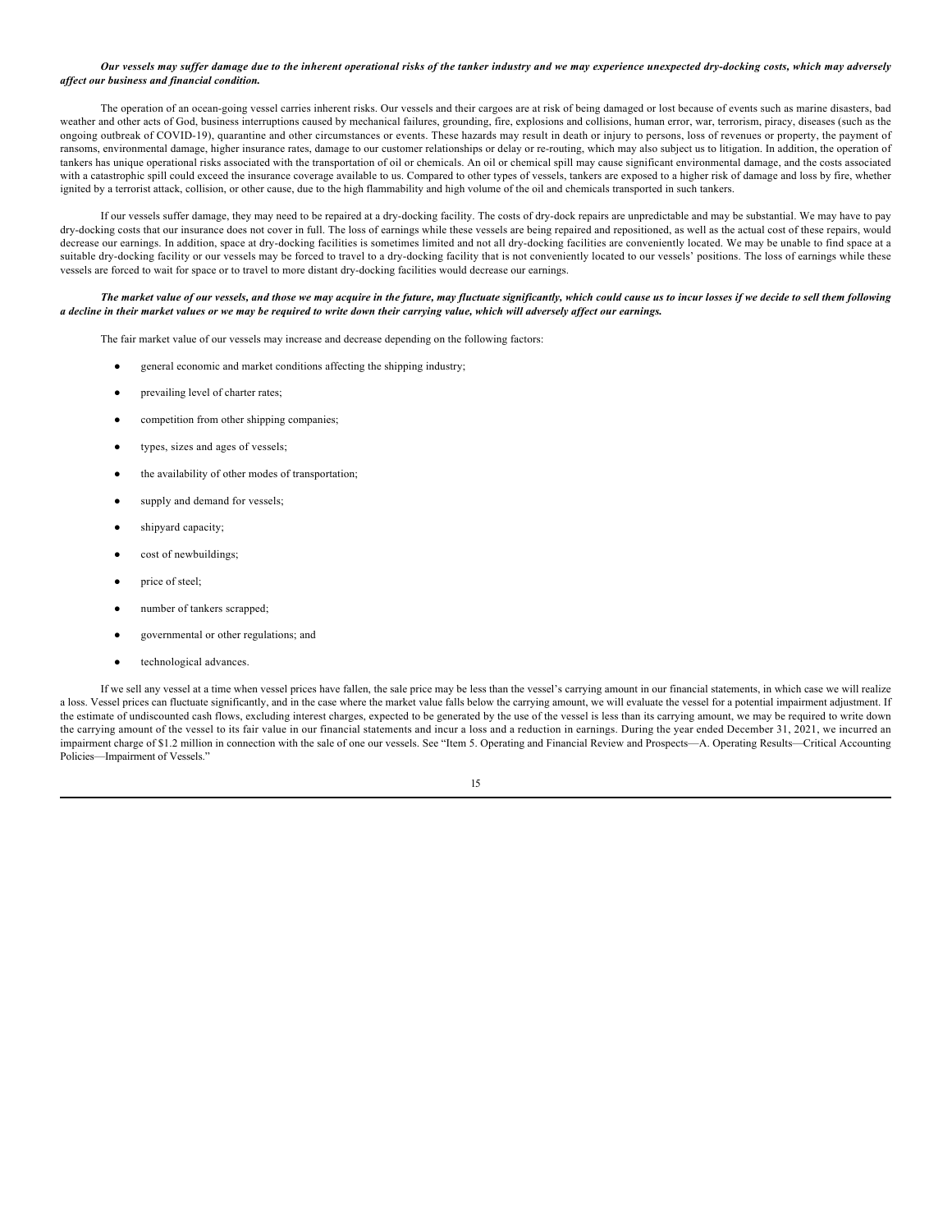***Our vessels may suffer damage due to the inherent operational risks of the tanker industry and we may experience unexpected dry-docking costs, which may adversely affect our business and financial condition.***

The operation of an ocean-going vessel carries inherent risks. Our vessels and their cargoes are at risk of being damaged or lost because of events such as marine disasters, bad weather and other acts of God, business interruptions caused by mechanical failures, grounding, fire, explosions and collisions, human error, war, terrorism, piracy, diseases (such as the ongoing outbreak of COVID-19), quarantine and other circumstances or events. These hazards may result in death or injury to persons, loss of revenues or property, the payment of ransoms, environmental damage, higher insurance rates, damage to our customer relationships or delay or re-routing, which may also subject us to litigation. In addition, the operation of tankers has unique operational risks associated with the transportation of oil or chemicals. An oil or chemical spill may cause significant environmental damage, and the costs associated with a catastrophic spill could exceed the insurance coverage available to us. Compared to other types of vessels, tankers are exposed to a higher risk of damage and loss by fire, whether ignited by a terrorist attack, collision, or other cause, due to the high flammability and high volume of the oil and chemicals transported in such tankers.

If our vessels suffer damage, they may need to be repaired at a dry-docking facility. The costs of dry-dock repairs are unpredictable and may be substantial. We may have to pay dry-docking costs that our insurance does not cover in full. The loss of earnings while these vessels are being repaired and repositioned, as well as the actual cost of these repairs, would decrease our earnings. In addition, space at dry-docking facilities is sometimes limited and not all dry-docking facilities are conveniently located. We may be unable to find space at a suitable dry-docking facility or our vessels may be forced to travel to a dry-docking facility that is not conveniently located to our vessels' positions. The loss of earnings while these vessels are forced to wait for space or to travel to more distant dry-docking facilities would decrease our earnings.

***The market value of our vessels, and those we may acquire in the future, may fluctuate significantly, which could cause us to incur losses if we decide to sell them following a decline in their market values or we may be required to write down their carrying value, which will adversely affect our earnings.***

The fair market value of our vessels may increase and decrease depending on the following factors:

- general economic and market conditions affecting the shipping industry;
- prevailing level of charter rates;
- competition from other shipping companies;
- types, sizes and ages of vessels;
- the availability of other modes of transportation;
- supply and demand for vessels;
- shipyard capacity;
- cost of newbuildings;
- price of steel;
- number of tankers scrapped;
- governmental or other regulations; and
- technological advances.

If we sell any vessel at a time when vessel prices have fallen, the sale price may be less than the vessel's carrying amount in our financial statements, in which case we will realize a loss. Vessel prices can fluctuate significantly, and in the case where the market value falls below the carrying amount, we will evaluate the vessel for a potential impairment adjustment. If the estimate of undiscounted cash flows, excluding interest charges, expected to be generated by the use of the vessel is less than its carrying amount, we may be required to write down the carrying amount of the vessel to its fair value in our financial statements and incur a loss and a reduction in earnings. During the year ended December 31, 2021, we incurred an impairment charge of $1.2 million in connection with the sale of one our vessels. See "Item 5. Operating and Financial Review and Prospects—A. Operating Results—Critical Accounting Policies—Impairment of Vessels."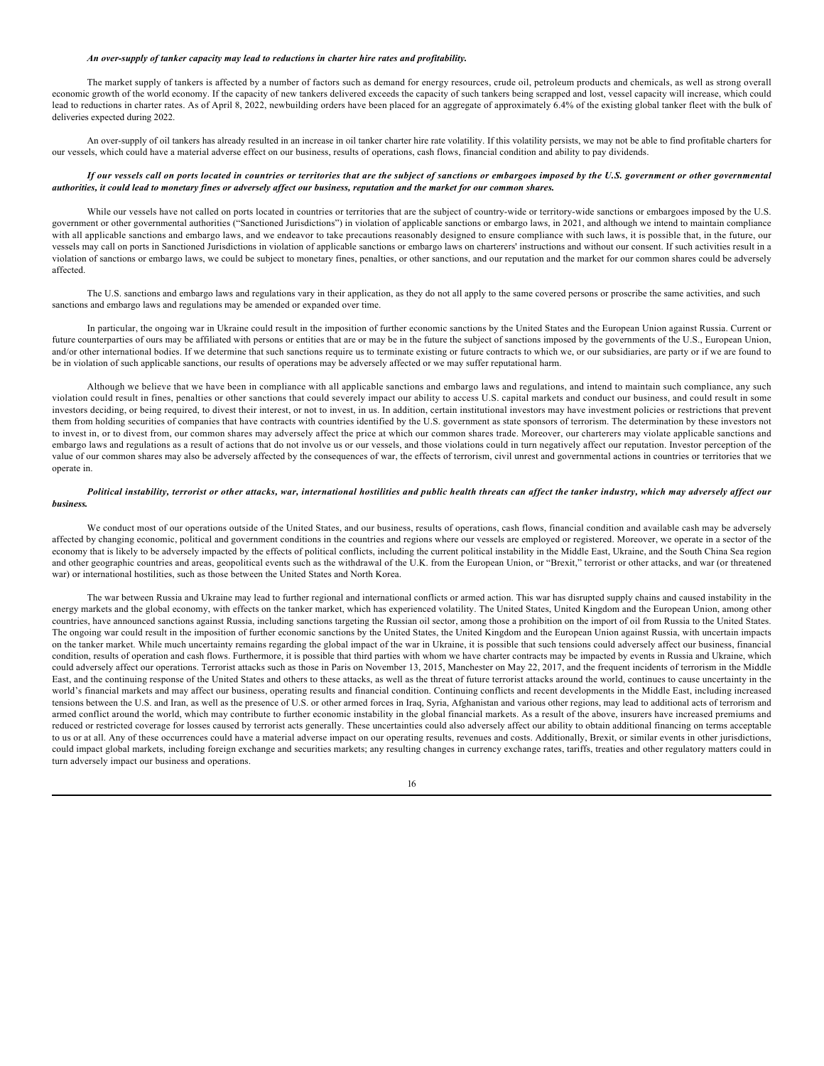***An over-supply of tanker capacity may lead to reductions in charter hire rates and profitability.***

The market supply of tankers is affected by a number of factors such as demand for energy resources, crude oil, petroleum products and chemicals, as well as strong overall economic growth of the world economy. If the capacity of new tankers delivered exceeds the capacity of such tankers being scrapped and lost, vessel capacity will increase, which could lead to reductions in charter rates. As of April 8, 2022, newbuilding orders have been placed for an aggregate of approximately 6.4% of the existing global tanker fleet with the bulk of deliveries expected during 2022.

An over-supply of oil tankers has already resulted in an increase in oil tanker charter hire rate volatility. If this volatility persists, we may not be able to find profitable charters for our vessels, which could have a material adverse effect on our business, results of operations, cash flows, financial condition and ability to pay dividends.

***If our vessels call on ports located in countries or territories that are the subject of sanctions or embargoes imposed by the U.S. government or other governmental authorities, it could lead to monetary fines or adversely affect our business, reputation and the market for our common shares.***

While our vessels have not called on ports located in countries or territories that are the subject of country-wide or territory-wide sanctions or embargoes imposed by the U.S. government or other governmental authorities ("Sanctioned Jurisdictions") in violation of applicable sanctions or embargo laws, in 2021, and although we intend to maintain compliance with all applicable sanctions and embargo laws, and we endeavor to take precautions reasonably designed to ensure compliance with such laws, it is possible that, in the future, our vessels may call on ports in Sanctioned Jurisdictions in violation of applicable sanctions or embargo laws on charterers' instructions and without our consent. If such activities result in a violation of sanctions or embargo laws, we could be subject to monetary fines, penalties, or other sanctions, and our reputation and the market for our common shares could be adversely affected.

The U.S. sanctions and embargo laws and regulations vary in their application, as they do not all apply to the same covered persons or proscribe the same activities, and such sanctions and embargo laws and regulations may be amended or expanded over time.

In particular, the ongoing war in Ukraine could result in the imposition of further economic sanctions by the United States and the European Union against Russia. Current or future counterparties of ours may be affiliated with persons or entities that are or may be in the future the subject of sanctions imposed by the governments of the U.S., European Union, and/or other international bodies. If we determine that such sanctions require us to terminate existing or future contracts to which we, or our subsidiaries, are party or if we are found to be in violation of such applicable sanctions, our results of operations may be adversely affected or we may suffer reputational harm.

Although we believe that we have been in compliance with all applicable sanctions and embargo laws and regulations, and intend to maintain such compliance, any such violation could result in fines, penalties or other sanctions that could severely impact our ability to access U.S. capital markets and conduct our business, and could result in some investors deciding, or being required, to divest their interest, or not to invest, in us. In addition, certain institutional investors may have investment policies or restrictions that prevent them from holding securities of companies that have contracts with countries identified by the U.S. government as state sponsors of terrorism. The determination by these investors not to invest in, or to divest from, our common shares may adversely affect the price at which our common shares trade. Moreover, our charterers may violate applicable sanctions and embargo laws and regulations as a result of actions that do not involve us or our vessels, and those violations could in turn negatively affect our reputation. Investor perception of the value of our common shares may also be adversely affected by the consequences of war, the effects of terrorism, civil unrest and governmental actions in countries or territories that we operate in.

***Political instability, terrorist or other attacks, war, international hostilities and public health threats can affect the tanker industry, which may adversely affect our business.***

We conduct most of our operations outside of the United States, and our business, results of operations, cash flows, financial condition and available cash may be adversely affected by changing economic, political and government conditions in the countries and regions where our vessels are employed or registered. Moreover, we operate in a sector of the economy that is likely to be adversely impacted by the effects of political conflicts, including the current political instability in the Middle East, Ukraine, and the South China Sea region and other geographic countries and areas, geopolitical events such as the withdrawal of the U.K. from the European Union, or "Brexit," terrorist or other attacks, and war (or threatened war) or international hostilities, such as those between the United States and North Korea.

The war between Russia and Ukraine may lead to further regional and international conflicts or armed action. This war has disrupted supply chains and caused instability in the energy markets and the global economy, with effects on the tanker market, which has experienced volatility. The United States, United Kingdom and the European Union, among other countries, have announced sanctions against Russia, including sanctions targeting the Russian oil sector, among those a prohibition on the import of oil from Russia to the United States. The ongoing war could result in the imposition of further economic sanctions by the United States, the United Kingdom and the European Union against Russia, with uncertain impacts on the tanker market. While much uncertainty remains regarding the global impact of the war in Ukraine, it is possible that such tensions could adversely affect our business, financial condition, results of operation and cash flows. Furthermore, it is possible that third parties with whom we have charter contracts may be impacted by events in Russia and Ukraine, which could adversely affect our operations. Terrorist attacks such as those in Paris on November 13, 2015, Manchester on May 22, 2017, and the frequent incidents of terrorism in the Middle East, and the continuing response of the United States and others to these attacks, as well as the threat of future terrorist attacks around the world, continues to cause uncertainty in the world's financial markets and may affect our business, operating results and financial condition. Continuing conflicts and recent developments in the Middle East, including increased tensions between the U.S. and Iran, as well as the presence of U.S. or other armed forces in Iraq, Syria, Afghanistan and various other regions, may lead to additional acts of terrorism and armed conflict around the world, which may contribute to further economic instability in the global financial markets. As a result of the above, insurers have increased premiums and reduced or restricted coverage for losses caused by terrorist acts generally. These uncertainties could also adversely affect our ability to obtain additional financing on terms acceptable to us or at all. Any of these occurrences could have a material adverse impact on our operating results, revenues and costs. Additionally, Brexit, or similar events in other jurisdictions, could impact global markets, including foreign exchange and securities markets; any resulting changes in currency exchange rates, tariffs, treaties and other regulatory matters could in turn adversely impact our business and operations.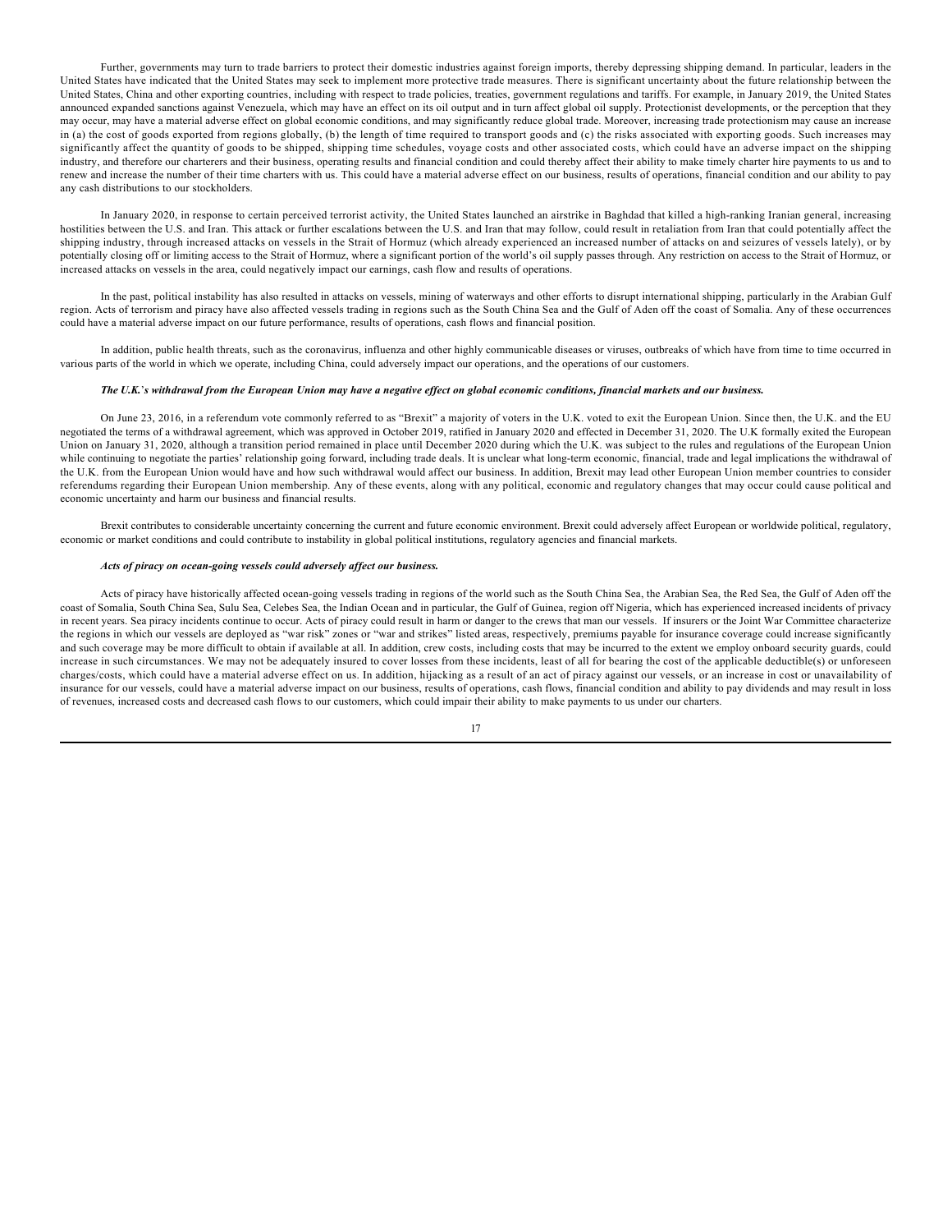Further, governments may turn to trade barriers to protect their domestic industries against foreign imports, thereby depressing shipping demand. In particular, leaders in the United States have indicated that the United States may seek to implement more protective trade measures. There is significant uncertainty about the future relationship between the United States, China and other exporting countries, including with respect to trade policies, treaties, government regulations and tariffs. For example, in January 2019, the United States announced expanded sanctions against Venezuela, which may have an effect on its oil output and in turn affect global oil supply. Protectionist developments, or the perception that they may occur, may have a material adverse effect on global economic conditions, and may significantly reduce global trade. Moreover, increasing trade protectionism may cause an increase in (a) the cost of goods exported from regions globally, (b) the length of time required to transport goods and (c) the risks associated with exporting goods. Such increases may significantly affect the quantity of goods to be shipped, shipping time schedules, voyage costs and other associated costs, which could have an adverse impact on the shipping industry, and therefore our charterers and their business, operating results and financial condition and could thereby affect their ability to make timely charter hire payments to us and to renew and increase the number of their time charters with us. This could have a material adverse effect on our business, results of operations, financial condition and our ability to pay any cash distributions to our stockholders.

In January 2020, in response to certain perceived terrorist activity, the United States launched an airstrike in Baghdad that killed a high-ranking Iranian general, increasing hostilities between the U.S. and Iran. This attack or further escalations between the U.S. and Iran that may follow, could result in retaliation from Iran that could potentially affect the shipping industry, through increased attacks on vessels in the Strait of Hormuz (which already experienced an increased number of attacks on and seizures of vessels lately), or by potentially closing off or limiting access to the Strait of Hormuz, where a significant portion of the world's oil supply passes through. Any restriction on access to the Strait of Hormuz, or increased attacks on vessels in the area, could negatively impact our earnings, cash flow and results of operations.

In the past, political instability has also resulted in attacks on vessels, mining of waterways and other efforts to disrupt international shipping, particularly in the Arabian Gulf region. Acts of terrorism and piracy have also affected vessels trading in regions such as the South China Sea and the Gulf of Aden off the coast of Somalia. Any of these occurrences could have a material adverse impact on our future performance, results of operations, cash flows and financial position.

In addition, public health threats, such as the coronavirus, influenza and other highly communicable diseases or viruses, outbreaks of which have from time to time occurred in various parts of the world in which we operate, including China, could adversely impact our operations, and the operations of our customers.

***The U.K.`s withdrawal from the European Union may have a negative effect on global economic conditions, financial markets and our business.***

On June 23, 2016, in a referendum vote commonly referred to as "Brexit" a majority of voters in the U.K. voted to exit the European Union. Since then, the U.K. and the EU negotiated the terms of a withdrawal agreement, which was approved in October 2019, ratified in January 2020 and effected in December 31, 2020. The U.K formally exited the European Union on January 31, 2020, although a transition period remained in place until December 2020 during which the U.K. was subject to the rules and regulations of the European Union while continuing to negotiate the parties' relationship going forward, including trade deals. It is unclear what long-term economic, financial, trade and legal implications the withdrawal of the U.K. from the European Union would have and how such withdrawal would affect our business. In addition, Brexit may lead other European Union member countries to consider referendums regarding their European Union membership. Any of these events, along with any political, economic and regulatory changes that may occur could cause political and economic uncertainty and harm our business and financial results.

Brexit contributes to considerable uncertainty concerning the current and future economic environment. Brexit could adversely affect European or worldwide political, regulatory, economic or market conditions and could contribute to instability in global political institutions, regulatory agencies and financial markets.

***Acts of piracy on ocean-going vessels could adversely affect our business.***

Acts of piracy have historically affected ocean-going vessels trading in regions of the world such as the South China Sea, the Arabian Sea, the Red Sea, the Gulf of Aden off the coast of Somalia, South China Sea, Sulu Sea, Celebes Sea, the Indian Ocean and in particular, the Gulf of Guinea, region off Nigeria, which has experienced increased incidents of privacy in recent years. Sea piracy incidents continue to occur. Acts of piracy could result in harm or danger to the crews that man our vessels. If insurers or the Joint War Committee characterize the regions in which our vessels are deployed as "war risk" zones or "war and strikes" listed areas, respectively, premiums payable for insurance coverage could increase significantly and such coverage may be more difficult to obtain if available at all. In addition, crew costs, including costs that may be incurred to the extent we employ onboard security guards, could increase in such circumstances. We may not be adequately insured to cover losses from these incidents, least of all for bearing the cost of the applicable deductible(s) or unforeseen charges/costs, which could have a material adverse effect on us. In addition, hijacking as a result of an act of piracy against our vessels, or an increase in cost or unavailability of insurance for our vessels, could have a material adverse impact on our business, results of operations, cash flows, financial condition and ability to pay dividends and may result in loss of revenues, increased costs and decreased cash flows to our customers, which could impair their ability to make payments to us under our charters.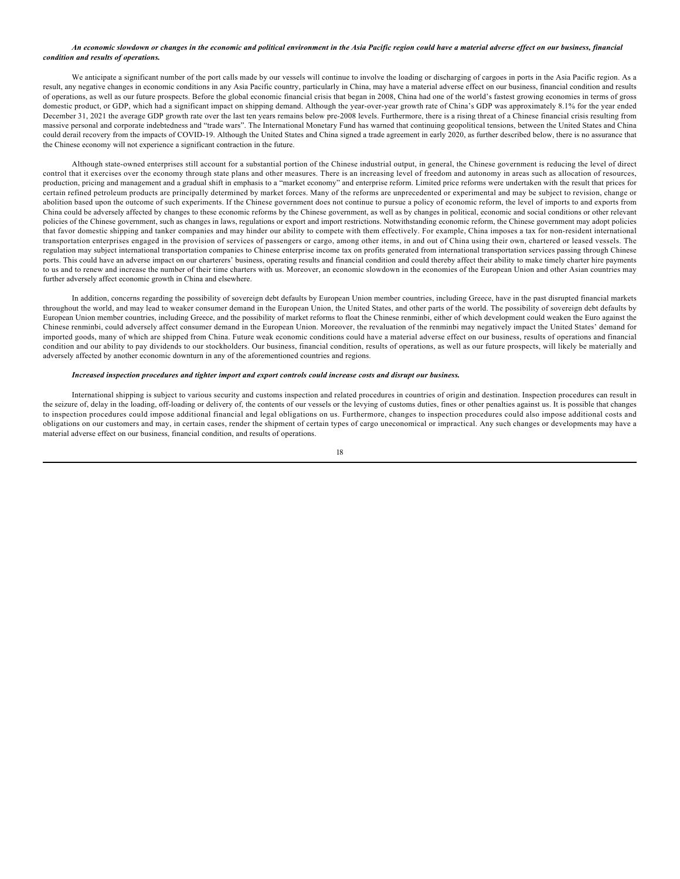***An economic slowdown or changes in the economic and political environment in the Asia Pacific region could have a material adverse effect on our business, financial condition and results of operations.***

We anticipate a significant number of the port calls made by our vessels will continue to involve the loading or discharging of cargoes in ports in the Asia Pacific region. As a result, any negative changes in economic conditions in any Asia Pacific country, particularly in China, may have a material adverse effect on our business, financial condition and results of operations, as well as our future prospects. Before the global economic financial crisis that began in 2008, China had one of the world's fastest growing economies in terms of gross domestic product, or GDP, which had a significant impact on shipping demand. Although the year-over-year growth rate of China's GDP was approximately 8.1% for the year ended December 31, 2021 the average GDP growth rate over the last ten years remains below pre-2008 levels. Furthermore, there is a rising threat of a Chinese financial crisis resulting from massive personal and corporate indebtedness and "trade wars". The International Monetary Fund has warned that continuing geopolitical tensions, between the United States and China could derail recovery from the impacts of COVID-19. Although the United States and China signed a trade agreement in early 2020, as further described below, there is no assurance that the Chinese economy will not experience a significant contraction in the future.

Although state-owned enterprises still account for a substantial portion of the Chinese industrial output, in general, the Chinese government is reducing the level of direct control that it exercises over the economy through state plans and other measures. There is an increasing level of freedom and autonomy in areas such as allocation of resources, production, pricing and management and a gradual shift in emphasis to a "market economy" and enterprise reform. Limited price reforms were undertaken with the result that prices for certain refined petroleum products are principally determined by market forces. Many of the reforms are unprecedented or experimental and may be subject to revision, change or abolition based upon the outcome of such experiments. If the Chinese government does not continue to pursue a policy of economic reform, the level of imports to and exports from China could be adversely affected by changes to these economic reforms by the Chinese government, as well as by changes in political, economic and social conditions or other relevant policies of the Chinese government, such as changes in laws, regulations or export and import restrictions. Notwithstanding economic reform, the Chinese government may adopt policies that favor domestic shipping and tanker companies and may hinder our ability to compete with them effectively. For example, China imposes a tax for non-resident international transportation enterprises engaged in the provision of services of passengers or cargo, among other items, in and out of China using their own, chartered or leased vessels. The regulation may subject international transportation companies to Chinese enterprise income tax on profits generated from international transportation services passing through Chinese ports. This could have an adverse impact on our charterers' business, operating results and financial condition and could thereby affect their ability to make timely charter hire payments to us and to renew and increase the number of their time charters with us. Moreover, an economic slowdown in the economies of the European Union and other Asian countries may further adversely affect economic growth in China and elsewhere.

In addition, concerns regarding the possibility of sovereign debt defaults by European Union member countries, including Greece, have in the past disrupted financial markets throughout the world, and may lead to weaker consumer demand in the European Union, the United States, and other parts of the world. The possibility of sovereign debt defaults by European Union member countries, including Greece, and the possibility of market reforms to float the Chinese renminbi, either of which development could weaken the Euro against the Chinese renminbi, could adversely affect consumer demand in the European Union. Moreover, the revaluation of the renminbi may negatively impact the United States' demand for imported goods, many of which are shipped from China. Future weak economic conditions could have a material adverse effect on our business, results of operations and financial condition and our ability to pay dividends to our stockholders. Our business, financial condition, results of operations, as well as our future prospects, will likely be materially and adversely affected by another economic downturn in any of the aforementioned countries and regions.

***Increased inspection procedures and tighter import and export controls could increase costs and disrupt our business.***

International shipping is subject to various security and customs inspection and related procedures in countries of origin and destination. Inspection procedures can result in the seizure of, delay in the loading, off-loading or delivery of, the contents of our vessels or the levying of customs duties, fines or other penalties against us. It is possible that changes to inspection procedures could impose additional financial and legal obligations on us. Furthermore, changes to inspection procedures could also impose additional costs and obligations on our customers and may, in certain cases, render the shipment of certain types of cargo uneconomical or impractical. Any such changes or developments may have a material adverse effect on our business, financial condition, and results of operations.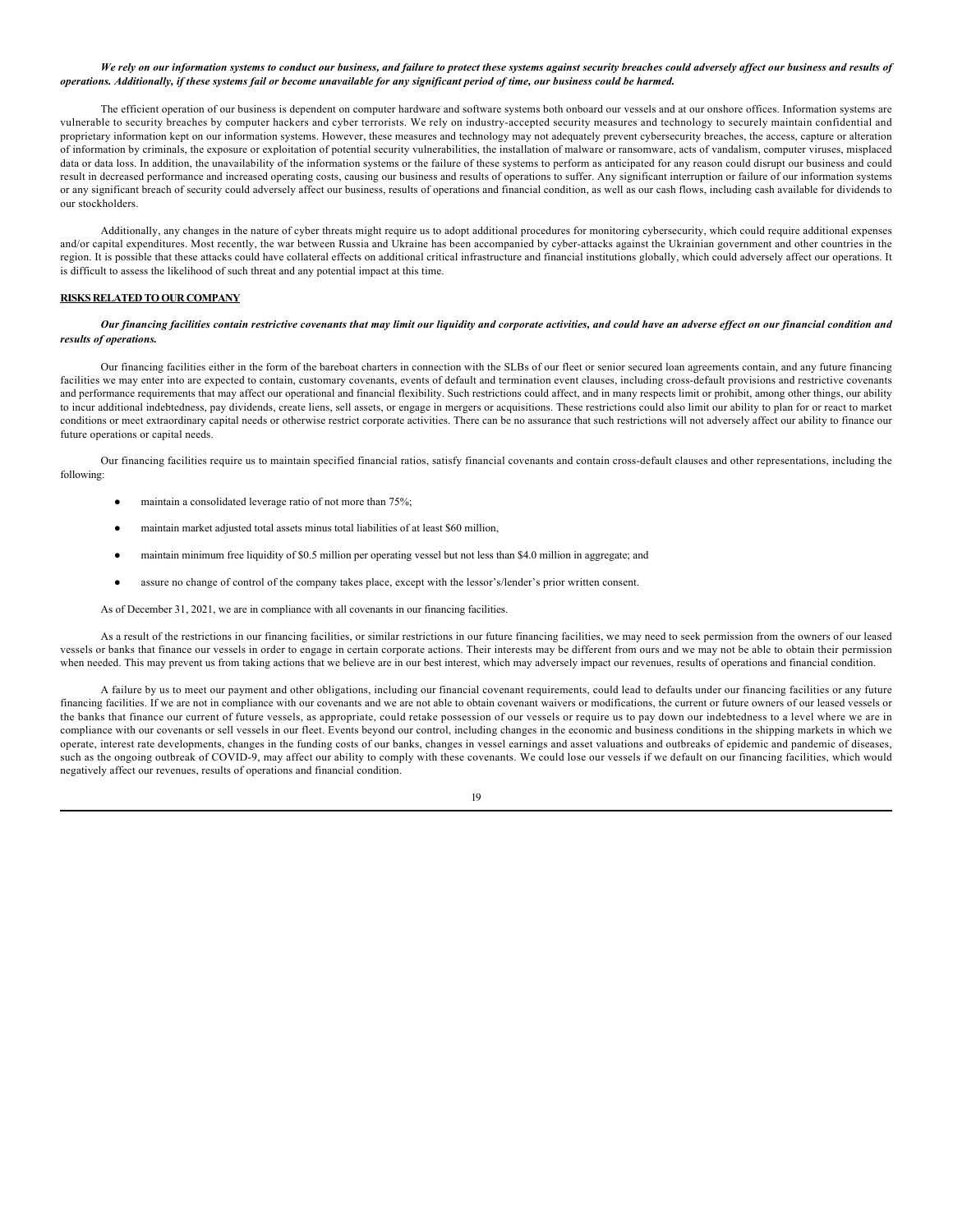***We rely on our information systems to conduct our business, and failure to protect these systems against security breaches could adversely affect our business and results of operations. Additionally, if these systems fail or become unavailable for any significant period of time, our business could be harmed.***

The efficient operation of our business is dependent on computer hardware and software systems both onboard our vessels and at our onshore offices. Information systems are vulnerable to security breaches by computer hackers and cyber terrorists. We rely on industry-accepted security measures and technology to securely maintain confidential and proprietary information kept on our information systems. However, these measures and technology may not adequately prevent cybersecurity breaches, the access, capture or alteration of information by criminals, the exposure or exploitation of potential security vulnerabilities, the installation of malware or ransomware, acts of vandalism, computer viruses, misplaced data or data loss. In addition, the unavailability of the information systems or the failure of these systems to perform as anticipated for any reason could disrupt our business and could result in decreased performance and increased operating costs, causing our business and results of operations to suffer. Any significant interruption or failure of our information systems or any significant breach of security could adversely affect our business, results of operations and financial condition, as well as our cash flows, including cash available for dividends to our stockholders.

Additionally, any changes in the nature of cyber threats might require us to adopt additional procedures for monitoring cybersecurity, which could require additional expenses and/or capital expenditures. Most recently, the war between Russia and Ukraine has been accompanied by cyber-attacks against the Ukrainian government and other countries in the region. It is possible that these attacks could have collateral effects on additional critical infrastructure and financial institutions globally, which could adversely affect our operations. It is difficult to assess the likelihood of such threat and any potential impact at this time.

## RISKS RELATED TO OUR COMPANY

***Our financing facilities contain restrictive covenants that may limit our liquidity and corporate activities, and could have an adverse effect on our financial condition and results of operations.***

Our financing facilities either in the form of the bareboat charters in connection with the SLBs of our fleet or senior secured loan agreements contain, and any future financing facilities we may enter into are expected to contain, customary covenants, events of default and termination event clauses, including cross-default provisions and restrictive covenants and performance requirements that may affect our operational and financial flexibility. Such restrictions could affect, and in many respects limit or prohibit, among other things, our ability to incur additional indebtedness, pay dividends, create liens, sell assets, or engage in mergers or acquisitions. These restrictions could also limit our ability to plan for or react to market conditions or meet extraordinary capital needs or otherwise restrict corporate activities. There can be no assurance that such restrictions will not adversely affect our ability to finance our future operations or capital needs.

Our financing facilities require us to maintain specified financial ratios, satisfy financial covenants and contain cross-default clauses and other representations, including the following:

- maintain a consolidated leverage ratio of not more than 75%;
- maintain market adjusted total assets minus total liabilities of at least $60 million,
- maintain minimum free liquidity of $0.5 million per operating vessel but not less than $4.0 million in aggregate; and
- assure no change of control of the company takes place, except with the lessor's/lender's prior written consent.

As of December 31, 2021, we are in compliance with all covenants in our financing facilities.

As a result of the restrictions in our financing facilities, or similar restrictions in our future financing facilities, we may need to seek permission from the owners of our leased vessels or banks that finance our vessels in order to engage in certain corporate actions. Their interests may be different from ours and we may not be able to obtain their permission when needed. This may prevent us from taking actions that we believe are in our best interest, which may adversely impact our revenues, results of operations and financial condition.

A failure by us to meet our payment and other obligations, including our financial covenant requirements, could lead to defaults under our financing facilities or any future financing facilities. If we are not in compliance with our covenants and we are not able to obtain covenant waivers or modifications, the current or future owners of our leased vessels or the banks that finance our current of future vessels, as appropriate, could retake possession of our vessels or require us to pay down our indebtedness to a level where we are in compliance with our covenants or sell vessels in our fleet. Events beyond our control, including changes in the economic and business conditions in the shipping markets in which we operate, interest rate developments, changes in the funding costs of our banks, changes in vessel earnings and asset valuations and outbreaks of epidemic and pandemic of diseases, such as the ongoing outbreak of COVID-9, may affect our ability to comply with these covenants. We could lose our vessels if we default on our financing facilities, which would negatively affect our revenues, results of operations and financial condition.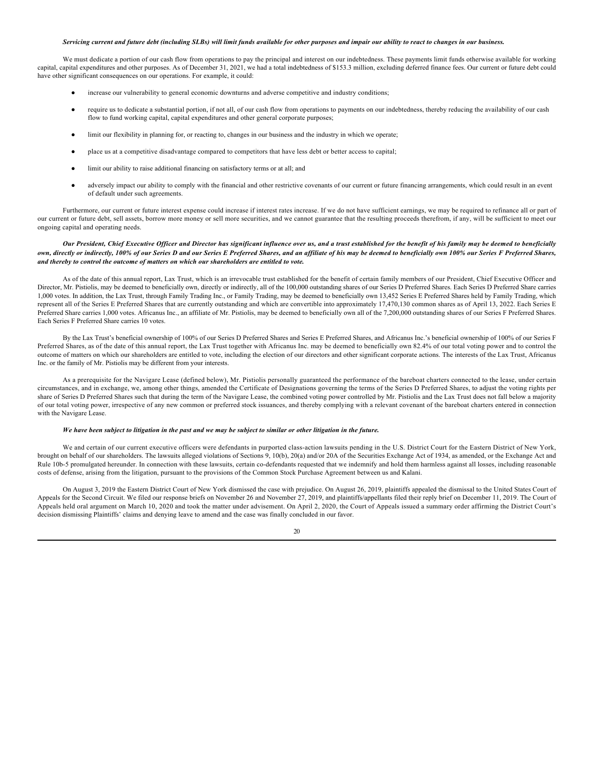***Servicing current and future debt (including SLBs) will limit funds available for other purposes and impair our ability to react to changes in our business.***

We must dedicate a portion of our cash flow from operations to pay the principal and interest on our indebtedness. These payments limit funds otherwise available for working capital, capital expenditures and other purposes. As of December 31, 2021, we had a total indebtedness of $153.3 million, excluding deferred finance fees. Our current or future debt could have other significant consequences on our operations. For example, it could:

- increase our vulnerability to general economic downturns and adverse competitive and industry conditions;
- require us to dedicate a substantial portion, if not all, of our cash flow from operations to payments on our indebtedness, thereby reducing the availability of our cash flow to fund working capital, capital expenditures and other general corporate purposes;
- limit our flexibility in planning for, or reacting to, changes in our business and the industry in which we operate;
- place us at a competitive disadvantage compared to competitors that have less debt or better access to capital;
- limit our ability to raise additional financing on satisfactory terms or at all; and
- adversely impact our ability to comply with the financial and other restrictive covenants of our current or future financing arrangements, which could result in an event of default under such agreements.

Furthermore, our current or future interest expense could increase if interest rates increase. If we do not have sufficient earnings, we may be required to refinance all or part of our current or future debt, sell assets, borrow more money or sell more securities, and we cannot guarantee that the resulting proceeds therefrom, if any, will be sufficient to meet our ongoing capital and operating needs.

***Our President, Chief Executive Officer and Director has significant influence over us, and a trust established for the benefit of his family may be deemed to beneficially own, directly or indirectly, 100% of our Series D and our Series E Preferred Shares, and an affiliate of his may be deemed to beneficially own 100% our Series F Preferred Shares, and thereby to control the outcome of matters on which our shareholders are entitled to vote.***

As of the date of this annual report, Lax Trust, which is an irrevocable trust established for the benefit of certain family members of our President, Chief Executive Officer and Director, Mr. Pistiolis, may be deemed to beneficially own, directly or indirectly, all of the 100,000 outstanding shares of our Series D Preferred Shares. Each Series D Preferred Share carries 1,000 votes. In addition, the Lax Trust, through Family Trading Inc., or Family Trading, may be deemed to beneficially own 13,452 Series E Preferred Shares held by Family Trading, which represent all of the Series E Preferred Shares that are currently outstanding and which are convertible into approximately 17,470,130 common shares as of April 13, 2022. Each Series E Preferred Share carries 1,000 votes. Africanus Inc., an affiliate of Mr. Pistiolis, may be deemed to beneficially own all of the 7,200,000 outstanding shares of our Series F Preferred Shares. Each Series F Preferred Share carries 10 votes.

By the Lax Trust's beneficial ownership of 100% of our Series D Preferred Shares and Series E Preferred Shares, and Africanus Inc.'s beneficial ownership of 100% of our Series F Preferred Shares, as of the date of this annual report, the Lax Trust together with Africanus Inc. may be deemed to beneficially own 82.4% of our total voting power and to control the outcome of matters on which our shareholders are entitled to vote, including the election of our directors and other significant corporate actions. The interests of the Lax Trust, Africanus Inc. or the family of Mr. Pistiolis may be different from your interests.

As a prerequisite for the Navigare Lease (defined below), Mr. Pistiolis personally guaranteed the performance of the bareboat charters connected to the lease, under certain circumstances, and in exchange, we, among other things, amended the Certificate of Designations governing the terms of the Series D Preferred Shares, to adjust the voting rights per share of Series D Preferred Shares such that during the term of the Navigare Lease, the combined voting power controlled by Mr. Pistiolis and the Lax Trust does not fall below a majority of our total voting power, irrespective of any new common or preferred stock issuances, and thereby complying with a relevant covenant of the bareboat charters entered in connection with the Navigare Lease.

***We have been subject to litigation in the past and we may be subject to similar or other litigation in the future.***

We and certain of our current executive officers were defendants in purported class-action lawsuits pending in the U.S. District Court for the Eastern District of New York, brought on behalf of our shareholders. The lawsuits alleged violations of Sections 9, 10(b), 20(a) and/or 20A of the Securities Exchange Act of 1934, as amended, or the Exchange Act and Rule 10b-5 promulgated hereunder. In connection with these lawsuits, certain co-defendants requested that we indemnify and hold them harmless against all losses, including reasonable costs of defense, arising from the litigation, pursuant to the provisions of the Common Stock Purchase Agreement between us and Kalani.

On August 3, 2019 the Eastern District Court of New York dismissed the case with prejudice. On August 26, 2019, plaintiffs appealed the dismissal to the United States Court of Appeals for the Second Circuit. We filed our response briefs on November 26 and November 27, 2019, and plaintiffs/appellants filed their reply brief on December 11, 2019. The Court of Appeals held oral argument on March 10, 2020 and took the matter under advisement. On April 2, 2020, the Court of Appeals issued a summary order affirming the District Court's decision dismissing Plaintiffs' claims and denying leave to amend and the case was finally concluded in our favor.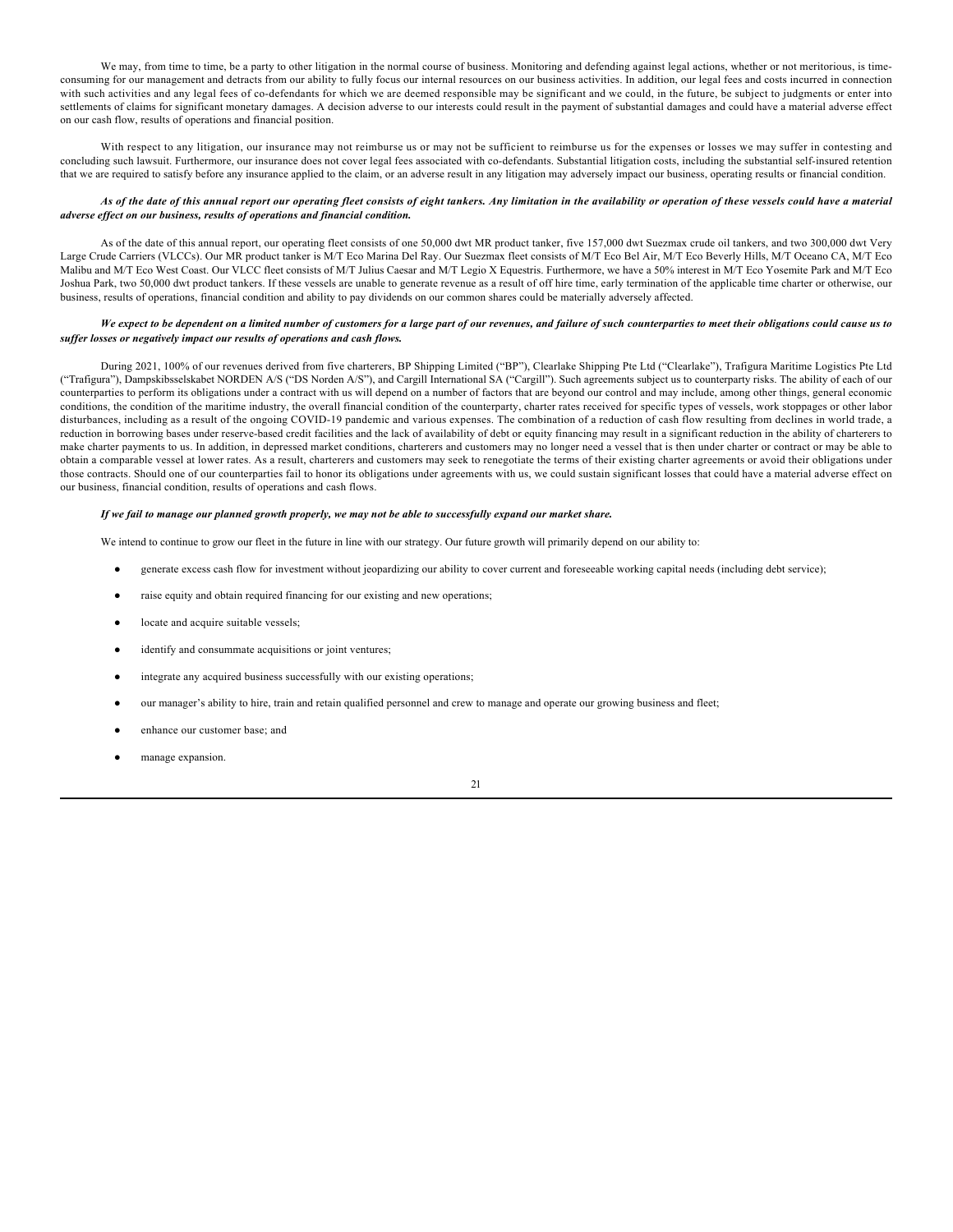We may, from time to time, be a party to other litigation in the normal course of business. Monitoring and defending against legal actions, whether or not meritorious, is time-consuming for our management and detracts from our ability to fully focus our internal resources on our business activities. In addition, our legal fees and costs incurred in connection with such activities and any legal fees of co-defendants for which we are deemed responsible may be significant and we could, in the future, be subject to judgments or enter into settlements of claims for significant monetary damages. A decision adverse to our interests could result in the payment of substantial damages and could have a material adverse effect on our cash flow, results of operations and financial position.

With respect to any litigation, our insurance may not reimburse us or may not be sufficient to reimburse us for the expenses or losses we may suffer in contesting and concluding such lawsuit. Furthermore, our insurance does not cover legal fees associated with co-defendants. Substantial litigation costs, including the substantial self-insured retention that we are required to satisfy before any insurance applied to the claim, or an adverse result in any litigation may adversely impact our business, operating results or financial condition.

***As of the date of this annual report our operating fleet consists of eight tankers. Any limitation in the availability or operation of these vessels could have a material adverse effect on our business, results of operations and financial condition.***

As of the date of this annual report, our operating fleet consists of one 50,000 dwt MR product tanker, five 157,000 dwt Suezmax crude oil tankers, and two 300,000 dwt Very Large Crude Carriers (VLCCs). Our MR product tanker is M/T Eco Marina Del Ray. Our Suezmax fleet consists of M/T Eco Bel Air, M/T Eco Beverly Hills, M/T Oceano CA, M/T Eco Malibu and M/T Eco West Coast. Our VLCC fleet consists of M/T Julius Caesar and M/T Legio X Equestris. Furthermore, we have a 50% interest in M/T Eco Yosemite Park and M/T Eco Joshua Park, two 50,000 dwt product tankers. If these vessels are unable to generate revenue as a result of off hire time, early termination of the applicable time charter or otherwise, our business, results of operations, financial condition and ability to pay dividends on our common shares could be materially adversely affected.

***We expect to be dependent on a limited number of customers for a large part of our revenues, and failure of such counterparties to meet their obligations could cause us to suffer losses or negatively impact our results of operations and cash flows.***

During 2021, 100% of our revenues derived from five charterers, BP Shipping Limited ("BP"), Clearlake Shipping Pte Ltd ("Clearlake"), Trafigura Maritime Logistics Pte Ltd ("Trafigura"), Dampskibsselskabet NORDEN A/S ("DS Norden A/S"), and Cargill International SA ("Cargill"). Such agreements subject us to counterparty risks. The ability of each of our counterparties to perform its obligations under a contract with us will depend on a number of factors that are beyond our control and may include, among other things, general economic conditions, the condition of the maritime industry, the overall financial condition of the counterparty, charter rates received for specific types of vessels, work stoppages or other labor disturbances, including as a result of the ongoing COVID-19 pandemic and various expenses. The combination of a reduction of cash flow resulting from declines in world trade, a reduction in borrowing bases under reserve-based credit facilities and the lack of availability of debt or equity financing may result in a significant reduction in the ability of charterers to make charter payments to us. In addition, in depressed market conditions, charterers and customers may no longer need a vessel that is then under charter or contract or may be able to obtain a comparable vessel at lower rates. As a result, charterers and customers may seek to renegotiate the terms of their existing charter agreements or avoid their obligations under those contracts. Should one of our counterparties fail to honor its obligations under agreements with us, we could sustain significant losses that could have a material adverse effect on our business, financial condition, results of operations and cash flows.

***If we fail to manage our planned growth properly, we may not be able to successfully expand our market share.***

We intend to continue to grow our fleet in the future in line with our strategy. Our future growth will primarily depend on our ability to:

- generate excess cash flow for investment without jeopardizing our ability to cover current and foreseeable working capital needs (including debt service);
- raise equity and obtain required financing for our existing and new operations;
- locate and acquire suitable vessels;
- identify and consummate acquisitions or joint ventures;
- integrate any acquired business successfully with our existing operations;
- our manager's ability to hire, train and retain qualified personnel and crew to manage and operate our growing business and fleet;
- enhance our customer base; and
- manage expansion.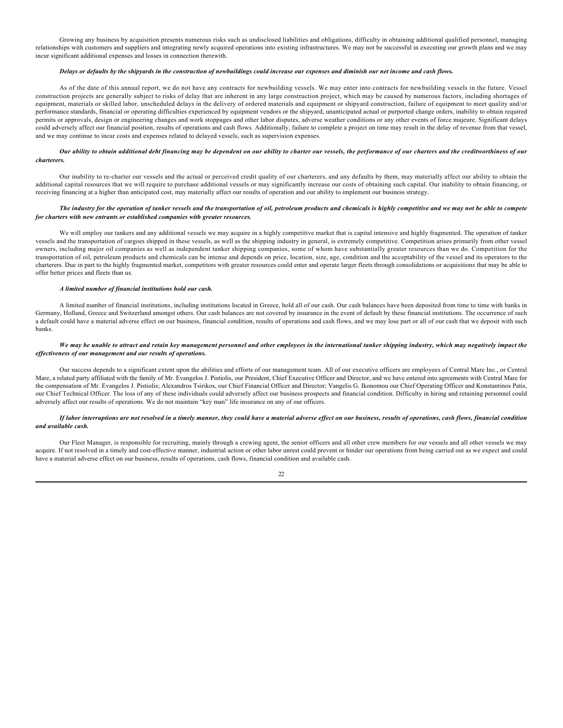Growing any business by acquisition presents numerous risks such as undisclosed liabilities and obligations, difficulty in obtaining additional qualified personnel, managing relationships with customers and suppliers and integrating newly acquired operations into existing infrastructures. We may not be successful in executing our growth plans and we may incur significant additional expenses and losses in connection therewith.

***Delays or defaults by the shipyards in the construction of newbuildings could increase our expenses and diminish our net income and cash flows.***

As of the date of this annual report, we do not have any contracts for newbuilding vessels. We may enter into contracts for newbuilding vessels in the future. Vessel construction projects are generally subject to risks of delay that are inherent in any large construction project, which may be caused by numerous factors, including shortages of equipment, materials or skilled labor, unscheduled delays in the delivery of ordered materials and equipment or shipyard construction, failure of equipment to meet quality and/or performance standards, financial or operating difficulties experienced by equipment vendors or the shipyard, unanticipated actual or purported change orders, inability to obtain required permits or approvals, design or engineering changes and work stoppages and other labor disputes, adverse weather conditions or any other events of force majeure. Significant delays could adversely affect our financial position, results of operations and cash flows. Additionally, failure to complete a project on time may result in the delay of revenue from that vessel, and we may continue to incur costs and expenses related to delayed vessels, such as supervision expenses.

***Our ability to obtain additional debt financing may be dependent on our ability to charter our vessels, the performance of our charters and the creditworthiness of our charterers.***

Our inability to re-charter our vessels and the actual or perceived credit quality of our charterers, and any defaults by them, may materially affect our ability to obtain the additional capital resources that we will require to purchase additional vessels or may significantly increase our costs of obtaining such capital. Our inability to obtain financing, or receiving financing at a higher than anticipated cost, may materially affect our results of operation and our ability to implement our business strategy.

***The industry for the operation of tanker vessels and the transportation of oil, petroleum products and chemicals is highly competitive and we may not be able to compete for charters with new entrants or established companies with greater resources.***

We will employ our tankers and any additional vessels we may acquire in a highly competitive market that is capital intensive and highly fragmented. The operation of tanker vessels and the transportation of cargoes shipped in these vessels, as well as the shipping industry in general, is extremely competitive. Competition arises primarily from other vessel owners, including major oil companies as well as independent tanker shipping companies, some of whom have substantially greater resources than we do. Competition for the transportation of oil, petroleum products and chemicals can be intense and depends on price, location, size, age, condition and the acceptability of the vessel and its operators to the charterers. Due in part to the highly fragmented market, competitors with greater resources could enter and operate larger fleets through consolidations or acquisitions that may be able to offer better prices and fleets than us.

***A limited number of financial institutions hold our cash.***

A limited number of financial institutions, including institutions located in Greece, hold all of our cash. Our cash balances have been deposited from time to time with banks in Germany, Holland, Greece and Switzerland amongst others. Our cash balances are not covered by insurance in the event of default by these financial institutions. The occurrence of such a default could have a material adverse effect on our business, financial condition, results of operations and cash flows, and we may lose part or all of our cash that we deposit with such banks.

***We may be unable to attract and retain key management personnel and other employees in the international tanker shipping industry, which may negatively impact the effectiveness of our management and our results of operations.***

Our success depends to a significant extent upon the abilities and efforts of our management team. All of our executive officers are employees of Central Mare Inc., or Central Mare, a related party affiliated with the family of Mr. Evangelos J. Pistiolis, our President, Chief Executive Officer and Director, and we have entered into agreements with Central Mare for the compensation of Mr. Evangelos J. Pistiolis; Alexandros Tsirikos, our Chief Financial Officer and Director; Vangelis G. Ikonomou our Chief Operating Officer and Konstantinos Patis, our Chief Technical Officer. The loss of any of these individuals could adversely affect our business prospects and financial condition. Difficulty in hiring and retaining personnel could adversely affect our results of operations. We do not maintain "key man" life insurance on any of our officers.

***If labor interruptions are not resolved in a timely manner, they could have a material adverse effect on our business, results of operations, cash flows, financial condition and available cash.***

Our Fleet Manager, is responsible for recruiting, mainly through a crewing agent, the senior officers and all other crew members for our vessels and all other vessels we may acquire. If not resolved in a timely and cost-effective manner, industrial action or other labor unrest could prevent or hinder our operations from being carried out as we expect and could have a material adverse effect on our business, results of operations, cash flows, financial condition and available cash.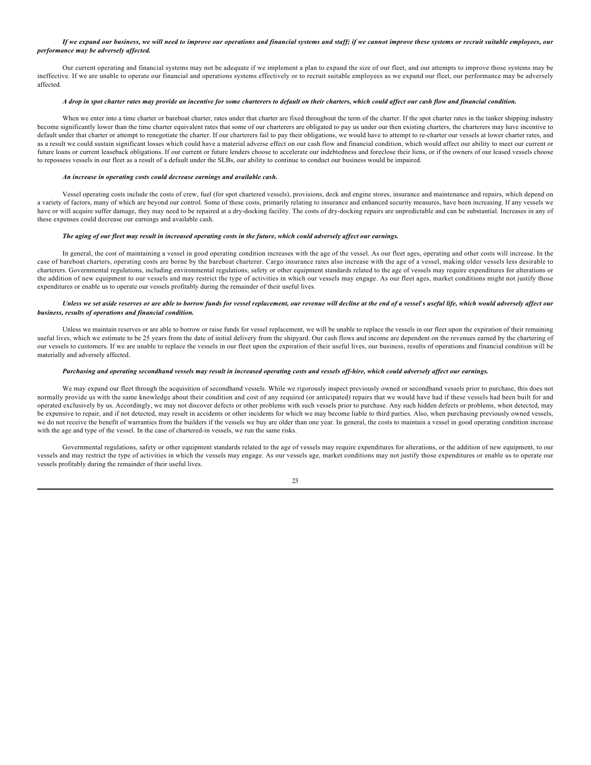***If we expand our business, we will need to improve our operations and financial systems and staff; if we cannot improve these systems or recruit suitable employees, our performance may be adversely affected.***

Our current operating and financial systems may not be adequate if we implement a plan to expand the size of our fleet, and our attempts to improve those systems may be ineffective. If we are unable to operate our financial and operations systems effectively or to recruit suitable employees as we expand our fleet, our performance may be adversely affected.

***A drop in spot charter rates may provide an incentive for some charterers to default on their charters, which could affect our cash flow and financial condition.***

When we enter into a time charter or bareboat charter, rates under that charter are fixed throughout the term of the charter. If the spot charter rates in the tanker shipping industry become significantly lower than the time charter equivalent rates that some of our charterers are obligated to pay us under our then existing charters, the charterers may have incentive to default under that charter or attempt to renegotiate the charter. If our charterers fail to pay their obligations, we would have to attempt to re-charter our vessels at lower charter rates, and as a result we could sustain significant losses which could have a material adverse effect on our cash flow and financial condition, which would affect our ability to meet our current or future loans or current leaseback obligations. If our current or future lenders choose to accelerate our indebtedness and foreclose their liens, or if the owners of our leased vessels choose to repossess vessels in our fleet as a result of a default under the SLBs, our ability to continue to conduct our business would be impaired.

***An increase in operating costs could decrease earnings and available cash.***

Vessel operating costs include the costs of crew, fuel (for spot chartered vessels), provisions, deck and engine stores, insurance and maintenance and repairs, which depend on a variety of factors, many of which are beyond our control. Some of these costs, primarily relating to insurance and enhanced security measures, have been increasing. If any vessels we have or will acquire suffer damage, they may need to be repaired at a dry-docking facility. The costs of dry-docking repairs are unpredictable and can be substantial. Increases in any of these expenses could decrease our earnings and available cash.

***The aging of our fleet may result in increased operating costs in the future, which could adversely affect our earnings.***

In general, the cost of maintaining a vessel in good operating condition increases with the age of the vessel. As our fleet ages, operating and other costs will increase. In the case of bareboat charters, operating costs are borne by the bareboat charterer. Cargo insurance rates also increase with the age of a vessel, making older vessels less desirable to charterers. Governmental regulations, including environmental regulations, safety or other equipment standards related to the age of vessels may require expenditures for alterations or the addition of new equipment to our vessels and may restrict the type of activities in which our vessels may engage. As our fleet ages, market conditions might not justify those expenditures or enable us to operate our vessels profitably during the remainder of their useful lives.

***Unless we set aside reserves or are able to borrow funds for vessel replacement, our revenue will decline at the end of a vessel's useful life, which would adversely affect our business, results of operations and financial condition.***

Unless we maintain reserves or are able to borrow or raise funds for vessel replacement, we will be unable to replace the vessels in our fleet upon the expiration of their remaining useful lives, which we estimate to be 25 years from the date of initial delivery from the shipyard. Our cash flows and income are dependent on the revenues earned by the chartering of our vessels to customers. If we are unable to replace the vessels in our fleet upon the expiration of their useful lives, our business, results of operations and financial condition will be materially and adversely affected.

***Purchasing and operating secondhand vessels may result in increased operating costs and vessels off-hire, which could adversely affect our earnings.***

We may expand our fleet through the acquisition of secondhand vessels. While we rigorously inspect previously owned or secondhand vessels prior to purchase, this does not normally provide us with the same knowledge about their condition and cost of any required (or anticipated) repairs that we would have had if these vessels had been built for and operated exclusively by us. Accordingly, we may not discover defects or other problems with such vessels prior to purchase. Any such hidden defects or problems, when detected, may be expensive to repair, and if not detected, may result in accidents or other incidents for which we may become liable to third parties. Also, when purchasing previously owned vessels, we do not receive the benefit of warranties from the builders if the vessels we buy are older than one year. In general, the costs to maintain a vessel in good operating condition increase with the age and type of the vessel. In the case of chartered-in vessels, we run the same risks.

Governmental regulations, safety or other equipment standards related to the age of vessels may require expenditures for alterations, or the addition of new equipment, to our vessels and may restrict the type of activities in which the vessels may engage. As our vessels age, market conditions may not justify those expenditures or enable us to operate our vessels profitably during the remainder of their useful lives.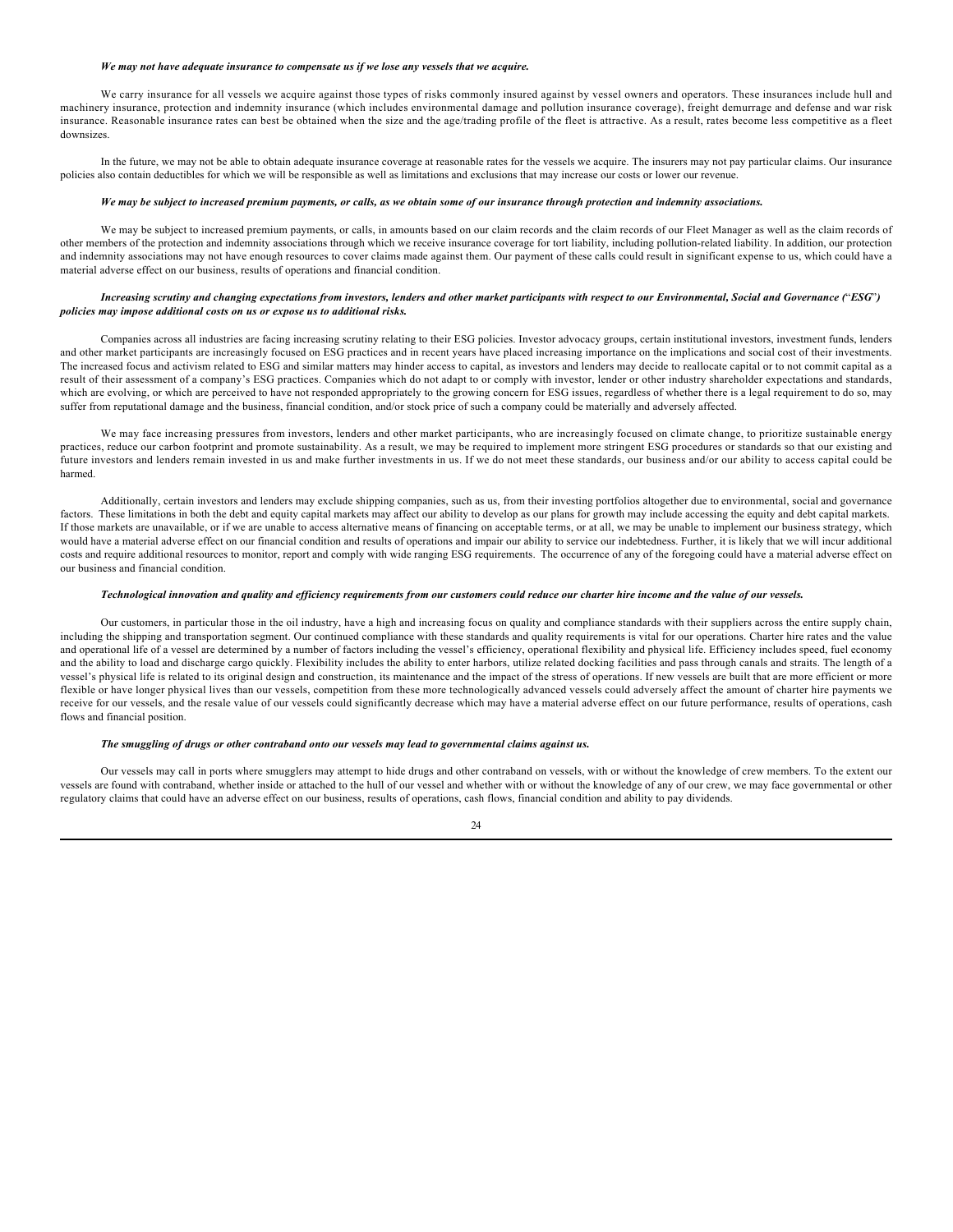***We may not have adequate insurance to compensate us if we lose any vessels that we acquire.***

We carry insurance for all vessels we acquire against those types of risks commonly insured against by vessel owners and operators. These insurances include hull and machinery insurance, protection and indemnity insurance (which includes environmental damage and pollution insurance coverage), freight demurrage and defense and war risk insurance. Reasonable insurance rates can best be obtained when the size and the age/trading profile of the fleet is attractive. As a result, rates become less competitive as a fleet downsizes.

In the future, we may not be able to obtain adequate insurance coverage at reasonable rates for the vessels we acquire. The insurers may not pay particular claims. Our insurance policies also contain deductibles for which we will be responsible as well as limitations and exclusions that may increase our costs or lower our revenue.

***We may be subject to increased premium payments, or calls, as we obtain some of our insurance through protection and indemnity associations.***

We may be subject to increased premium payments, or calls, in amounts based on our claim records and the claim records of our Fleet Manager as well as the claim records of other members of the protection and indemnity associations through which we receive insurance coverage for tort liability, including pollution-related liability. In addition, our protection and indemnity associations may not have enough resources to cover claims made against them. Our payment of these calls could result in significant expense to us, which could have a material adverse effect on our business, results of operations and financial condition.

***Increasing scrutiny and changing expectations from investors, lenders and other market participants with respect to our Environmental, Social and Governance ("ESG") policies may impose additional costs on us or expose us to additional risks.***

Companies across all industries are facing increasing scrutiny relating to their ESG policies. Investor advocacy groups, certain institutional investors, investment funds, lenders and other market participants are increasingly focused on ESG practices and in recent years have placed increasing importance on the implications and social cost of their investments. The increased focus and activism related to ESG and similar matters may hinder access to capital, as investors and lenders may decide to reallocate capital or to not commit capital as a result of their assessment of a company's ESG practices. Companies which do not adapt to or comply with investor, lender or other industry shareholder expectations and standards, which are evolving, or which are perceived to have not responded appropriately to the growing concern for ESG issues, regardless of whether there is a legal requirement to do so, may suffer from reputational damage and the business, financial condition, and/or stock price of such a company could be materially and adversely affected.

We may face increasing pressures from investors, lenders and other market participants, who are increasingly focused on climate change, to prioritize sustainable energy practices, reduce our carbon footprint and promote sustainability. As a result, we may be required to implement more stringent ESG procedures or standards so that our existing and future investors and lenders remain invested in us and make further investments in us. If we do not meet these standards, our business and/or our ability to access capital could be harmed.

Additionally, certain investors and lenders may exclude shipping companies, such as us, from their investing portfolios altogether due to environmental, social and governance factors. These limitations in both the debt and equity capital markets may affect our ability to develop as our plans for growth may include accessing the equity and debt capital markets. If those markets are unavailable, or if we are unable to access alternative means of financing on acceptable terms, or at all, we may be unable to implement our business strategy, which would have a material adverse effect on our financial condition and results of operations and impair our ability to service our indebtedness. Further, it is likely that we will incur additional costs and require additional resources to monitor, report and comply with wide ranging ESG requirements. The occurrence of any of the foregoing could have a material adverse effect on our business and financial condition.

***Technological innovation and quality and efficiency requirements from our customers could reduce our charter hire income and the value of our vessels.***

Our customers, in particular those in the oil industry, have a high and increasing focus on quality and compliance standards with their suppliers across the entire supply chain, including the shipping and transportation segment. Our continued compliance with these standards and quality requirements is vital for our operations. Charter hire rates and the value and operational life of a vessel are determined by a number of factors including the vessel's efficiency, operational flexibility and physical life. Efficiency includes speed, fuel economy and the ability to load and discharge cargo quickly. Flexibility includes the ability to enter harbors, utilize related docking facilities and pass through canals and straits. The length of a vessel's physical life is related to its original design and construction, its maintenance and the impact of the stress of operations. If new vessels are built that are more efficient or more flexible or have longer physical lives than our vessels, competition from these more technologically advanced vessels could adversely affect the amount of charter hire payments we receive for our vessels, and the resale value of our vessels could significantly decrease which may have a material adverse effect on our future performance, results of operations, cash flows and financial position.

***The smuggling of drugs or other contraband onto our vessels may lead to governmental claims against us.***

Our vessels may call in ports where smugglers may attempt to hide drugs and other contraband on vessels, with or without the knowledge of crew members. To the extent our vessels are found with contraband, whether inside or attached to the hull of our vessel and whether with or without the knowledge of any of our crew, we may face governmental or other regulatory claims that could have an adverse effect on our business, results of operations, cash flows, financial condition and ability to pay dividends.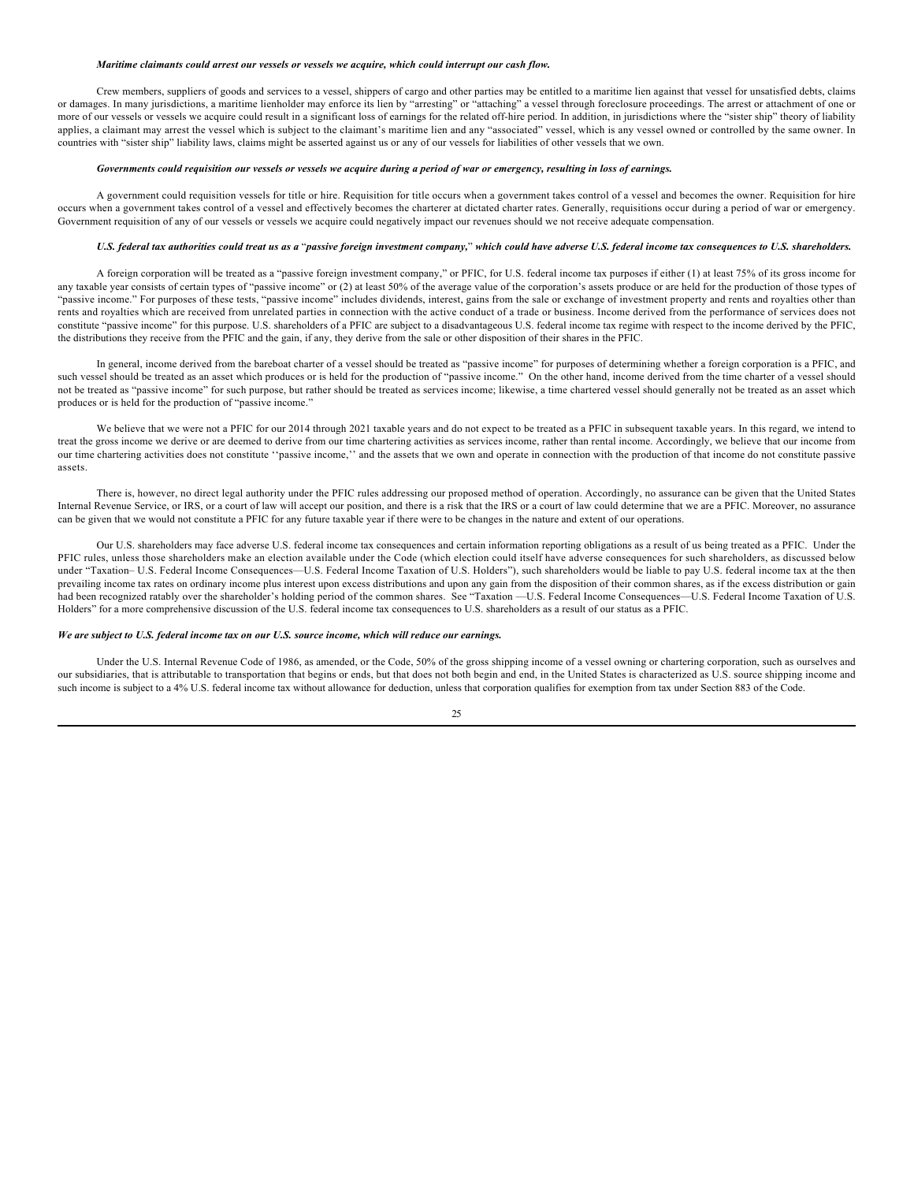***Maritime claimants could arrest our vessels or vessels we acquire, which could interrupt our cash flow.***

Crew members, suppliers of goods and services to a vessel, shippers of cargo and other parties may be entitled to a maritime lien against that vessel for unsatisfied debts, claims or damages. In many jurisdictions, a maritime lienholder may enforce its lien by "arresting" or "attaching" a vessel through foreclosure proceedings. The arrest or attachment of one or more of our vessels or vessels we acquire could result in a significant loss of earnings for the related off-hire period. In addition, in jurisdictions where the "sister ship" theory of liability applies, a claimant may arrest the vessel which is subject to the claimant's maritime lien and any "associated" vessel, which is any vessel owned or controlled by the same owner. In countries with "sister ship" liability laws, claims might be asserted against us or any of our vessels for liabilities of other vessels that we own.

***Governments could requisition our vessels or vessels we acquire during a period of war or emergency, resulting in loss of earnings.***

A government could requisition vessels for title or hire. Requisition for title occurs when a government takes control of a vessel and becomes the owner. Requisition for hire occurs when a government takes control of a vessel and effectively becomes the charterer at dictated charter rates. Generally, requisitions occur during a period of war or emergency. Government requisition of any of our vessels or vessels we acquire could negatively impact our revenues should we not receive adequate compensation.

***U.S. federal tax authorities could treat us as a "passive foreign investment company," which could have adverse U.S. federal income tax consequences to U.S. shareholders.***

A foreign corporation will be treated as a "passive foreign investment company," or PFIC, for U.S. federal income tax purposes if either (1) at least 75% of its gross income for any taxable year consists of certain types of "passive income" or (2) at least 50% of the average value of the corporation's assets produce or are held for the production of those types of "passive income." For purposes of these tests, "passive income" includes dividends, interest, gains from the sale or exchange of investment property and rents and royalties other than rents and royalties which are received from unrelated parties in connection with the active conduct of a trade or business. Income derived from the performance of services does not constitute "passive income" for this purpose. U.S. shareholders of a PFIC are subject to a disadvantageous U.S. federal income tax regime with respect to the income derived by the PFIC, the distributions they receive from the PFIC and the gain, if any, they derive from the sale or other disposition of their shares in the PFIC.

In general, income derived from the bareboat charter of a vessel should be treated as "passive income" for purposes of determining whether a foreign corporation is a PFIC, and such vessel should be treated as an asset which produces or is held for the production of "passive income." On the other hand, income derived from the time charter of a vessel should not be treated as "passive income" for such purpose, but rather should be treated as services income; likewise, a time chartered vessel should generally not be treated as an asset which produces or is held for the production of "passive income."

We believe that we were not a PFIC for our 2014 through 2021 taxable years and do not expect to be treated as a PFIC in subsequent taxable years. In this regard, we intend to treat the gross income we derive or are deemed to derive from our time chartering activities as services income, rather than rental income. Accordingly, we believe that our income from our time chartering activities does not constitute ''passive income,'' and the assets that we own and operate in connection with the production of that income do not constitute passive assets.

There is, however, no direct legal authority under the PFIC rules addressing our proposed method of operation. Accordingly, no assurance can be given that the United States Internal Revenue Service, or IRS, or a court of law will accept our position, and there is a risk that the IRS or a court of law could determine that we are a PFIC. Moreover, no assurance can be given that we would not constitute a PFIC for any future taxable year if there were to be changes in the nature and extent of our operations.

Our U.S. shareholders may face adverse U.S. federal income tax consequences and certain information reporting obligations as a result of us being treated as a PFIC. Under the PFIC rules, unless those shareholders make an election available under the Code (which election could itself have adverse consequences for such shareholders, as discussed below under "Taxation– U.S. Federal Income Consequences—U.S. Federal Income Taxation of U.S. Holders"), such shareholders would be liable to pay U.S. federal income tax at the then prevailing income tax rates on ordinary income plus interest upon excess distributions and upon any gain from the disposition of their common shares, as if the excess distribution or gain had been recognized ratably over the shareholder's holding period of the common shares. See "Taxation —U.S. Federal Income Consequences—U.S. Federal Income Taxation of U.S. Holders" for a more comprehensive discussion of the U.S. federal income tax consequences to U.S. shareholders as a result of our status as a PFIC.

***We are subject to U.S. federal income tax on our U.S. source income, which will reduce our earnings.***

Under the U.S. Internal Revenue Code of 1986, as amended, or the Code, 50% of the gross shipping income of a vessel owning or chartering corporation, such as ourselves and our subsidiaries, that is attributable to transportation that begins or ends, but that does not both begin and end, in the United States is characterized as U.S. source shipping income and such income is subject to a 4% U.S. federal income tax without allowance for deduction, unless that corporation qualifies for exemption from tax under Section 883 of the Code.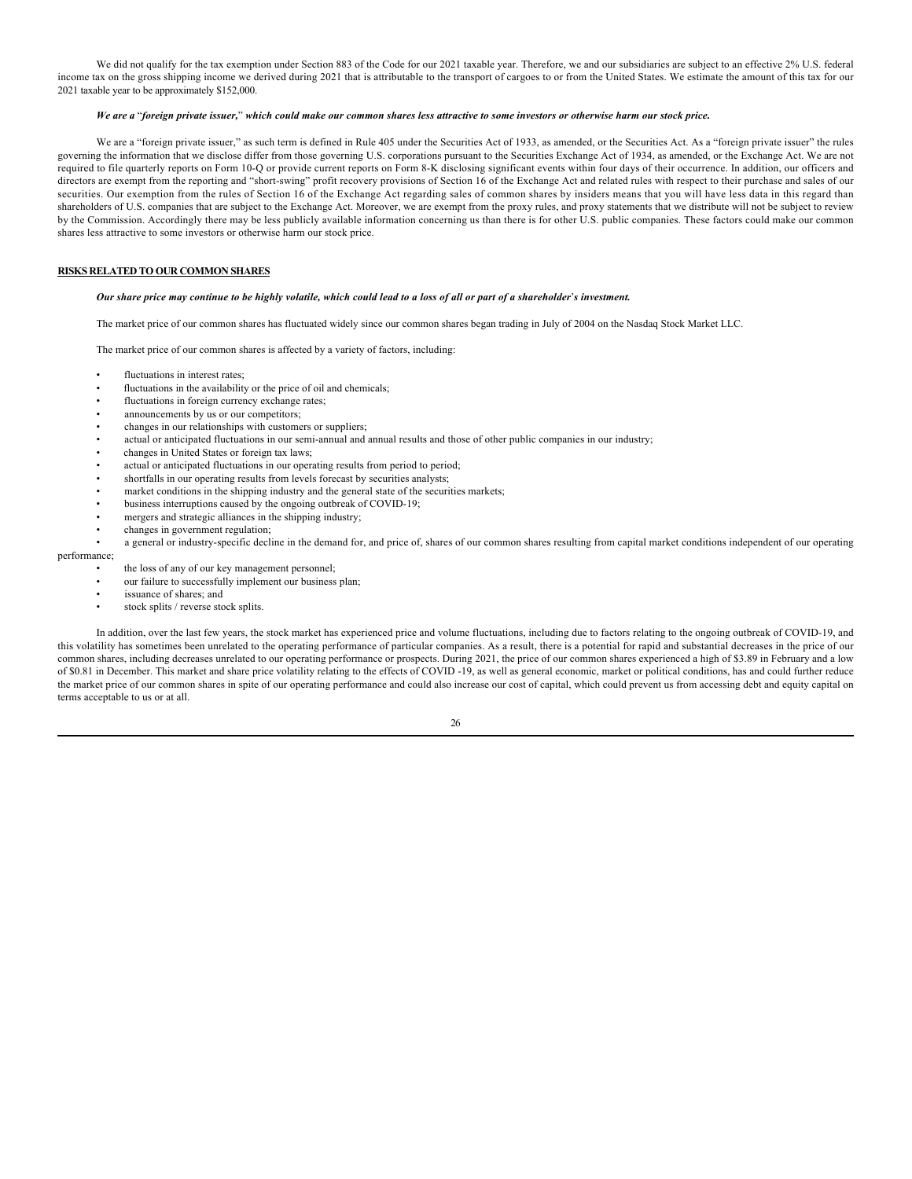We did not qualify for the tax exemption under Section 883 of the Code for our 2021 taxable year. Therefore, we and our subsidiaries are subject to an effective 2% U.S. federal income tax on the gross shipping income we derived during 2021 that is attributable to the transport of cargoes to or from the United States. We estimate the amount of this tax for our 2021 taxable year to be approximately $152,000.

***We are a "foreign private issuer," which could make our common shares less attractive to some investors or otherwise harm our stock price.***

We are a "foreign private issuer," as such term is defined in Rule 405 under the Securities Act of 1933, as amended, or the Securities Act. As a "foreign private issuer" the rules governing the information that we disclose differ from those governing U.S. corporations pursuant to the Securities Exchange Act of 1934, as amended, or the Exchange Act. We are not required to file quarterly reports on Form 10-Q or provide current reports on Form 8-K disclosing significant events within four days of their occurrence. In addition, our officers and directors are exempt from the reporting and "short-swing" profit recovery provisions of Section 16 of the Exchange Act and related rules with respect to their purchase and sales of our securities. Our exemption from the rules of Section 16 of the Exchange Act regarding sales of common shares by insiders means that you will have less data in this regard than shareholders of U.S. companies that are subject to the Exchange Act. Moreover, we are exempt from the proxy rules, and proxy statements that we distribute will not be subject to review by the Commission. Accordingly there may be less publicly available information concerning us than there is for other U.S. public companies. These factors could make our common shares less attractive to some investors or otherwise harm our stock price.

## RISKS RELATED TO OUR COMMON SHARES

***Our share price may continue to be highly volatile, which could lead to a loss of all or part of a shareholder's investment.***

The market price of our common shares has fluctuated widely since our common shares began trading in July of 2004 on the Nasdaq Stock Market LLC.

The market price of our common shares is affected by a variety of factors, including:

- fluctuations in interest rates;
- fluctuations in the availability or the price of oil and chemicals;
- fluctuations in foreign currency exchange rates;
- announcements by us or our competitors;
- changes in our relationships with customers or suppliers;
- actual or anticipated fluctuations in our semi-annual and annual results and those of other public companies in our industry;
- changes in United States or foreign tax laws;
- actual or anticipated fluctuations in our operating results from period to period;
- shortfalls in our operating results from levels forecast by securities analysts;
- market conditions in the shipping industry and the general state of the securities markets;
- business interruptions caused by the ongoing outbreak of COVID-19;
- mergers and strategic alliances in the shipping industry;
- changes in government regulation;
- a general or industry-specific decline in the demand for, and price of, shares of our common shares resulting from capital market conditions independent of our operating performance;
- the loss of any of our key management personnel;
- our failure to successfully implement our business plan;
- issuance of shares; and
- stock splits / reverse stock splits.

In addition, over the last few years, the stock market has experienced price and volume fluctuations, including due to factors relating to the ongoing outbreak of COVID-19, and this volatility has sometimes been unrelated to the operating performance of particular companies. As a result, there is a potential for rapid and substantial decreases in the price of our common shares, including decreases unrelated to our operating performance or prospects. During 2021, the price of our common shares experienced a high of $3.89 in February and a low of $0.81 in December. This market and share price volatility relating to the effects of COVID -19, as well as general economic, market or political conditions, has and could further reduce the market price of our common shares in spite of our operating performance and could also increase our cost of capital, which could prevent us from accessing debt and equity capital on terms acceptable to us or at all.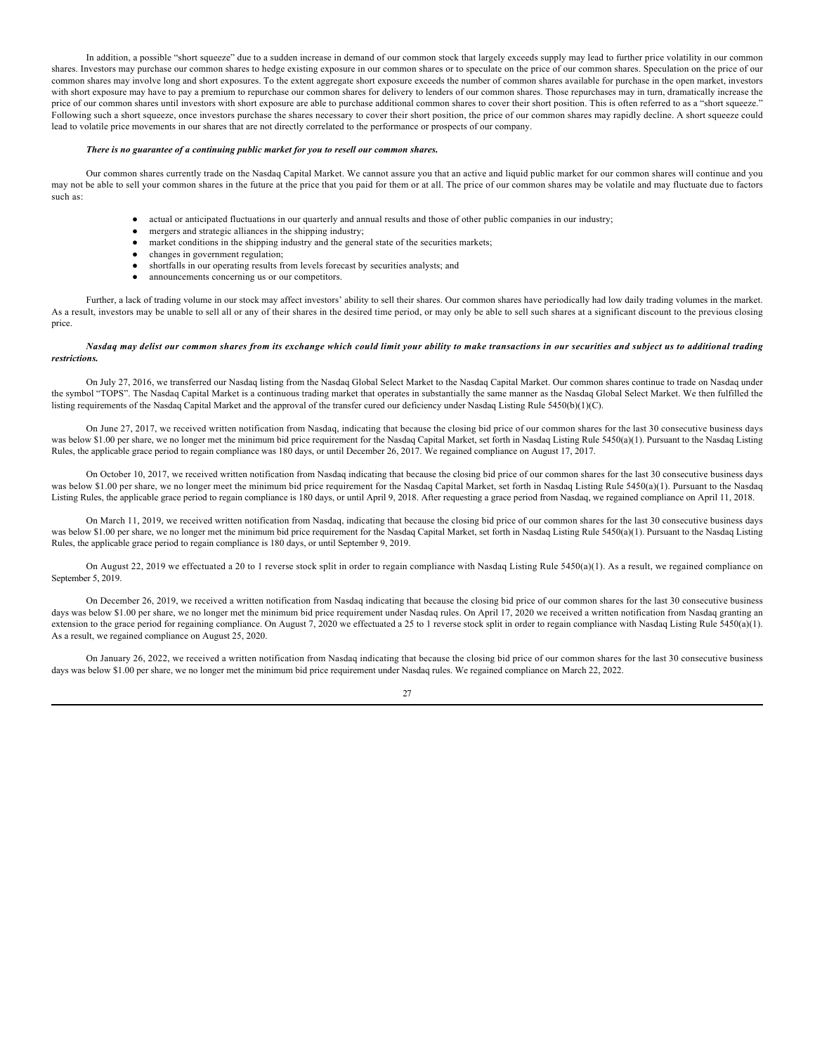In addition, a possible "short squeeze" due to a sudden increase in demand of our common stock that largely exceeds supply may lead to further price volatility in our common shares. Investors may purchase our common shares to hedge existing exposure in our common shares or to speculate on the price of our common shares. Speculation on the price of our common shares may involve long and short exposures. To the extent aggregate short exposure exceeds the number of common shares available for purchase in the open market, investors with short exposure may have to pay a premium to repurchase our common shares for delivery to lenders of our common shares. Those repurchases may in turn, dramatically increase the price of our common shares until investors with short exposure are able to purchase additional common shares to cover their short position. This is often referred to as a "short squeeze." Following such a short squeeze, once investors purchase the shares necessary to cover their short position, the price of our common shares may rapidly decline. A short squeeze could lead to volatile price movements in our shares that are not directly correlated to the performance or prospects of our company.

***There is no guarantee of a continuing public market for you to resell our common shares.***

Our common shares currently trade on the Nasdaq Capital Market. We cannot assure you that an active and liquid public market for our common shares will continue and you may not be able to sell your common shares in the future at the price that you paid for them or at all. The price of our common shares may be volatile and may fluctuate due to factors such as:

- actual or anticipated fluctuations in our quarterly and annual results and those of other public companies in our industry;
- mergers and strategic alliances in the shipping industry;
- market conditions in the shipping industry and the general state of the securities markets;
- changes in government regulation;
- shortfalls in our operating results from levels forecast by securities analysts; and
- announcements concerning us or our competitors.

Further, a lack of trading volume in our stock may affect investors' ability to sell their shares. Our common shares have periodically had low daily trading volumes in the market. As a result, investors may be unable to sell all or any of their shares in the desired time period, or may only be able to sell such shares at a significant discount to the previous closing price.

***Nasdaq may delist our common shares from its exchange which could limit your ability to make transactions in our securities and subject us to additional trading restrictions.***

On July 27, 2016, we transferred our Nasdaq listing from the Nasdaq Global Select Market to the Nasdaq Capital Market. Our common shares continue to trade on Nasdaq under the symbol "TOPS". The Nasdaq Capital Market is a continuous trading market that operates in substantially the same manner as the Nasdaq Global Select Market. We then fulfilled the listing requirements of the Nasdaq Capital Market and the approval of the transfer cured our deficiency under Nasdaq Listing Rule 5450(b)(1)(C).

On June 27, 2017, we received written notification from Nasdaq, indicating that because the closing bid price of our common shares for the last 30 consecutive business days was below $1.00 per share, we no longer met the minimum bid price requirement for the Nasdaq Capital Market, set forth in Nasdaq Listing Rule 5450(a)(1). Pursuant to the Nasdaq Listing Rules, the applicable grace period to regain compliance was 180 days, or until December 26, 2017. We regained compliance on August 17, 2017.

On October 10, 2017, we received written notification from Nasdaq indicating that because the closing bid price of our common shares for the last 30 consecutive business days was below $1.00 per share, we no longer meet the minimum bid price requirement for the Nasdaq Capital Market, set forth in Nasdaq Listing Rule 5450(a)(1). Pursuant to the Nasdaq Listing Rules, the applicable grace period to regain compliance is 180 days, or until April 9, 2018. After requesting a grace period from Nasdaq, we regained compliance on April 11, 2018.

On March 11, 2019, we received written notification from Nasdaq, indicating that because the closing bid price of our common shares for the last 30 consecutive business days was below $1.00 per share, we no longer met the minimum bid price requirement for the Nasdaq Capital Market, set forth in Nasdaq Listing Rule 5450(a)(1). Pursuant to the Nasdaq Listing Rules, the applicable grace period to regain compliance is 180 days, or until September 9, 2019.

On August 22, 2019 we effectuated a 20 to 1 reverse stock split in order to regain compliance with Nasdaq Listing Rule 5450(a)(1). As a result, we regained compliance on September 5, 2019.

On December 26, 2019, we received a written notification from Nasdaq indicating that because the closing bid price of our common shares for the last 30 consecutive business days was below $1.00 per share, we no longer met the minimum bid price requirement under Nasdaq rules. On April 17, 2020 we received a written notification from Nasdaq granting an extension to the grace period for regaining compliance. On August 7, 2020 we effectuated a 25 to 1 reverse stock split in order to regain compliance with Nasdaq Listing Rule 5450(a)(1). As a result, we regained compliance on August 25, 2020.

On January 26, 2022, we received a written notification from Nasdaq indicating that because the closing bid price of our common shares for the last 30 consecutive business days was below $1.00 per share, we no longer met the minimum bid price requirement under Nasdaq rules. We regained compliance on March 22, 2022.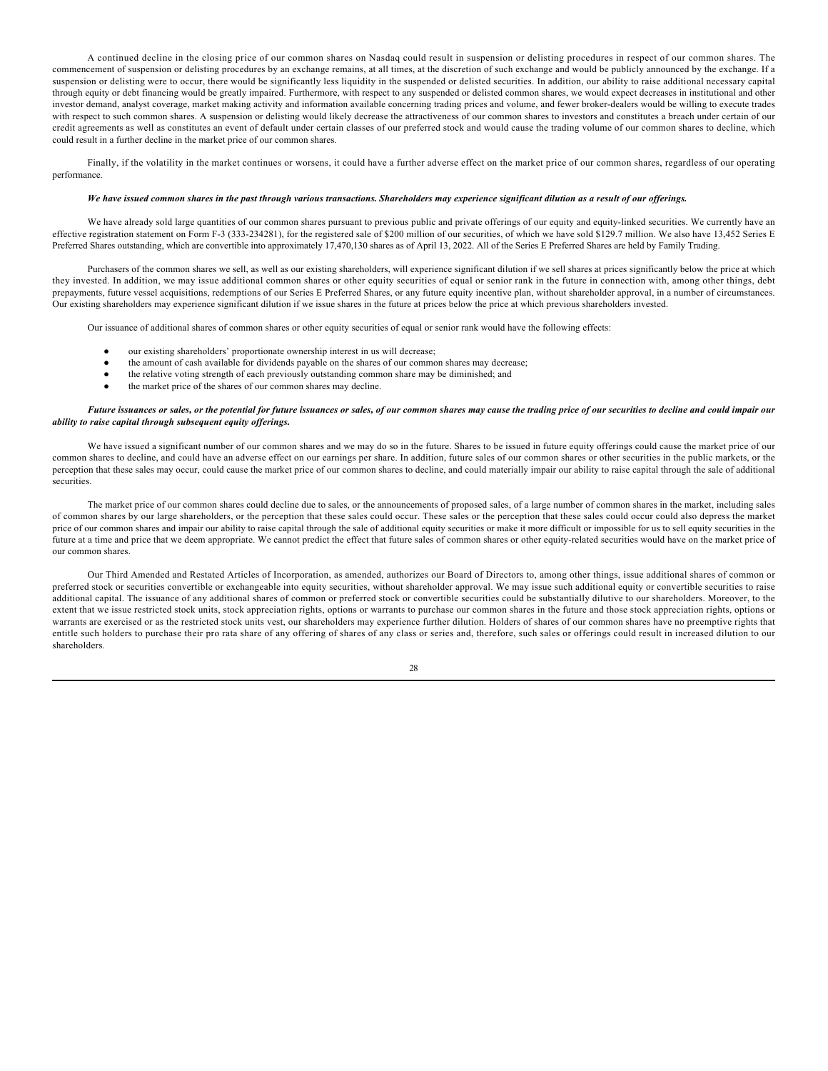A continued decline in the closing price of our common shares on Nasdaq could result in suspension or delisting procedures in respect of our common shares. The commencement of suspension or delisting procedures by an exchange remains, at all times, at the discretion of such exchange and would be publicly announced by the exchange. If a suspension or delisting were to occur, there would be significantly less liquidity in the suspended or delisted securities. In addition, our ability to raise additional necessary capital through equity or debt financing would be greatly impaired. Furthermore, with respect to any suspended or delisted common shares, we would expect decreases in institutional and other investor demand, analyst coverage, market making activity and information available concerning trading prices and volume, and fewer broker-dealers would be willing to execute trades with respect to such common shares. A suspension or delisting would likely decrease the attractiveness of our common shares to investors and constitutes a breach under certain of our credit agreements as well as constitutes an event of default under certain classes of our preferred stock and would cause the trading volume of our common shares to decline, which could result in a further decline in the market price of our common shares.

Finally, if the volatility in the market continues or worsens, it could have a further adverse effect on the market price of our common shares, regardless of our operating performance.

***We have issued common shares in the past through various transactions. Shareholders may experience significant dilution as a result of our offerings.***

We have already sold large quantities of our common shares pursuant to previous public and private offerings of our equity and equity-linked securities. We currently have an effective registration statement on Form F-3 (333-234281), for the registered sale of $200 million of our securities, of which we have sold $129.7 million. We also have 13,452 Series E Preferred Shares outstanding, which are convertible into approximately 17,470,130 shares as of April 13, 2022. All of the Series E Preferred Shares are held by Family Trading.

Purchasers of the common shares we sell, as well as our existing shareholders, will experience significant dilution if we sell shares at prices significantly below the price at which they invested. In addition, we may issue additional common shares or other equity securities of equal or senior rank in the future in connection with, among other things, debt prepayments, future vessel acquisitions, redemptions of our Series E Preferred Shares, or any future equity incentive plan, without shareholder approval, in a number of circumstances. Our existing shareholders may experience significant dilution if we issue shares in the future at prices below the price at which previous shareholders invested.

Our issuance of additional shares of common shares or other equity securities of equal or senior rank would have the following effects:

- our existing shareholders' proportionate ownership interest in us will decrease;
- the amount of cash available for dividends payable on the shares of our common shares may decrease;
- the relative voting strength of each previously outstanding common share may be diminished; and
- the market price of the shares of our common shares may decline.

***Future issuances or sales, or the potential for future issuances or sales, of our common shares may cause the trading price of our securities to decline and could impair our ability to raise capital through subsequent equity offerings.***

We have issued a significant number of our common shares and we may do so in the future. Shares to be issued in future equity offerings could cause the market price of our common shares to decline, and could have an adverse effect on our earnings per share. In addition, future sales of our common shares or other securities in the public markets, or the perception that these sales may occur, could cause the market price of our common shares to decline, and could materially impair our ability to raise capital through the sale of additional securities.

The market price of our common shares could decline due to sales, or the announcements of proposed sales, of a large number of common shares in the market, including sales of common shares by our large shareholders, or the perception that these sales could occur. These sales or the perception that these sales could occur could also depress the market price of our common shares and impair our ability to raise capital through the sale of additional equity securities or make it more difficult or impossible for us to sell equity securities in the future at a time and price that we deem appropriate. We cannot predict the effect that future sales of common shares or other equity-related securities would have on the market price of our common shares.

Our Third Amended and Restated Articles of Incorporation, as amended, authorizes our Board of Directors to, among other things, issue additional shares of common or preferred stock or securities convertible or exchangeable into equity securities, without shareholder approval. We may issue such additional equity or convertible securities to raise additional capital. The issuance of any additional shares of common or preferred stock or convertible securities could be substantially dilutive to our shareholders. Moreover, to the extent that we issue restricted stock units, stock appreciation rights, options or warrants to purchase our common shares in the future and those stock appreciation rights, options or warrants are exercised or as the restricted stock units vest, our shareholders may experience further dilution. Holders of shares of our common shares have no preemptive rights that entitle such holders to purchase their pro rata share of any offering of shares of any class or series and, therefore, such sales or offerings could result in increased dilution to our shareholders.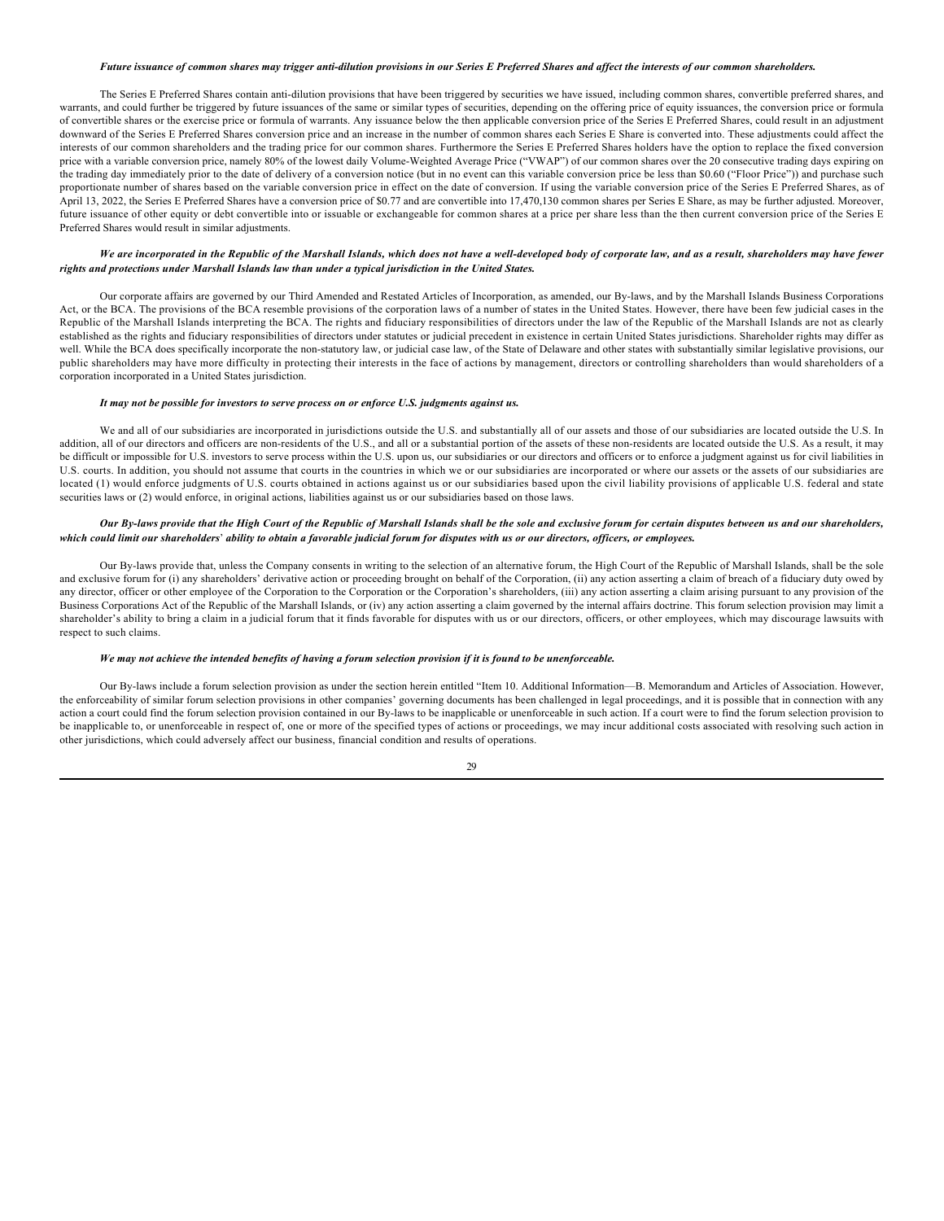*Future issuance of common shares may trigger anti-dilution provisions in our Series E Preferred Shares and affect the interests of our common shareholders.*

The Series E Preferred Shares contain anti-dilution provisions that have been triggered by securities we have issued, including common shares, convertible preferred shares, and warrants, and could further be triggered by future issuances of the same or similar types of securities, depending on the offering price of equity issuances, the conversion price or formula of convertible shares or the exercise price or formula of warrants. Any issuance below the then applicable conversion price of the Series E Preferred Shares, could result in an adjustment downward of the Series E Preferred Shares conversion price and an increase in the number of common shares each Series E Share is converted into. These adjustments could affect the interests of our common shareholders and the trading price for our common shares. Furthermore the Series E Preferred Shares holders have the option to replace the fixed conversion price with a variable conversion price, namely 80% of the lowest daily Volume-Weighted Average Price ("VWAP") of our common shares over the 20 consecutive trading days expiring on the trading day immediately prior to the date of delivery of a conversion notice (but in no event can this variable conversion price be less than $0.60 ("Floor Price")) and purchase such proportionate number of shares based on the variable conversion price in effect on the date of conversion. If using the variable conversion price of the Series E Preferred Shares, as of April 13, 2022, the Series E Preferred Shares have a conversion price of $0.77 and are convertible into 17,470,130 common shares per Series E Share, as may be further adjusted. Moreover, future issuance of other equity or debt convertible into or issuable or exchangeable for common shares at a price per share less than the then current conversion price of the Series E Preferred Shares would result in similar adjustments.

*We are incorporated in the Republic of the Marshall Islands, which does not have a well-developed body of corporate law, and as a result, shareholders may have fewer rights and protections under Marshall Islands law than under a typical jurisdiction in the United States.*

Our corporate affairs are governed by our Third Amended and Restated Articles of Incorporation, as amended, our By-laws, and by the Marshall Islands Business Corporations Act, or the BCA. The provisions of the BCA resemble provisions of the corporation laws of a number of states in the United States. However, there have been few judicial cases in the Republic of the Marshall Islands interpreting the BCA. The rights and fiduciary responsibilities of directors under the law of the Republic of the Marshall Islands are not as clearly established as the rights and fiduciary responsibilities of directors under statutes or judicial precedent in existence in certain United States jurisdictions. Shareholder rights may differ as well. While the BCA does specifically incorporate the non-statutory law, or judicial case law, of the State of Delaware and other states with substantially similar legislative provisions, our public shareholders may have more difficulty in protecting their interests in the face of actions by management, directors or controlling shareholders than would shareholders of a corporation incorporated in a United States jurisdiction.

*It may not be possible for investors to serve process on or enforce U.S. judgments against us.*

We and all of our subsidiaries are incorporated in jurisdictions outside the U.S. and substantially all of our assets and those of our subsidiaries are located outside the U.S. In addition, all of our directors and officers are non-residents of the U.S., and all or a substantial portion of the assets of these non-residents are located outside the U.S. As a result, it may be difficult or impossible for U.S. investors to serve process within the U.S. upon us, our subsidiaries or our directors and officers or to enforce a judgment against us for civil liabilities in U.S. courts. In addition, you should not assume that courts in the countries in which we or our subsidiaries are incorporated or where our assets or the assets of our subsidiaries are located (1) would enforce judgments of U.S. courts obtained in actions against us or our subsidiaries based upon the civil liability provisions of applicable U.S. federal and state securities laws or (2) would enforce, in original actions, liabilities against us or our subsidiaries based on those laws.

*Our By-laws provide that the High Court of the Republic of Marshall Islands shall be the sole and exclusive forum for certain disputes between us and our shareholders, which could limit our shareholders' ability to obtain a favorable judicial forum for disputes with us or our directors, officers, or employees.*

Our By-laws provide that, unless the Company consents in writing to the selection of an alternative forum, the High Court of the Republic of Marshall Islands, shall be the sole and exclusive forum for (i) any shareholders' derivative action or proceeding brought on behalf of the Corporation, (ii) any action asserting a claim of breach of a fiduciary duty owed by any director, officer or other employee of the Corporation to the Corporation or the Corporation's shareholders, (iii) any action asserting a claim arising pursuant to any provision of the Business Corporations Act of the Republic of the Marshall Islands, or (iv) any action asserting a claim governed by the internal affairs doctrine. This forum selection provision may limit a shareholder's ability to bring a claim in a judicial forum that it finds favorable for disputes with us or our directors, officers, or other employees, which may discourage lawsuits with respect to such claims.

*We may not achieve the intended benefits of having a forum selection provision if it is found to be unenforceable.*

Our By-laws include a forum selection provision as under the section herein entitled "Item 10. Additional Information—B. Memorandum and Articles of Association. However, the enforceability of similar forum selection provisions in other companies' governing documents has been challenged in legal proceedings, and it is possible that in connection with any action a court could find the forum selection provision contained in our By-laws to be inapplicable or unenforceable in such action. If a court were to find the forum selection provision to be inapplicable to, or unenforceable in respect of, one or more of the specified types of actions or proceedings, we may incur additional costs associated with resolving such action in other jurisdictions, which could adversely affect our business, financial condition and results of operations.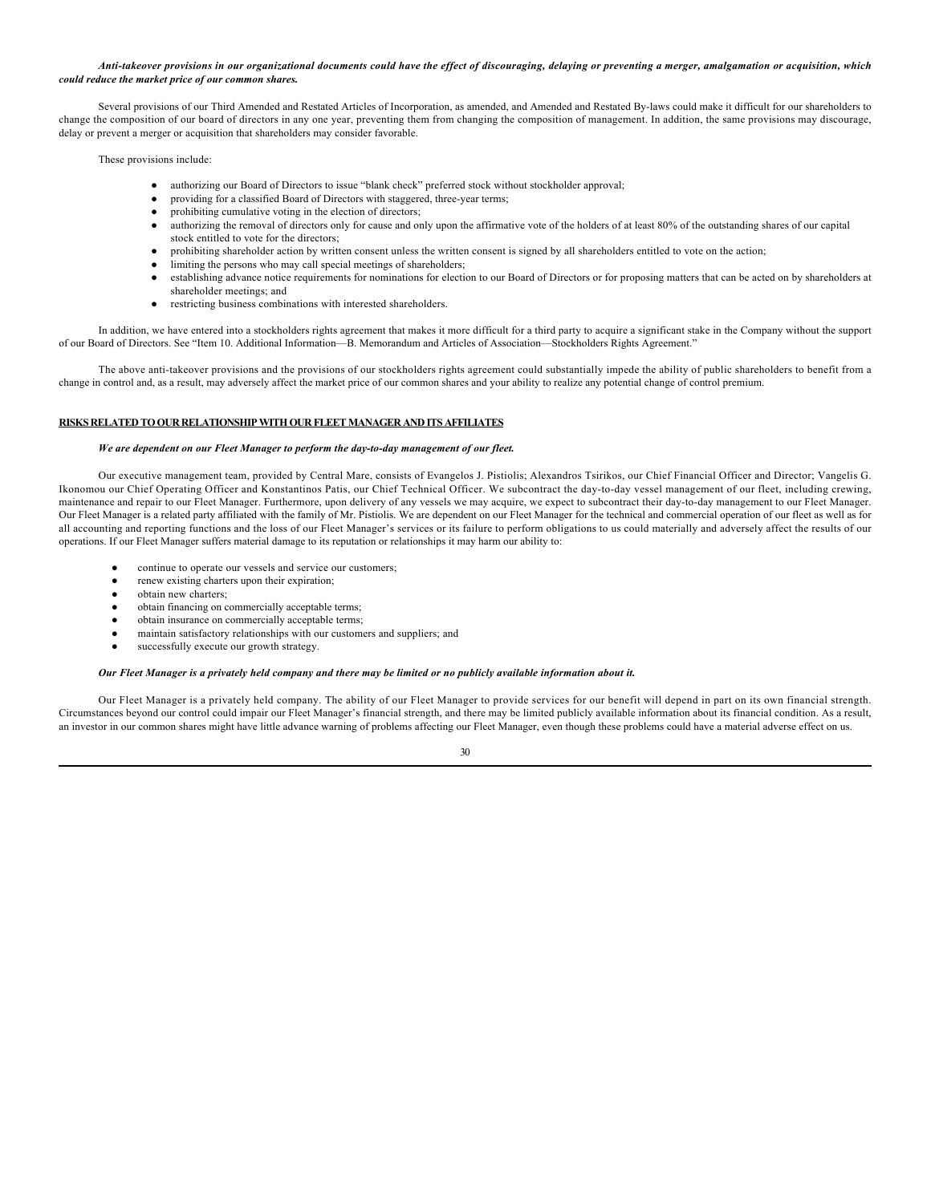***Anti-takeover provisions in our organizational documents could have the effect of discouraging, delaying or preventing a merger, amalgamation or acquisition, which could reduce the market price of our common shares.***

Several provisions of our Third Amended and Restated Articles of Incorporation, as amended, and Amended and Restated By-laws could make it difficult for our shareholders to change the composition of our board of directors in any one year, preventing them from changing the composition of management. In addition, the same provisions may discourage, delay or prevent a merger or acquisition that shareholders may consider favorable.

These provisions include:

- authorizing our Board of Directors to issue "blank check" preferred stock without stockholder approval;
- providing for a classified Board of Directors with staggered, three-year terms;
- prohibiting cumulative voting in the election of directors;
- authorizing the removal of directors only for cause and only upon the affirmative vote of the holders of at least 80% of the outstanding shares of our capital stock entitled to vote for the directors;
- prohibiting shareholder action by written consent unless the written consent is signed by all shareholders entitled to vote on the action;
- limiting the persons who may call special meetings of shareholders;
- establishing advance notice requirements for nominations for election to our Board of Directors or for proposing matters that can be acted on by shareholders at shareholder meetings; and
- restricting business combinations with interested shareholders.

In addition, we have entered into a stockholders rights agreement that makes it more difficult for a third party to acquire a significant stake in the Company without the support of our Board of Directors. See "Item 10. Additional Information—B. Memorandum and Articles of Association—Stockholders Rights Agreement."

The above anti-takeover provisions and the provisions of our stockholders rights agreement could substantially impede the ability of public shareholders to benefit from a change in control and, as a result, may adversely affect the market price of our common shares and your ability to realize any potential change of control premium.

## RISKS RELATED TO OUR RELATIONSHIP WITH OUR FLEET MANAGER AND ITS AFFILIATES

***We are dependent on our Fleet Manager to perform the day-to-day management of our fleet.***

Our executive management team, provided by Central Mare, consists of Evangelos J. Pistiolis; Alexandros Tsirikos, our Chief Financial Officer and Director; Vangelis G. Ikonomou our Chief Operating Officer and Konstantinos Patis, our Chief Technical Officer. We subcontract the day-to-day vessel management of our fleet, including crewing, maintenance and repair to our Fleet Manager. Furthermore, upon delivery of any vessels we may acquire, we expect to subcontract their day-to-day management to our Fleet Manager. Our Fleet Manager is a related party affiliated with the family of Mr. Pistiolis. We are dependent on our Fleet Manager for the technical and commercial operation of our fleet as well as for all accounting and reporting functions and the loss of our Fleet Manager's services or its failure to perform obligations to us could materially and adversely affect the results of our operations. If our Fleet Manager suffers material damage to its reputation or relationships it may harm our ability to:

- continue to operate our vessels and service our customers;
- renew existing charters upon their expiration;
- obtain new charters;
- obtain financing on commercially acceptable terms;
- obtain insurance on commercially acceptable terms;
- maintain satisfactory relationships with our customers and suppliers; and
- successfully execute our growth strategy.

***Our Fleet Manager is a privately held company and there may be limited or no publicly available information about it.***

Our Fleet Manager is a privately held company. The ability of our Fleet Manager to provide services for our benefit will depend in part on its own financial strength. Circumstances beyond our control could impair our Fleet Manager's financial strength, and there may be limited publicly available information about its financial condition. As a result, an investor in our common shares might have little advance warning of problems affecting our Fleet Manager, even though these problems could have a material adverse effect on us.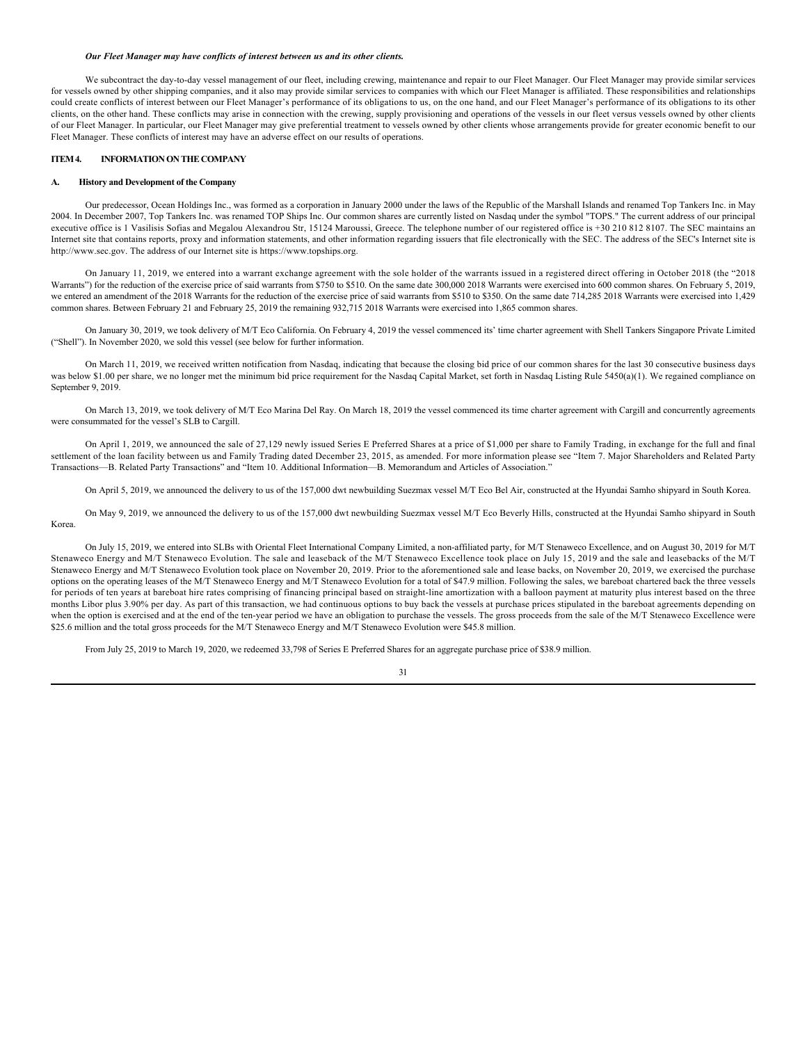***Our Fleet Manager may have conflicts of interest between us and its other clients.***

We subcontract the day-to-day vessel management of our fleet, including crewing, maintenance and repair to our Fleet Manager. Our Fleet Manager may provide similar services for vessels owned by other shipping companies, and it also may provide similar services to companies with which our Fleet Manager is affiliated. These responsibilities and relationships could create conflicts of interest between our Fleet Manager's performance of its obligations to us, on the one hand, and our Fleet Manager's performance of its obligations to its other clients, on the other hand. These conflicts may arise in connection with the crewing, supply provisioning and operations of the vessels in our fleet versus vessels owned by other clients of our Fleet Manager. In particular, our Fleet Manager may give preferential treatment to vessels owned by other clients whose arrangements provide for greater economic benefit to our Fleet Manager. These conflicts of interest may have an adverse effect on our results of operations.

## ITEM 4. INFORMATION ON THE COMPANY

### A. History and Development of the Company

Our predecessor, Ocean Holdings Inc., was formed as a corporation in January 2000 under the laws of the Republic of the Marshall Islands and renamed Top Tankers Inc. in May 2004. In December 2007, Top Tankers Inc. was renamed TOP Ships Inc. Our common shares are currently listed on Nasdaq under the symbol "TOPS." The current address of our principal executive office is 1 Vasilisis Sofias and Megalou Alexandrou Str, 15124 Maroussi, Greece. The telephone number of our registered office is +30 210 812 8107. The SEC maintains an Internet site that contains reports, proxy and information statements, and other information regarding issuers that file electronically with the SEC. The address of the SEC's Internet site is http://www.sec.gov. The address of our Internet site is https://www.topships.org.

On January 11, 2019, we entered into a warrant exchange agreement with the sole holder of the warrants issued in a registered direct offering in October 2018 (the "2018 Warrants") for the reduction of the exercise price of said warrants from $750 to $510. On the same date 300,000 2018 Warrants were exercised into 600 common shares. On February 5, 2019, we entered an amendment of the 2018 Warrants for the reduction of the exercise price of said warrants from $510 to $350. On the same date 714,285 2018 Warrants were exercised into 1,429 common shares. Between February 21 and February 25, 2019 the remaining 932,715 2018 Warrants were exercised into 1,865 common shares.

On January 30, 2019, we took delivery of M/T Eco California. On February 4, 2019 the vessel commenced its' time charter agreement with Shell Tankers Singapore Private Limited ("Shell"). In November 2020, we sold this vessel (see below for further information.

On March 11, 2019, we received written notification from Nasdaq, indicating that because the closing bid price of our common shares for the last 30 consecutive business days was below $1.00 per share, we no longer met the minimum bid price requirement for the Nasdaq Capital Market, set forth in Nasdaq Listing Rule 5450(a)(1). We regained compliance on September 9, 2019.

On March 13, 2019, we took delivery of M/T Eco Marina Del Ray. On March 18, 2019 the vessel commenced its time charter agreement with Cargill and concurrently agreements were consummated for the vessel's SLB to Cargill.

On April 1, 2019, we announced the sale of 27,129 newly issued Series E Preferred Shares at a price of $1,000 per share to Family Trading, in exchange for the full and final settlement of the loan facility between us and Family Trading dated December 23, 2015, as amended. For more information please see "Item 7. Major Shareholders and Related Party Transactions—B. Related Party Transactions" and "Item 10. Additional Information—B. Memorandum and Articles of Association."

On April 5, 2019, we announced the delivery to us of the 157,000 dwt newbuilding Suezmax vessel M/T Eco Bel Air, constructed at the Hyundai Samho shipyard in South Korea.

On May 9, 2019, we announced the delivery to us of the 157,000 dwt newbuilding Suezmax vessel M/T Eco Beverly Hills, constructed at the Hyundai Samho shipyard in South Korea.

On July 15, 2019, we entered into SLBs with Oriental Fleet International Company Limited, a non-affiliated party, for M/T Stenaweco Excellence, and on August 30, 2019 for M/T Stenaweco Energy and M/T Stenaweco Evolution. The sale and leaseback of the M/T Stenaweco Excellence took place on July 15, 2019 and the sale and leasebacks of the M/T Stenaweco Energy and M/T Stenaweco Evolution took place on November 20, 2019. Prior to the aforementioned sale and lease backs, on November 20, 2019, we exercised the purchase options on the operating leases of the M/T Stenaweco Energy and M/T Stenaweco Evolution for a total of $47.9 million. Following the sales, we bareboat chartered back the three vessels for periods of ten years at bareboat hire rates comprising of financing principal based on straight-line amortization with a balloon payment at maturity plus interest based on the three months Libor plus 3.90% per day. As part of this transaction, we had continuous options to buy back the vessels at purchase prices stipulated in the bareboat agreements depending on when the option is exercised and at the end of the ten-year period we have an obligation to purchase the vessels. The gross proceeds from the sale of the M/T Stenaweco Excellence were $25.6 million and the total gross proceeds for the M/T Stenaweco Energy and M/T Stenaweco Evolution were $45.8 million.

From July 25, 2019 to March 19, 2020, we redeemed 33,798 of Series E Preferred Shares for an aggregate purchase price of $38.9 million.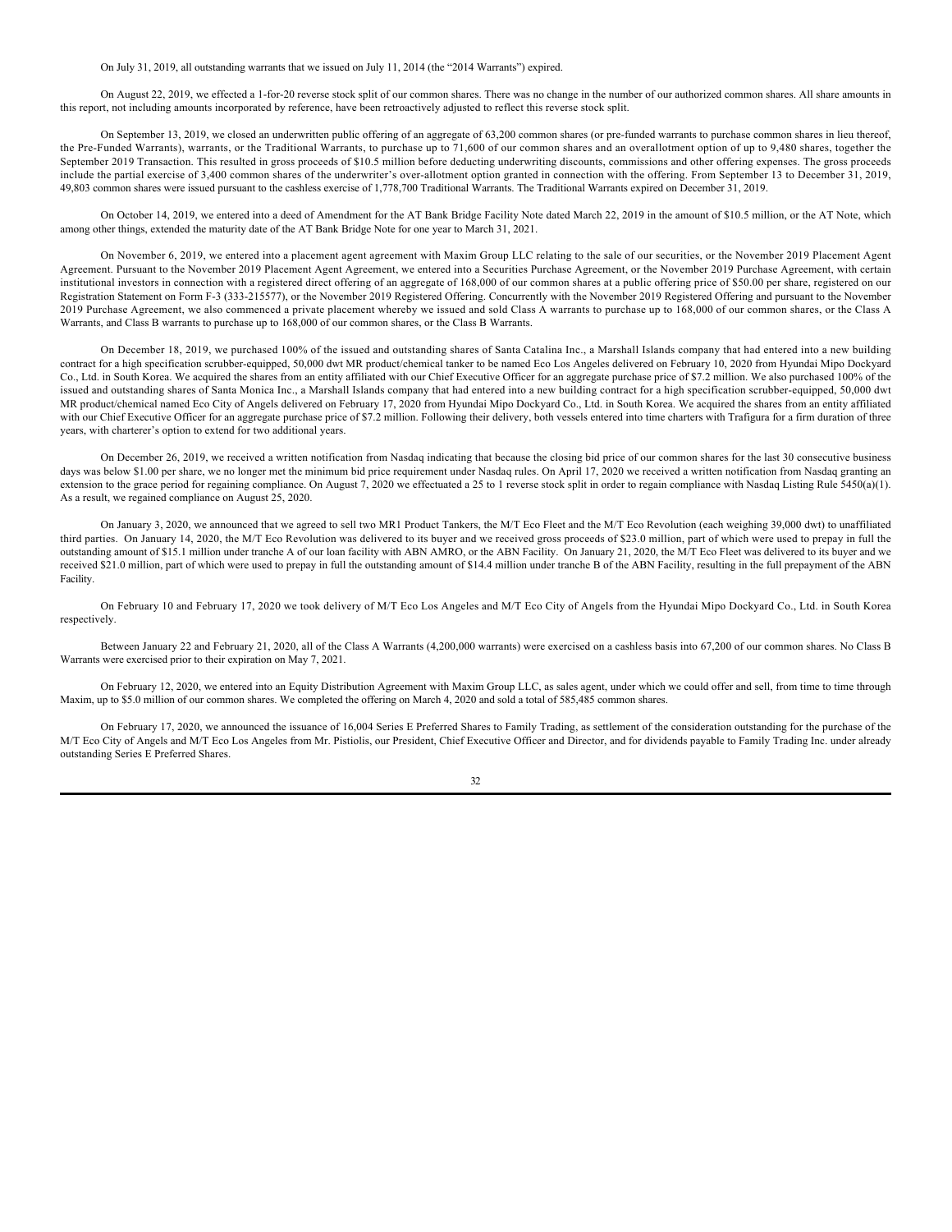On July 31, 2019, all outstanding warrants that we issued on July 11, 2014 (the "2014 Warrants") expired.

On August 22, 2019, we effected a 1-for-20 reverse stock split of our common shares. There was no change in the number of our authorized common shares. All share amounts in this report, not including amounts incorporated by reference, have been retroactively adjusted to reflect this reverse stock split.

On September 13, 2019, we closed an underwritten public offering of an aggregate of 63,200 common shares (or pre-funded warrants to purchase common shares in lieu thereof, the Pre-Funded Warrants), warrants, or the Traditional Warrants, to purchase up to 71,600 of our common shares and an overallotment option of up to 9,480 shares, together the September 2019 Transaction. This resulted in gross proceeds of $10.5 million before deducting underwriting discounts, commissions and other offering expenses. The gross proceeds include the partial exercise of 3,400 common shares of the underwriter's over-allotment option granted in connection with the offering. From September 13 to December 31, 2019, 49,803 common shares were issued pursuant to the cashless exercise of 1,778,700 Traditional Warrants. The Traditional Warrants expired on December 31, 2019.

On October 14, 2019, we entered into a deed of Amendment for the AT Bank Bridge Facility Note dated March 22, 2019 in the amount of $10.5 million, or the AT Note, which among other things, extended the maturity date of the AT Bank Bridge Note for one year to March 31, 2021.

On November 6, 2019, we entered into a placement agent agreement with Maxim Group LLC relating to the sale of our securities, or the November 2019 Placement Agent Agreement. Pursuant to the November 2019 Placement Agent Agreement, we entered into a Securities Purchase Agreement, or the November 2019 Purchase Agreement, with certain institutional investors in connection with a registered direct offering of an aggregate of 168,000 of our common shares at a public offering price of $50.00 per share, registered on our Registration Statement on Form F-3 (333-215577), or the November 2019 Registered Offering. Concurrently with the November 2019 Registered Offering and pursuant to the November 2019 Purchase Agreement, we also commenced a private placement whereby we issued and sold Class A warrants to purchase up to 168,000 of our common shares, or the Class A Warrants, and Class B warrants to purchase up to 168,000 of our common shares, or the Class B Warrants.

On December 18, 2019, we purchased 100% of the issued and outstanding shares of Santa Catalina Inc., a Marshall Islands company that had entered into a new building contract for a high specification scrubber-equipped, 50,000 dwt MR product/chemical tanker to be named Eco Los Angeles delivered on February 10, 2020 from Hyundai Mipo Dockyard Co., Ltd. in South Korea. We acquired the shares from an entity affiliated with our Chief Executive Officer for an aggregate purchase price of $7.2 million. We also purchased 100% of the issued and outstanding shares of Santa Monica Inc., a Marshall Islands company that had entered into a new building contract for a high specification scrubber-equipped, 50,000 dwt MR product/chemical named Eco City of Angels delivered on February 17, 2020 from Hyundai Mipo Dockyard Co., Ltd. in South Korea. We acquired the shares from an entity affiliated with our Chief Executive Officer for an aggregate purchase price of $7.2 million. Following their delivery, both vessels entered into time charters with Trafigura for a firm duration of three years, with charterer's option to extend for two additional years.

On December 26, 2019, we received a written notification from Nasdaq indicating that because the closing bid price of our common shares for the last 30 consecutive business days was below $1.00 per share, we no longer met the minimum bid price requirement under Nasdaq rules. On April 17, 2020 we received a written notification from Nasdaq granting an extension to the grace period for regaining compliance. On August 7, 2020 we effectuated a 25 to 1 reverse stock split in order to regain compliance with Nasdaq Listing Rule 5450(a)(1). As a result, we regained compliance on August 25, 2020.

On January 3, 2020, we announced that we agreed to sell two MR1 Product Tankers, the M/T Eco Fleet and the M/T Eco Revolution (each weighing 39,000 dwt) to unaffiliated third parties. On January 14, 2020, the M/T Eco Revolution was delivered to its buyer and we received gross proceeds of $23.0 million, part of which were used to prepay in full the outstanding amount of $15.1 million under tranche A of our loan facility with ABN AMRO, or the ABN Facility. On January 21, 2020, the M/T Eco Fleet was delivered to its buyer and we received $21.0 million, part of which were used to prepay in full the outstanding amount of $14.4 million under tranche B of the ABN Facility, resulting in the full prepayment of the ABN Facility.

On February 10 and February 17, 2020 we took delivery of M/T Eco Los Angeles and M/T Eco City of Angels from the Hyundai Mipo Dockyard Co., Ltd. in South Korea respectively.

Between January 22 and February 21, 2020, all of the Class A Warrants (4,200,000 warrants) were exercised on a cashless basis into 67,200 of our common shares. No Class B Warrants were exercised prior to their expiration on May 7, 2021.

On February 12, 2020, we entered into an Equity Distribution Agreement with Maxim Group LLC, as sales agent, under which we could offer and sell, from time to time through Maxim, up to $5.0 million of our common shares. We completed the offering on March 4, 2020 and sold a total of 585,485 common shares.

On February 17, 2020, we announced the issuance of 16,004 Series E Preferred Shares to Family Trading, as settlement of the consideration outstanding for the purchase of the M/T Eco City of Angels and M/T Eco Los Angeles from Mr. Pistiolis, our President, Chief Executive Officer and Director, and for dividends payable to Family Trading Inc. under already outstanding Series E Preferred Shares.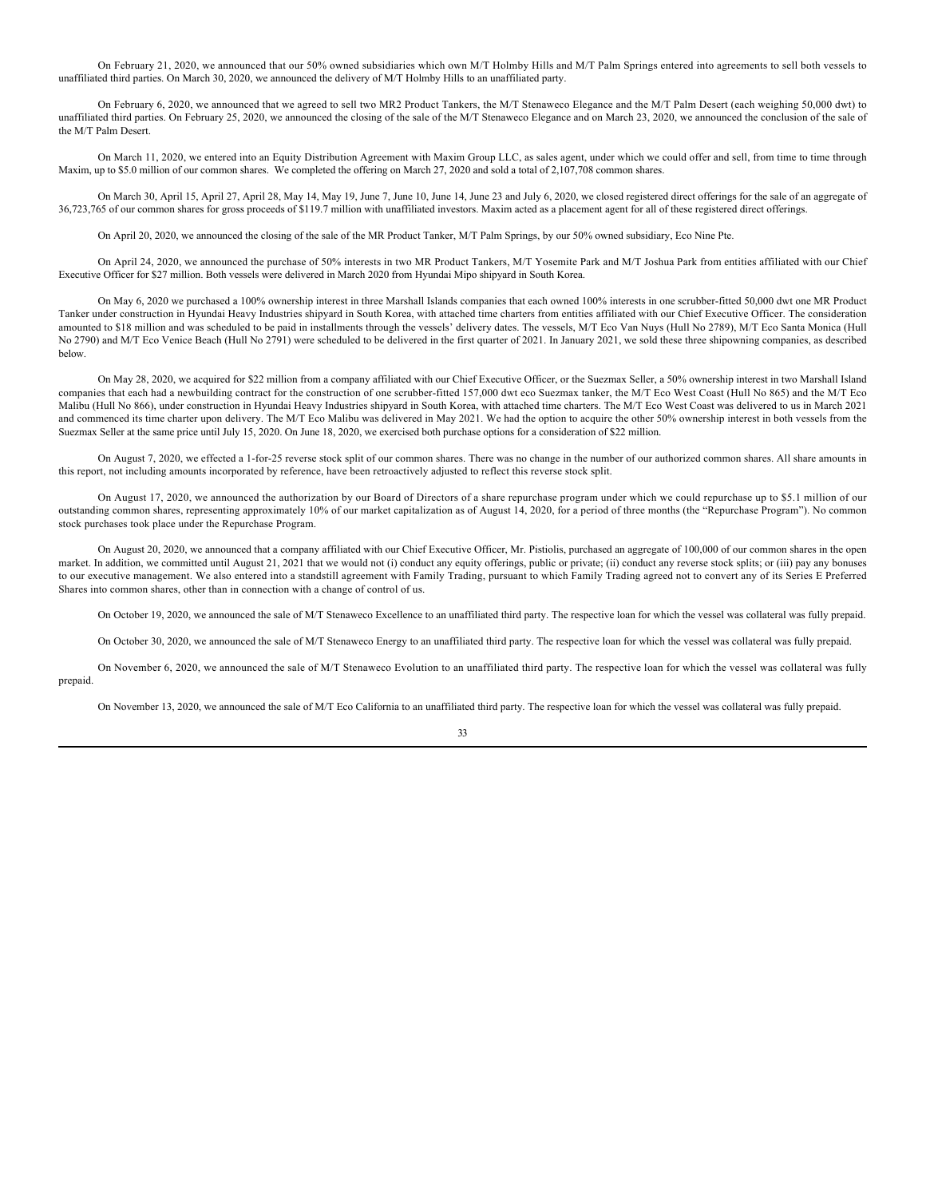On February 21, 2020, we announced that our 50% owned subsidiaries which own M/T Holmby Hills and M/T Palm Springs entered into agreements to sell both vessels to unaffiliated third parties. On March 30, 2020, we announced the delivery of M/T Holmby Hills to an unaffiliated party.

On February 6, 2020, we announced that we agreed to sell two MR2 Product Tankers, the M/T Stenaweco Elegance and the M/T Palm Desert (each weighing 50,000 dwt) to unaffiliated third parties. On February 25, 2020, we announced the closing of the sale of the M/T Stenaweco Elegance and on March 23, 2020, we announced the conclusion of the sale of the M/T Palm Desert.

On March 11, 2020, we entered into an Equity Distribution Agreement with Maxim Group LLC, as sales agent, under which we could offer and sell, from time to time through Maxim, up to $5.0 million of our common shares. We completed the offering on March 27, 2020 and sold a total of 2,107,708 common shares.

On March 30, April 15, April 27, April 28, May 14, May 19, June 7, June 10, June 14, June 23 and July 6, 2020, we closed registered direct offerings for the sale of an aggregate of 36,723,765 of our common shares for gross proceeds of $119.7 million with unaffiliated investors. Maxim acted as a placement agent for all of these registered direct offerings.

On April 20, 2020, we announced the closing of the sale of the MR Product Tanker, M/T Palm Springs, by our 50% owned subsidiary, Eco Nine Pte.

On April 24, 2020, we announced the purchase of 50% interests in two MR Product Tankers, M/T Yosemite Park and M/T Joshua Park from entities affiliated with our Chief Executive Officer for $27 million. Both vessels were delivered in March 2020 from Hyundai Mipo shipyard in South Korea.

On May 6, 2020 we purchased a 100% ownership interest in three Marshall Islands companies that each owned 100% interests in one scrubber-fitted 50,000 dwt one MR Product Tanker under construction in Hyundai Heavy Industries shipyard in South Korea, with attached time charters from entities affiliated with our Chief Executive Officer. The consideration amounted to $18 million and was scheduled to be paid in installments through the vessels' delivery dates. The vessels, M/T Eco Van Nuys (Hull No 2789), M/T Eco Santa Monica (Hull No 2790) and M/T Eco Venice Beach (Hull No 2791) were scheduled to be delivered in the first quarter of 2021. In January 2021, we sold these three shipowning companies, as described below.

On May 28, 2020, we acquired for $22 million from a company affiliated with our Chief Executive Officer, or the Suezmax Seller, a 50% ownership interest in two Marshall Island companies that each had a newbuilding contract for the construction of one scrubber-fitted 157,000 dwt eco Suezmax tanker, the M/T Eco West Coast (Hull No 865) and the M/T Eco Malibu (Hull No 866), under construction in Hyundai Heavy Industries shipyard in South Korea, with attached time charters. The M/T Eco West Coast was delivered to us in March 2021 and commenced its time charter upon delivery. The M/T Eco Malibu was delivered in May 2021. We had the option to acquire the other 50% ownership interest in both vessels from the Suezmax Seller at the same price until July 15, 2020. On June 18, 2020, we exercised both purchase options for a consideration of $22 million.

On August 7, 2020, we effected a 1-for-25 reverse stock split of our common shares. There was no change in the number of our authorized common shares. All share amounts in this report, not including amounts incorporated by reference, have been retroactively adjusted to reflect this reverse stock split.

On August 17, 2020, we announced the authorization by our Board of Directors of a share repurchase program under which we could repurchase up to $5.1 million of our outstanding common shares, representing approximately 10% of our market capitalization as of August 14, 2020, for a period of three months (the "Repurchase Program"). No common stock purchases took place under the Repurchase Program.

On August 20, 2020, we announced that a company affiliated with our Chief Executive Officer, Mr. Pistiolis, purchased an aggregate of 100,000 of our common shares in the open market. In addition, we committed until August 21, 2021 that we would not (i) conduct any equity offerings, public or private; (ii) conduct any reverse stock splits; or (iii) pay any bonuses to our executive management. We also entered into a standstill agreement with Family Trading, pursuant to which Family Trading agreed not to convert any of its Series E Preferred Shares into common shares, other than in connection with a change of control of us.

On October 19, 2020, we announced the sale of M/T Stenaweco Excellence to an unaffiliated third party. The respective loan for which the vessel was collateral was fully prepaid.

On October 30, 2020, we announced the sale of M/T Stenaweco Energy to an unaffiliated third party. The respective loan for which the vessel was collateral was fully prepaid.

On November 6, 2020, we announced the sale of M/T Stenaweco Evolution to an unaffiliated third party. The respective loan for which the vessel was collateral was fully prepaid.

On November 13, 2020, we announced the sale of M/T Eco California to an unaffiliated third party. The respective loan for which the vessel was collateral was fully prepaid.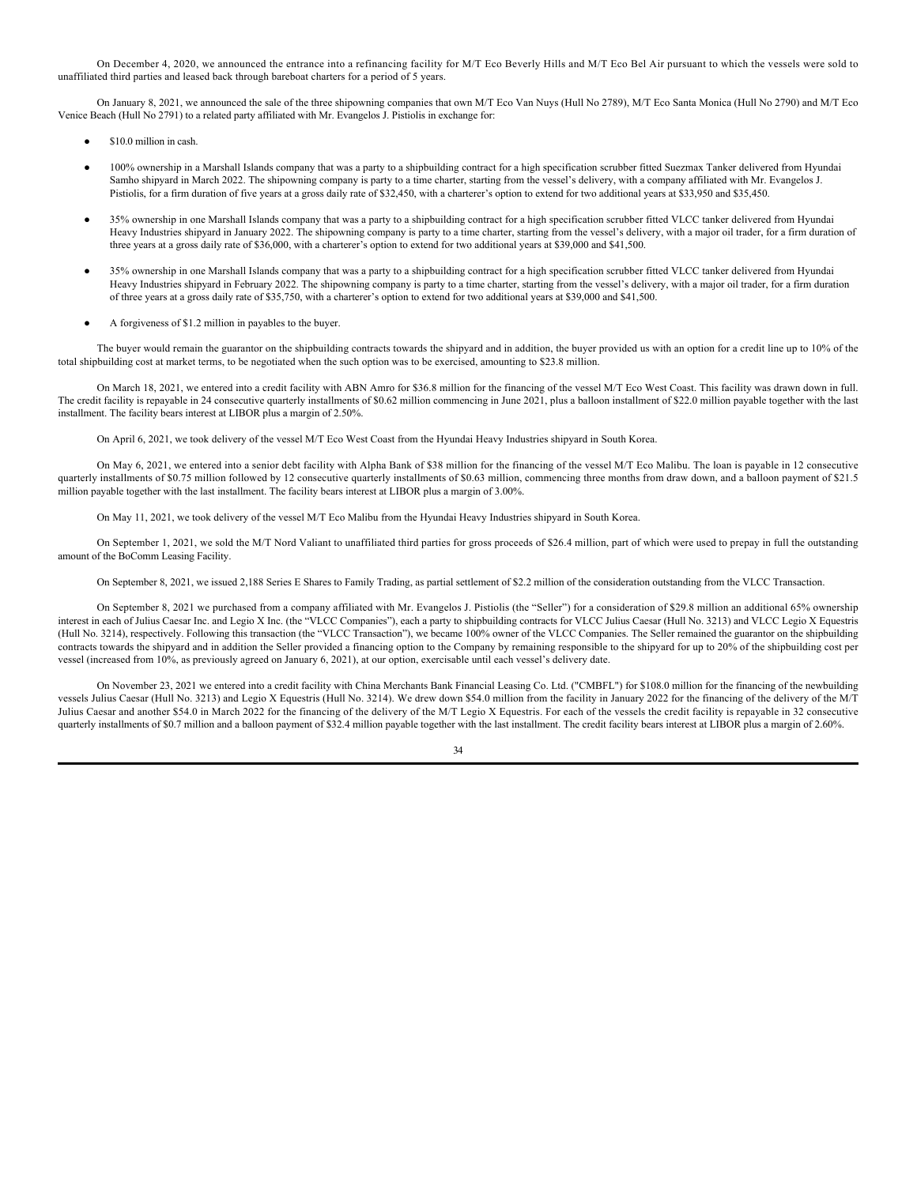On December 4, 2020, we announced the entrance into a refinancing facility for M/T Eco Beverly Hills and M/T Eco Bel Air pursuant to which the vessels were sold to unaffiliated third parties and leased back through bareboat charters for a period of 5 years.

On January 8, 2021, we announced the sale of the three shipowning companies that own M/T Eco Van Nuys (Hull No 2789), M/T Eco Santa Monica (Hull No 2790) and M/T Eco Venice Beach (Hull No 2791) to a related party affiliated with Mr. Evangelos J. Pistiolis in exchange for:

- $10.0 million in cash.
- 100% ownership in a Marshall Islands company that was a party to a shipbuilding contract for a high specification scrubber fitted Suezmax Tanker delivered from Hyundai Samho shipyard in March 2022. The shipowning company is party to a time charter, starting from the vessel's delivery, with a company affiliated with Mr. Evangelos J. Pistiolis, for a firm duration of five years at a gross daily rate of $32,450, with a charterer's option to extend for two additional years at $33,950 and $35,450.
- 35% ownership in one Marshall Islands company that was a party to a shipbuilding contract for a high specification scrubber fitted VLCC tanker delivered from Hyundai Heavy Industries shipyard in January 2022. The shipowning company is party to a time charter, starting from the vessel's delivery, with a major oil trader, for a firm duration of three years at a gross daily rate of $36,000, with a charterer's option to extend for two additional years at $39,000 and $41,500.
- 35% ownership in one Marshall Islands company that was a party to a shipbuilding contract for a high specification scrubber fitted VLCC tanker delivered from Hyundai Heavy Industries shipyard in February 2022. The shipowning company is party to a time charter, starting from the vessel's delivery, with a major oil trader, for a firm duration of three years at a gross daily rate of $35,750, with a charterer's option to extend for two additional years at $39,000 and $41,500.
- A forgiveness of $1.2 million in payables to the buyer.

The buyer would remain the guarantor on the shipbuilding contracts towards the shipyard and in addition, the buyer provided us with an option for a credit line up to 10% of the total shipbuilding cost at market terms, to be negotiated when the such option was to be exercised, amounting to $23.8 million.

On March 18, 2021, we entered into a credit facility with ABN Amro for $36.8 million for the financing of the vessel M/T Eco West Coast. This facility was drawn down in full. The credit facility is repayable in 24 consecutive quarterly installments of $0.62 million commencing in June 2021, plus a balloon installment of $22.0 million payable together with the last installment. The facility bears interest at LIBOR plus a margin of 2.50%.

On April 6, 2021, we took delivery of the vessel M/T Eco West Coast from the Hyundai Heavy Industries shipyard in South Korea.

On May 6, 2021, we entered into a senior debt facility with Alpha Bank of $38 million for the financing of the vessel M/T Eco Malibu. The loan is payable in 12 consecutive quarterly installments of $0.75 million followed by 12 consecutive quarterly installments of $0.63 million, commencing three months from draw down, and a balloon payment of $21.5 million payable together with the last installment. The facility bears interest at LIBOR plus a margin of 3.00%.

On May 11, 2021, we took delivery of the vessel M/T Eco Malibu from the Hyundai Heavy Industries shipyard in South Korea.

On September 1, 2021, we sold the M/T Nord Valiant to unaffiliated third parties for gross proceeds of $26.4 million, part of which were used to prepay in full the outstanding amount of the BoComm Leasing Facility.

On September 8, 2021, we issued 2,188 Series E Shares to Family Trading, as partial settlement of $2.2 million of the consideration outstanding from the VLCC Transaction.

On September 8, 2021 we purchased from a company affiliated with Mr. Evangelos J. Pistiolis (the "Seller") for a consideration of $29.8 million an additional 65% ownership interest in each of Julius Caesar Inc. and Legio X Inc. (the "VLCC Companies"), each a party to shipbuilding contracts for VLCC Julius Caesar (Hull No. 3213) and VLCC Legio X Equestris (Hull No. 3214), respectively. Following this transaction (the "VLCC Transaction"), we became 100% owner of the VLCC Companies. The Seller remained the guarantor on the shipbuilding contracts towards the shipyard and in addition the Seller provided a financing option to the Company by remaining responsible to the shipyard for up to 20% of the shipbuilding cost per vessel (increased from 10%, as previously agreed on January 6, 2021), at our option, exercisable until each vessel's delivery date.

On November 23, 2021 we entered into a credit facility with China Merchants Bank Financial Leasing Co. Ltd. ("CMBFL") for $108.0 million for the financing of the newbuilding vessels Julius Caesar (Hull No. 3213) and Legio X Equestris (Hull No. 3214). We drew down $54.0 million from the facility in January 2022 for the financing of the delivery of the M/T Julius Caesar and another $54.0 in March 2022 for the financing of the delivery of the M/T Legio X Equestris. For each of the vessels the credit facility is repayable in 32 consecutive quarterly installments of $0.7 million and a balloon payment of $32.4 million payable together with the last installment. The credit facility bears interest at LIBOR plus a margin of 2.60%.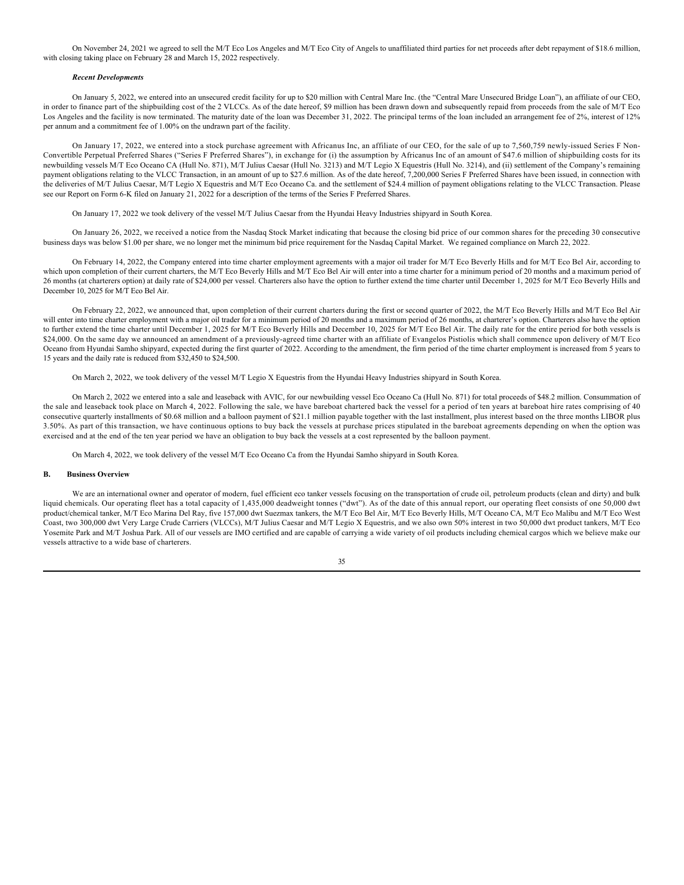On November 24, 2021 we agreed to sell the M/T Eco Los Angeles and M/T Eco City of Angels to unaffiliated third parties for net proceeds after debt repayment of $18.6 million, with closing taking place on February 28 and March 15, 2022 respectively.

***Recent Developments***

On January 5, 2022, we entered into an unsecured credit facility for up to $20 million with Central Mare Inc. (the "Central Mare Unsecured Bridge Loan"), an affiliate of our CEO, in order to finance part of the shipbuilding cost of the 2 VLCCs. As of the date hereof, $9 million has been drawn down and subsequently repaid from proceeds from the sale of M/T Eco Los Angeles and the facility is now terminated. The maturity date of the loan was December 31, 2022. The principal terms of the loan included an arrangement fee of 2%, interest of 12% per annum and a commitment fee of 1.00% on the undrawn part of the facility.

On January 17, 2022, we entered into a stock purchase agreement with Africanus Inc, an affiliate of our CEO, for the sale of up to 7,560,759 newly-issued Series F Non-Convertible Perpetual Preferred Shares ("Series F Preferred Shares"), in exchange for (i) the assumption by Africanus Inc of an amount of $47.6 million of shipbuilding costs for its newbuilding vessels M/T Eco Oceano CA (Hull No. 871), M/T Julius Caesar (Hull No. 3213) and M/T Legio X Equestris (Hull No. 3214), and (ii) settlement of the Company's remaining payment obligations relating to the VLCC Transaction, in an amount of up to $27.6 million. As of the date hereof, 7,200,000 Series F Preferred Shares have been issued, in connection with the deliveries of M/T Julius Caesar, M/T Legio X Equestris and M/T Eco Oceano Ca. and the settlement of $24.4 million of payment obligations relating to the VLCC Transaction. Please see our Report on Form 6-K filed on January 21, 2022 for a description of the terms of the Series F Preferred Shares.

On January 17, 2022 we took delivery of the vessel M/T Julius Caesar from the Hyundai Heavy Industries shipyard in South Korea.

On January 26, 2022, we received a notice from the Nasdaq Stock Market indicating that because the closing bid price of our common shares for the preceding 30 consecutive business days was below $1.00 per share, we no longer met the minimum bid price requirement for the Nasdaq Capital Market. We regained compliance on March 22, 2022.

On February 14, 2022, the Company entered into time charter employment agreements with a major oil trader for M/T Eco Beverly Hills and for M/T Eco Bel Air, according to which upon completion of their current charters, the M/T Eco Beverly Hills and M/T Eco Bel Air will enter into a time charter for a minimum period of 20 months and a maximum period of 26 months (at charterers option) at daily rate of $24,000 per vessel. Charterers also have the option to further extend the time charter until December 1, 2025 for M/T Eco Beverly Hills and December 10, 2025 for M/T Eco Bel Air.

On February 22, 2022, we announced that, upon completion of their current charters during the first or second quarter of 2022, the M/T Eco Beverly Hills and M/T Eco Bel Air will enter into time charter employment with a major oil trader for a minimum period of 20 months and a maximum period of 26 months, at charterer's option. Charterers also have the option to further extend the time charter until December 1, 2025 for M/T Eco Beverly Hills and December 10, 2025 for M/T Eco Bel Air. The daily rate for the entire period for both vessels is $24,000. On the same day we announced an amendment of a previously-agreed time charter with an affiliate of Evangelos Pistiolis which shall commence upon delivery of M/T Eco Oceano from Hyundai Samho shipyard, expected during the first quarter of 2022. According to the amendment, the firm period of the time charter employment is increased from 5 years to 15 years and the daily rate is reduced from $32,450 to $24,500.

On March 2, 2022, we took delivery of the vessel M/T Legio X Equestris from the Hyundai Heavy Industries shipyard in South Korea.

On March 2, 2022 we entered into a sale and leaseback with AVIC, for our newbuilding vessel Eco Oceano Ca (Hull No. 871) for total proceeds of $48.2 million. Consummation of the sale and leaseback took place on March 4, 2022. Following the sale, we have bareboat chartered back the vessel for a period of ten years at bareboat hire rates comprising of 40 consecutive quarterly installments of $0.68 million and a balloon payment of $21.1 million payable together with the last installment, plus interest based on the three months LIBOR plus 3.50%. As part of this transaction, we have continuous options to buy back the vessels at purchase prices stipulated in the bareboat agreements depending on when the option was exercised and at the end of the ten year period we have an obligation to buy back the vessels at a cost represented by the balloon payment.

On March 4, 2022, we took delivery of the vessel M/T Eco Oceano Ca from the Hyundai Samho shipyard in South Korea.

## B. Business Overview

We are an international owner and operator of modern, fuel efficient eco tanker vessels focusing on the transportation of crude oil, petroleum products (clean and dirty) and bulk liquid chemicals. Our operating fleet has a total capacity of 1,435,000 deadweight tonnes ("dwt"). As of the date of this annual report, our operating fleet consists of one 50,000 dwt product/chemical tanker, M/T Eco Marina Del Ray, five 157,000 dwt Suezmax tankers, the M/T Eco Bel Air, M/T Eco Beverly Hills, M/T Oceano CA, M/T Eco Malibu and M/T Eco West Coast, two 300,000 dwt Very Large Crude Carriers (VLCCs), M/T Julius Caesar and M/T Legio X Equestris, and we also own 50% interest in two 50,000 dwt product tankers, M/T Eco Yosemite Park and M/T Joshua Park. All of our vessels are IMO certified and are capable of carrying a wide variety of oil products including chemical cargos which we believe make our vessels attractive to a wide base of charterers.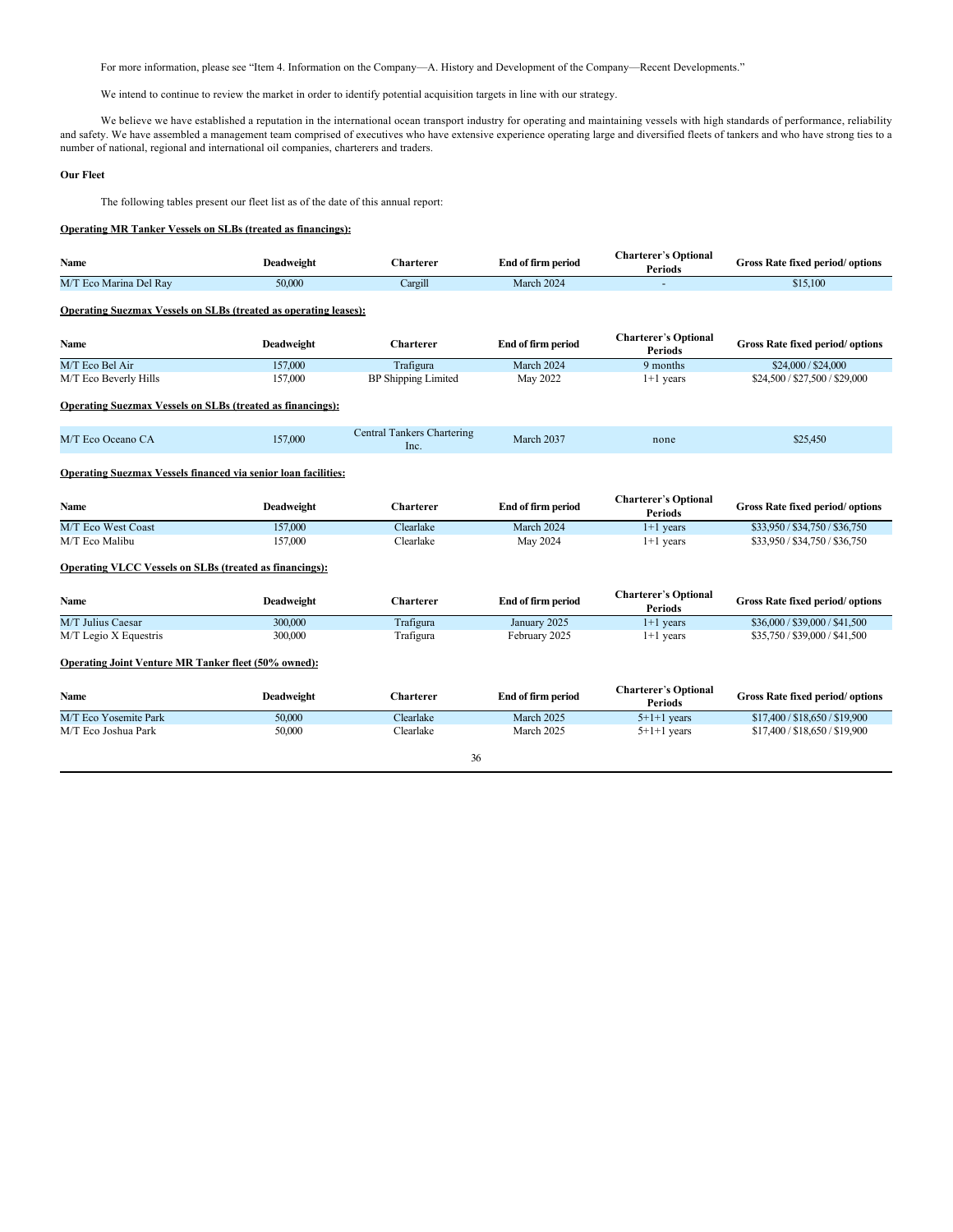For more information, please see "Item 4. Information on the Company—A. History and Development of the Company—Recent Developments."

We intend to continue to review the market in order to identify potential acquisition targets in line with our strategy.

We believe we have established a reputation in the international ocean transport industry for operating and maintaining vessels with high standards of performance, reliability and safety. We have assembled a management team comprised of executives who have extensive experience operating large and diversified fleets of tankers and who have strong ties to a number of national, regional and international oil companies, charterers and traders.

**Our Fleet**

The following tables present our fleet list as of the date of this annual report:

**Operating MR Tanker Vessels on SLBs (treated as financings):**

| Name | Deadweight | Charterer | End of firm period | Charterer's Optional Periods | Gross Rate fixed period/ options |
|---|---|---|---|---|---|
| M/T Eco Marina Del Ray | 50,000 | Cargill | March 2024 | - | $15,100 |

**Operating Suezmax Vessels on SLBs (treated as operating leases):**

| Name | Deadweight | Charterer | End of firm period | Charterer's Optional Periods | Gross Rate fixed period/ options |
|---|---|---|---|---|---|
| M/T Eco Bel Air | 157,000 | Trafigura | March 2024 | 9 months | $24,000 / $24,000 |
| M/T Eco Beverly Hills | 157,000 | BP Shipping Limited | May 2022 | 1+1 years | $24,500 / $27,500 / $29,000 |

**Operating Suezmax Vessels on SLBs (treated as financings):**

| Name | Deadweight | Charterer | End of firm period | Charterer's Optional Periods | Gross Rate fixed period/ options |
|---|---|---|---|---|---|
| M/T Eco Oceano CA | 157,000 | Central Tankers Chartering Inc. | March 2037 | none | $25,450 |

**Operating Suezmax Vessels financed via senior loan facilities:**

| Name | Deadweight | Charterer | End of firm period | Charterer's Optional Periods | Gross Rate fixed period/ options |
|---|---|---|---|---|---|
| M/T Eco West Coast | 157,000 | Clearlake | March 2024 | 1+1 years | $33,950 / $34,750 / $36,750 |
| M/T Eco Malibu | 157,000 | Clearlake | May 2024 | 1+1 years | $33,950 / $34,750 / $36,750 |

**Operating VLCC Vessels on SLBs (treated as financings):**

| Name | Deadweight | Charterer | End of firm period | Charterer's Optional Periods | Gross Rate fixed period/ options |
|---|---|---|---|---|---|
| M/T Julius Caesar | 300,000 | Trafigura | January 2025 | 1+1 years | $36,000 / $39,000 / $41,500 |
| M/T Legio X Equestris | 300,000 | Trafigura | February 2025 | 1+1 years | $35,750 / $39,000 / $41,500 |

**Operating Joint Venture MR Tanker fleet (50% owned):**

| Name | Deadweight | Charterer | End of firm period | Charterer's Optional Periods | Gross Rate fixed period/ options |
|---|---|---|---|---|---|
| M/T Eco Yosemite Park | 50,000 | Clearlake | March 2025 | 5+1+1 years | $17,400 / $18,650 / $19,900 |
| M/T Eco Joshua Park | 50,000 | Clearlake | March 2025 | 5+1+1 years | $17,400 / $18,650 / $19,900 |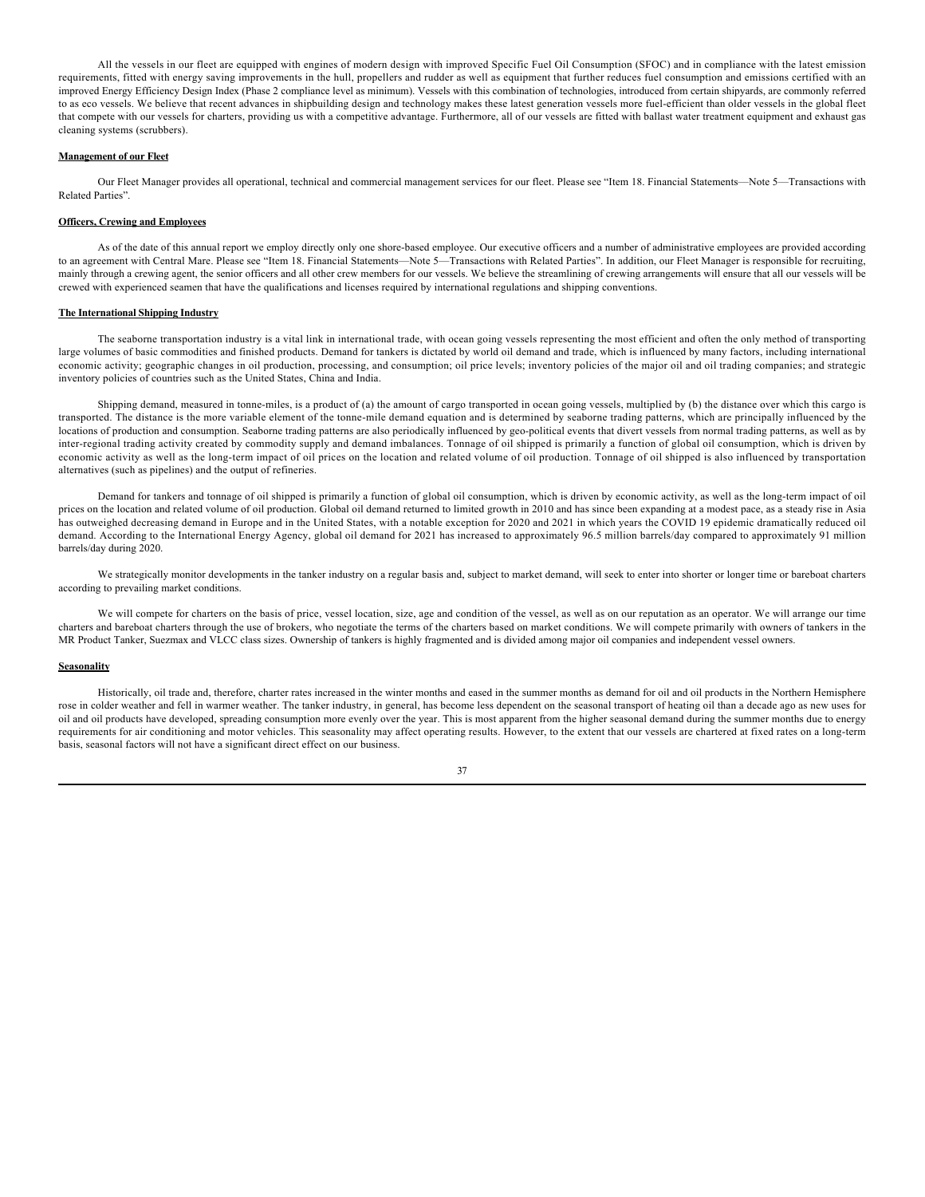All the vessels in our fleet are equipped with engines of modern design with improved Specific Fuel Oil Consumption (SFOC) and in compliance with the latest emission requirements, fitted with energy saving improvements in the hull, propellers and rudder as well as equipment that further reduces fuel consumption and emissions certified with an improved Energy Efficiency Design Index (Phase 2 compliance level as minimum). Vessels with this combination of technologies, introduced from certain shipyards, are commonly referred to as eco vessels. We believe that recent advances in shipbuilding design and technology makes these latest generation vessels more fuel-efficient than older vessels in the global fleet that compete with our vessels for charters, providing us with a competitive advantage. Furthermore, all of our vessels are fitted with ballast water treatment equipment and exhaust gas cleaning systems (scrubbers).

**Management of our Fleet**

Our Fleet Manager provides all operational, technical and commercial management services for our fleet. Please see "Item 18. Financial Statements—Note 5—Transactions with Related Parties".

**Officers, Crewing and Employees**

As of the date of this annual report we employ directly only one shore-based employee. Our executive officers and a number of administrative employees are provided according to an agreement with Central Mare. Please see "Item 18. Financial Statements—Note 5—Transactions with Related Parties". In addition, our Fleet Manager is responsible for recruiting, mainly through a crewing agent, the senior officers and all other crew members for our vessels. We believe the streamlining of crewing arrangements will ensure that all our vessels will be crewed with experienced seamen that have the qualifications and licenses required by international regulations and shipping conventions.

**The International Shipping Industry**

The seaborne transportation industry is a vital link in international trade, with ocean going vessels representing the most efficient and often the only method of transporting large volumes of basic commodities and finished products. Demand for tankers is dictated by world oil demand and trade, which is influenced by many factors, including international economic activity; geographic changes in oil production, processing, and consumption; oil price levels; inventory policies of the major oil and oil trading companies; and strategic inventory policies of countries such as the United States, China and India.

Shipping demand, measured in tonne-miles, is a product of (a) the amount of cargo transported in ocean going vessels, multiplied by (b) the distance over which this cargo is transported. The distance is the more variable element of the tonne-mile demand equation and is determined by seaborne trading patterns, which are principally influenced by the locations of production and consumption. Seaborne trading patterns are also periodically influenced by geo-political events that divert vessels from normal trading patterns, as well as by inter-regional trading activity created by commodity supply and demand imbalances. Tonnage of oil shipped is primarily a function of global oil consumption, which is driven by economic activity as well as the long-term impact of oil prices on the location and related volume of oil production. Tonnage of oil shipped is also influenced by transportation alternatives (such as pipelines) and the output of refineries.

Demand for tankers and tonnage of oil shipped is primarily a function of global oil consumption, which is driven by economic activity, as well as the long-term impact of oil prices on the location and related volume of oil production. Global oil demand returned to limited growth in 2010 and has since been expanding at a modest pace, as a steady rise in Asia has outweighed decreasing demand in Europe and in the United States, with a notable exception for 2020 and 2021 in which years the COVID 19 epidemic dramatically reduced oil demand. According to the International Energy Agency, global oil demand for 2021 has increased to approximately 96.5 million barrels/day compared to approximately 91 million barrels/day during 2020.

We strategically monitor developments in the tanker industry on a regular basis and, subject to market demand, will seek to enter into shorter or longer time or bareboat charters according to prevailing market conditions.

We will compete for charters on the basis of price, vessel location, size, age and condition of the vessel, as well as on our reputation as an operator. We will arrange our time charters and bareboat charters through the use of brokers, who negotiate the terms of the charters based on market conditions. We will compete primarily with owners of tankers in the MR Product Tanker, Suezmax and VLCC class sizes. Ownership of tankers is highly fragmented and is divided among major oil companies and independent vessel owners.

**Seasonality**

Historically, oil trade and, therefore, charter rates increased in the winter months and eased in the summer months as demand for oil and oil products in the Northern Hemisphere rose in colder weather and fell in warmer weather. The tanker industry, in general, has become less dependent on the seasonal transport of heating oil than a decade ago as new uses for oil and oil products have developed, spreading consumption more evenly over the year. This is most apparent from the higher seasonal demand during the summer months due to energy requirements for air conditioning and motor vehicles. This seasonality may affect operating results. However, to the extent that our vessels are chartered at fixed rates on a long-term basis, seasonal factors will not have a significant direct effect on our business.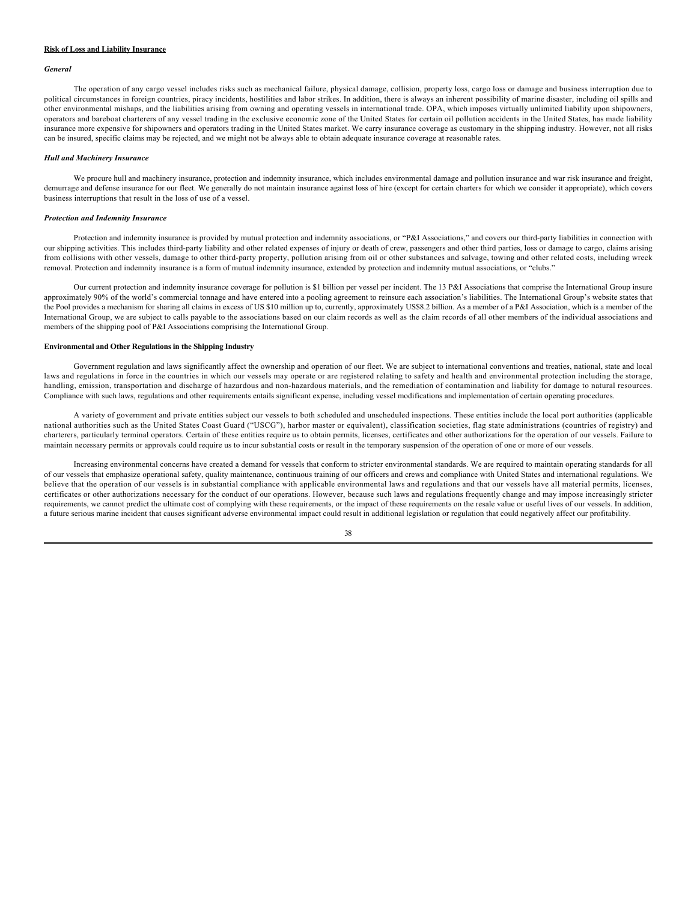**Risk of Loss and Liability Insurance**

***General***

The operation of any cargo vessel includes risks such as mechanical failure, physical damage, collision, property loss, cargo loss or damage and business interruption due to political circumstances in foreign countries, piracy incidents, hostilities and labor strikes. In addition, there is always an inherent possibility of marine disaster, including oil spills and other environmental mishaps, and the liabilities arising from owning and operating vessels in international trade. OPA, which imposes virtually unlimited liability upon shipowners, operators and bareboat charterers of any vessel trading in the exclusive economic zone of the United States for certain oil pollution accidents in the United States, has made liability insurance more expensive for shipowners and operators trading in the United States market. We carry insurance coverage as customary in the shipping industry. However, not all risks can be insured, specific claims may be rejected, and we might not be always able to obtain adequate insurance coverage at reasonable rates.

***Hull and Machinery Insurance***

We procure hull and machinery insurance, protection and indemnity insurance, which includes environmental damage and pollution insurance and war risk insurance and freight, demurrage and defense insurance for our fleet. We generally do not maintain insurance against loss of hire (except for certain charters for which we consider it appropriate), which covers business interruptions that result in the loss of use of a vessel.

***Protection and Indemnity Insurance***

Protection and indemnity insurance is provided by mutual protection and indemnity associations, or "P&I Associations," and covers our third-party liabilities in connection with our shipping activities. This includes third-party liability and other related expenses of injury or death of crew, passengers and other third parties, loss or damage to cargo, claims arising from collisions with other vessels, damage to other third-party property, pollution arising from oil or other substances and salvage, towing and other related costs, including wreck removal. Protection and indemnity insurance is a form of mutual indemnity insurance, extended by protection and indemnity mutual associations, or "clubs."

Our current protection and indemnity insurance coverage for pollution is $1 billion per vessel per incident. The 13 P&I Associations that comprise the International Group insure approximately 90% of the world's commercial tonnage and have entered into a pooling agreement to reinsure each association's liabilities. The International Group's website states that the Pool provides a mechanism for sharing all claims in excess of US $10 million up to, currently, approximately US$8.2 billion. As a member of a P&I Association, which is a member of the International Group, we are subject to calls payable to the associations based on our claim records as well as the claim records of all other members of the individual associations and members of the shipping pool of P&I Associations comprising the International Group.

**Environmental and Other Regulations in the Shipping Industry**

Government regulation and laws significantly affect the ownership and operation of our fleet. We are subject to international conventions and treaties, national, state and local laws and regulations in force in the countries in which our vessels may operate or are registered relating to safety and health and environmental protection including the storage, handling, emission, transportation and discharge of hazardous and non-hazardous materials, and the remediation of contamination and liability for damage to natural resources. Compliance with such laws, regulations and other requirements entails significant expense, including vessel modifications and implementation of certain operating procedures.

A variety of government and private entities subject our vessels to both scheduled and unscheduled inspections. These entities include the local port authorities (applicable national authorities such as the United States Coast Guard ("USCG"), harbor master or equivalent), classification societies, flag state administrations (countries of registry) and charterers, particularly terminal operators. Certain of these entities require us to obtain permits, licenses, certificates and other authorizations for the operation of our vessels. Failure to maintain necessary permits or approvals could require us to incur substantial costs or result in the temporary suspension of the operation of one or more of our vessels.

Increasing environmental concerns have created a demand for vessels that conform to stricter environmental standards. We are required to maintain operating standards for all of our vessels that emphasize operational safety, quality maintenance, continuous training of our officers and crews and compliance with United States and international regulations. We believe that the operation of our vessels is in substantial compliance with applicable environmental laws and regulations and that our vessels have all material permits, licenses, certificates or other authorizations necessary for the conduct of our operations. However, because such laws and regulations frequently change and may impose increasingly stricter requirements, we cannot predict the ultimate cost of complying with these requirements, or the impact of these requirements on the resale value or useful lives of our vessels. In addition, a future serious marine incident that causes significant adverse environmental impact could result in additional legislation or regulation that could negatively affect our profitability.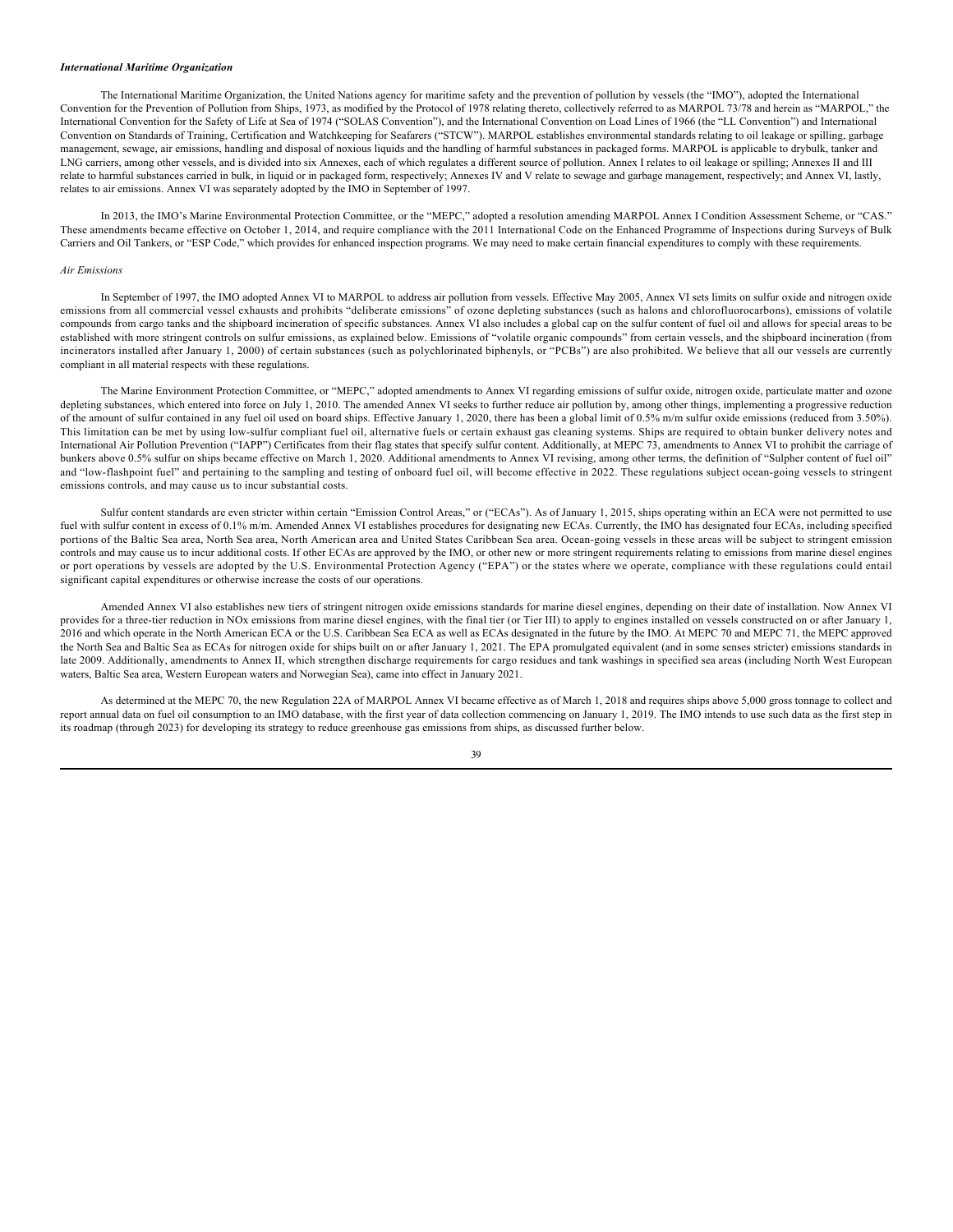***International Maritime Organization***

The International Maritime Organization, the United Nations agency for maritime safety and the prevention of pollution by vessels (the "IMO"), adopted the International Convention for the Prevention of Pollution from Ships, 1973, as modified by the Protocol of 1978 relating thereto, collectively referred to as MARPOL 73/78 and herein as "MARPOL," the International Convention for the Safety of Life at Sea of 1974 ("SOLAS Convention"), and the International Convention on Load Lines of 1966 (the "LL Convention") and International Convention on Standards of Training, Certification and Watchkeeping for Seafarers ("STCW"). MARPOL establishes environmental standards relating to oil leakage or spilling, garbage management, sewage, air emissions, handling and disposal of noxious liquids and the handling of harmful substances in packaged forms. MARPOL is applicable to drybulk, tanker and LNG carriers, among other vessels, and is divided into six Annexes, each of which regulates a different source of pollution. Annex I relates to oil leakage or spilling; Annexes II and III relate to harmful substances carried in bulk, in liquid or in packaged form, respectively; Annexes IV and V relate to sewage and garbage management, respectively; and Annex VI, lastly, relates to air emissions. Annex VI was separately adopted by the IMO in September of 1997.

In 2013, the IMO's Marine Environmental Protection Committee, or the "MEPC," adopted a resolution amending MARPOL Annex I Condition Assessment Scheme, or "CAS." These amendments became effective on October 1, 2014, and require compliance with the 2011 International Code on the Enhanced Programme of Inspections during Surveys of Bulk Carriers and Oil Tankers, or "ESP Code," which provides for enhanced inspection programs. We may need to make certain financial expenditures to comply with these requirements.

*Air Emissions*

In September of 1997, the IMO adopted Annex VI to MARPOL to address air pollution from vessels. Effective May 2005, Annex VI sets limits on sulfur oxide and nitrogen oxide emissions from all commercial vessel exhausts and prohibits "deliberate emissions" of ozone depleting substances (such as halons and chlorofluorocarbons), emissions of volatile compounds from cargo tanks and the shipboard incineration of specific substances. Annex VI also includes a global cap on the sulfur content of fuel oil and allows for special areas to be established with more stringent controls on sulfur emissions, as explained below. Emissions of "volatile organic compounds" from certain vessels, and the shipboard incineration (from incinerators installed after January 1, 2000) of certain substances (such as polychlorinated biphenyls, or "PCBs") are also prohibited. We believe that all our vessels are currently compliant in all material respects with these regulations.

The Marine Environment Protection Committee, or "MEPC," adopted amendments to Annex VI regarding emissions of sulfur oxide, nitrogen oxide, particulate matter and ozone depleting substances, which entered into force on July 1, 2010. The amended Annex VI seeks to further reduce air pollution by, among other things, implementing a progressive reduction of the amount of sulfur contained in any fuel oil used on board ships. Effective January 1, 2020, there has been a global limit of 0.5% m/m sulfur oxide emissions (reduced from 3.50%). This limitation can be met by using low-sulfur compliant fuel oil, alternative fuels or certain exhaust gas cleaning systems. Ships are required to obtain bunker delivery notes and International Air Pollution Prevention ("IAPP") Certificates from their flag states that specify sulfur content. Additionally, at MEPC 73, amendments to Annex VI to prohibit the carriage of bunkers above 0.5% sulfur on ships became effective on March 1, 2020. Additional amendments to Annex VI revising, among other terms, the definition of "Sulpher content of fuel oil" and "low-flashpoint fuel" and pertaining to the sampling and testing of onboard fuel oil, will become effective in 2022. These regulations subject ocean-going vessels to stringent emissions controls, and may cause us to incur substantial costs.

Sulfur content standards are even stricter within certain "Emission Control Areas," or ("ECAs"). As of January 1, 2015, ships operating within an ECA were not permitted to use fuel with sulfur content in excess of 0.1% m/m. Amended Annex VI establishes procedures for designating new ECAs. Currently, the IMO has designated four ECAs, including specified portions of the Baltic Sea area, North Sea area, North American area and United States Caribbean Sea area. Ocean-going vessels in these areas will be subject to stringent emission controls and may cause us to incur additional costs. If other ECAs are approved by the IMO, or other new or more stringent requirements relating to emissions from marine diesel engines or port operations by vessels are adopted by the U.S. Environmental Protection Agency ("EPA") or the states where we operate, compliance with these regulations could entail significant capital expenditures or otherwise increase the costs of our operations.

Amended Annex VI also establishes new tiers of stringent nitrogen oxide emissions standards for marine diesel engines, depending on their date of installation. Now Annex VI provides for a three-tier reduction in NOx emissions from marine diesel engines, with the final tier (or Tier III) to apply to engines installed on vessels constructed on or after January 1, 2016 and which operate in the North American ECA or the U.S. Caribbean Sea ECA as well as ECAs designated in the future by the IMO. At MEPC 70 and MEPC 71, the MEPC approved the North Sea and Baltic Sea as ECAs for nitrogen oxide for ships built on or after January 1, 2021. The EPA promulgated equivalent (and in some senses stricter) emissions standards in late 2009. Additionally, amendments to Annex II, which strengthen discharge requirements for cargo residues and tank washings in specified sea areas (including North West European waters, Baltic Sea area, Western European waters and Norwegian Sea), came into effect in January 2021.

As determined at the MEPC 70, the new Regulation 22A of MARPOL Annex VI became effective as of March 1, 2018 and requires ships above 5,000 gross tonnage to collect and report annual data on fuel oil consumption to an IMO database, with the first year of data collection commencing on January 1, 2019. The IMO intends to use such data as the first step in its roadmap (through 2023) for developing its strategy to reduce greenhouse gas emissions from ships, as discussed further below.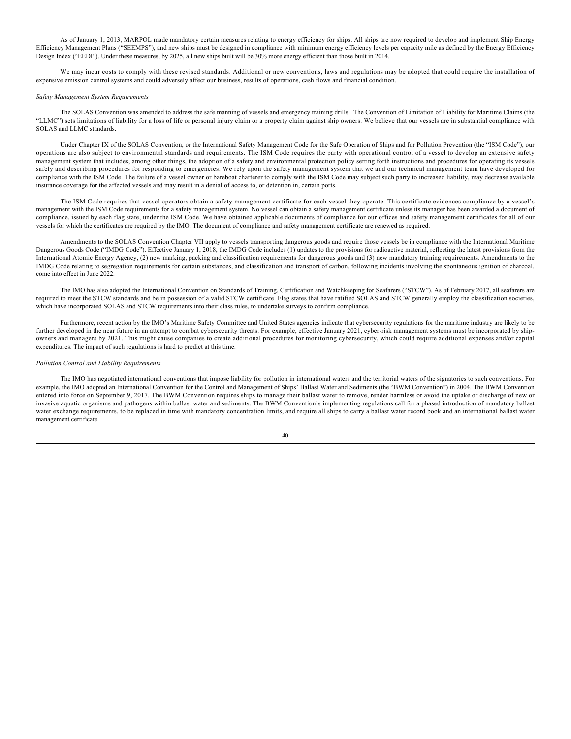As of January 1, 2013, MARPOL made mandatory certain measures relating to energy efficiency for ships. All ships are now required to develop and implement Ship Energy Efficiency Management Plans ("SEEMPS"), and new ships must be designed in compliance with minimum energy efficiency levels per capacity mile as defined by the Energy Efficiency Design Index ("EEDI"). Under these measures, by 2025, all new ships built will be 30% more energy efficient than those built in 2014.

We may incur costs to comply with these revised standards. Additional or new conventions, laws and regulations may be adopted that could require the installation of expensive emission control systems and could adversely affect our business, results of operations, cash flows and financial condition.

*Safety Management System Requirements*

The SOLAS Convention was amended to address the safe manning of vessels and emergency training drills. The Convention of Limitation of Liability for Maritime Claims (the "LLMC") sets limitations of liability for a loss of life or personal injury claim or a property claim against ship owners. We believe that our vessels are in substantial compliance with SOLAS and LLMC standards.

Under Chapter IX of the SOLAS Convention, or the International Safety Management Code for the Safe Operation of Ships and for Pollution Prevention (the "ISM Code"), our operations are also subject to environmental standards and requirements. The ISM Code requires the party with operational control of a vessel to develop an extensive safety management system that includes, among other things, the adoption of a safety and environmental protection policy setting forth instructions and procedures for operating its vessels safely and describing procedures for responding to emergencies. We rely upon the safety management system that we and our technical management team have developed for compliance with the ISM Code. The failure of a vessel owner or bareboat charterer to comply with the ISM Code may subject such party to increased liability, may decrease available insurance coverage for the affected vessels and may result in a denial of access to, or detention in, certain ports.

The ISM Code requires that vessel operators obtain a safety management certificate for each vessel they operate. This certificate evidences compliance by a vessel's management with the ISM Code requirements for a safety management system. No vessel can obtain a safety management certificate unless its manager has been awarded a document of compliance, issued by each flag state, under the ISM Code. We have obtained applicable documents of compliance for our offices and safety management certificates for all of our vessels for which the certificates are required by the IMO. The document of compliance and safety management certificate are renewed as required.

Amendments to the SOLAS Convention Chapter VII apply to vessels transporting dangerous goods and require those vessels be in compliance with the International Maritime Dangerous Goods Code ("IMDG Code"). Effective January 1, 2018, the IMDG Code includes (1) updates to the provisions for radioactive material, reflecting the latest provisions from the International Atomic Energy Agency, (2) new marking, packing and classification requirements for dangerous goods and (3) new mandatory training requirements. Amendments to the IMDG Code relating to segregation requirements for certain substances, and classification and transport of carbon, following incidents involving the spontaneous ignition of charcoal, come into effect in June 2022.

The IMO has also adopted the International Convention on Standards of Training, Certification and Watchkeeping for Seafarers ("STCW"). As of February 2017, all seafarers are required to meet the STCW standards and be in possession of a valid STCW certificate. Flag states that have ratified SOLAS and STCW generally employ the classification societies, which have incorporated SOLAS and STCW requirements into their class rules, to undertake surveys to confirm compliance.

Furthermore, recent action by the IMO's Maritime Safety Committee and United States agencies indicate that cybersecurity regulations for the maritime industry are likely to be further developed in the near future in an attempt to combat cybersecurity threats. For example, effective January 2021, cyber-risk management systems must be incorporated by ship-owners and managers by 2021. This might cause companies to create additional procedures for monitoring cybersecurity, which could require additional expenses and/or capital expenditures. The impact of such regulations is hard to predict at this time.

*Pollution Control and Liability Requirements*

The IMO has negotiated international conventions that impose liability for pollution in international waters and the territorial waters of the signatories to such conventions. For example, the IMO adopted an International Convention for the Control and Management of Ships' Ballast Water and Sediments (the "BWM Convention") in 2004. The BWM Convention entered into force on September 9, 2017. The BWM Convention requires ships to manage their ballast water to remove, render harmless or avoid the uptake or discharge of new or invasive aquatic organisms and pathogens within ballast water and sediments. The BWM Convention's implementing regulations call for a phased introduction of mandatory ballast water exchange requirements, to be replaced in time with mandatory concentration limits, and require all ships to carry a ballast water record book and an international ballast water management certificate.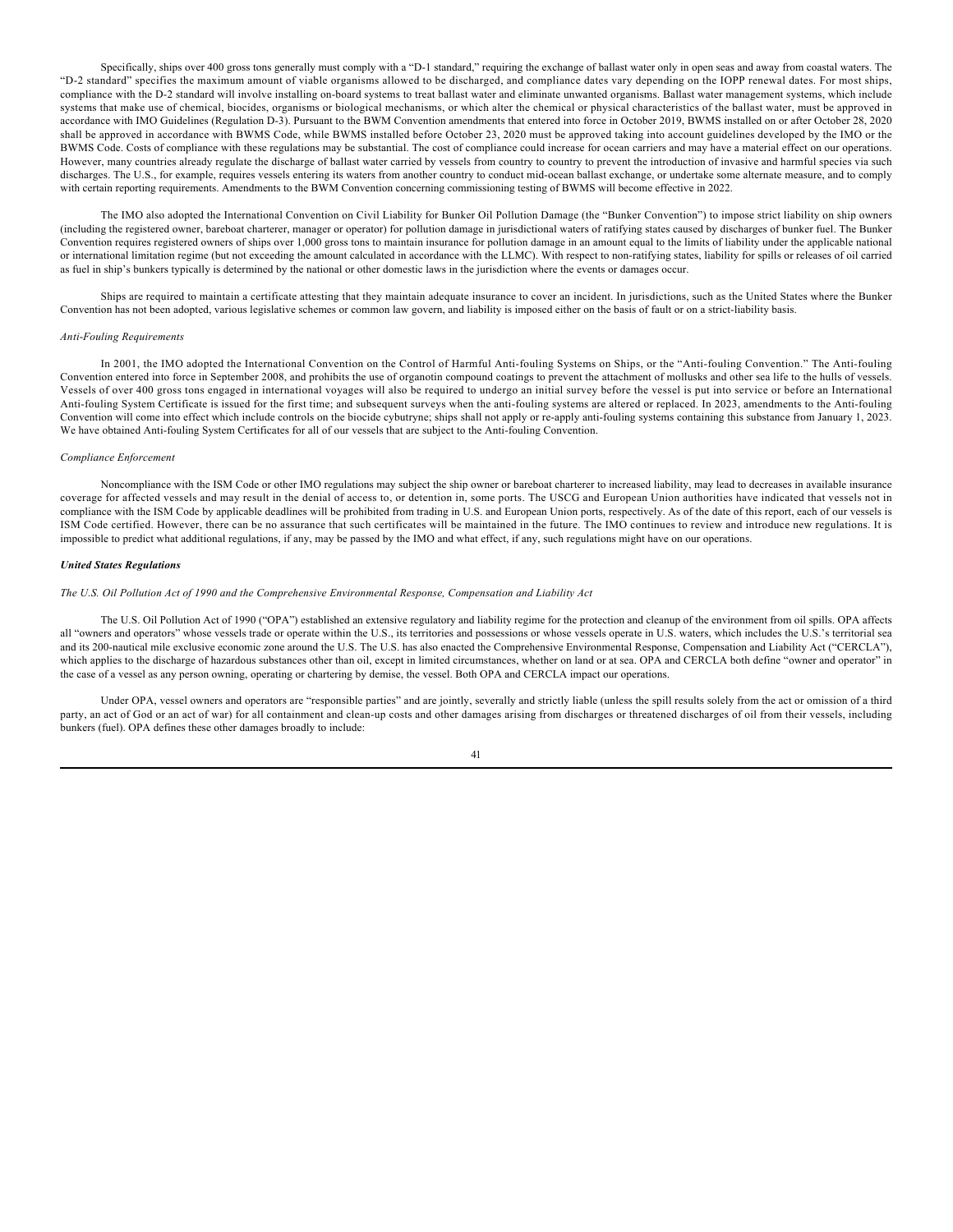Specifically, ships over 400 gross tons generally must comply with a "D-1 standard," requiring the exchange of ballast water only in open seas and away from coastal waters. The "D-2 standard" specifies the maximum amount of viable organisms allowed to be discharged, and compliance dates vary depending on the IOPP renewal dates. For most ships, compliance with the D-2 standard will involve installing on-board systems to treat ballast water and eliminate unwanted organisms. Ballast water management systems, which include systems that make use of chemical, biocides, organisms or biological mechanisms, or which alter the chemical or physical characteristics of the ballast water, must be approved in accordance with IMO Guidelines (Regulation D-3). Pursuant to the BWM Convention amendments that entered into force in October 2019, BWMS installed on or after October 28, 2020 shall be approved in accordance with BWMS Code, while BWMS installed before October 23, 2020 must be approved taking into account guidelines developed by the IMO or the BWMS Code. Costs of compliance with these regulations may be substantial. The cost of compliance could increase for ocean carriers and may have a material effect on our operations. However, many countries already regulate the discharge of ballast water carried by vessels from country to country to prevent the introduction of invasive and harmful species via such discharges. The U.S., for example, requires vessels entering its waters from another country to conduct mid-ocean ballast exchange, or undertake some alternate measure, and to comply with certain reporting requirements. Amendments to the BWM Convention concerning commissioning testing of BWMS will become effective in 2022.

The IMO also adopted the International Convention on Civil Liability for Bunker Oil Pollution Damage (the "Bunker Convention") to impose strict liability on ship owners (including the registered owner, bareboat charterer, manager or operator) for pollution damage in jurisdictional waters of ratifying states caused by discharges of bunker fuel. The Bunker Convention requires registered owners of ships over 1,000 gross tons to maintain insurance for pollution damage in an amount equal to the limits of liability under the applicable national or international limitation regime (but not exceeding the amount calculated in accordance with the LLMC). With respect to non-ratifying states, liability for spills or releases of oil carried as fuel in ship's bunkers typically is determined by the national or other domestic laws in the jurisdiction where the events or damages occur.

Ships are required to maintain a certificate attesting that they maintain adequate insurance to cover an incident. In jurisdictions, such as the United States where the Bunker Convention has not been adopted, various legislative schemes or common law govern, and liability is imposed either on the basis of fault or on a strict-liability basis.

*Anti-Fouling Requirements*

In 2001, the IMO adopted the International Convention on the Control of Harmful Anti-fouling Systems on Ships, or the "Anti-fouling Convention." The Anti-fouling Convention entered into force in September 2008, and prohibits the use of organotin compound coatings to prevent the attachment of mollusks and other sea life to the hulls of vessels. Vessels of over 400 gross tons engaged in international voyages will also be required to undergo an initial survey before the vessel is put into service or before an International Anti-fouling System Certificate is issued for the first time; and subsequent surveys when the anti-fouling systems are altered or replaced. In 2023, amendments to the Anti-fouling Convention will come into effect which include controls on the biocide cybutryne; ships shall not apply or re-apply anti-fouling systems containing this substance from January 1, 2023. We have obtained Anti-fouling System Certificates for all of our vessels that are subject to the Anti-fouling Convention.

*Compliance Enforcement*

Noncompliance with the ISM Code or other IMO regulations may subject the ship owner or bareboat charterer to increased liability, may lead to decreases in available insurance coverage for affected vessels and may result in the denial of access to, or detention in, some ports. The USCG and European Union authorities have indicated that vessels not in compliance with the ISM Code by applicable deadlines will be prohibited from trading in U.S. and European Union ports, respectively. As of the date of this report, each of our vessels is ISM Code certified. However, there can be no assurance that such certificates will be maintained in the future. The IMO continues to review and introduce new regulations. It is impossible to predict what additional regulations, if any, may be passed by the IMO and what effect, if any, such regulations might have on our operations.

***United States Regulations***

*The U.S. Oil Pollution Act of 1990 and the Comprehensive Environmental Response, Compensation and Liability Act*

The U.S. Oil Pollution Act of 1990 ("OPA") established an extensive regulatory and liability regime for the protection and cleanup of the environment from oil spills. OPA affects all "owners and operators" whose vessels trade or operate within the U.S., its territories and possessions or whose vessels operate in U.S. waters, which includes the U.S.'s territorial sea and its 200-nautical mile exclusive economic zone around the U.S. The U.S. has also enacted the Comprehensive Environmental Response, Compensation and Liability Act ("CERCLA"), which applies to the discharge of hazardous substances other than oil, except in limited circumstances, whether on land or at sea. OPA and CERCLA both define "owner and operator" in the case of a vessel as any person owning, operating or chartering by demise, the vessel. Both OPA and CERCLA impact our operations.

Under OPA, vessel owners and operators are "responsible parties" and are jointly, severally and strictly liable (unless the spill results solely from the act or omission of a third party, an act of God or an act of war) for all containment and clean-up costs and other damages arising from discharges or threatened discharges of oil from their vessels, including bunkers (fuel). OPA defines these other damages broadly to include: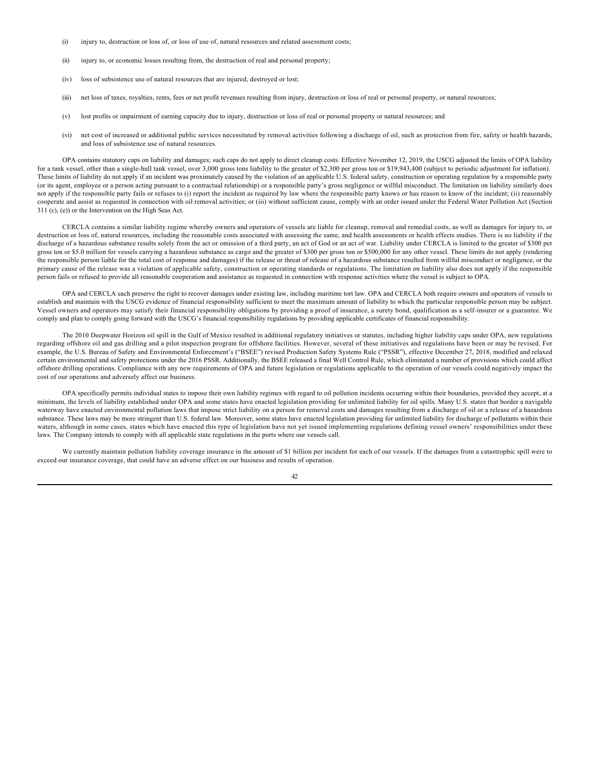(i) injury to, destruction or loss of, or loss of use of, natural resources and related assessment costs;

(ii) injury to, or economic losses resulting from, the destruction of real and personal property;

(iv) loss of subsistence use of natural resources that are injured, destroyed or lost;

(iii) net loss of taxes, royalties, rents, fees or net profit revenues resulting from injury, destruction or loss of real or personal property, or natural resources;

(v) lost profits or impairment of earning capacity due to injury, destruction or loss of real or personal property or natural resources; and

(vi) net cost of increased or additional public services necessitated by removal activities following a discharge of oil, such as protection from fire, safety or health hazards, and loss of subsistence use of natural resources.

OPA contains statutory caps on liability and damages; such caps do not apply to direct cleanup costs. Effective November 12, 2019, the USCG adjusted the limits of OPA liability for a tank vessel, other than a single-hull tank vessel, over 3,000 gross tons liability to the greater of $2,300 per gross ton or $19,943,400 (subject to periodic adjustment for inflation). These limits of liability do not apply if an incident was proximately caused by the violation of an applicable U.S. federal safety, construction or operating regulation by a responsible party (or its agent, employee or a person acting pursuant to a contractual relationship) or a responsible party's gross negligence or willful misconduct. The limitation on liability similarly does not apply if the responsible party fails or refuses to (i) report the incident as required by law where the responsible party knows or has reason to know of the incident; (ii) reasonably cooperate and assist as requested in connection with oil removal activities; or (iii) without sufficient cause, comply with an order issued under the Federal Water Pollution Act (Section 311 (c), (e)) or the Intervention on the High Seas Act.

CERCLA contains a similar liability regime whereby owners and operators of vessels are liable for cleanup, removal and remedial costs, as well as damages for injury to, or destruction or loss of, natural resources, including the reasonable costs associated with assessing the same, and health assessments or health effects studies. There is no liability if the discharge of a hazardous substance results solely from the act or omission of a third party, an act of God or an act of war. Liability under CERCLA is limited to the greater of $300 per gross ton or $5.0 million for vessels carrying a hazardous substance as cargo and the greater of $300 per gross ton or $500,000 for any other vessel. These limits do not apply (rendering the responsible person liable for the total cost of response and damages) if the release or threat of release of a hazardous substance resulted from willful misconduct or negligence, or the primary cause of the release was a violation of applicable safety, construction or operating standards or regulations. The limitation on liability also does not apply if the responsible person fails or refused to provide all reasonable cooperation and assistance as requested in connection with response activities where the vessel is subject to OPA.

OPA and CERCLA each preserve the right to recover damages under existing law, including maritime tort law. OPA and CERCLA both require owners and operators of vessels to establish and maintain with the USCG evidence of financial responsibility sufficient to meet the maximum amount of liability to which the particular responsible person may be subject. Vessel owners and operators may satisfy their financial responsibility obligations by providing a proof of insurance, a surety bond, qualification as a self-insurer or a guarantee. We comply and plan to comply going forward with the USCG's financial responsibility regulations by providing applicable certificates of financial responsibility.

The 2010 Deepwater Horizon oil spill in the Gulf of Mexico resulted in additional regulatory initiatives or statutes, including higher liability caps under OPA, new regulations regarding offshore oil and gas drilling and a pilot inspection program for offshore facilities. However, several of these initiatives and regulations have been or may be revised. For example, the U.S. Bureau of Safety and Environmental Enforcement's ("BSEE") revised Production Safety Systems Rule ("PSSR"), effective December 27, 2018, modified and relaxed certain environmental and safety protections under the 2016 PSSR. Additionally, the BSEE released a final Well Control Rule, which eliminated a number of provisions which could affect offshore drilling operations. Compliance with any new requirements of OPA and future legislation or regulations applicable to the operation of our vessels could negatively impact the cost of our operations and adversely affect our business.

OPA specifically permits individual states to impose their own liability regimes with regard to oil pollution incidents occurring within their boundaries, provided they accept, at a minimum, the levels of liability established under OPA and some states have enacted legislation providing for unlimited liability for oil spills. Many U.S. states that border a navigable waterway have enacted environmental pollution laws that impose strict liability on a person for removal costs and damages resulting from a discharge of oil or a release of a hazardous substance. These laws may be more stringent than U.S. federal law. Moreover, some states have enacted legislation providing for unlimited liability for discharge of pollutants within their waters, although in some cases, states which have enacted this type of legislation have not yet issued implementing regulations defining vessel owners' responsibilities under these laws. The Company intends to comply with all applicable state regulations in the ports where our vessels call.

We currently maintain pollution liability coverage insurance in the amount of $1 billion per incident for each of our vessels. If the damages from a catastrophic spill were to exceed our insurance coverage, that could have an adverse effect on our business and results of operation.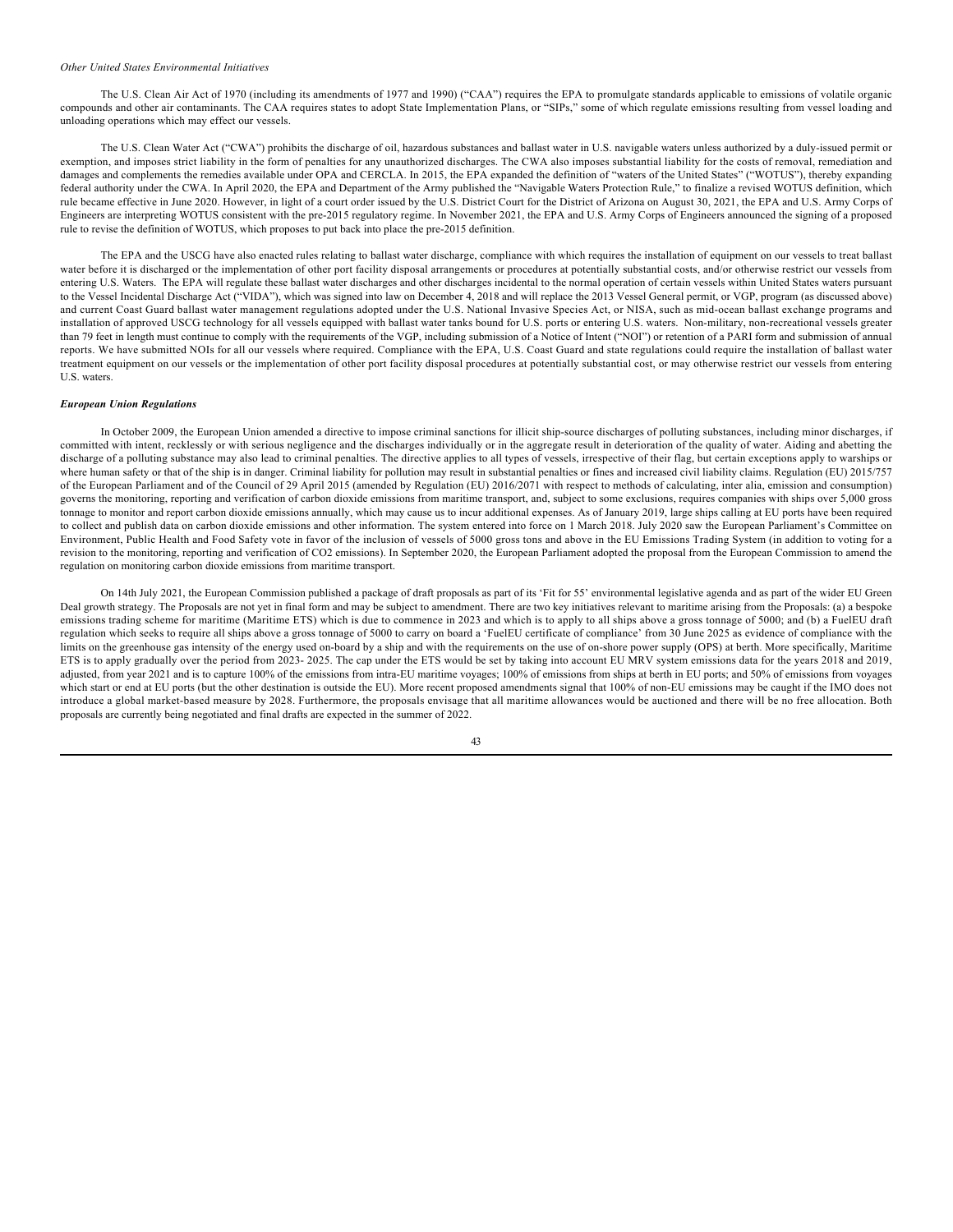*Other United States Environmental Initiatives*

The U.S. Clean Air Act of 1970 (including its amendments of 1977 and 1990) ("CAA") requires the EPA to promulgate standards applicable to emissions of volatile organic compounds and other air contaminants. The CAA requires states to adopt State Implementation Plans, or "SIPs," some of which regulate emissions resulting from vessel loading and unloading operations which may effect our vessels.

The U.S. Clean Water Act ("CWA") prohibits the discharge of oil, hazardous substances and ballast water in U.S. navigable waters unless authorized by a duly-issued permit or exemption, and imposes strict liability in the form of penalties for any unauthorized discharges. The CWA also imposes substantial liability for the costs of removal, remediation and damages and complements the remedies available under OPA and CERCLA. In 2015, the EPA expanded the definition of "waters of the United States" ("WOTUS"), thereby expanding federal authority under the CWA. In April 2020, the EPA and Department of the Army published the "Navigable Waters Protection Rule," to finalize a revised WOTUS definition, which rule became effective in June 2020. However, in light of a court order issued by the U.S. District Court for the District of Arizona on August 30, 2021, the EPA and U.S. Army Corps of Engineers are interpreting WOTUS consistent with the pre-2015 regulatory regime. In November 2021, the EPA and U.S. Army Corps of Engineers announced the signing of a proposed rule to revise the definition of WOTUS, which proposes to put back into place the pre-2015 definition.

The EPA and the USCG have also enacted rules relating to ballast water discharge, compliance with which requires the installation of equipment on our vessels to treat ballast water before it is discharged or the implementation of other port facility disposal arrangements or procedures at potentially substantial costs, and/or otherwise restrict our vessels from entering U.S. Waters. The EPA will regulate these ballast water discharges and other discharges incidental to the normal operation of certain vessels within United States waters pursuant to the Vessel Incidental Discharge Act ("VIDA"), which was signed into law on December 4, 2018 and will replace the 2013 Vessel General permit, or VGP, program (as discussed above) and current Coast Guard ballast water management regulations adopted under the U.S. National Invasive Species Act, or NISA, such as mid-ocean ballast exchange programs and installation of approved USCG technology for all vessels equipped with ballast water tanks bound for U.S. ports or entering U.S. waters. Non-military, non-recreational vessels greater than 79 feet in length must continue to comply with the requirements of the VGP, including submission of a Notice of Intent ("NOI") or retention of a PARI form and submission of annual reports. We have submitted NOIs for all our vessels where required. Compliance with the EPA, U.S. Coast Guard and state regulations could require the installation of ballast water treatment equipment on our vessels or the implementation of other port facility disposal procedures at potentially substantial cost, or may otherwise restrict our vessels from entering U.S. waters.

***European Union Regulations***

In October 2009, the European Union amended a directive to impose criminal sanctions for illicit ship-source discharges of polluting substances, including minor discharges, if committed with intent, recklessly or with serious negligence and the discharges individually or in the aggregate result in deterioration of the quality of water. Aiding and abetting the discharge of a polluting substance may also lead to criminal penalties. The directive applies to all types of vessels, irrespective of their flag, but certain exceptions apply to warships or where human safety or that of the ship is in danger. Criminal liability for pollution may result in substantial penalties or fines and increased civil liability claims. Regulation (EU) 2015/757 of the European Parliament and of the Council of 29 April 2015 (amended by Regulation (EU) 2016/2071 with respect to methods of calculating, inter alia, emission and consumption) governs the monitoring, reporting and verification of carbon dioxide emissions from maritime transport, and, subject to some exclusions, requires companies with ships over 5,000 gross tonnage to monitor and report carbon dioxide emissions annually, which may cause us to incur additional expenses. As of January 2019, large ships calling at EU ports have been required to collect and publish data on carbon dioxide emissions and other information. The system entered into force on 1 March 2018. July 2020 saw the European Parliament's Committee on Environment, Public Health and Food Safety vote in favor of the inclusion of vessels of 5000 gross tons and above in the EU Emissions Trading System (in addition to voting for a revision to the monitoring, reporting and verification of $CO_2$ emissions). In September 2020, the European Parliament adopted the proposal from the European Commission to amend the regulation on monitoring carbon dioxide emissions from maritime transport.

On 14th July 2021, the European Commission published a package of draft proposals as part of its 'Fit for 55' environmental legislative agenda and as part of the wider EU Green Deal growth strategy. The Proposals are not yet in final form and may be subject to amendment. There are two key initiatives relevant to maritime arising from the Proposals: (a) a bespoke emissions trading scheme for maritime (Maritime ETS) which is due to commence in 2023 and which is to apply to all ships above a gross tonnage of 5000; and (b) a FuelEU draft regulation which seeks to require all ships above a gross tonnage of 5000 to carry on board a 'FuelEU certificate of compliance' from 30 June 2025 as evidence of compliance with the limits on the greenhouse gas intensity of the energy used on-board by a ship and with the requirements on the use of on-shore power supply (OPS) at berth. More specifically, Maritime ETS is to apply gradually over the period from 2023- 2025. The cap under the ETS would be set by taking into account EU MRV system emissions data for the years 2018 and 2019, adjusted, from year 2021 and is to capture 100% of the emissions from intra-EU maritime voyages; 100% of emissions from ships at berth in EU ports; and 50% of emissions from voyages which start or end at EU ports (but the other destination is outside the EU). More recent proposed amendments signal that 100% of non-EU emissions may be caught if the IMO does not introduce a global market-based measure by 2028. Furthermore, the proposals envisage that all maritime allowances would be auctioned and there will be no free allocation. Both proposals are currently being negotiated and final drafts are expected in the summer of 2022.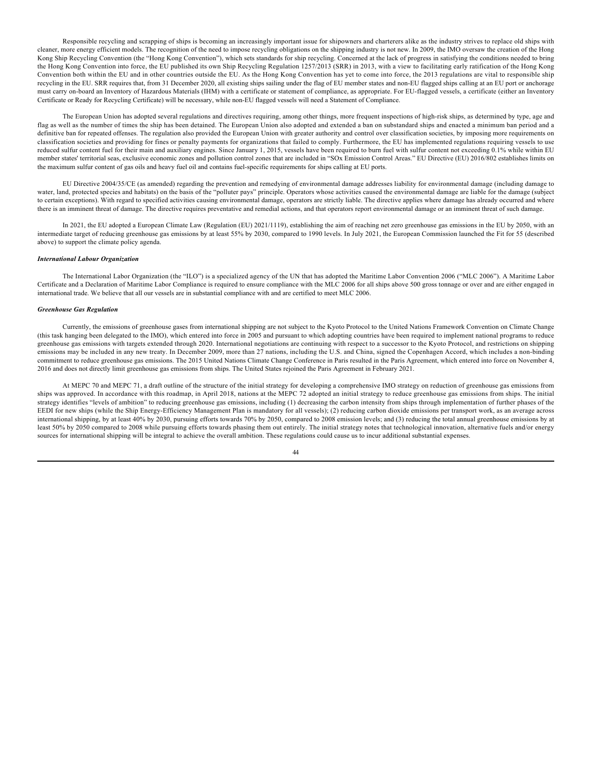Responsible recycling and scrapping of ships is becoming an increasingly important issue for shipowners and charterers alike as the industry strives to replace old ships with cleaner, more energy efficient models. The recognition of the need to impose recycling obligations on the shipping industry is not new. In 2009, the IMO oversaw the creation of the Hong Kong Ship Recycling Convention (the "Hong Kong Convention"), which sets standards for ship recycling. Concerned at the lack of progress in satisfying the conditions needed to bring the Hong Kong Convention into force, the EU published its own Ship Recycling Regulation 1257/2013 (SRR) in 2013, with a view to facilitating early ratification of the Hong Kong Convention both within the EU and in other countries outside the EU. As the Hong Kong Convention has yet to come into force, the 2013 regulations are vital to responsible ship recycling in the EU. SRR requires that, from 31 December 2020, all existing ships sailing under the flag of EU member states and non-EU flagged ships calling at an EU port or anchorage must carry on-board an Inventory of Hazardous Materials (IHM) with a certificate or statement of compliance, as appropriate. For EU-flagged vessels, a certificate (either an Inventory Certificate or Ready for Recycling Certificate) will be necessary, while non-EU flagged vessels will need a Statement of Compliance.

The European Union has adopted several regulations and directives requiring, among other things, more frequent inspections of high-risk ships, as determined by type, age and flag as well as the number of times the ship has been detained. The European Union also adopted and extended a ban on substandard ships and enacted a minimum ban period and a definitive ban for repeated offenses. The regulation also provided the European Union with greater authority and control over classification societies, by imposing more requirements on classification societies and providing for fines or penalty payments for organizations that failed to comply. Furthermore, the EU has implemented regulations requiring vessels to use reduced sulfur content fuel for their main and auxiliary engines. Since January 1, 2015, vessels have been required to burn fuel with sulfur content not exceeding 0.1% while within EU member states' territorial seas, exclusive economic zones and pollution control zones that are included in "SOx Emission Control Areas." EU Directive (EU) 2016/802 establishes limits on the maximum sulfur content of gas oils and heavy fuel oil and contains fuel-specific requirements for ships calling at EU ports.

EU Directive 2004/35/CE (as amended) regarding the prevention and remedying of environmental damage addresses liability for environmental damage (including damage to water, land, protected species and habitats) on the basis of the "polluter pays" principle. Operators whose activities caused the environmental damage are liable for the damage (subject to certain exceptions). With regard to specified activities causing environmental damage, operators are strictly liable. The directive applies where damage has already occurred and where there is an imminent threat of damage. The directive requires preventative and remedial actions, and that operators report environmental damage or an imminent threat of such damage.

In 2021, the EU adopted a European Climate Law (Regulation (EU) 2021/1119), establishing the aim of reaching net zero greenhouse gas emissions in the EU by 2050, with an intermediate target of reducing greenhouse gas emissions by at least 55% by 2030, compared to 1990 levels. In July 2021, the European Commission launched the Fit for 55 (described above) to support the climate policy agenda.

***International Labour Organization***

The International Labor Organization (the "ILO") is a specialized agency of the UN that has adopted the Maritime Labor Convention 2006 ("MLC 2006"). A Maritime Labor Certificate and a Declaration of Maritime Labor Compliance is required to ensure compliance with the MLC 2006 for all ships above 500 gross tonnage or over and are either engaged in international trade. We believe that all our vessels are in substantial compliance with and are certified to meet MLC 2006.

***Greenhouse Gas Regulation***

Currently, the emissions of greenhouse gases from international shipping are not subject to the Kyoto Protocol to the United Nations Framework Convention on Climate Change (this task hanging been delegated to the IMO), which entered into force in 2005 and pursuant to which adopting countries have been required to implement national programs to reduce greenhouse gas emissions with targets extended through 2020. International negotiations are continuing with respect to a successor to the Kyoto Protocol, and restrictions on shipping emissions may be included in any new treaty. In December 2009, more than 27 nations, including the U.S. and China, signed the Copenhagen Accord, which includes a non-binding commitment to reduce greenhouse gas emissions. The 2015 United Nations Climate Change Conference in Paris resulted in the Paris Agreement, which entered into force on November 4, 2016 and does not directly limit greenhouse gas emissions from ships. The United States rejoined the Paris Agreement in February 2021.

At MEPC 70 and MEPC 71, a draft outline of the structure of the initial strategy for developing a comprehensive IMO strategy on reduction of greenhouse gas emissions from ships was approved. In accordance with this roadmap, in April 2018, nations at the MEPC 72 adopted an initial strategy to reduce greenhouse gas emissions from ships. The initial strategy identifies "levels of ambition" to reducing greenhouse gas emissions, including (1) decreasing the carbon intensity from ships through implementation of further phases of the EEDI for new ships (while the Ship Energy-Efficiency Management Plan is mandatory for all vessels); (2) reducing carbon dioxide emissions per transport work, as an average across international shipping, by at least 40% by 2030, pursuing efforts towards 70% by 2050, compared to 2008 emission levels; and (3) reducing the total annual greenhouse emissions by at least 50% by 2050 compared to 2008 while pursuing efforts towards phasing them out entirely. The initial strategy notes that technological innovation, alternative fuels and/or energy sources for international shipping will be integral to achieve the overall ambition. These regulations could cause us to incur additional substantial expenses.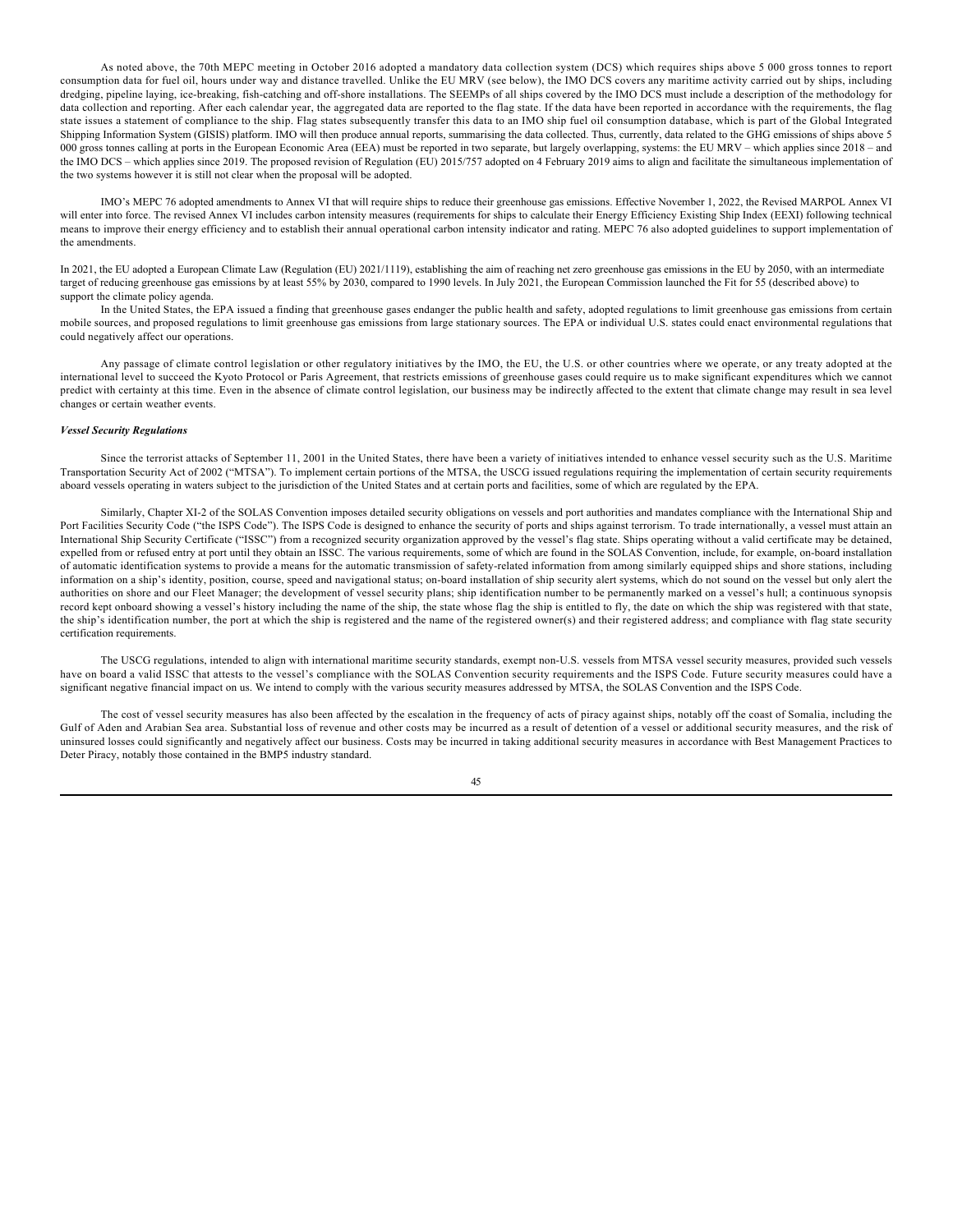As noted above, the 70th MEPC meeting in October 2016 adopted a mandatory data collection system (DCS) which requires ships above 5 000 gross tonnes to report consumption data for fuel oil, hours under way and distance travelled. Unlike the EU MRV (see below), the IMO DCS covers any maritime activity carried out by ships, including dredging, pipeline laying, ice-breaking, fish-catching and off-shore installations. The SEEMPs of all ships covered by the IMO DCS must include a description of the methodology for data collection and reporting. After each calendar year, the aggregated data are reported to the flag state. If the data have been reported in accordance with the requirements, the flag state issues a statement of compliance to the ship. Flag states subsequently transfer this data to an IMO ship fuel oil consumption database, which is part of the Global Integrated Shipping Information System (GISIS) platform. IMO will then produce annual reports, summarising the data collected. Thus, currently, data related to the GHG emissions of ships above 5 000 gross tonnes calling at ports in the European Economic Area (EEA) must be reported in two separate, but largely overlapping, systems: the EU MRV – which applies since 2018 – and the IMO DCS – which applies since 2019. The proposed revision of Regulation (EU) 2015/757 adopted on 4 February 2019 aims to align and facilitate the simultaneous implementation of the two systems however it is still not clear when the proposal will be adopted.

IMO's MEPC 76 adopted amendments to Annex VI that will require ships to reduce their greenhouse gas emissions. Effective November 1, 2022, the Revised MARPOL Annex VI will enter into force. The revised Annex VI includes carbon intensity measures (requirements for ships to calculate their Energy Efficiency Existing Ship Index (EEXI) following technical means to improve their energy efficiency and to establish their annual operational carbon intensity indicator and rating. MEPC 76 also adopted guidelines to support implementation of the amendments.

In 2021, the EU adopted a European Climate Law (Regulation (EU) 2021/1119), establishing the aim of reaching net zero greenhouse gas emissions in the EU by 2050, with an intermediate target of reducing greenhouse gas emissions by at least 55% by 2030, compared to 1990 levels. In July 2021, the European Commission launched the Fit for 55 (described above) to support the climate policy agenda.

In the United States, the EPA issued a finding that greenhouse gases endanger the public health and safety, adopted regulations to limit greenhouse gas emissions from certain mobile sources, and proposed regulations to limit greenhouse gas emissions from large stationary sources. The EPA or individual U.S. states could enact environmental regulations that could negatively affect our operations.

Any passage of climate control legislation or other regulatory initiatives by the IMO, the EU, the U.S. or other countries where we operate, or any treaty adopted at the international level to succeed the Kyoto Protocol or Paris Agreement, that restricts emissions of greenhouse gases could require us to make significant expenditures which we cannot predict with certainty at this time. Even in the absence of climate control legislation, our business may be indirectly affected to the extent that climate change may result in sea level changes or certain weather events.

***Vessel Security Regulations***

Since the terrorist attacks of September 11, 2001 in the United States, there have been a variety of initiatives intended to enhance vessel security such as the U.S. Maritime Transportation Security Act of 2002 ("MTSA"). To implement certain portions of the MTSA, the USCG issued regulations requiring the implementation of certain security requirements aboard vessels operating in waters subject to the jurisdiction of the United States and at certain ports and facilities, some of which are regulated by the EPA.

Similarly, Chapter XI-2 of the SOLAS Convention imposes detailed security obligations on vessels and port authorities and mandates compliance with the International Ship and Port Facilities Security Code ("the ISPS Code"). The ISPS Code is designed to enhance the security of ports and ships against terrorism. To trade internationally, a vessel must attain an International Ship Security Certificate ("ISSC") from a recognized security organization approved by the vessel's flag state. Ships operating without a valid certificate may be detained, expelled from or refused entry at port until they obtain an ISSC. The various requirements, some of which are found in the SOLAS Convention, include, for example, on-board installation of automatic identification systems to provide a means for the automatic transmission of safety-related information from among similarly equipped ships and shore stations, including information on a ship's identity, position, course, speed and navigational status; on-board installation of ship security alert systems, which do not sound on the vessel but only alert the authorities on shore and our Fleet Manager; the development of vessel security plans; ship identification number to be permanently marked on a vessel's hull; a continuous synopsis record kept onboard showing a vessel's history including the name of the ship, the state whose flag the ship is entitled to fly, the date on which the ship was registered with that state, the ship's identification number, the port at which the ship is registered and the name of the registered owner(s) and their registered address; and compliance with flag state security certification requirements.

The USCG regulations, intended to align with international maritime security standards, exempt non-U.S. vessels from MTSA vessel security measures, provided such vessels have on board a valid ISSC that attests to the vessel's compliance with the SOLAS Convention security requirements and the ISPS Code. Future security measures could have a significant negative financial impact on us. We intend to comply with the various security measures addressed by MTSA, the SOLAS Convention and the ISPS Code.

The cost of vessel security measures has also been affected by the escalation in the frequency of acts of piracy against ships, notably off the coast of Somalia, including the Gulf of Aden and Arabian Sea area. Substantial loss of revenue and other costs may be incurred as a result of detention of a vessel or additional security measures, and the risk of uninsured losses could significantly and negatively affect our business. Costs may be incurred in taking additional security measures in accordance with Best Management Practices to Deter Piracy, notably those contained in the BMP5 industry standard.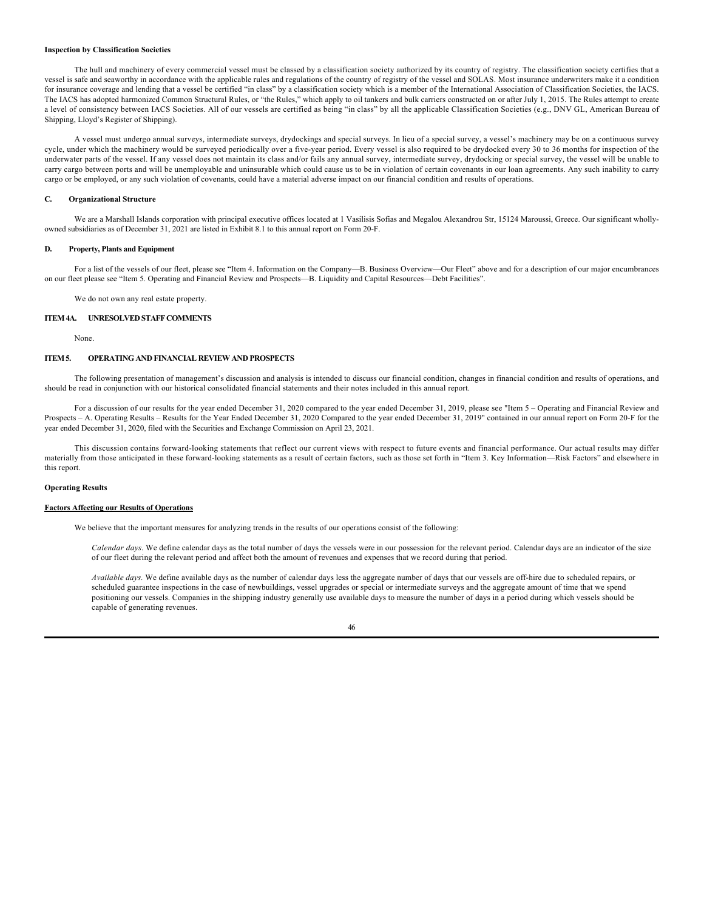**Inspection by Classification Societies**

The hull and machinery of every commercial vessel must be classed by a classification society authorized by its country of registry. The classification society certifies that a vessel is safe and seaworthy in accordance with the applicable rules and regulations of the country of registry of the vessel and SOLAS. Most insurance underwriters make it a condition for insurance coverage and lending that a vessel be certified "in class" by a classification society which is a member of the International Association of Classification Societies, the IACS. The IACS has adopted harmonized Common Structural Rules, or "the Rules," which apply to oil tankers and bulk carriers constructed on or after July 1, 2015. The Rules attempt to create a level of consistency between IACS Societies. All of our vessels are certified as being "in class" by all the applicable Classification Societies (e.g., DNV GL, American Bureau of Shipping, Lloyd's Register of Shipping).

A vessel must undergo annual surveys, intermediate surveys, drydockings and special surveys. In lieu of a special survey, a vessel's machinery may be on a continuous survey cycle, under which the machinery would be surveyed periodically over a five-year period. Every vessel is also required to be drydocked every 30 to 36 months for inspection of the underwater parts of the vessel. If any vessel does not maintain its class and/or fails any annual survey, intermediate survey, drydocking or special survey, the vessel will be unable to carry cargo between ports and will be unemployable and uninsurable which could cause us to be in violation of certain covenants in our loan agreements. Any such inability to carry cargo or be employed, or any such violation of covenants, could have a material adverse impact on our financial condition and results of operations.

## C. Organizational Structure

We are a Marshall Islands corporation with principal executive offices located at 1 Vasilisis Sofias and Megalou Alexandrou Str, 15124 Maroussi, Greece. Our significant wholly-owned subsidiaries as of December 31, 2021 are listed in Exhibit 8.1 to this annual report on Form 20-F.

## D. Property, Plants and Equipment

For a list of the vessels of our fleet, please see "Item 4. Information on the Company—B. Business Overview—Our Fleet" above and for a description of our major encumbrances on our fleet please see "Item 5. Operating and Financial Review and Prospects—B. Liquidity and Capital Resources—Debt Facilities".

We do not own any real estate property.

# ITEM 4A. UNRESOLVED STAFF COMMENTS

None.

# ITEM 5. OPERATING AND FINANCIAL REVIEW AND PROSPECTS

The following presentation of management's discussion and analysis is intended to discuss our financial condition, changes in financial condition and results of operations, and should be read in conjunction with our historical consolidated financial statements and their notes included in this annual report.

For a discussion of our results for the year ended December 31, 2020 compared to the year ended December 31, 2019, please see "Item 5 – Operating and Financial Review and Prospects – A. Operating Results – Results for the Year Ended December 31, 2020 Compared to the year ended December 31, 2019" contained in our annual report on Form 20-F for the year ended December 31, 2020, filed with the Securities and Exchange Commission on April 23, 2021.

This discussion contains forward-looking statements that reflect our current views with respect to future events and financial performance. Our actual results may differ materially from those anticipated in these forward-looking statements as a result of certain factors, such as those set forth in "Item 3. Key Information—Risk Factors" and elsewhere in this report.

**Operating Results**

**Factors Affecting our Results of Operations**

We believe that the important measures for analyzing trends in the results of our operations consist of the following:

*Calendar days*. We define calendar days as the total number of days the vessels were in our possession for the relevant period. Calendar days are an indicator of the size of our fleet during the relevant period and affect both the amount of revenues and expenses that we record during that period.

*Available days.* We define available days as the number of calendar days less the aggregate number of days that our vessels are off-hire due to scheduled repairs, or scheduled guarantee inspections in the case of newbuildings, vessel upgrades or special or intermediate surveys and the aggregate amount of time that we spend positioning our vessels. Companies in the shipping industry generally use available days to measure the number of days in a period during which vessels should be capable of generating revenues.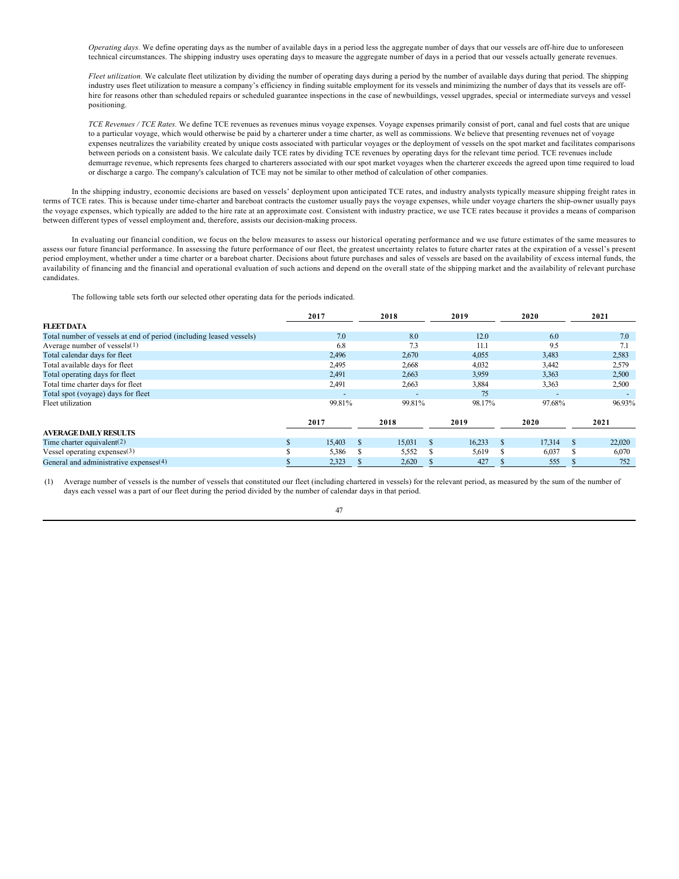*Operating days.* We define operating days as the number of available days in a period less the aggregate number of days that our vessels are off-hire due to unforeseen technical circumstances. The shipping industry uses operating days to measure the aggregate number of days in a period that our vessels actually generate revenues.

*Fleet utilization.* We calculate fleet utilization by dividing the number of operating days during a period by the number of available days during that period. The shipping industry uses fleet utilization to measure a company's efficiency in finding suitable employment for its vessels and minimizing the number of days that its vessels are off-hire for reasons other than scheduled repairs or scheduled guarantee inspections in the case of newbuildings, vessel upgrades, special or intermediate surveys and vessel positioning.

*TCE Revenues / TCE Rates.* We define TCE revenues as revenues minus voyage expenses. Voyage expenses primarily consist of port, canal and fuel costs that are unique to a particular voyage, which would otherwise be paid by a charterer under a time charter, as well as commissions. We believe that presenting revenues net of voyage expenses neutralizes the variability created by unique costs associated with particular voyages or the deployment of vessels on the spot market and facilitates comparisons between periods on a consistent basis. We calculate daily TCE rates by dividing TCE revenues by operating days for the relevant time period. TCE revenues include demurrage revenue, which represents fees charged to charterers associated with our spot market voyages when the charterer exceeds the agreed upon time required to load or discharge a cargo. The company's calculation of TCE may not be similar to other method of calculation of other companies.

In the shipping industry, economic decisions are based on vessels' deployment upon anticipated TCE rates, and industry analysts typically measure shipping freight rates in terms of TCE rates. This is because under time-charter and bareboat contracts the customer usually pays the voyage expenses, while under voyage charters the ship-owner usually pays the voyage expenses, which typically are added to the hire rate at an approximate cost. Consistent with industry practice, we use TCE rates because it provides a means of comparison between different types of vessel employment and, therefore, assists our decision-making process.

In evaluating our financial condition, we focus on the below measures to assess our historical operating performance and we use future estimates of the same measures to assess our future financial performance. In assessing the future performance of our fleet, the greatest uncertainty relates to future charter rates at the expiration of a vessel's present period employment, whether under a time charter or a bareboat charter. Decisions about future purchases and sales of vessels are based on the availability of excess internal funds, the availability of financing and the financial and operational evaluation of such actions and depend on the overall state of the shipping market and the availability of relevant purchase candidates.

The following table sets forth our selected other operating data for the periods indicated.

| | 2017 | 2018 | 2019 | 2020 | 2021 |
|---|---|---|---|---|---|
| **FLEET DATA** | | | | | |
| Total number of vessels at end of period (including leased vessels) | 7.0 | 8.0 | 12.0 | 6.0 | 7.0 |
| Average number of vessels(1) | 6.8 | 7.3 | 11.1 | 9.5 | 7.1 |
| Total calendar days for fleet | 2,496 | 2,670 | 4,055 | 3,483 | 2,583 |
| Total available days for fleet | 2,495 | 2,668 | 4,032 | 3,442 | 2,579 |
| Total operating days for fleet | 2,491 | 2,663 | 3,959 | 3,363 | 2,500 |
| Total time charter days for fleet | 2,491 | 2,663 | 3,884 | 3,363 | 2,500 |
| Total spot (voyage) days for fleet | - | - | 75 | - | - |
| Fleet utilization | 99.81% | 99.81% | 98.17% | 97.68% | 96.93% |

| | 2017 | 2018 | 2019 | 2020 | 2021 |
|---|---|---|---|---|---|
| **AVERAGE DAILY RESULTS** | | | | | |
| Time charter equivalent(2) | $ 15,403 | $ 15,031 | $ 16,233 | $ 17,314 | $ 22,020 |
| Vessel operating expenses(3) | $ 5,386 | $ 5,552 | $ 5,619 | $ 6,037 | $ 6,070 |
| General and administrative expenses(4) | $ 2,323 | $ 2,620 | $ 427 | $ 555 | $ 752 |

(1) Average number of vessels is the number of vessels that constituted our fleet (including chartered in vessels) for the relevant period, as measured by the sum of the number of days each vessel was a part of our fleet during the period divided by the number of calendar days in that period.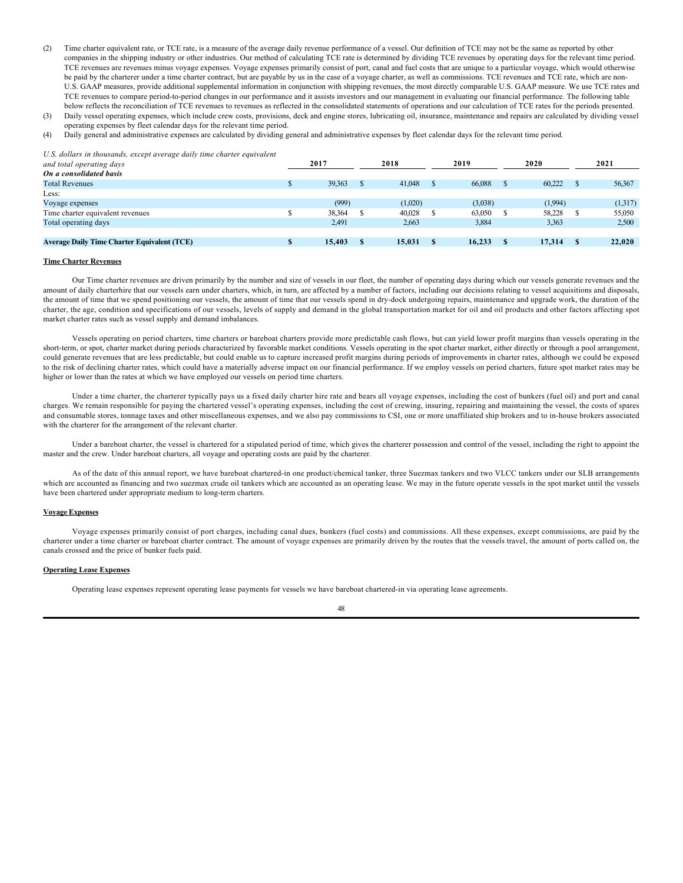(2) Time charter equivalent rate, or TCE rate, is a measure of the average daily revenue performance of a vessel. Our definition of TCE may not be the same as reported by other companies in the shipping industry or other industries. Our method of calculating TCE rate is determined by dividing TCE revenues by operating days for the relevant time period. TCE revenues are revenues minus voyage expenses. Voyage expenses primarily consist of port, canal and fuel costs that are unique to a particular voyage, which would otherwise be paid by the charterer under a time charter contract, but are payable by us in the case of a voyage charter, as well as commissions. TCE revenues and TCE rate, which are non-U.S. GAAP measures, provide additional supplemental information in conjunction with shipping revenues, the most directly comparable U.S. GAAP measure. We use TCE rates and TCE revenues to compare period-to-period changes in our performance and it assists investors and our management in evaluating our financial performance. The following table below reflects the reconciliation of TCE revenues to revenues as reflected in the consolidated statements of operations and our calculation of TCE rates for the periods presented.

(3) Daily vessel operating expenses, which include crew costs, provisions, deck and engine stores, lubricating oil, insurance, maintenance and repairs are calculated by dividing vessel operating expenses by fleet calendar days for the relevant time period.

(4) Daily general and administrative expenses are calculated by dividing general and administrative expenses by fleet calendar days for the relevant time period.

| *U.S. dollars in thousands, except average daily time charter equivalent and total operating days* | 2017 | 2018 | 2019 | 2020 | 2021 |
|---|---|---|---|---|---|
| ***On a consolidated basis*** | | | | | |
| Total Revenues | $ 39,363 | $ 41,048 | $ 66,088 | $ 60,222 | $ 56,367 |
| Less: | | | | | |
| Voyage expenses | (999) | (1,020) | (3,038) | (1,994) | (1,317) |
| Time charter equivalent revenues | $ 38,364 | $ 40,028 | $ 63,050 | $ 58,228 | $ 55,050 |
| Total operating days | 2,491 | 2,663 | 3,884 | 3,363 | 2,500 |
| | | | | | |
| **Average Daily Time Charter Equivalent (TCE)** | **$ 15,403** | **$ 15,031** | **$ 16,233** | **$ 17,314** | **$ 22,020** |

**Time Charter Revenues**

Our Time charter revenues are driven primarily by the number and size of vessels in our fleet, the number of operating days during which our vessels generate revenues and the amount of daily charterhire that our vessels earn under charters, which, in turn, are affected by a number of factors, including our decisions relating to vessel acquisitions and disposals, the amount of time that we spend positioning our vessels, the amount of time that our vessels spend in dry-dock undergoing repairs, maintenance and upgrade work, the duration of the charter, the age, condition and specifications of our vessels, levels of supply and demand in the global transportation market for oil and oil products and other factors affecting spot market charter rates such as vessel supply and demand imbalances.

Vessels operating on period charters, time charters or bareboat charters provide more predictable cash flows, but can yield lower profit margins than vessels operating in the short-term, or spot, charter market during periods characterized by favorable market conditions. Vessels operating in the spot charter market, either directly or through a pool arrangement, could generate revenues that are less predictable, but could enable us to capture increased profit margins during periods of improvements in charter rates, although we could be exposed to the risk of declining charter rates, which could have a materially adverse impact on our financial performance. If we employ vessels on period charters, future spot market rates may be higher or lower than the rates at which we have employed our vessels on period time charters.

Under a time charter, the charterer typically pays us a fixed daily charter hire rate and bears all voyage expenses, including the cost of bunkers (fuel oil) and port and canal charges. We remain responsible for paying the chartered vessel's operating expenses, including the cost of crewing, insuring, repairing and maintaining the vessel, the costs of spares and consumable stores, tonnage taxes and other miscellaneous expenses, and we also pay commissions to CSI, one or more unaffiliated ship brokers and to in-house brokers associated with the charterer for the arrangement of the relevant charter.

Under a bareboat charter, the vessel is chartered for a stipulated period of time, which gives the charterer possession and control of the vessel, including the right to appoint the master and the crew. Under bareboat charters, all voyage and operating costs are paid by the charterer.

As of the date of this annual report, we have bareboat chartered-in one product/chemical tanker, three Suezmax tankers and two VLCC tankers under our SLB arrangements which are accounted as financing and two suezmax crude oil tankers which are accounted as an operating lease. We may in the future operate vessels in the spot market until the vessels have been chartered under appropriate medium to long-term charters.

**Voyage Expenses**

Voyage expenses primarily consist of port charges, including canal dues, bunkers (fuel costs) and commissions. All these expenses, except commissions, are paid by the charterer under a time charter or bareboat charter contract. The amount of voyage expenses are primarily driven by the routes that the vessels travel, the amount of ports called on, the canals crossed and the price of bunker fuels paid.

**Operating Lease Expenses**

Operating lease expenses represent operating lease payments for vessels we have bareboat chartered-in via operating lease agreements.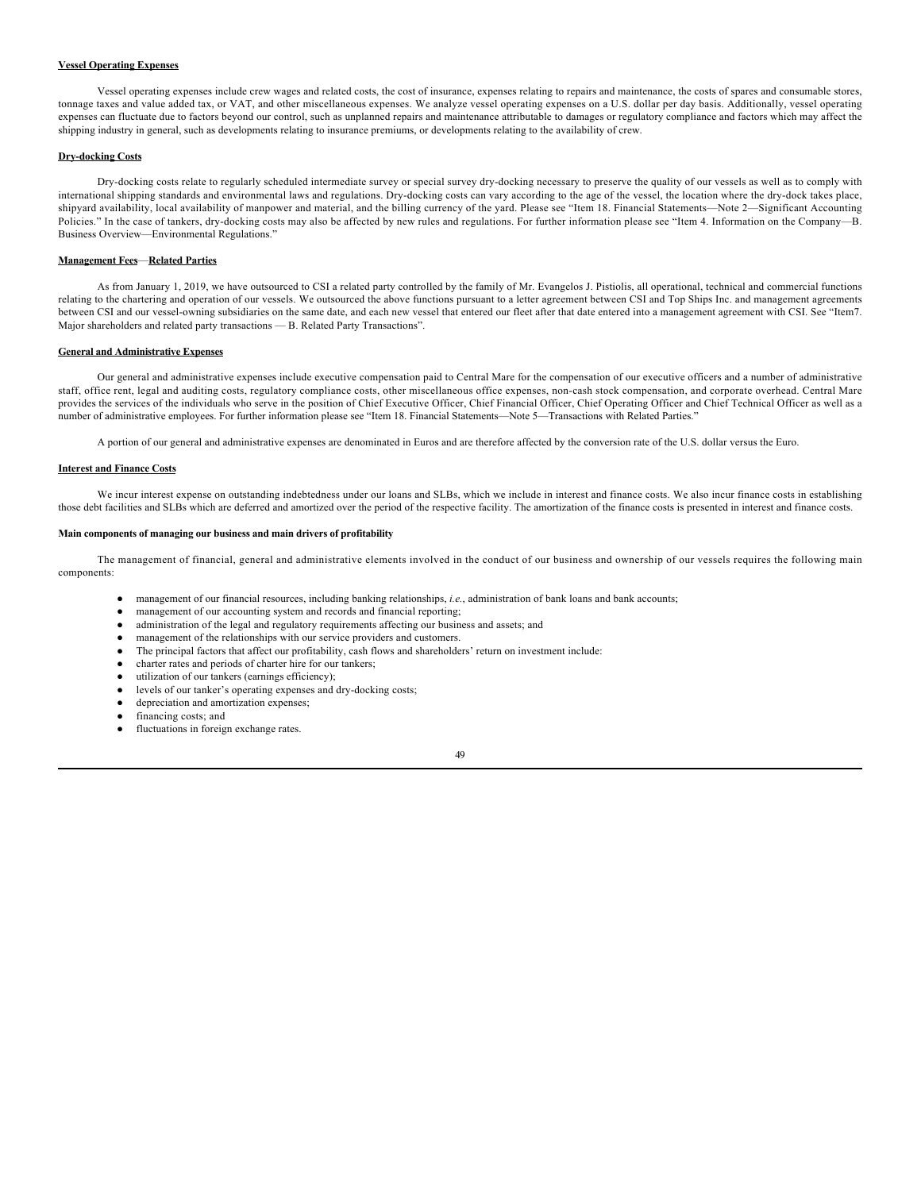**Vessel Operating Expenses**

Vessel operating expenses include crew wages and related costs, the cost of insurance, expenses relating to repairs and maintenance, the costs of spares and consumable stores, tonnage taxes and value added tax, or VAT, and other miscellaneous expenses. We analyze vessel operating expenses on a U.S. dollar per day basis. Additionally, vessel operating expenses can fluctuate due to factors beyond our control, such as unplanned repairs and maintenance attributable to damages or regulatory compliance and factors which may affect the shipping industry in general, such as developments relating to insurance premiums, or developments relating to the availability of crew.

**Dry-docking Costs**

Dry-docking costs relate to regularly scheduled intermediate survey or special survey dry-docking necessary to preserve the quality of our vessels as well as to comply with international shipping standards and environmental laws and regulations. Dry-docking costs can vary according to the age of the vessel, the location where the dry-dock takes place, shipyard availability, local availability of manpower and material, and the billing currency of the yard. Please see "Item 18. Financial Statements—Note 2—Significant Accounting Policies." In the case of tankers, dry-docking costs may also be affected by new rules and regulations. For further information please see "Item 4. Information on the Company—B. Business Overview—Environmental Regulations."

**Management Fees—Related Parties**

As from January 1, 2019, we have outsourced to CSI a related party controlled by the family of Mr. Evangelos J. Pistiolis, all operational, technical and commercial functions relating to the chartering and operation of our vessels. We outsourced the above functions pursuant to a letter agreement between CSI and Top Ships Inc. and management agreements between CSI and our vessel-owning subsidiaries on the same date, and each new vessel that entered our fleet after that date entered into a management agreement with CSI. See "Item7. Major shareholders and related party transactions — B. Related Party Transactions".

**General and Administrative Expenses**

Our general and administrative expenses include executive compensation paid to Central Mare for the compensation of our executive officers and a number of administrative staff, office rent, legal and auditing costs, regulatory compliance costs, other miscellaneous office expenses, non-cash stock compensation, and corporate overhead. Central Mare provides the services of the individuals who serve in the position of Chief Executive Officer, Chief Financial Officer, Chief Operating Officer and Chief Technical Officer as well as a number of administrative employees. For further information please see "Item 18. Financial Statements—Note 5—Transactions with Related Parties."

A portion of our general and administrative expenses are denominated in Euros and are therefore affected by the conversion rate of the U.S. dollar versus the Euro.

**Interest and Finance Costs**

We incur interest expense on outstanding indebtedness under our loans and SLBs, which we include in interest and finance costs. We also incur finance costs in establishing those debt facilities and SLBs which are deferred and amortized over the period of the respective facility. The amortization of the finance costs is presented in interest and finance costs.

**Main components of managing our business and main drivers of profitability**

The management of financial, general and administrative elements involved in the conduct of our business and ownership of our vessels requires the following main components:

- management of our financial resources, including banking relationships, *i.e.*, administration of bank loans and bank accounts;
- management of our accounting system and records and financial reporting;
- administration of the legal and regulatory requirements affecting our business and assets; and
- management of the relationships with our service providers and customers.
- The principal factors that affect our profitability, cash flows and shareholders' return on investment include:
- charter rates and periods of charter hire for our tankers;
- utilization of our tankers (earnings efficiency);
- levels of our tanker's operating expenses and dry-docking costs;
- depreciation and amortization expenses;
- financing costs; and
- fluctuations in foreign exchange rates.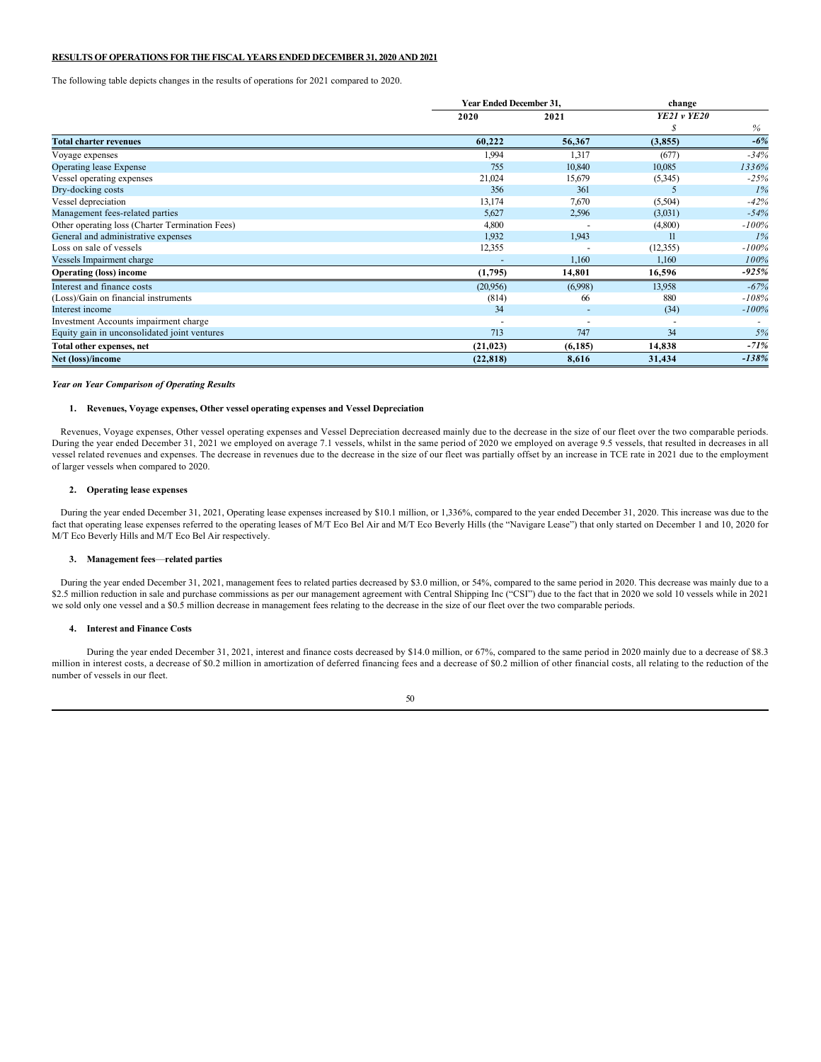**RESULTS OF OPERATIONS FOR THE FISCAL YEARS ENDED DECEMBER 31, 2020 AND 2021**

The following table depicts changes in the results of operations for 2021 compared to 2020.

| | Year Ended December 31, | | change | |
|---|---|---|---|---|
| | 2020 | 2021 | *YE21 v YE20* | |
| | | | *$* | *%* |
| **Total charter revenues** | **60,222** | **56,367** | **(3,855)** | ***-6%*** |
| Voyage expenses | 1,994 | 1,317 | (677) | *-34%* |
| Operating lease Expense | 755 | 10,840 | 10,085 | *1336%* |
| Vessel operating expenses | 21,024 | 15,679 | (5,345) | *-25%* |
| Dry-docking costs | 356 | 361 | 5 | *1%* |
| Vessel depreciation | 13,174 | 7,670 | (5,504) | *-42%* |
| Management fees-related parties | 5,627 | 2,596 | (3,031) | *-54%* |
| Other operating loss (Charter Termination Fees) | 4,800 | - | (4,800) | *-100%* |
| General and administrative expenses | 1,932 | 1,943 | 11 | *1%* |
| Loss on sale of vessels | 12,355 | - | (12,355) | *-100%* |
| Vessels Impairment charge | - | 1,160 | 1,160 | *100%* |
| **Operating (loss) income** | **(1,795)** | **14,801** | **16,596** | ***-925%*** |
| Interest and finance costs | (20,956) | (6,998) | 13,958 | *-67%* |
| (Loss)/Gain on financial instruments | (814) | 66 | 880 | *-108%* |
| Interest income | 34 | - | (34) | *-100%* |
| Investment Accounts impairment charge | - | - | - | - |
| Equity gain in unconsolidated joint ventures | 713 | 747 | 34 | *5%* |
| **Total other expenses, net** | **(21,023)** | **(6,185)** | **14,838** | ***-71%*** |
| **Net (loss)/income** | **(22,818)** | **8,616** | **31,434** | ***-138%*** |

***Year on Year Comparison of Operating Results***

**1. Revenues, Voyage expenses, Other vessel operating expenses and Vessel Depreciation**

Revenues, Voyage expenses, Other vessel operating expenses and Vessel Depreciation decreased mainly due to the decrease in the size of our fleet over the two comparable periods. During the year ended December 31, 2021 we employed on average 7.1 vessels, whilst in the same period of 2020 we employed on average 9.5 vessels, that resulted in decreases in all vessel related revenues and expenses. The decrease in revenues due to the decrease in the size of our fleet was partially offset by an increase in TCE rate in 2021 due to the employment of larger vessels when compared to 2020.

**2. Operating lease expenses**

During the year ended December 31, 2021, Operating lease expenses increased by $10.1 million, or 1,336%, compared to the year ended December 31, 2020. This increase was due to the fact that operating lease expenses referred to the operating leases of M/T Eco Bel Air and M/T Eco Beverly Hills (the "Navigare Lease") that only started on December 1 and 10, 2020 for M/T Eco Beverly Hills and M/T Eco Bel Air respectively.

**3. Management fees—related parties**

During the year ended December 31, 2021, management fees to related parties decreased by $3.0 million, or 54%, compared to the same period in 2020. This decrease was mainly due to a $2.5 million reduction in sale and purchase commissions as per our management agreement with Central Shipping Inc ("CSI") due to the fact that in 2020 we sold 10 vessels while in 2021 we sold only one vessel and a $0.5 million decrease in management fees relating to the decrease in the size of our fleet over the two comparable periods.

**4. Interest and Finance Costs**

During the year ended December 31, 2021, interest and finance costs decreased by $14.0 million, or 67%, compared to the same period in 2020 mainly due to a decrease of $8.3 million in interest costs, a decrease of $0.2 million in amortization of deferred financing fees and a decrease of $0.2 million of other financial costs, all relating to the reduction of the number of vessels in our fleet.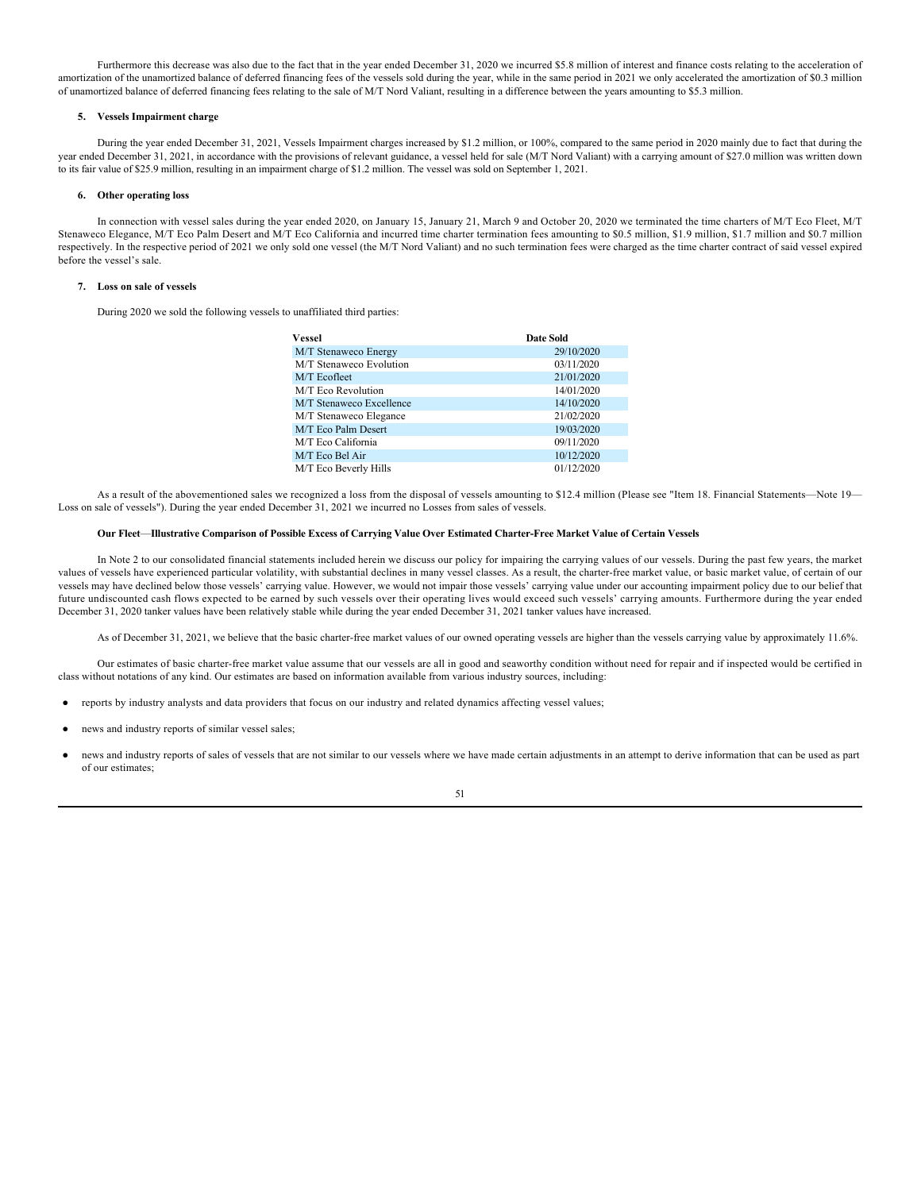Furthermore this decrease was also due to the fact that in the year ended December 31, 2020 we incurred $5.8 million of interest and finance costs relating to the acceleration of amortization of the unamortized balance of deferred financing fees of the vessels sold during the year, while in the same period in 2021 we only accelerated the amortization of $0.3 million of unamortized balance of deferred financing fees relating to the sale of M/T Nord Valiant, resulting in a difference between the years amounting to $5.3 million.

**5. Vessels Impairment charge**

During the year ended December 31, 2021, Vessels Impairment charges increased by $1.2 million, or 100%, compared to the same period in 2020 mainly due to fact that during the year ended December 31, 2021, in accordance with the provisions of relevant guidance, a vessel held for sale (M/T Nord Valiant) with a carrying amount of $27.0 million was written down to its fair value of $25.9 million, resulting in an impairment charge of $1.2 million. The vessel was sold on September 1, 2021.

**6. Other operating loss**

In connection with vessel sales during the year ended 2020, on January 15, January 21, March 9 and October 20, 2020 we terminated the time charters of M/T Eco Fleet, M/T Stenaweco Elegance, M/T Eco Palm Desert and M/T Eco California and incurred time charter termination fees amounting to $0.5 million, $1.9 million, $1.7 million and $0.7 million respectively. In the respective period of 2021 we only sold one vessel (the M/T Nord Valiant) and no such termination fees were charged as the time charter contract of said vessel expired before the vessel's sale.

**7. Loss on sale of vessels**

During 2020 we sold the following vessels to unaffiliated third parties:

| Vessel | Date Sold |
|---|---|
| M/T Stenaweco Energy | 29/10/2020 |
| M/T Stenaweco Evolution | 03/11/2020 |
| M/T Ecofleet | 21/01/2020 |
| M/T Eco Revolution | 14/01/2020 |
| M/T Stenaweco Excellence | 14/10/2020 |
| M/T Stenaweco Elegance | 21/02/2020 |
| M/T Eco Palm Desert | 19/03/2020 |
| M/T Eco California | 09/11/2020 |
| M/T Eco Bel Air | 10/12/2020 |
| M/T Eco Beverly Hills | 01/12/2020 |

As a result of the abovementioned sales we recognized a loss from the disposal of vessels amounting to $12.4 million (Please see "Item 18. Financial Statements—Note 19—Loss on sale of vessels"). During the year ended December 31, 2021 we incurred no Losses from sales of vessels.

**Our Fleet—Illustrative Comparison of Possible Excess of Carrying Value Over Estimated Charter-Free Market Value of Certain Vessels**

In Note 2 to our consolidated financial statements included herein we discuss our policy for impairing the carrying values of our vessels. During the past few years, the market values of vessels have experienced particular volatility, with substantial declines in many vessel classes. As a result, the charter-free market value, or basic market value, of certain of our vessels may have declined below those vessels' carrying value. However, we would not impair those vessels' carrying value under our accounting impairment policy due to our belief that future undiscounted cash flows expected to be earned by such vessels over their operating lives would exceed such vessels' carrying amounts. Furthermore during the year ended December 31, 2020 tanker values have been relatively stable while during the year ended December 31, 2021 tanker values have increased.

As of December 31, 2021, we believe that the basic charter-free market values of our owned operating vessels are higher than the vessels carrying value by approximately 11.6%.

Our estimates of basic charter-free market value assume that our vessels are all in good and seaworthy condition without need for repair and if inspected would be certified in class without notations of any kind. Our estimates are based on information available from various industry sources, including:

- reports by industry analysts and data providers that focus on our industry and related dynamics affecting vessel values;
- news and industry reports of similar vessel sales;
- news and industry reports of sales of vessels that are not similar to our vessels where we have made certain adjustments in an attempt to derive information that can be used as part of our estimates;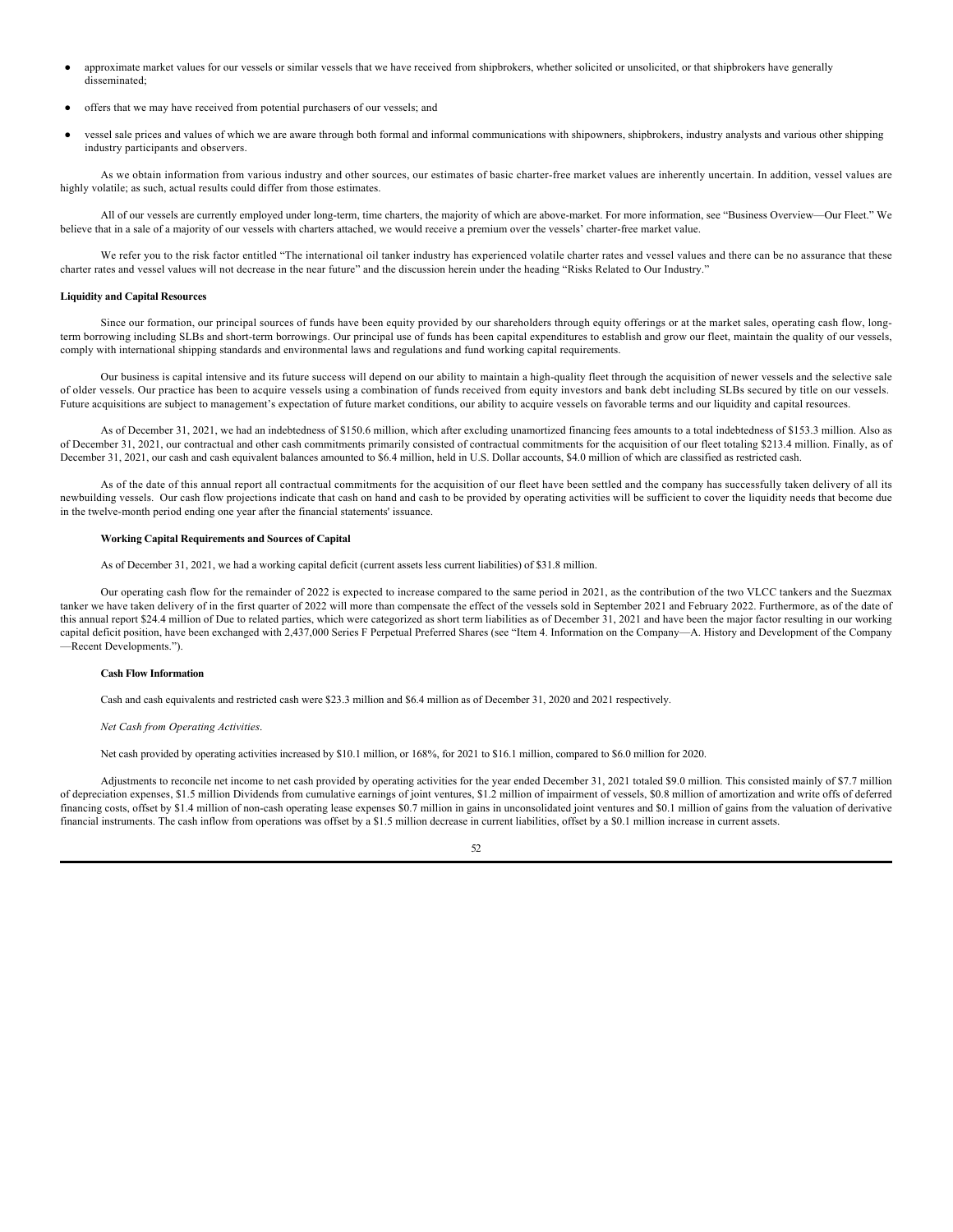- approximate market values for our vessels or similar vessels that we have received from shipbrokers, whether solicited or unsolicited, or that shipbrokers have generally disseminated;
- offers that we may have received from potential purchasers of our vessels; and
- vessel sale prices and values of which we are aware through both formal and informal communications with shipowners, shipbrokers, industry analysts and various other shipping industry participants and observers.

As we obtain information from various industry and other sources, our estimates of basic charter-free market values are inherently uncertain. In addition, vessel values are highly volatile; as such, actual results could differ from those estimates.

All of our vessels are currently employed under long-term, time charters, the majority of which are above-market. For more information, see "Business Overview—Our Fleet." We believe that in a sale of a majority of our vessels with charters attached, we would receive a premium over the vessels' charter-free market value.

We refer you to the risk factor entitled "The international oil tanker industry has experienced volatile charter rates and vessel values and there can be no assurance that these charter rates and vessel values will not decrease in the near future" and the discussion herein under the heading "Risks Related to Our Industry."

**Liquidity and Capital Resources**

Since our formation, our principal sources of funds have been equity provided by our shareholders through equity offerings or at the market sales, operating cash flow, long-term borrowing including SLBs and short-term borrowings. Our principal use of funds has been capital expenditures to establish and grow our fleet, maintain the quality of our vessels, comply with international shipping standards and environmental laws and regulations and fund working capital requirements.

Our business is capital intensive and its future success will depend on our ability to maintain a high-quality fleet through the acquisition of newer vessels and the selective sale of older vessels. Our practice has been to acquire vessels using a combination of funds received from equity investors and bank debt including SLBs secured by title on our vessels. Future acquisitions are subject to management's expectation of future market conditions, our ability to acquire vessels on favorable terms and our liquidity and capital resources.

As of December 31, 2021, we had an indebtedness of $150.6 million, which after excluding unamortized financing fees amounts to a total indebtedness of $153.3 million. Also as of December 31, 2021, our contractual and other cash commitments primarily consisted of contractual commitments for the acquisition of our fleet totaling $213.4 million. Finally, as of December 31, 2021, our cash and cash equivalent balances amounted to $6.4 million, held in U.S. Dollar accounts, $4.0 million of which are classified as restricted cash.

As of the date of this annual report all contractual commitments for the acquisition of our fleet have been settled and the company has successfully taken delivery of all its newbuilding vessels. Our cash flow projections indicate that cash on hand and cash to be provided by operating activities will be sufficient to cover the liquidity needs that become due in the twelve-month period ending one year after the financial statements' issuance.

**Working Capital Requirements and Sources of Capital**

As of December 31, 2021, we had a working capital deficit (current assets less current liabilities) of $31.8 million.

Our operating cash flow for the remainder of 2022 is expected to increase compared to the same period in 2021, as the contribution of the two VLCC tankers and the Suezmax tanker we have taken delivery of in the first quarter of 2022 will more than compensate the effect of the vessels sold in September 2021 and February 2022. Furthermore, as of the date of this annual report $24.4 million of Due to related parties, which were categorized as short term liabilities as of December 31, 2021 and have been the major factor resulting in our working capital deficit position, have been exchanged with 2,437,000 Series F Perpetual Preferred Shares (see "Item 4. Information on the Company—A. History and Development of the Company—Recent Developments.").

**Cash Flow Information**

Cash and cash equivalents and restricted cash were $23.3 million and $6.4 million as of December 31, 2020 and 2021 respectively.

*Net Cash from Operating Activities*.

Net cash provided by operating activities increased by $10.1 million, or 168%, for 2021 to $16.1 million, compared to $6.0 million for 2020.

Adjustments to reconcile net income to net cash provided by operating activities for the year ended December 31, 2021 totaled $9.0 million. This consisted mainly of $7.7 million of depreciation expenses, $1.5 million Dividends from cumulative earnings of joint ventures, $1.2 million of impairment of vessels, $0.8 million of amortization and write offs of deferred financing costs, offset by $1.4 million of non-cash operating lease expenses $0.7 million in gains in unconsolidated joint ventures and $0.1 million of gains from the valuation of derivative financial instruments. The cash inflow from operations was offset by a $1.5 million decrease in current liabilities, offset by a $0.1 million increase in current assets.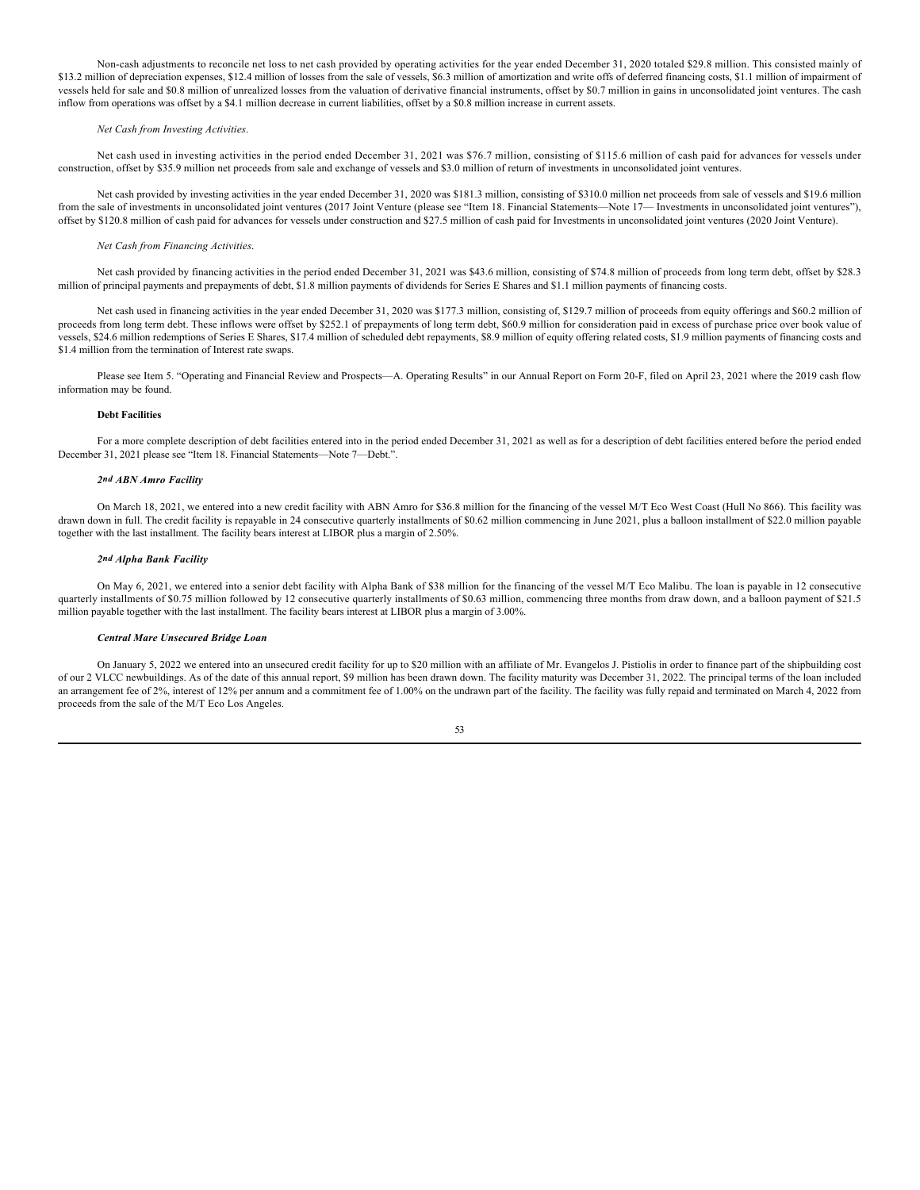Non-cash adjustments to reconcile net loss to net cash provided by operating activities for the year ended December 31, 2020 totaled $29.8 million. This consisted mainly of $13.2 million of depreciation expenses, $12.4 million of losses from the sale of vessels, $6.3 million of amortization and write offs of deferred financing costs, $1.1 million of impairment of vessels held for sale and $0.8 million of unrealized losses from the valuation of derivative financial instruments, offset by $0.7 million in gains in unconsolidated joint ventures. The cash inflow from operations was offset by a $4.1 million decrease in current liabilities, offset by a $0.8 million increase in current assets.

*Net Cash from Investing Activities*.

Net cash used in investing activities in the period ended December 31, 2021 was $76.7 million, consisting of $115.6 million of cash paid for advances for vessels under construction, offset by $35.9 million net proceeds from sale and exchange of vessels and $3.0 million of return of investments in unconsolidated joint ventures.

Net cash provided by investing activities in the year ended December 31, 2020 was $181.3 million, consisting of $310.0 million net proceeds from sale of vessels and $19.6 million from the sale of investments in unconsolidated joint ventures (2017 Joint Venture (please see "Item 18. Financial Statements—Note 17— Investments in unconsolidated joint ventures"), offset by $120.8 million of cash paid for advances for vessels under construction and $27.5 million of cash paid for Investments in unconsolidated joint ventures (2020 Joint Venture).

*Net Cash from Financing Activities*.

Net cash provided by financing activities in the period ended December 31, 2021 was $43.6 million, consisting of $74.8 million of proceeds from long term debt, offset by $28.3 million of principal payments and prepayments of debt, $1.8 million payments of dividends for Series E Shares and $1.1 million payments of financing costs.

Net cash used in financing activities in the year ended December 31, 2020 was $177.3 million, consisting of, $129.7 million of proceeds from equity offerings and $60.2 million of proceeds from long term debt. These inflows were offset by $252.1 of prepayments of long term debt, $60.9 million for consideration paid in excess of purchase price over book value of vessels, $24.6 million redemptions of Series E Shares, $17.4 million of scheduled debt repayments, $8.9 million of equity offering related costs, $1.9 million payments of financing costs and $1.4 million from the termination of Interest rate swaps.

Please see Item 5. "Operating and Financial Review and Prospects—A. Operating Results" in our Annual Report on Form 20-F, filed on April 23, 2021 where the 2019 cash flow information may be found.

**Debt Facilities**

For a more complete description of debt facilities entered into in the period ended December 31, 2021 as well as for a description of debt facilities entered before the period ended December 31, 2021 please see "Item 18. Financial Statements—Note 7—Debt.".

***2nd ABN Amro Facility***

On March 18, 2021, we entered into a new credit facility with ABN Amro for $36.8 million for the financing of the vessel M/T Eco West Coast (Hull No 866). This facility was drawn down in full. The credit facility is repayable in 24 consecutive quarterly installments of $0.62 million commencing in June 2021, plus a balloon installment of $22.0 million payable together with the last installment. The facility bears interest at LIBOR plus a margin of 2.50%.

***2nd Alpha Bank Facility***

On May 6, 2021, we entered into a senior debt facility with Alpha Bank of $38 million for the financing of the vessel M/T Eco Malibu. The loan is payable in 12 consecutive quarterly installments of $0.75 million followed by 12 consecutive quarterly installments of $0.63 million, commencing three months from draw down, and a balloon payment of $21.5 million payable together with the last installment. The facility bears interest at LIBOR plus a margin of 3.00%.

***Central Mare Unsecured Bridge Loan***

On January 5, 2022 we entered into an unsecured credit facility for up to $20 million with an affiliate of Mr. Evangelos J. Pistiolis in order to finance part of the shipbuilding cost of our 2 VLCC newbuildings. As of the date of this annual report, $9 million has been drawn down. The facility maturity was December 31, 2022. The principal terms of the loan included an arrangement fee of 2%, interest of 12% per annum and a commitment fee of 1.00% on the undrawn part of the facility. The facility was fully repaid and terminated on March 4, 2022 from proceeds from the sale of the M/T Eco Los Angeles.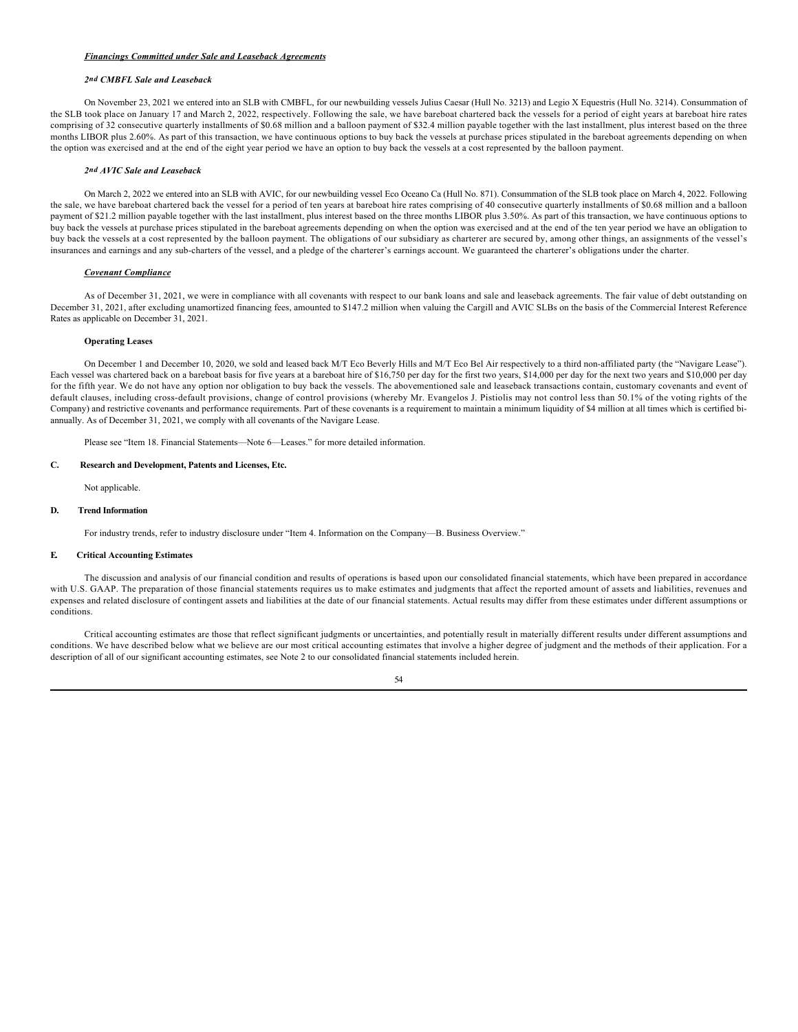***Financings Committed under Sale and Leaseback Agreements***

***2nd CMBFL Sale and Leaseback***

On November 23, 2021 we entered into an SLB with CMBFL, for our newbuilding vessels Julius Caesar (Hull No. 3213) and Legio X Equestris (Hull No. 3214). Consummation of the SLB took place on January 17 and March 2, 2022, respectively. Following the sale, we have bareboat chartered back the vessels for a period of eight years at bareboat hire rates comprising of 32 consecutive quarterly installments of $0.68 million and a balloon payment of $32.4 million payable together with the last installment, plus interest based on the three months LIBOR plus 2.60%. As part of this transaction, we have continuous options to buy back the vessels at purchase prices stipulated in the bareboat agreements depending on when the option was exercised and at the end of the eight year period we have an option to buy back the vessels at a cost represented by the balloon payment.

***2nd AVIC Sale and Leaseback***

On March 2, 2022 we entered into an SLB with AVIC, for our newbuilding vessel Eco Oceano Ca (Hull No. 871). Consummation of the SLB took place on March 4, 2022. Following the sale, we have bareboat chartered back the vessel for a period of ten years at bareboat hire rates comprising of 40 consecutive quarterly installments of $0.68 million and a balloon payment of $21.2 million payable together with the last installment, plus interest based on the three months LIBOR plus 3.50%. As part of this transaction, we have continuous options to buy back the vessels at purchase prices stipulated in the bareboat agreements depending on when the option was exercised and at the end of the ten year period we have an obligation to buy back the vessels at a cost represented by the balloon payment. The obligations of our subsidiary as charterer are secured by, among other things, an assignments of the vessel's insurances and earnings and any sub-charters of the vessel, and a pledge of the charterer's earnings account. We guaranteed the charterer's obligations under the charter.

***Covenant Compliance***

As of December 31, 2021, we were in compliance with all covenants with respect to our bank loans and sale and leaseback agreements. The fair value of debt outstanding on December 31, 2021, after excluding unamortized financing fees, amounted to $147.2 million when valuing the Cargill and AVIC SLBs on the basis of the Commercial Interest Reference Rates as applicable on December 31, 2021.

**Operating Leases**

On December 1 and December 10, 2020, we sold and leased back M/T Eco Beverly Hills and M/T Eco Bel Air respectively to a third non-affiliated party (the "Navigare Lease"). Each vessel was chartered back on a bareboat basis for five years at a bareboat hire of $16,750 per day for the first two years, $14,000 per day for the next two years and $10,000 per day for the fifth year. We do not have any option nor obligation to buy back the vessels. The abovementioned sale and leaseback transactions contain, customary covenants and event of default clauses, including cross-default provisions, change of control provisions (whereby Mr. Evangelos J. Pistiolis may not control less than 50.1% of the voting rights of the Company) and restrictive covenants and performance requirements. Part of these covenants is a requirement to maintain a minimum liquidity of $4 million at all times which is certified bi-annually. As of December 31, 2021, we comply with all covenants of the Navigare Lease.

Please see "Item 18. Financial Statements—Note 6—Leases." for more detailed information.

#### C. Research and Development, Patents and Licenses, Etc.

Not applicable.

#### D. Trend Information

For industry trends, refer to industry disclosure under "Item 4. Information on the Company—B. Business Overview."

#### E. Critical Accounting Estimates

The discussion and analysis of our financial condition and results of operations is based upon our consolidated financial statements, which have been prepared in accordance with U.S. GAAP. The preparation of those financial statements requires us to make estimates and judgments that affect the reported amount of assets and liabilities, revenues and expenses and related disclosure of contingent assets and liabilities at the date of our financial statements. Actual results may differ from these estimates under different assumptions or conditions.

Critical accounting estimates are those that reflect significant judgments or uncertainties, and potentially result in materially different results under different assumptions and conditions. We have described below what we believe are our most critical accounting estimates that involve a higher degree of judgment and the methods of their application. For a description of all of our significant accounting estimates, see Note 2 to our consolidated financial statements included herein.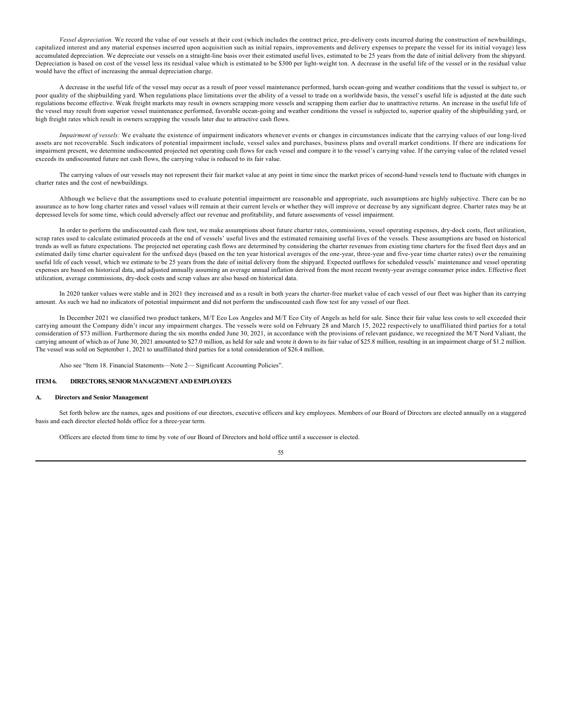*Vessel depreciation.* We record the value of our vessels at their cost (which includes the contract price, pre-delivery costs incurred during the construction of newbuildings, capitalized interest and any material expenses incurred upon acquisition such as initial repairs, improvements and delivery expenses to prepare the vessel for its initial voyage) less accumulated depreciation. We depreciate our vessels on a straight-line basis over their estimated useful lives, estimated to be 25 years from the date of initial delivery from the shipyard. Depreciation is based on cost of the vessel less its residual value which is estimated to be $300 per light-weight ton. A decrease in the useful life of the vessel or in the residual value would have the effect of increasing the annual depreciation charge.

A decrease in the useful life of the vessel may occur as a result of poor vessel maintenance performed, harsh ocean-going and weather conditions that the vessel is subject to, or poor quality of the shipbuilding yard. When regulations place limitations over the ability of a vessel to trade on a worldwide basis, the vessel's useful life is adjusted at the date such regulations become effective. Weak freight markets may result in owners scrapping more vessels and scrapping them earlier due to unattractive returns. An increase in the useful life of the vessel may result from superior vessel maintenance performed, favorable ocean-going and weather conditions the vessel is subjected to, superior quality of the shipbuilding yard, or high freight rates which result in owners scrapping the vessels later due to attractive cash flows.

*Impairment of vessels:* We evaluate the existence of impairment indicators whenever events or changes in circumstances indicate that the carrying values of our long-lived assets are not recoverable. Such indicators of potential impairment include, vessel sales and purchases, business plans and overall market conditions. If there are indications for impairment present, we determine undiscounted projected net operating cash flows for each vessel and compare it to the vessel's carrying value. If the carrying value of the related vessel exceeds its undiscounted future net cash flows, the carrying value is reduced to its fair value.

The carrying values of our vessels may not represent their fair market value at any point in time since the market prices of second-hand vessels tend to fluctuate with changes in charter rates and the cost of newbuildings.

Although we believe that the assumptions used to evaluate potential impairment are reasonable and appropriate, such assumptions are highly subjective. There can be no assurance as to how long charter rates and vessel values will remain at their current levels or whether they will improve or decrease by any significant degree. Charter rates may be at depressed levels for some time, which could adversely affect our revenue and profitability, and future assessments of vessel impairment.

In order to perform the undiscounted cash flow test, we make assumptions about future charter rates, commissions, vessel operating expenses, dry-dock costs, fleet utilization, scrap rates used to calculate estimated proceeds at the end of vessels' useful lives and the estimated remaining useful lives of the vessels. These assumptions are based on historical trends as well as future expectations. The projected net operating cash flows are determined by considering the charter revenues from existing time charters for the fixed fleet days and an estimated daily time charter equivalent for the unfixed days (based on the ten year historical averages of the one-year, three-year and five-year time charter rates) over the remaining useful life of each vessel, which we estimate to be 25 years from the date of initial delivery from the shipyard. Expected outflows for scheduled vessels' maintenance and vessel operating expenses are based on historical data, and adjusted annually assuming an average annual inflation derived from the most recent twenty-year average consumer price index. Effective fleet utilization, average commissions, dry-dock costs and scrap values are also based on historical data.

In 2020 tanker values were stable and in 2021 they increased and as a result in both years the charter-free market value of each vessel of our fleet was higher than its carrying amount. As such we had no indicators of potential impairment and did not perform the undiscounted cash flow test for any vessel of our fleet.

In December 2021 we classified two product tankers, M/T Eco Los Angeles and M/T Eco City of Angels as held for sale. Since their fair value less costs to sell exceeded their carrying amount the Company didn't incur any impairment charges. The vessels were sold on February 28 and March 15, 2022 respectively to unaffiliated third parties for a total consideration of $73 million. Furthermore during the six months ended June 30, 2021, in accordance with the provisions of relevant guidance, we recognized the M/T Nord Valiant, the carrying amount of which as of June 30, 2021 amounted to $27.0 million, as held for sale and wrote it down to its fair value of $25.8 million, resulting in an impairment charge of $1.2 million. The vessel was sold on September 1, 2021 to unaffiliated third parties for a total consideration of $26.4 million.

Also see "Item 18. Financial Statements—Note 2— Significant Accounting Policies".

## ITEM 6. DIRECTORS, SENIOR MANAGEMENT AND EMPLOYEES

### A. Directors and Senior Management

Set forth below are the names, ages and positions of our directors, executive officers and key employees. Members of our Board of Directors are elected annually on a staggered basis and each director elected holds office for a three-year term.

Officers are elected from time to time by vote of our Board of Directors and hold office until a successor is elected.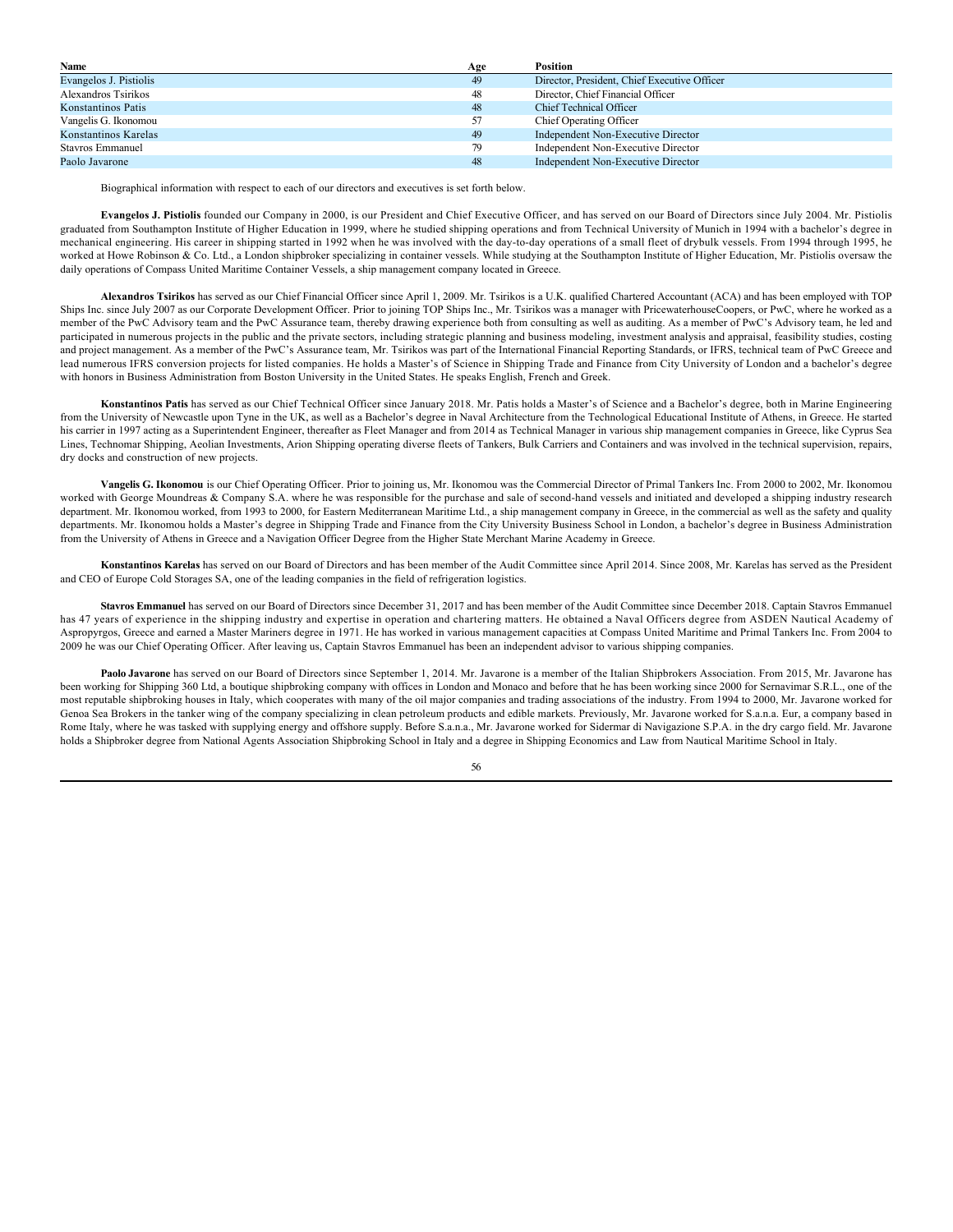| Name | Age | Position |
|---|---|---|
| Evangelos J. Pistiolis | 49 | Director, President, Chief Executive Officer |
| Alexandros Tsirikos | 48 | Director, Chief Financial Officer |
| Konstantinos Patis | 48 | Chief Technical Officer |
| Vangelis G. Ikonomou | 57 | Chief Operating Officer |
| Konstantinos Karelas | 49 | Independent Non-Executive Director |
| Stavros Emmanuel | 79 | Independent Non-Executive Director |
| Paolo Javarone | 48 | Independent Non-Executive Director |

Biographical information with respect to each of our directors and executives is set forth below.

**Evangelos J. Pistiolis** founded our Company in 2000, is our President and Chief Executive Officer, and has served on our Board of Directors since July 2004. Mr. Pistiolis graduated from Southampton Institute of Higher Education in 1999, where he studied shipping operations and from Technical University of Munich in 1994 with a bachelor's degree in mechanical engineering. His career in shipping started in 1992 when he was involved with the day-to-day operations of a small fleet of drybulk vessels. From 1994 through 1995, he worked at Howe Robinson & Co. Ltd., a London shipbroker specializing in container vessels. While studying at the Southampton Institute of Higher Education, Mr. Pistiolis oversaw the daily operations of Compass United Maritime Container Vessels, a ship management company located in Greece.

**Alexandros Tsirikos** has served as our Chief Financial Officer since April 1, 2009. Mr. Tsirikos is a U.K. qualified Chartered Accountant (ACA) and has been employed with TOP Ships Inc. since July 2007 as our Corporate Development Officer. Prior to joining TOP Ships Inc., Mr. Tsirikos was a manager with PricewaterhouseCoopers, or PwC, where he worked as a member of the PwC Advisory team and the PwC Assurance team, thereby drawing experience both from consulting as well as auditing. As a member of PwC's Advisory team, he led and participated in numerous projects in the public and the private sectors, including strategic planning and business modeling, investment analysis and appraisal, feasibility studies, costing and project management. As a member of the PwC's Assurance team, Mr. Tsirikos was part of the International Financial Reporting Standards, or IFRS, technical team of PwC Greece and lead numerous IFRS conversion projects for listed companies. He holds a Master's of Science in Shipping Trade and Finance from City University of London and a bachelor's degree with honors in Business Administration from Boston University in the United States. He speaks English, French and Greek.

**Konstantinos Patis** has served as our Chief Technical Officer since January 2018. Mr. Patis holds a Master's of Science and a Bachelor's degree, both in Marine Engineering from the University of Newcastle upon Tyne in the UK, as well as a Bachelor's degree in Naval Architecture from the Technological Educational Institute of Athens, in Greece. He started his carrier in 1997 acting as a Superintendent Engineer, thereafter as Fleet Manager and from 2014 as Technical Manager in various ship management companies in Greece, like Cyprus Sea Lines, Technomar Shipping, Aeolian Investments, Arion Shipping operating diverse fleets of Tankers, Bulk Carriers and Containers and was involved in the technical supervision, repairs, dry docks and construction of new projects.

**Vangelis G. Ikonomou** is our Chief Operating Officer. Prior to joining us, Mr. Ikonomou was the Commercial Director of Primal Tankers Inc. From 2000 to 2002, Mr. Ikonomou worked with George Moundreas & Company S.A. where he was responsible for the purchase and sale of second-hand vessels and initiated and developed a shipping industry research department. Mr. Ikonomou worked, from 1993 to 2000, for Eastern Mediterranean Maritime Ltd., a ship management company in Greece, in the commercial as well as the safety and quality departments. Mr. Ikonomou holds a Master's degree in Shipping Trade and Finance from the City University Business School in London, a bachelor's degree in Business Administration from the University of Athens in Greece and a Navigation Officer Degree from the Higher State Merchant Marine Academy in Greece.

**Konstantinos Karelas** has served on our Board of Directors and has been member of the Audit Committee since April 2014. Since 2008, Mr. Karelas has served as the President and CEO of Europe Cold Storages SA, one of the leading companies in the field of refrigeration logistics.

**Stavros Emmanuel** has served on our Board of Directors since December 31, 2017 and has been member of the Audit Committee since December 2018. Captain Stavros Emmanuel has 47 years of experience in the shipping industry and expertise in operation and chartering matters. He obtained a Naval Officers degree from ASDEN Nautical Academy of Aspropyrgos, Greece and earned a Master Mariners degree in 1971. He has worked in various management capacities at Compass United Maritime and Primal Tankers Inc. From 2004 to 2009 he was our Chief Operating Officer. After leaving us, Captain Stavros Emmanuel has been an independent advisor to various shipping companies.

**Paolo Javarone** has served on our Board of Directors since September 1, 2014. Mr. Javarone is a member of the Italian Shipbrokers Association. From 2015, Mr. Javarone has been working for Shipping 360 Ltd, a boutique shipbroking company with offices in London and Monaco and before that he has been working since 2000 for Sernavimar S.R.L., one of the most reputable shipbroking houses in Italy, which cooperates with many of the oil major companies and trading associations of the industry. From 1994 to 2000, Mr. Javarone worked for Genoa Sea Brokers in the tanker wing of the company specializing in clean petroleum products and edible markets. Previously, Mr. Javarone worked for S.a.n.a. Eur, a company based in Rome Italy, where he was tasked with supplying energy and offshore supply. Before S.a.n.a., Mr. Javarone worked for Sidermar di Navigazione S.P.A. in the dry cargo field. Mr. Javarone holds a Shipbroker degree from National Agents Association Shipbroking School in Italy and a degree in Shipping Economics and Law from Nautical Maritime School in Italy.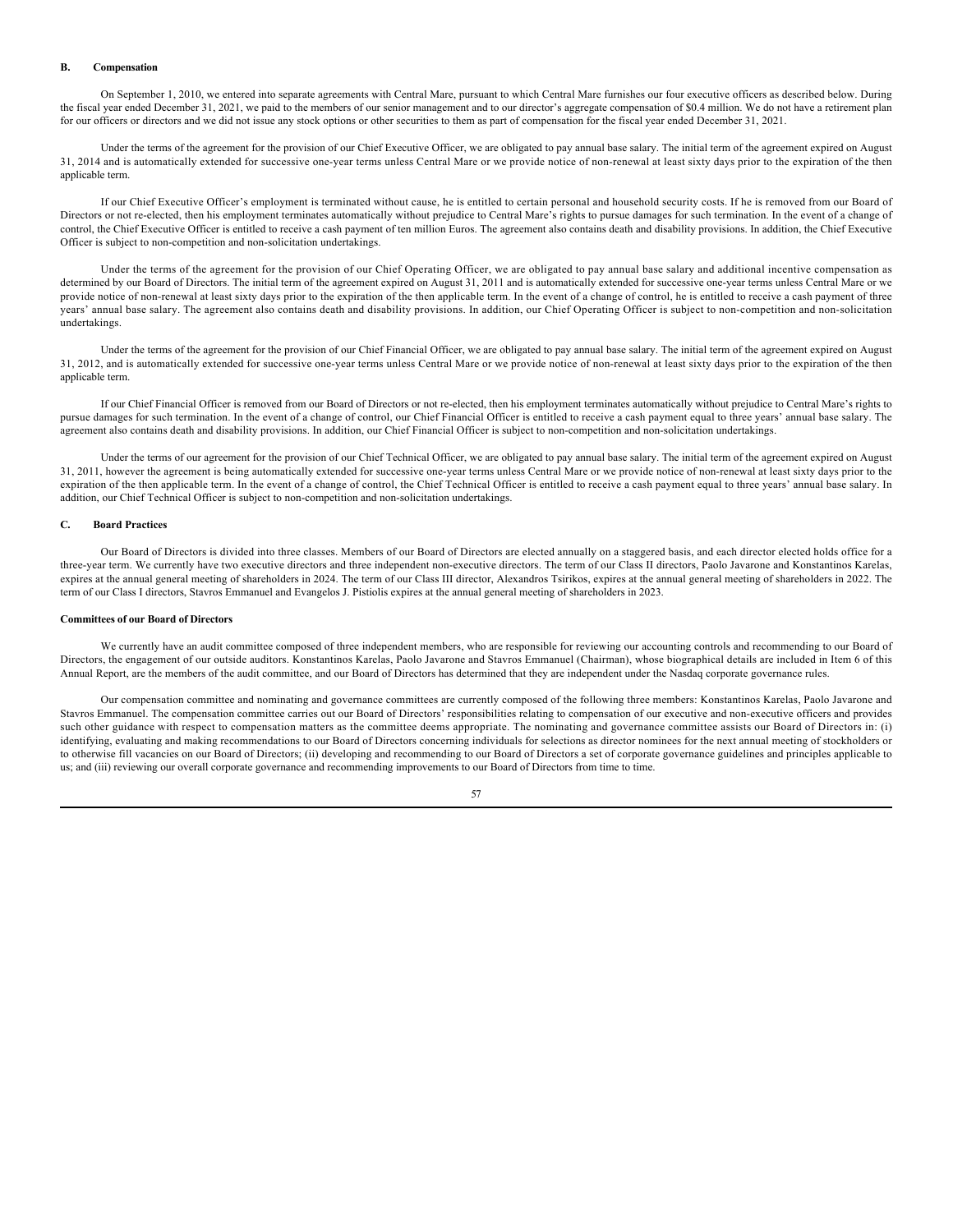## B. Compensation

On September 1, 2010, we entered into separate agreements with Central Mare, pursuant to which Central Mare furnishes our four executive officers as described below. During the fiscal year ended December 31, 2021, we paid to the members of our senior management and to our director's aggregate compensation of $0.4 million. We do not have a retirement plan for our officers or directors and we did not issue any stock options or other securities to them as part of compensation for the fiscal year ended December 31, 2021.

Under the terms of the agreement for the provision of our Chief Executive Officer, we are obligated to pay annual base salary. The initial term of the agreement expired on August 31, 2014 and is automatically extended for successive one-year terms unless Central Mare or we provide notice of non-renewal at least sixty days prior to the expiration of the then applicable term.

If our Chief Executive Officer's employment is terminated without cause, he is entitled to certain personal and household security costs. If he is removed from our Board of Directors or not re-elected, then his employment terminates automatically without prejudice to Central Mare's rights to pursue damages for such termination. In the event of a change of control, the Chief Executive Officer is entitled to receive a cash payment of ten million Euros. The agreement also contains death and disability provisions. In addition, the Chief Executive Officer is subject to non-competition and non-solicitation undertakings.

Under the terms of the agreement for the provision of our Chief Operating Officer, we are obligated to pay annual base salary and additional incentive compensation as determined by our Board of Directors. The initial term of the agreement expired on August 31, 2011 and is automatically extended for successive one-year terms unless Central Mare or we provide notice of non-renewal at least sixty days prior to the expiration of the then applicable term. In the event of a change of control, he is entitled to receive a cash payment of three years' annual base salary. The agreement also contains death and disability provisions. In addition, our Chief Operating Officer is subject to non-competition and non-solicitation undertakings.

Under the terms of the agreement for the provision of our Chief Financial Officer, we are obligated to pay annual base salary. The initial term of the agreement expired on August 31, 2012, and is automatically extended for successive one-year terms unless Central Mare or we provide notice of non-renewal at least sixty days prior to the expiration of the then applicable term.

If our Chief Financial Officer is removed from our Board of Directors or not re-elected, then his employment terminates automatically without prejudice to Central Mare's rights to pursue damages for such termination. In the event of a change of control, our Chief Financial Officer is entitled to receive a cash payment equal to three years' annual base salary. The agreement also contains death and disability provisions. In addition, our Chief Financial Officer is subject to non-competition and non-solicitation undertakings.

Under the terms of our agreement for the provision of our Chief Technical Officer, we are obligated to pay annual base salary. The initial term of the agreement expired on August 31, 2011, however the agreement is being automatically extended for successive one-year terms unless Central Mare or we provide notice of non-renewal at least sixty days prior to the expiration of the then applicable term. In the event of a change of control, the Chief Technical Officer is entitled to receive a cash payment equal to three years' annual base salary. In addition, our Chief Technical Officer is subject to non-competition and non-solicitation undertakings.

## C. Board Practices

Our Board of Directors is divided into three classes. Members of our Board of Directors are elected annually on a staggered basis, and each director elected holds office for a three-year term. We currently have two executive directors and three independent non-executive directors. The term of our Class II directors, Paolo Javarone and Konstantinos Karelas, expires at the annual general meeting of shareholders in 2024. The term of our Class III director, Alexandros Tsirikos, expires at the annual general meeting of shareholders in 2022. The term of our Class I directors, Stavros Emmanuel and Evangelos J. Pistiolis expires at the annual general meeting of shareholders in 2023.

### Committees of our Board of Directors

We currently have an audit committee composed of three independent members, who are responsible for reviewing our accounting controls and recommending to our Board of Directors, the engagement of our outside auditors. Konstantinos Karelas, Paolo Javarone and Stavros Emmanuel (Chairman), whose biographical details are included in Item 6 of this Annual Report, are the members of the audit committee, and our Board of Directors has determined that they are independent under the Nasdaq corporate governance rules.

Our compensation committee and nominating and governance committees are currently composed of the following three members: Konstantinos Karelas, Paolo Javarone and Stavros Emmanuel. The compensation committee carries out our Board of Directors' responsibilities relating to compensation of our executive and non-executive officers and provides such other guidance with respect to compensation matters as the committee deems appropriate. The nominating and governance committee assists our Board of Directors in: (i) identifying, evaluating and making recommendations to our Board of Directors concerning individuals for selections as director nominees for the next annual meeting of stockholders or to otherwise fill vacancies on our Board of Directors; (ii) developing and recommending to our Board of Directors a set of corporate governance guidelines and principles applicable to us; and (iii) reviewing our overall corporate governance and recommending improvements to our Board of Directors from time to time.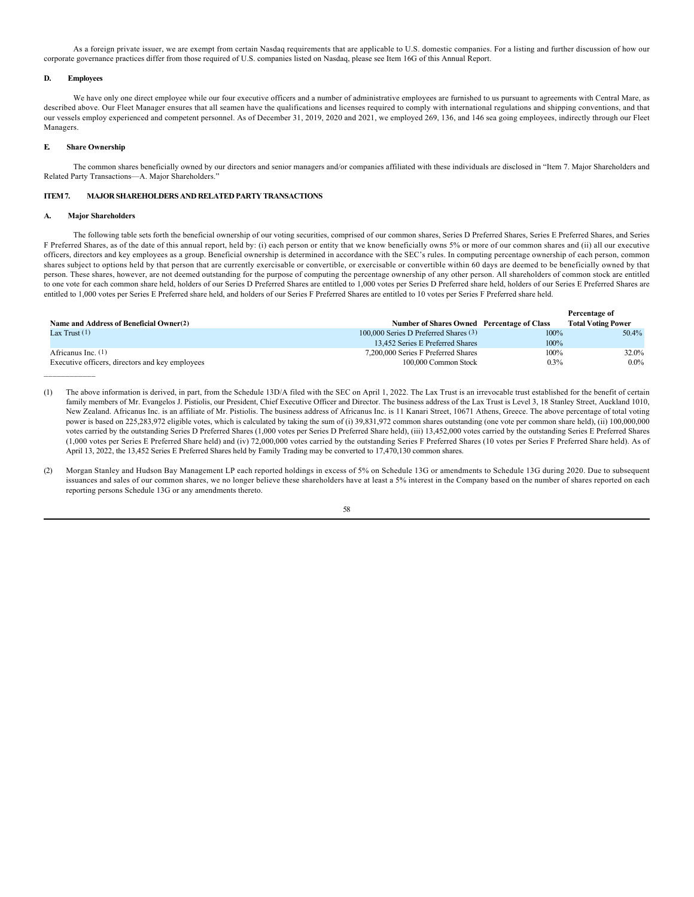As a foreign private issuer, we are exempt from certain Nasdaq requirements that are applicable to U.S. domestic companies. For a listing and further discussion of how our corporate governance practices differ from those required of U.S. companies listed on Nasdaq, please see Item 16G of this Annual Report.

### D. Employees

We have only one direct employee while our four executive officers and a number of administrative employees are furnished to us pursuant to agreements with Central Mare, as described above. Our Fleet Manager ensures that all seamen have the qualifications and licenses required to comply with international regulations and shipping conventions, and that our vessels employ experienced and competent personnel. As of December 31, 2019, 2020 and 2021, we employed 269, 136, and 146 sea going employees, indirectly through our Fleet Managers.

### E. Share Ownership

The common shares beneficially owned by our directors and senior managers and/or companies affiliated with these individuals are disclosed in "Item 7. Major Shareholders and Related Party Transactions—A. Major Shareholders."

## ITEM 7. MAJOR SHAREHOLDERS AND RELATED PARTY TRANSACTIONS

### A. Major Shareholders

The following table sets forth the beneficial ownership of our voting securities, comprised of our common shares, Series D Preferred Shares, Series E Preferred Shares, and Series F Preferred Shares, as of the date of this annual report, held by: (i) each person or entity that we know beneficially owns 5% or more of our common shares and (ii) all our executive officers, directors and key employees as a group. Beneficial ownership is determined in accordance with the SEC's rules. In computing percentage ownership of each person, common shares subject to options held by that person that are currently exercisable or convertible, or exercisable or convertible within 60 days are deemed to be beneficially owned by that person. These shares, however, are not deemed outstanding for the purpose of computing the percentage ownership of any other person. All shareholders of common stock are entitled to one vote for each common share held, holders of our Series D Preferred Shares are entitled to 1,000 votes per Series D Preferred share held, holders of our Series E Preferred Shares are entitled to 1,000 votes per Series E Preferred share held, and holders of our Series F Preferred Shares are entitled to 10 votes per Series F Preferred share held.

| Name and Address of Beneficial Owner(2) | Number of Shares Owned | Percentage of Class | Percentage of Total Voting Power |
|---|---|---|---|
| Lax Trust (1) | 100,000 Series D Preferred Shares (3) | 100% | 50.4% |
| | 13,452 Series E Preferred Shares | 100% | |
| Africanus Inc. (1) | 7,200,000 Series F Preferred Shares | 100% | 32.0% |
| Executive officers, directors and key employees | 100,000 Common Stock | 0.3% | 0.0% |

(1) The above information is derived, in part, from the Schedule 13D/A filed with the SEC on April 1, 2022. The Lax Trust is an irrevocable trust established for the benefit of certain family members of Mr. Evangelos J. Pistiolis, our President, Chief Executive Officer and Director. The business address of the Lax Trust is Level 3, 18 Stanley Street, Auckland 1010, New Zealand. Africanus Inc. is an affiliate of Mr. Pistiolis. The business address of Africanus Inc. is 11 Kanari Street, 10671 Athens, Greece. The above percentage of total voting power is based on 225,283,972 eligible votes, which is calculated by taking the sum of (i) 39,831,972 common shares outstanding (one vote per common share held), (ii) 100,000,000 votes carried by the outstanding Series D Preferred Shares (1,000 votes per Series D Preferred Share held), (iii) 13,452,000 votes carried by the outstanding Series E Preferred Shares (1,000 votes per Series E Preferred Share held) and (iv) 72,000,000 votes carried by the outstanding Series F Preferred Shares (10 votes per Series F Preferred Share held). As of April 13, 2022, the 13,452 Series E Preferred Shares held by Family Trading may be converted to 17,470,130 common shares.

(2) Morgan Stanley and Hudson Bay Management LP each reported holdings in excess of 5% on Schedule 13G or amendments to Schedule 13G during 2020. Due to subsequent issuances and sales of our common shares, we no longer believe these shareholders have at least a 5% interest in the Company based on the number of shares reported on each reporting persons Schedule 13G or any amendments thereto.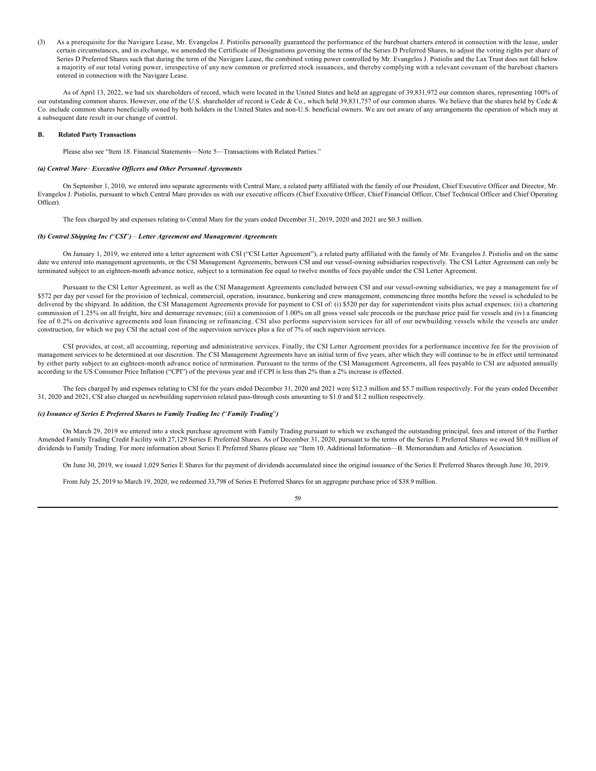(3) As a prerequisite for the Navigare Lease, Mr. Evangelos J. Pistiolis personally guaranteed the performance of the bareboat charters entered in connection with the lease, under certain circumstances, and in exchange, we amended the Certificate of Designations governing the terms of the Series D Preferred Shares, to adjust the voting rights per share of Series D Preferred Shares such that during the term of the Navigare Lease, the combined voting power controlled by Mr. Evangelos J. Pistiolis and the Lax Trust does not fall below a majority of our total voting power, irrespective of any new common or preferred stock issuances, and thereby complying with a relevant covenant of the bareboat charters entered in connection with the Navigare Lease.

As of April 13, 2022, we had six shareholders of record, which were located in the United States and held an aggregate of 39,831,972 our common shares, representing 100% of our outstanding common shares. However, one of the U.S. shareholder of record is Cede & Co., which held 39,831,757 of our common shares. We believe that the shares held by Cede & Co. include common shares beneficially owned by both holders in the United States and non-U.S. beneficial owners. We are not aware of any arrangements the operation of which may at a subsequent date result in our change of control.

## B. Related Party Transactions

Please also see "Item 18. Financial Statements—Note 5—Transactions with Related Parties."

### *(a) Central Mare– Executive Officers and Other Personnel Agreements*

On September 1, 2010, we entered into separate agreements with Central Mare, a related party affiliated with the family of our President, Chief Executive Officer and Director, Mr. Evangelos J. Pistiolis, pursuant to which Central Mare provides us with our executive officers (Chief Executive Officer, Chief Financial Officer, Chief Technical Officer and Chief Operating Officer).

The fees charged by and expenses relating to Central Mare for the years ended December 31, 2019, 2020 and 2021 are $0.3 million.

### *(b) Central Shipping Inc ("CSI") – Letter Agreement and Management Agreements*

On January 1, 2019, we entered into a letter agreement with CSI ("CSI Letter Agreement"), a related party affiliated with the family of Mr. Evangelos J. Pistiolis and on the same date we entered into management agreements, or the CSI Management Agreements, between CSI and our vessel-owning subsidiaries respectively. The CSI Letter Agreement can only be terminated subject to an eighteen-month advance notice, subject to a termination fee equal to twelve months of fees payable under the CSI Letter Agreement.

Pursuant to the CSI Letter Agreement, as well as the CSI Management Agreements concluded between CSI and our vessel-owning subsidiaries, we pay a management fee of $572 per day per vessel for the provision of technical, commercial, operation, insurance, bunkering and crew management, commencing three months before the vessel is scheduled to be delivered by the shipyard. In addition, the CSI Management Agreements provide for payment to CSI of: (i) $520 per day for superintendent visits plus actual expenses; (ii) a chartering commission of 1.25% on all freight, hire and demurrage revenues; (iii) a commission of 1.00% on all gross vessel sale proceeds or the purchase price paid for vessels and (iv) a financing fee of 0.2% on derivative agreements and loan financing or refinancing. CSI also performs supervision services for all of our newbuilding vessels while the vessels are under construction, for which we pay CSI the actual cost of the supervision services plus a fee of 7% of such supervision services.

CSI provides, at cost, all accounting, reporting and administrative services. Finally, the CSI Letter Agreement provides for a performance incentive fee for the provision of management services to be determined at our discretion. The CSI Management Agreements have an initial term of five years, after which they will continue to be in effect until terminated by either party subject to an eighteen-month advance notice of termination. Pursuant to the terms of the CSI Management Agreements, all fees payable to CSI are adjusted annually according to the US Consumer Price Inflation ("CPI") of the previous year and if CPI is less than 2% than a 2% increase is effected.

The fees charged by and expenses relating to CSI for the years ended December 31, 2020 and 2021 were $12.3 million and $5.7 million respectively. For the years ended December 31, 2020 and 2021, CSI also charged us newbuilding supervision related pass-through costs amounting to $1.0 and $1.2 million respectively.

### *(c) Issuance of Series E Preferred Shares to Family Trading Inc ("Family Trading")*

On March 29, 2019 we entered into a stock purchase agreement with Family Trading pursuant to which we exchanged the outstanding principal, fees and interest of the Further Amended Family Trading Credit Facility with 27,129 Series E Preferred Shares. As of December 31, 2020, pursuant to the terms of the Series E Preferred Shares we owed $0.9 million of dividends to Family Trading. For more information about Series E Preferred Shares please see "Item 10. Additional Information—B. Memorandum and Articles of Association.

On June 30, 2019, we issued 1,029 Series E Shares for the payment of dividends accumulated since the original issuance of the Series E Preferred Shares through June 30, 2019.

From July 25, 2019 to March 19, 2020, we redeemed 33,798 of Series E Preferred Shares for an aggregate purchase price of $38.9 million.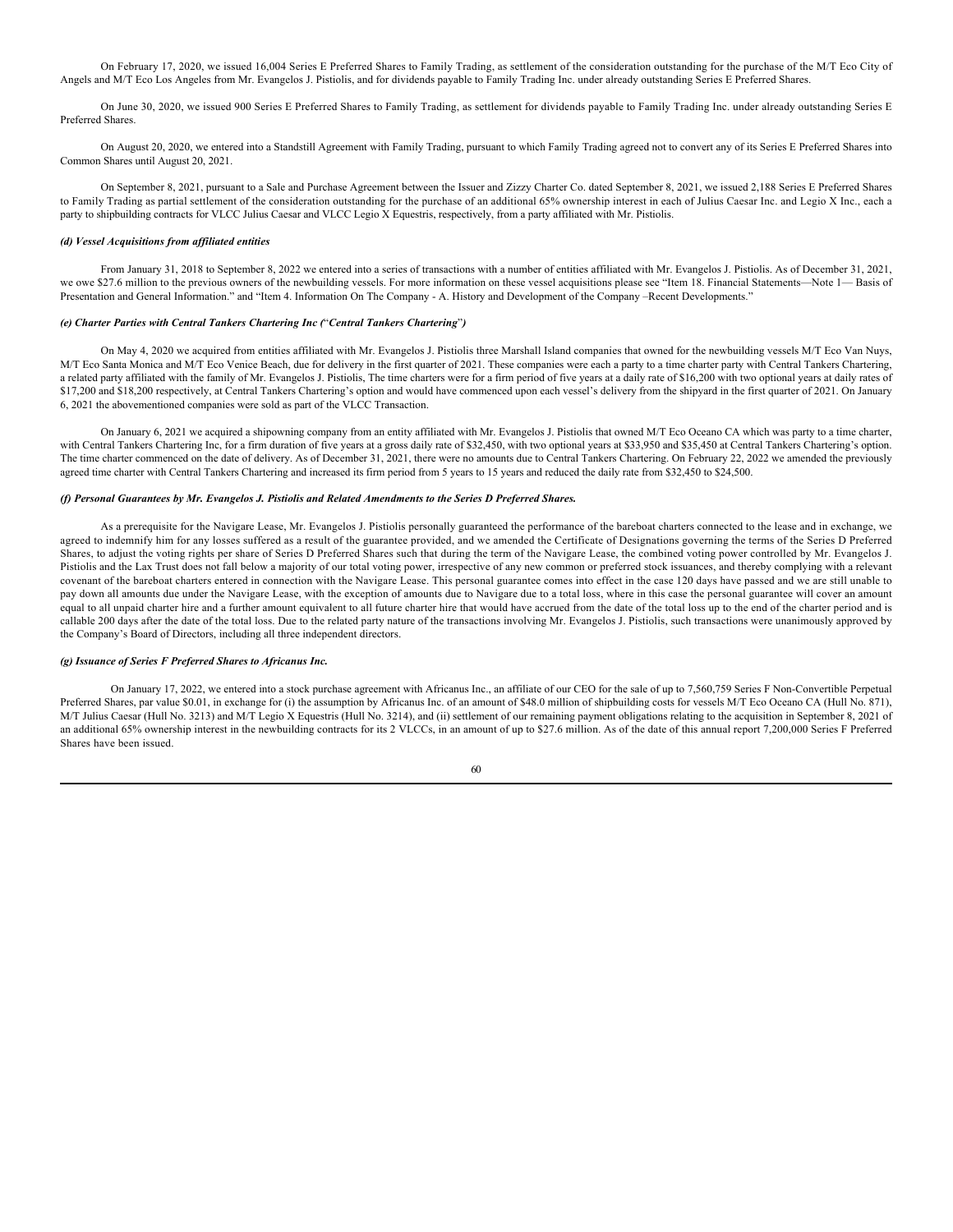On February 17, 2020, we issued 16,004 Series E Preferred Shares to Family Trading, as settlement of the consideration outstanding for the purchase of the M/T Eco City of Angels and M/T Eco Los Angeles from Mr. Evangelos J. Pistiolis, and for dividends payable to Family Trading Inc. under already outstanding Series E Preferred Shares.

On June 30, 2020, we issued 900 Series E Preferred Shares to Family Trading, as settlement for dividends payable to Family Trading Inc. under already outstanding Series E Preferred Shares.

On August 20, 2020, we entered into a Standstill Agreement with Family Trading, pursuant to which Family Trading agreed not to convert any of its Series E Preferred Shares into Common Shares until August 20, 2021.

On September 8, 2021, pursuant to a Sale and Purchase Agreement between the Issuer and Zizzy Charter Co. dated September 8, 2021, we issued 2,188 Series E Preferred Shares to Family Trading as partial settlement of the consideration outstanding for the purchase of an additional 65% ownership interest in each of Julius Caesar Inc. and Legio X Inc., each a party to shipbuilding contracts for VLCC Julius Caesar and VLCC Legio X Equestris, respectively, from a party affiliated with Mr. Pistiolis.

***(d) Vessel Acquisitions from affiliated entities***

From January 31, 2018 to September 8, 2022 we entered into a series of transactions with a number of entities affiliated with Mr. Evangelos J. Pistiolis. As of December 31, 2021, we owe $27.6 million to the previous owners of the newbuilding vessels. For more information on these vessel acquisitions please see "Item 18. Financial Statements—Note 1— Basis of Presentation and General Information." and "Item 4. Information On The Company - A. History and Development of the Company –Recent Developments."

***(e) Charter Parties with Central Tankers Chartering Inc ("Central Tankers Chartering")***

On May 4, 2020 we acquired from entities affiliated with Mr. Evangelos J. Pistiolis three Marshall Island companies that owned for the newbuilding vessels M/T Eco Van Nuys, M/T Eco Santa Monica and M/T Eco Venice Beach, due for delivery in the first quarter of 2021. These companies were each a party to a time charter party with Central Tankers Chartering, a related party affiliated with the family of Mr. Evangelos J. Pistiolis, The time charters were for a firm period of five years at a daily rate of $16,200 with two optional years at daily rates of $17,200 and $18,200 respectively, at Central Tankers Chartering's option and would have commenced upon each vessel's delivery from the shipyard in the first quarter of 2021. On January 6, 2021 the abovementioned companies were sold as part of the VLCC Transaction.

On January 6, 2021 we acquired a shipowning company from an entity affiliated with Mr. Evangelos J. Pistiolis that owned M/T Eco Oceano CA which was party to a time charter, with Central Tankers Chartering Inc, for a firm duration of five years at a gross daily rate of $32,450, with two optional years at $33,950 and $35,450 at Central Tankers Chartering's option. The time charter commenced on the date of delivery. As of December 31, 2021, there were no amounts due to Central Tankers Chartering. On February 22, 2022 we amended the previously agreed time charter with Central Tankers Chartering and increased its firm period from 5 years to 15 years and reduced the daily rate from $32,450 to $24,500.

***(f) Personal Guarantees by Mr. Evangelos J. Pistiolis and Related Amendments to the Series D Preferred Shares.***

As a prerequisite for the Navigare Lease, Mr. Evangelos J. Pistiolis personally guaranteed the performance of the bareboat charters connected to the lease and in exchange, we agreed to indemnify him for any losses suffered as a result of the guarantee provided, and we amended the Certificate of Designations governing the terms of the Series D Preferred Shares, to adjust the voting rights per share of Series D Preferred Shares such that during the term of the Navigare Lease, the combined voting power controlled by Mr. Evangelos J. Pistiolis and the Lax Trust does not fall below a majority of our total voting power, irrespective of any new common or preferred stock issuances, and thereby complying with a relevant covenant of the bareboat charters entered in connection with the Navigare Lease. This personal guarantee comes into effect in the case 120 days have passed and we are still unable to pay down all amounts due under the Navigare Lease, with the exception of amounts due to Navigare due to a total loss, where in this case the personal guarantee will cover an amount equal to all unpaid charter hire and a further amount equivalent to all future charter hire that would have accrued from the date of the total loss up to the end of the charter period and is callable 200 days after the date of the total loss. Due to the related party nature of the transactions involving Mr. Evangelos J. Pistiolis, such transactions were unanimously approved by the Company's Board of Directors, including all three independent directors.

***(g) Issuance of Series F Preferred Shares to Africanus Inc.***

On January 17, 2022, we entered into a stock purchase agreement with Africanus Inc., an affiliate of our CEO for the sale of up to 7,560,759 Series F Non-Convertible Perpetual Preferred Shares, par value $0.01, in exchange for (i) the assumption by Africanus Inc. of an amount of $48.0 million of shipbuilding costs for vessels M/T Eco Oceano CA (Hull No. 871), M/T Julius Caesar (Hull No. 3213) and M/T Legio X Equestris (Hull No. 3214), and (ii) settlement of our remaining payment obligations relating to the acquisition in September 8, 2021 of an additional 65% ownership interest in the newbuilding contracts for its 2 VLCCs, in an amount of up to $27.6 million. As of the date of this annual report 7,200,000 Series F Preferred Shares have been issued.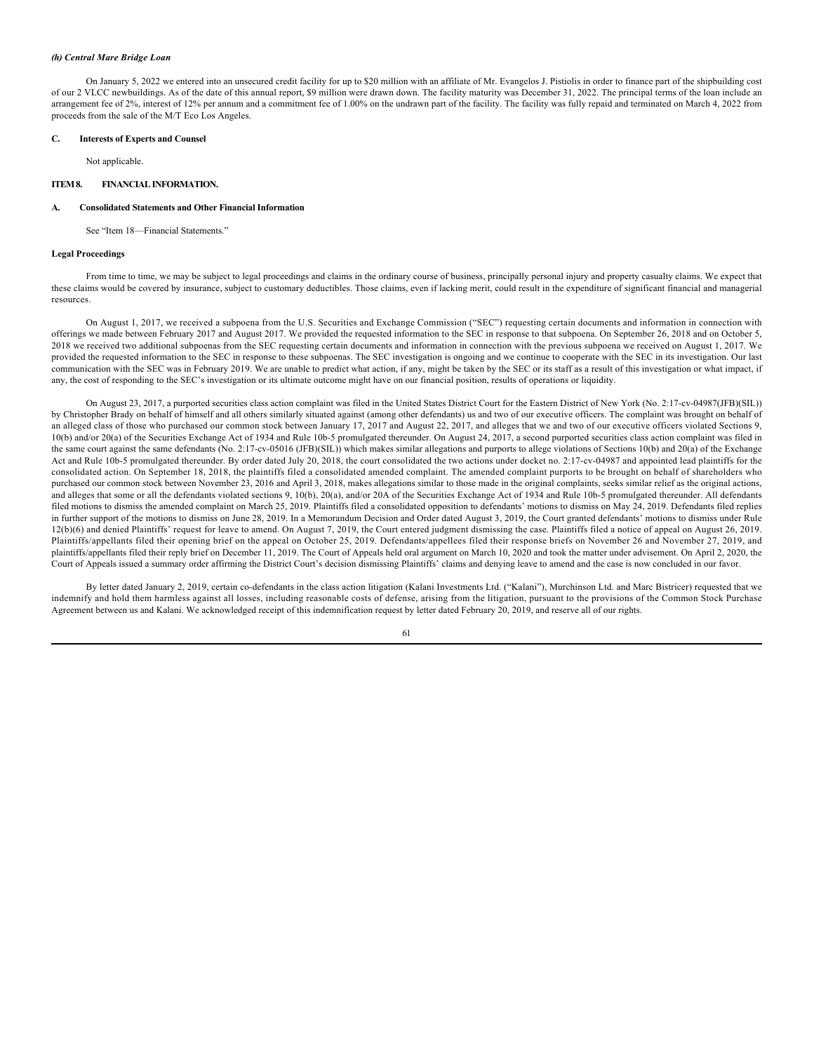#### *(h) Central Mare Bridge Loan*

On January 5, 2022 we entered into an unsecured credit facility for up to $20 million with an affiliate of Mr. Evangelos J. Pistiolis in order to finance part of the shipbuilding cost of our 2 VLCC newbuildings. As of the date of this annual report, $9 million were drawn down. The facility maturity was December 31, 2022. The principal terms of the loan include an arrangement fee of 2%, interest of 12% per annum and a commitment fee of 1.00% on the undrawn part of the facility. The facility was fully repaid and terminated on March 4, 2022 from proceeds from the sale of the M/T Eco Los Angeles.

### C. Interests of Experts and Counsel

Not applicable.

## ITEM 8. FINANCIAL INFORMATION.

### A. Consolidated Statements and Other Financial Information

See "Item 18—Financial Statements."

#### Legal Proceedings

From time to time, we may be subject to legal proceedings and claims in the ordinary course of business, principally personal injury and property casualty claims. We expect that these claims would be covered by insurance, subject to customary deductibles. Those claims, even if lacking merit, could result in the expenditure of significant financial and managerial resources.

On August 1, 2017, we received a subpoena from the U.S. Securities and Exchange Commission ("SEC") requesting certain documents and information in connection with offerings we made between February 2017 and August 2017. We provided the requested information to the SEC in response to that subpoena. On September 26, 2018 and on October 5, 2018 we received two additional subpoenas from the SEC requesting certain documents and information in connection with the previous subpoena we received on August 1, 2017. We provided the requested information to the SEC in response to these subpoenas. The SEC investigation is ongoing and we continue to cooperate with the SEC in its investigation. Our last communication with the SEC was in February 2019. We are unable to predict what action, if any, might be taken by the SEC or its staff as a result of this investigation or what impact, if any, the cost of responding to the SEC's investigation or its ultimate outcome might have on our financial position, results of operations or liquidity.

On August 23, 2017, a purported securities class action complaint was filed in the United States District Court for the Eastern District of New York (No. 2:17-cv-04987(JFB)(SIL)) by Christopher Brady on behalf of himself and all others similarly situated against (among other defendants) us and two of our executive officers. The complaint was brought on behalf of an alleged class of those who purchased our common stock between January 17, 2017 and August 22, 2017, and alleges that we and two of our executive officers violated Sections 9, 10(b) and/or 20(a) of the Securities Exchange Act of 1934 and Rule 10b-5 promulgated thereunder. On August 24, 2017, a second purported securities class action complaint was filed in the same court against the same defendants (No. 2:17-cv-05016 (JFB)(SIL)) which makes similar allegations and purports to allege violations of Sections 10(b) and 20(a) of the Exchange Act and Rule 10b-5 promulgated thereunder. By order dated July 20, 2018, the court consolidated the two actions under docket no. 2:17-cv-04987 and appointed lead plaintiffs for the consolidated action. On September 18, 2018, the plaintiffs filed a consolidated amended complaint. The amended complaint purports to be brought on behalf of shareholders who purchased our common stock between November 23, 2016 and April 3, 2018, makes allegations similar to those made in the original complaints, seeks similar relief as the original actions, and alleges that some or all the defendants violated sections 9, 10(b), 20(a), and/or 20A of the Securities Exchange Act of 1934 and Rule 10b-5 promulgated thereunder. All defendants filed motions to dismiss the amended complaint on March 25, 2019. Plaintiffs filed a consolidated opposition to defendants' motions to dismiss on May 24, 2019. Defendants filed replies in further support of the motions to dismiss on June 28, 2019. In a Memorandum Decision and Order dated August 3, 2019, the Court granted defendants' motions to dismiss under Rule 12(b)(6) and denied Plaintiffs' request for leave to amend. On August 7, 2019, the Court entered judgment dismissing the case. Plaintiffs filed a notice of appeal on August 26, 2019. Plaintiffs/appellants filed their opening brief on the appeal on October 25, 2019. Defendants/appellees filed their response briefs on November 26 and November 27, 2019, and plaintiffs/appellants filed their reply brief on December 11, 2019. The Court of Appeals held oral argument on March 10, 2020 and took the matter under advisement. On April 2, 2020, the Court of Appeals issued a summary order affirming the District Court's decision dismissing Plaintiffs' claims and denying leave to amend and the case is now concluded in our favor.

By letter dated January 2, 2019, certain co-defendants in the class action litigation (Kalani Investments Ltd. ("Kalani"), Murchinson Ltd. and Marc Bistricer) requested that we indemnify and hold them harmless against all losses, including reasonable costs of defense, arising from the litigation, pursuant to the provisions of the Common Stock Purchase Agreement between us and Kalani. We acknowledged receipt of this indemnification request by letter dated February 20, 2019, and reserve all of our rights.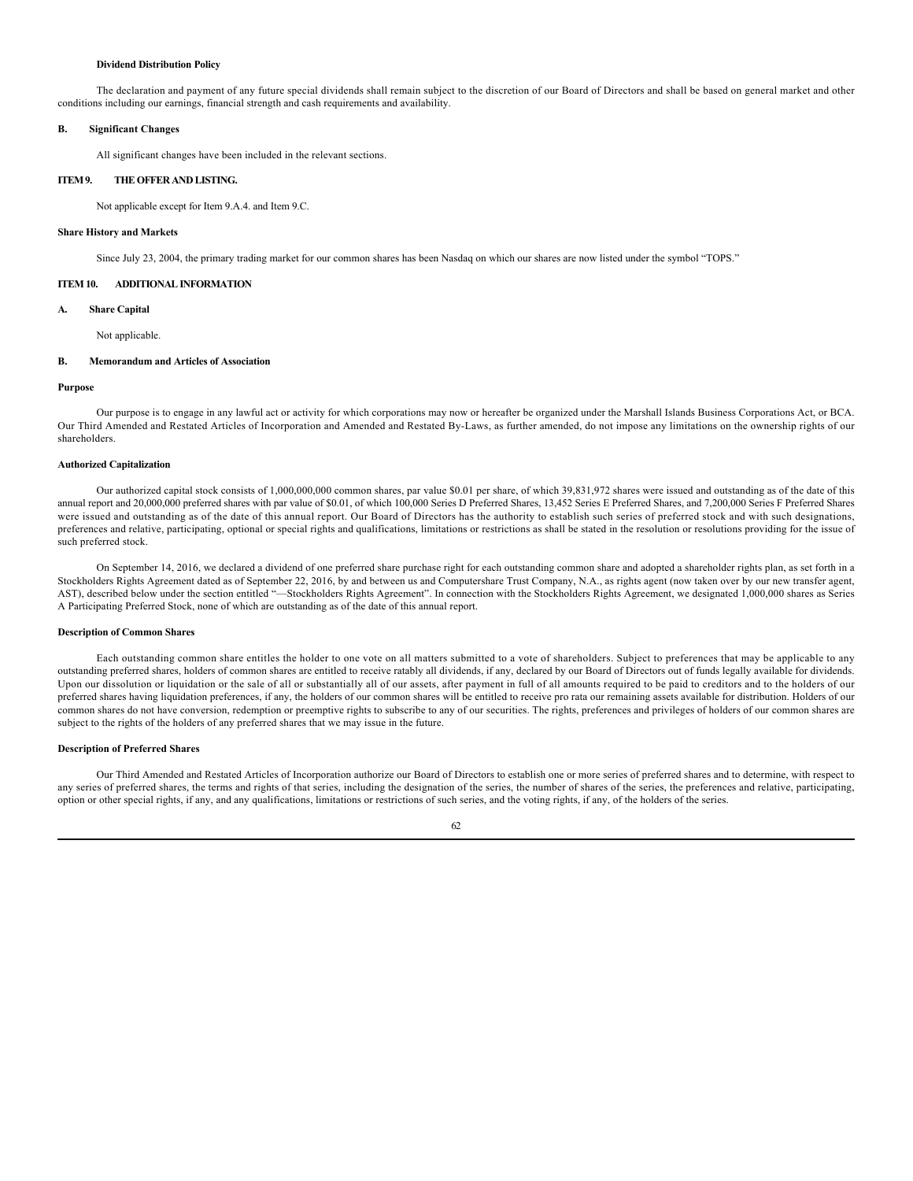**Dividend Distribution Policy**

The declaration and payment of any future special dividends shall remain subject to the discretion of our Board of Directors and shall be based on general market and other conditions including our earnings, financial strength and cash requirements and availability.

## B. Significant Changes

All significant changes have been included in the relevant sections.

## ITEM 9. THE OFFER AND LISTING.

Not applicable except for Item 9.A.4. and Item 9.C.

**Share History and Markets**

Since July 23, 2004, the primary trading market for our common shares has been Nasdaq on which our shares are now listed under the symbol "TOPS."

## ITEM 10. ADDITIONAL INFORMATION

## A. Share Capital

Not applicable.

## B. Memorandum and Articles of Association

**Purpose**

Our purpose is to engage in any lawful act or activity for which corporations may now or hereafter be organized under the Marshall Islands Business Corporations Act, or BCA. Our Third Amended and Restated Articles of Incorporation and Amended and Restated By-Laws, as further amended, do not impose any limitations on the ownership rights of our shareholders.

**Authorized Capitalization**

Our authorized capital stock consists of 1,000,000,000 common shares, par value $0.01 per share, of which 39,831,972 shares were issued and outstanding as of the date of this annual report and 20,000,000 preferred shares with par value of $0.01, of which 100,000 Series D Preferred Shares, 13,452 Series E Preferred Shares, and 7,200,000 Series F Preferred Shares were issued and outstanding as of the date of this annual report. Our Board of Directors has the authority to establish such series of preferred stock and with such designations, preferences and relative, participating, optional or special rights and qualifications, limitations or restrictions as shall be stated in the resolution or resolutions providing for the issue of such preferred stock.

On September 14, 2016, we declared a dividend of one preferred share purchase right for each outstanding common share and adopted a shareholder rights plan, as set forth in a Stockholders Rights Agreement dated as of September 22, 2016, by and between us and Computershare Trust Company, N.A., as rights agent (now taken over by our new transfer agent, AST), described below under the section entitled "—Stockholders Rights Agreement". In connection with the Stockholders Rights Agreement, we designated 1,000,000 shares as Series A Participating Preferred Stock, none of which are outstanding as of the date of this annual report.

**Description of Common Shares**

Each outstanding common share entitles the holder to one vote on all matters submitted to a vote of shareholders. Subject to preferences that may be applicable to any outstanding preferred shares, holders of common shares are entitled to receive ratably all dividends, if any, declared by our Board of Directors out of funds legally available for dividends. Upon our dissolution or liquidation or the sale of all or substantially all of our assets, after payment in full of all amounts required to be paid to creditors and to the holders of our preferred shares having liquidation preferences, if any, the holders of our common shares will be entitled to receive pro rata our remaining assets available for distribution. Holders of our common shares do not have conversion, redemption or preemptive rights to subscribe to any of our securities. The rights, preferences and privileges of holders of our common shares are subject to the rights of the holders of any preferred shares that we may issue in the future.

**Description of Preferred Shares**

Our Third Amended and Restated Articles of Incorporation authorize our Board of Directors to establish one or more series of preferred shares and to determine, with respect to any series of preferred shares, the terms and rights of that series, including the designation of the series, the number of shares of the series, the preferences and relative, participating, option or other special rights, if any, and any qualifications, limitations or restrictions of such series, and the voting rights, if any, of the holders of the series.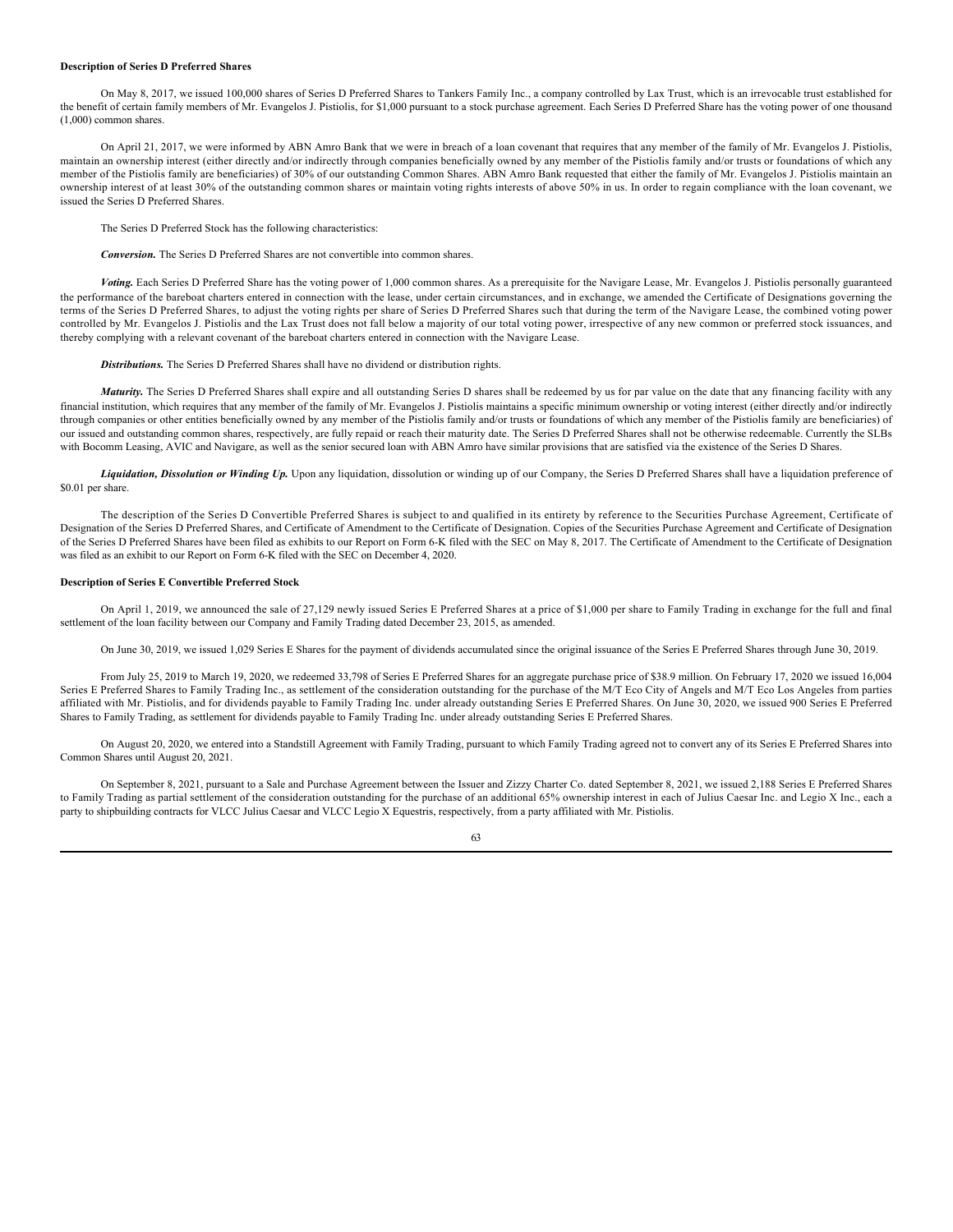**Description of Series D Preferred Shares**

On May 8, 2017, we issued 100,000 shares of Series D Preferred Shares to Tankers Family Inc., a company controlled by Lax Trust, which is an irrevocable trust established for the benefit of certain family members of Mr. Evangelos J. Pistiolis, for $1,000 pursuant to a stock purchase agreement. Each Series D Preferred Share has the voting power of one thousand (1,000) common shares.

On April 21, 2017, we were informed by ABN Amro Bank that we were in breach of a loan covenant that requires that any member of the family of Mr. Evangelos J. Pistiolis, maintain an ownership interest (either directly and/or indirectly through companies beneficially owned by any member of the Pistiolis family and/or trusts or foundations of which any member of the Pistiolis family are beneficiaries) of 30% of our outstanding Common Shares. ABN Amro Bank requested that either the family of Mr. Evangelos J. Pistiolis maintain an ownership interest of at least 30% of the outstanding common shares or maintain voting rights interests of above 50% in us. In order to regain compliance with the loan covenant, we issued the Series D Preferred Shares.

The Series D Preferred Stock has the following characteristics:

***Conversion.*** The Series D Preferred Shares are not convertible into common shares.

***Voting.*** Each Series D Preferred Share has the voting power of 1,000 common shares. As a prerequisite for the Navigare Lease, Mr. Evangelos J. Pistiolis personally guaranteed the performance of the bareboat charters entered in connection with the lease, under certain circumstances, and in exchange, we amended the Certificate of Designations governing the terms of the Series D Preferred Shares, to adjust the voting rights per share of Series D Preferred Shares such that during the term of the Navigare Lease, the combined voting power controlled by Mr. Evangelos J. Pistiolis and the Lax Trust does not fall below a majority of our total voting power, irrespective of any new common or preferred stock issuances, and thereby complying with a relevant covenant of the bareboat charters entered in connection with the Navigare Lease.

***Distributions.*** The Series D Preferred Shares shall have no dividend or distribution rights.

***Maturity.*** The Series D Preferred Shares shall expire and all outstanding Series D shares shall be redeemed by us for par value on the date that any financing facility with any financial institution, which requires that any member of the family of Mr. Evangelos J. Pistiolis maintains a specific minimum ownership or voting interest (either directly and/or indirectly through companies or other entities beneficially owned by any member of the Pistiolis family and/or trusts or foundations of which any member of the Pistiolis family are beneficiaries) of our issued and outstanding common shares, respectively, are fully repaid or reach their maturity date. The Series D Preferred Shares shall not be otherwise redeemable. Currently the SLBs with Bocomm Leasing, AVIC and Navigare, as well as the senior secured loan with ABN Amro have similar provisions that are satisfied via the existence of the Series D Shares.

***Liquidation, Dissolution or Winding Up.*** Upon any liquidation, dissolution or winding up of our Company, the Series D Preferred Shares shall have a liquidation preference of $0.01 per share.

The description of the Series D Convertible Preferred Shares is subject to and qualified in its entirety by reference to the Securities Purchase Agreement, Certificate of Designation of the Series D Preferred Shares, and Certificate of Amendment to the Certificate of Designation. Copies of the Securities Purchase Agreement and Certificate of Designation of the Series D Preferred Shares have been filed as exhibits to our Report on Form 6-K filed with the SEC on May 8, 2017. The Certificate of Amendment to the Certificate of Designation was filed as an exhibit to our Report on Form 6-K filed with the SEC on December 4, 2020.

**Description of Series E Convertible Preferred Stock**

On April 1, 2019, we announced the sale of 27,129 newly issued Series E Preferred Shares at a price of $1,000 per share to Family Trading in exchange for the full and final settlement of the loan facility between our Company and Family Trading dated December 23, 2015, as amended.

On June 30, 2019, we issued 1,029 Series E Shares for the payment of dividends accumulated since the original issuance of the Series E Preferred Shares through June 30, 2019.

From July 25, 2019 to March 19, 2020, we redeemed 33,798 of Series E Preferred Shares for an aggregate purchase price of $38.9 million. On February 17, 2020 we issued 16,004 Series E Preferred Shares to Family Trading Inc., as settlement of the consideration outstanding for the purchase of the M/T Eco City of Angels and M/T Eco Los Angeles from parties affiliated with Mr. Pistiolis, and for dividends payable to Family Trading Inc. under already outstanding Series E Preferred Shares. On June 30, 2020, we issued 900 Series E Preferred Shares to Family Trading, as settlement for dividends payable to Family Trading Inc. under already outstanding Series E Preferred Shares.

On August 20, 2020, we entered into a Standstill Agreement with Family Trading, pursuant to which Family Trading agreed not to convert any of its Series E Preferred Shares into Common Shares until August 20, 2021.

On September 8, 2021, pursuant to a Sale and Purchase Agreement between the Issuer and Zizzy Charter Co. dated September 8, 2021, we issued 2,188 Series E Preferred Shares to Family Trading as partial settlement of the consideration outstanding for the purchase of an additional 65% ownership interest in each of Julius Caesar Inc. and Legio X Inc., each a party to shipbuilding contracts for VLCC Julius Caesar and VLCC Legio X Equestris, respectively, from a party affiliated with Mr. Pistiolis.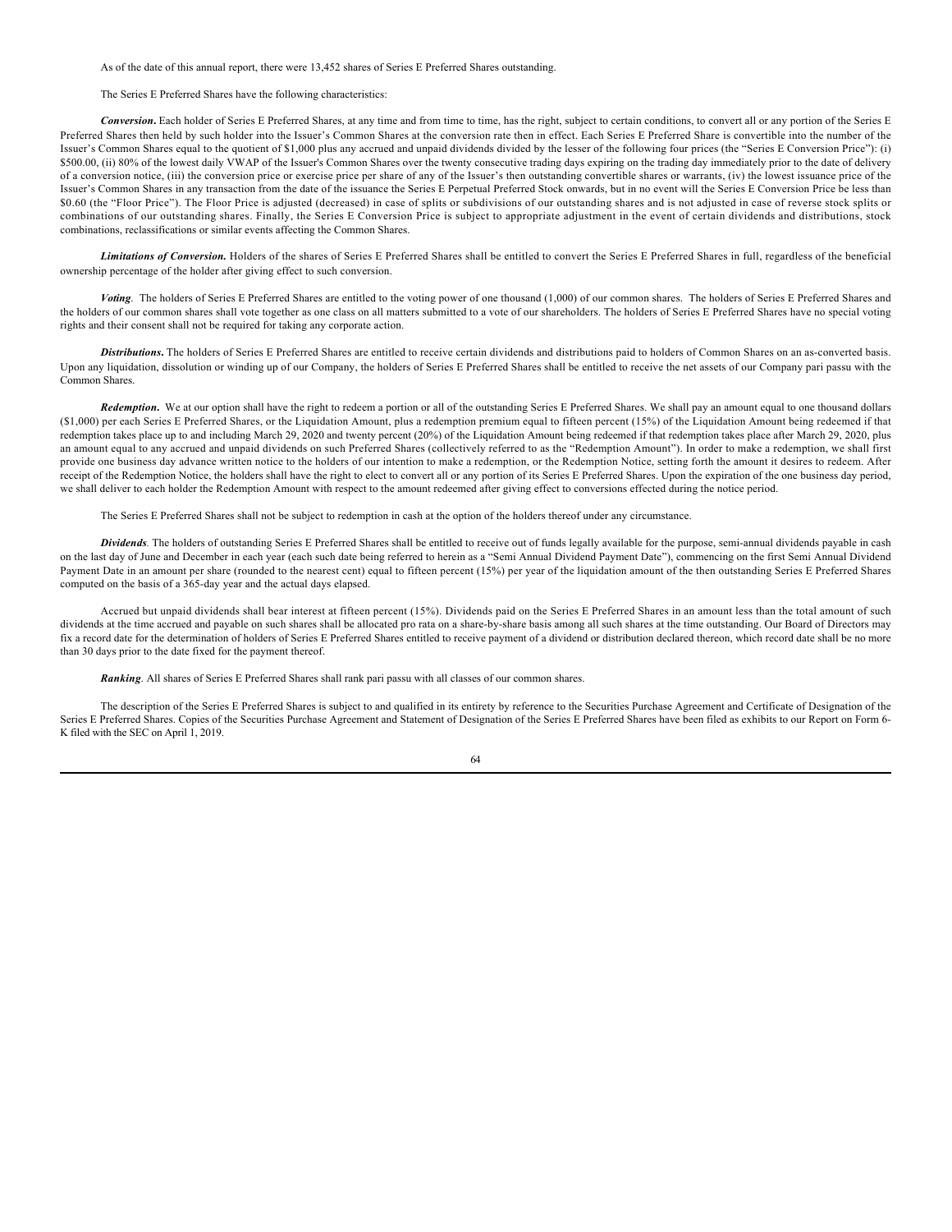As of the date of this annual report, there were 13,452 shares of Series E Preferred Shares outstanding.

The Series E Preferred Shares have the following characteristics:

***Conversion***. Each holder of Series E Preferred Shares, at any time and from time to time, has the right, subject to certain conditions, to convert all or any portion of the Series E Preferred Shares then held by such holder into the Issuer's Common Shares at the conversion rate then in effect. Each Series E Preferred Share is convertible into the number of the Issuer's Common Shares equal to the quotient of $1,000 plus any accrued and unpaid dividends divided by the lesser of the following four prices (the "Series E Conversion Price"): (i) $500.00, (ii) 80% of the lowest daily VWAP of the Issuer's Common Shares over the twenty consecutive trading days expiring on the trading day immediately prior to the date of delivery of a conversion notice, (iii) the conversion price or exercise price per share of any of the Issuer's then outstanding convertible shares or warrants, (iv) the lowest issuance price of the Issuer's Common Shares in any transaction from the date of the issuance the Series E Perpetual Preferred Stock onwards, but in no event will the Series E Conversion Price be less than $0.60 (the "Floor Price"). The Floor Price is adjusted (decreased) in case of splits or subdivisions of our outstanding shares and is not adjusted in case of reverse stock splits or combinations of our outstanding shares. Finally, the Series E Conversion Price is subject to appropriate adjustment in the event of certain dividends and distributions, stock combinations, reclassifications or similar events affecting the Common Shares.

***Limitations of Conversion.*** Holders of the shares of Series E Preferred Shares shall be entitled to convert the Series E Preferred Shares in full, regardless of the beneficial ownership percentage of the holder after giving effect to such conversion.

***Voting***. The holders of Series E Preferred Shares are entitled to the voting power of one thousand (1,000) of our common shares. The holders of Series E Preferred Shares and the holders of our common shares shall vote together as one class on all matters submitted to a vote of our shareholders. The holders of Series E Preferred Shares have no special voting rights and their consent shall not be required for taking any corporate action.

***Distributions***. The holders of Series E Preferred Shares are entitled to receive certain dividends and distributions paid to holders of Common Shares on an as-converted basis. Upon any liquidation, dissolution or winding up of our Company, the holders of Series E Preferred Shares shall be entitled to receive the net assets of our Company pari passu with the Common Shares.

***Redemption***. We at our option shall have the right to redeem a portion or all of the outstanding Series E Preferred Shares. We shall pay an amount equal to one thousand dollars ($1,000) per each Series E Preferred Shares, or the Liquidation Amount, plus a redemption premium equal to fifteen percent (15%) of the Liquidation Amount being redeemed if that redemption takes place up to and including March 29, 2020 and twenty percent (20%) of the Liquidation Amount being redeemed if that redemption takes place after March 29, 2020, plus an amount equal to any accrued and unpaid dividends on such Preferred Shares (collectively referred to as the "Redemption Amount"). In order to make a redemption, we shall first provide one business day advance written notice to the holders of our intention to make a redemption, or the Redemption Notice, setting forth the amount it desires to redeem. After receipt of the Redemption Notice, the holders shall have the right to elect to convert all or any portion of its Series E Preferred Shares. Upon the expiration of the one business day period, we shall deliver to each holder the Redemption Amount with respect to the amount redeemed after giving effect to conversions effected during the notice period.

The Series E Preferred Shares shall not be subject to redemption in cash at the option of the holders thereof under any circumstance.

***Dividends***. The holders of outstanding Series E Preferred Shares shall be entitled to receive out of funds legally available for the purpose, semi-annual dividends payable in cash on the last day of June and December in each year (each such date being referred to herein as a "Semi Annual Dividend Payment Date"), commencing on the first Semi Annual Dividend Payment Date in an amount per share (rounded to the nearest cent) equal to fifteen percent (15%) per year of the liquidation amount of the then outstanding Series E Preferred Shares computed on the basis of a 365-day year and the actual days elapsed.

Accrued but unpaid dividends shall bear interest at fifteen percent (15%). Dividends paid on the Series E Preferred Shares in an amount less than the total amount of such dividends at the time accrued and payable on such shares shall be allocated pro rata on a share-by-share basis among all such shares at the time outstanding. Our Board of Directors may fix a record date for the determination of holders of Series E Preferred Shares entitled to receive payment of a dividend or distribution declared thereon, which record date shall be no more than 30 days prior to the date fixed for the payment thereof.

***Ranking***. All shares of Series E Preferred Shares shall rank pari passu with all classes of our common shares.

The description of the Series E Preferred Shares is subject to and qualified in its entirety by reference to the Securities Purchase Agreement and Certificate of Designation of the Series E Preferred Shares. Copies of the Securities Purchase Agreement and Statement of Designation of the Series E Preferred Shares have been filed as exhibits to our Report on Form 6-K filed with the SEC on April 1, 2019.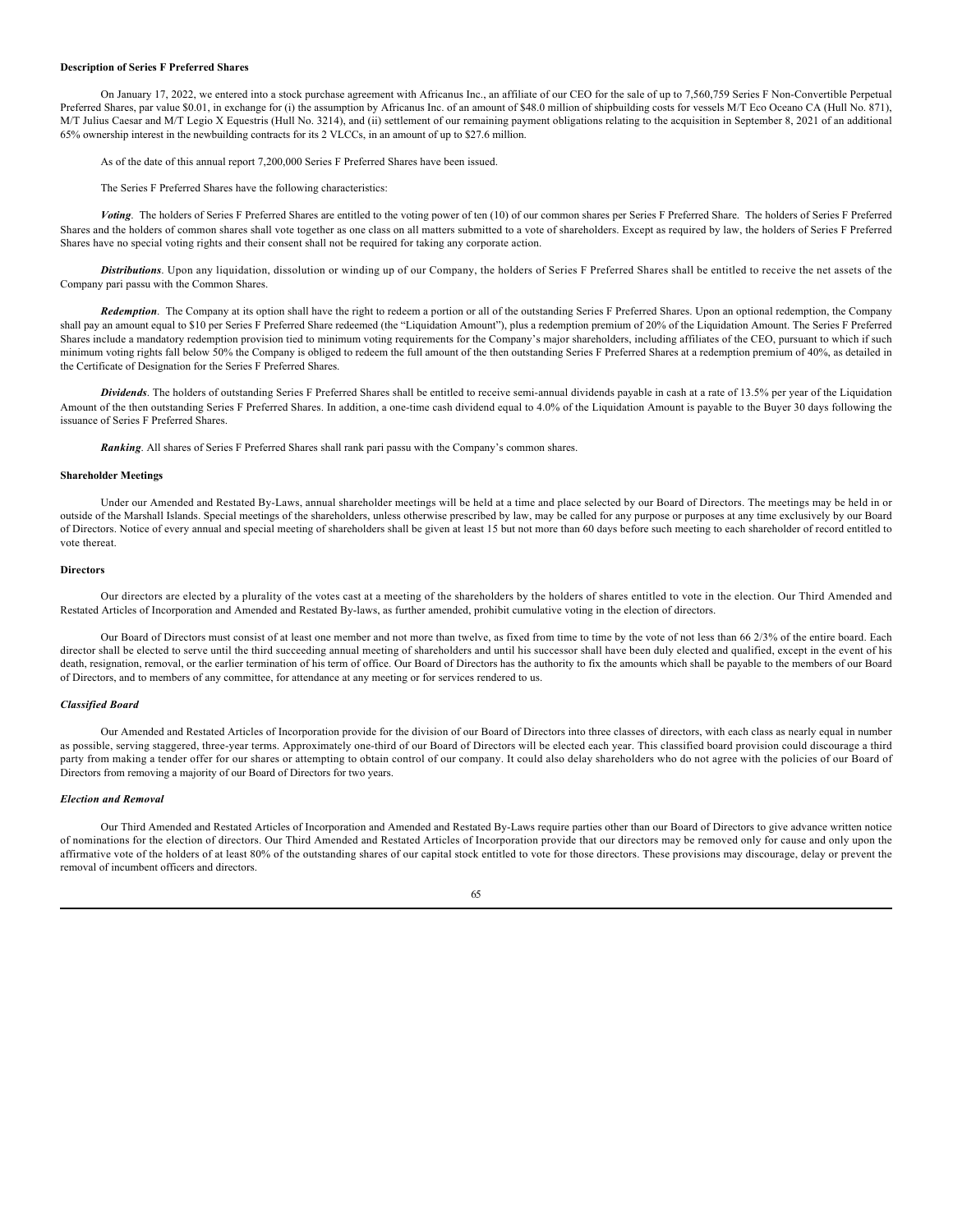**Description of Series F Preferred Shares**

On January 17, 2022, we entered into a stock purchase agreement with Africanus Inc., an affiliate of our CEO for the sale of up to 7,560,759 Series F Non-Convertible Perpetual Preferred Shares, par value $0.01, in exchange for (i) the assumption by Africanus Inc. of an amount of $48.0 million of shipbuilding costs for vessels M/T Eco Oceano CA (Hull No. 871), M/T Julius Caesar and M/T Legio X Equestris (Hull No. 3214), and (ii) settlement of our remaining payment obligations relating to the acquisition in September 8, 2021 of an additional 65% ownership interest in the newbuilding contracts for its 2 VLCCs, in an amount of up to $27.6 million.

As of the date of this annual report 7,200,000 Series F Preferred Shares have been issued.

The Series F Preferred Shares have the following characteristics:

***Voting***. The holders of Series F Preferred Shares are entitled to the voting power of ten (10) of our common shares per Series F Preferred Share. The holders of Series F Preferred Shares and the holders of common shares shall vote together as one class on all matters submitted to a vote of shareholders. Except as required by law, the holders of Series F Preferred Shares have no special voting rights and their consent shall not be required for taking any corporate action.

***Distributions***. Upon any liquidation, dissolution or winding up of our Company, the holders of Series F Preferred Shares shall be entitled to receive the net assets of the Company pari passu with the Common Shares.

***Redemption***. The Company at its option shall have the right to redeem a portion or all of the outstanding Series F Preferred Shares. Upon an optional redemption, the Company shall pay an amount equal to $10 per Series F Preferred Share redeemed (the "Liquidation Amount"), plus a redemption premium of 20% of the Liquidation Amount. The Series F Preferred Shares include a mandatory redemption provision tied to minimum voting requirements for the Company's major shareholders, including affiliates of the CEO, pursuant to which if such minimum voting rights fall below 50% the Company is obliged to redeem the full amount of the then outstanding Series F Preferred Shares at a redemption premium of 40%, as detailed in the Certificate of Designation for the Series F Preferred Shares.

***Dividends***. The holders of outstanding Series F Preferred Shares shall be entitled to receive semi-annual dividends payable in cash at a rate of 13.5% per year of the Liquidation Amount of the then outstanding Series F Preferred Shares. In addition, a one-time cash dividend equal to 4.0% of the Liquidation Amount is payable to the Buyer 30 days following the issuance of Series F Preferred Shares.

***Ranking***. All shares of Series F Preferred Shares shall rank pari passu with the Company's common shares.

**Shareholder Meetings**

Under our Amended and Restated By-Laws, annual shareholder meetings will be held at a time and place selected by our Board of Directors. The meetings may be held in or outside of the Marshall Islands. Special meetings of the shareholders, unless otherwise prescribed by law, may be called for any purpose or purposes at any time exclusively by our Board of Directors. Notice of every annual and special meeting of shareholders shall be given at least 15 but not more than 60 days before such meeting to each shareholder of record entitled to vote thereat.

**Directors**

Our directors are elected by a plurality of the votes cast at a meeting of the shareholders by the holders of shares entitled to vote in the election. Our Third Amended and Restated Articles of Incorporation and Amended and Restated By-laws, as further amended, prohibit cumulative voting in the election of directors.

Our Board of Directors must consist of at least one member and not more than twelve, as fixed from time to time by the vote of not less than 66 2/3% of the entire board. Each director shall be elected to serve until the third succeeding annual meeting of shareholders and until his successor shall have been duly elected and qualified, except in the event of his death, resignation, removal, or the earlier termination of his term of office. Our Board of Directors has the authority to fix the amounts which shall be payable to the members of our Board of Directors, and to members of any committee, for attendance at any meeting or for services rendered to us.

***Classified Board***

Our Amended and Restated Articles of Incorporation provide for the division of our Board of Directors into three classes of directors, with each class as nearly equal in number as possible, serving staggered, three-year terms. Approximately one-third of our Board of Directors will be elected each year. This classified board provision could discourage a third party from making a tender offer for our shares or attempting to obtain control of our company. It could also delay shareholders who do not agree with the policies of our Board of Directors from removing a majority of our Board of Directors for two years.

***Election and Removal***

Our Third Amended and Restated Articles of Incorporation and Amended and Restated By-Laws require parties other than our Board of Directors to give advance written notice of nominations for the election of directors. Our Third Amended and Restated Articles of Incorporation provide that our directors may be removed only for cause and only upon the affirmative vote of the holders of at least 80% of the outstanding shares of our capital stock entitled to vote for those directors. These provisions may discourage, delay or prevent the removal of incumbent officers and directors.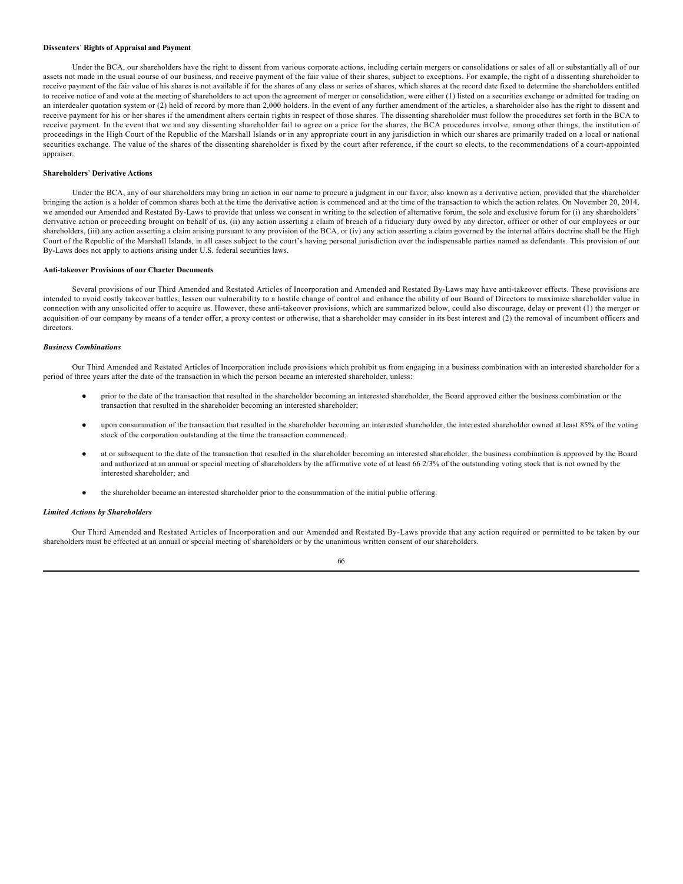**Dissenters' Rights of Appraisal and Payment**

Under the BCA, our shareholders have the right to dissent from various corporate actions, including certain mergers or consolidations or sales of all or substantially all of our assets not made in the usual course of our business, and receive payment of the fair value of their shares, subject to exceptions. For example, the right of a dissenting shareholder to receive payment of the fair value of his shares is not available if for the shares of any class or series of shares, which shares at the record date fixed to determine the shareholders entitled to receive notice of and vote at the meeting of shareholders to act upon the agreement of merger or consolidation, were either (1) listed on a securities exchange or admitted for trading on an interdealer quotation system or (2) held of record by more than 2,000 holders. In the event of any further amendment of the articles, a shareholder also has the right to dissent and receive payment for his or her shares if the amendment alters certain rights in respect of those shares. The dissenting shareholder must follow the procedures set forth in the BCA to receive payment. In the event that we and any dissenting shareholder fail to agree on a price for the shares, the BCA procedures involve, among other things, the institution of proceedings in the High Court of the Republic of the Marshall Islands or in any appropriate court in any jurisdiction in which our shares are primarily traded on a local or national securities exchange. The value of the shares of the dissenting shareholder is fixed by the court after reference, if the court so elects, to the recommendations of a court-appointed appraiser.

**Shareholders' Derivative Actions**

Under the BCA, any of our shareholders may bring an action in our name to procure a judgment in our favor, also known as a derivative action, provided that the shareholder bringing the action is a holder of common shares both at the time the derivative action is commenced and at the time of the transaction to which the action relates. On November 20, 2014, we amended our Amended and Restated By-Laws to provide that unless we consent in writing to the selection of alternative forum, the sole and exclusive forum for (i) any shareholders' derivative action or proceeding brought on behalf of us, (ii) any action asserting a claim of breach of a fiduciary duty owed by any director, officer or other of our employees or our shareholders, (iii) any action asserting a claim arising pursuant to any provision of the BCA, or (iv) any action asserting a claim governed by the internal affairs doctrine shall be the High Court of the Republic of the Marshall Islands, in all cases subject to the court's having personal jurisdiction over the indispensable parties named as defendants. This provision of our By-Laws does not apply to actions arising under U.S. federal securities laws.

**Anti-takeover Provisions of our Charter Documents**

Several provisions of our Third Amended and Restated Articles of Incorporation and Amended and Restated By-Laws may have anti-takeover effects. These provisions are intended to avoid costly takeover battles, lessen our vulnerability to a hostile change of control and enhance the ability of our Board of Directors to maximize shareholder value in connection with any unsolicited offer to acquire us. However, these anti-takeover provisions, which are summarized below, could also discourage, delay or prevent (1) the merger or acquisition of our company by means of a tender offer, a proxy contest or otherwise, that a shareholder may consider in its best interest and (2) the removal of incumbent officers and directors.

***Business Combinations***

Our Third Amended and Restated Articles of Incorporation include provisions which prohibit us from engaging in a business combination with an interested shareholder for a period of three years after the date of the transaction in which the person became an interested shareholder, unless:

- prior to the date of the transaction that resulted in the shareholder becoming an interested shareholder, the Board approved either the business combination or the transaction that resulted in the shareholder becoming an interested shareholder;
- upon consummation of the transaction that resulted in the shareholder becoming an interested shareholder, the interested shareholder owned at least 85% of the voting stock of the corporation outstanding at the time the transaction commenced;
- at or subsequent to the date of the transaction that resulted in the shareholder becoming an interested shareholder, the business combination is approved by the Board and authorized at an annual or special meeting of shareholders by the affirmative vote of at least 66 2/3% of the outstanding voting stock that is not owned by the interested shareholder; and
- the shareholder became an interested shareholder prior to the consummation of the initial public offering.

***Limited Actions by Shareholders***

Our Third Amended and Restated Articles of Incorporation and our Amended and Restated By-Laws provide that any action required or permitted to be taken by our shareholders must be effected at an annual or special meeting of shareholders or by the unanimous written consent of our shareholders.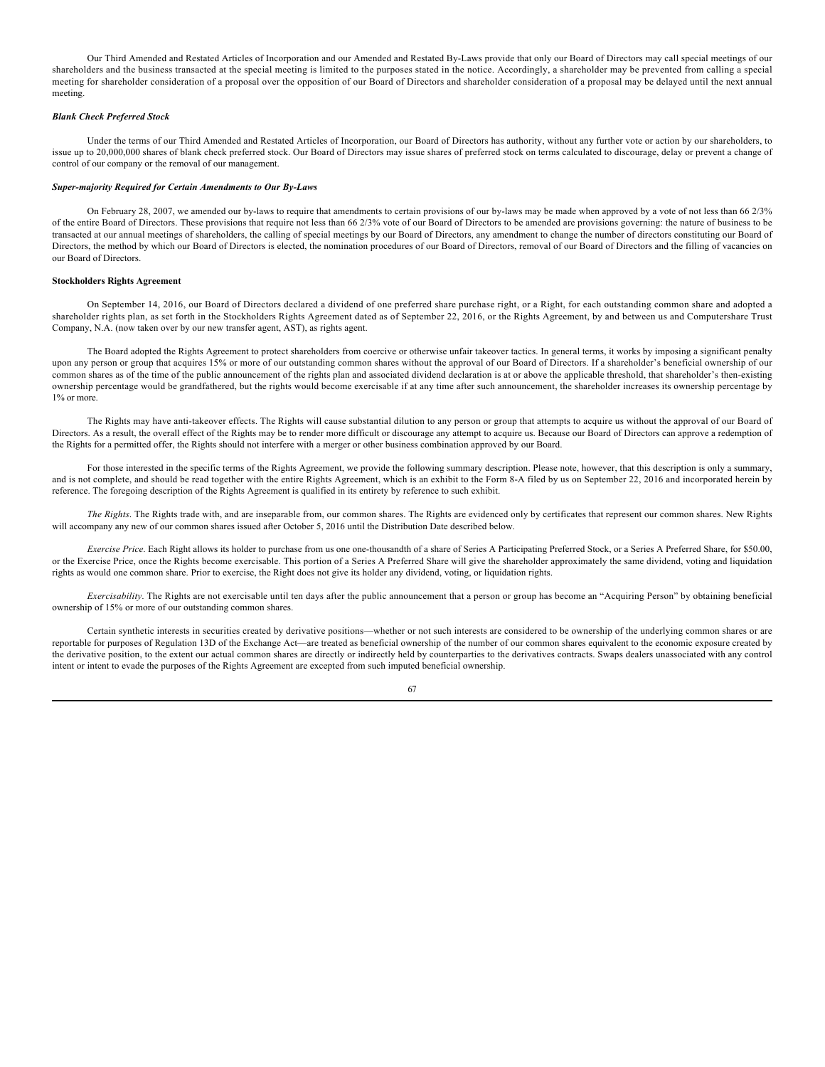Our Third Amended and Restated Articles of Incorporation and our Amended and Restated By-Laws provide that only our Board of Directors may call special meetings of our shareholders and the business transacted at the special meeting is limited to the purposes stated in the notice. Accordingly, a shareholder may be prevented from calling a special meeting for shareholder consideration of a proposal over the opposition of our Board of Directors and shareholder consideration of a proposal may be delayed until the next annual meeting.

***Blank Check Preferred Stock***

Under the terms of our Third Amended and Restated Articles of Incorporation, our Board of Directors has authority, without any further vote or action by our shareholders, to issue up to 20,000,000 shares of blank check preferred stock. Our Board of Directors may issue shares of preferred stock on terms calculated to discourage, delay or prevent a change of control of our company or the removal of our management.

***Super-majority Required for Certain Amendments to Our By-Laws***

On February 28, 2007, we amended our by-laws to require that amendments to certain provisions of our by-laws may be made when approved by a vote of not less than 66 2/3% of the entire Board of Directors. These provisions that require not less than 66 2/3% vote of our Board of Directors to be amended are provisions governing: the nature of business to be transacted at our annual meetings of shareholders, the calling of special meetings by our Board of Directors, any amendment to change the number of directors constituting our Board of Directors, the method by which our Board of Directors is elected, the nomination procedures of our Board of Directors, removal of our Board of Directors and the filling of vacancies on our Board of Directors.

**Stockholders Rights Agreement**

On September 14, 2016, our Board of Directors declared a dividend of one preferred share purchase right, or a Right, for each outstanding common share and adopted a shareholder rights plan, as set forth in the Stockholders Rights Agreement dated as of September 22, 2016, or the Rights Agreement, by and between us and Computershare Trust Company, N.A. (now taken over by our new transfer agent, AST), as rights agent.

The Board adopted the Rights Agreement to protect shareholders from coercive or otherwise unfair takeover tactics. In general terms, it works by imposing a significant penalty upon any person or group that acquires 15% or more of our outstanding common shares without the approval of our Board of Directors. If a shareholder's beneficial ownership of our common shares as of the time of the public announcement of the rights plan and associated dividend declaration is at or above the applicable threshold, that shareholder's then-existing ownership percentage would be grandfathered, but the rights would become exercisable if at any time after such announcement, the shareholder increases its ownership percentage by 1% or more.

The Rights may have anti-takeover effects. The Rights will cause substantial dilution to any person or group that attempts to acquire us without the approval of our Board of Directors. As a result, the overall effect of the Rights may be to render more difficult or discourage any attempt to acquire us. Because our Board of Directors can approve a redemption of the Rights for a permitted offer, the Rights should not interfere with a merger or other business combination approved by our Board.

For those interested in the specific terms of the Rights Agreement, we provide the following summary description. Please note, however, that this description is only a summary, and is not complete, and should be read together with the entire Rights Agreement, which is an exhibit to the Form 8-A filed by us on September 22, 2016 and incorporated herein by reference. The foregoing description of the Rights Agreement is qualified in its entirety by reference to such exhibit.

*The Rights*. The Rights trade with, and are inseparable from, our common shares. The Rights are evidenced only by certificates that represent our common shares. New Rights will accompany any new of our common shares issued after October 5, 2016 until the Distribution Date described below.

*Exercise Price*. Each Right allows its holder to purchase from us one one-thousandth of a share of Series A Participating Preferred Stock, or a Series A Preferred Share, for $50.00, or the Exercise Price, once the Rights become exercisable. This portion of a Series A Preferred Share will give the shareholder approximately the same dividend, voting and liquidation rights as would one common share. Prior to exercise, the Right does not give its holder any dividend, voting, or liquidation rights.

*Exercisability*. The Rights are not exercisable until ten days after the public announcement that a person or group has become an "Acquiring Person" by obtaining beneficial ownership of 15% or more of our outstanding common shares.

Certain synthetic interests in securities created by derivative positions—whether or not such interests are considered to be ownership of the underlying common shares or are reportable for purposes of Regulation 13D of the Exchange Act—are treated as beneficial ownership of the number of our common shares equivalent to the economic exposure created by the derivative position, to the extent our actual common shares are directly or indirectly held by counterparties to the derivatives contracts. Swaps dealers unassociated with any control intent or intent to evade the purposes of the Rights Agreement are excepted from such imputed beneficial ownership.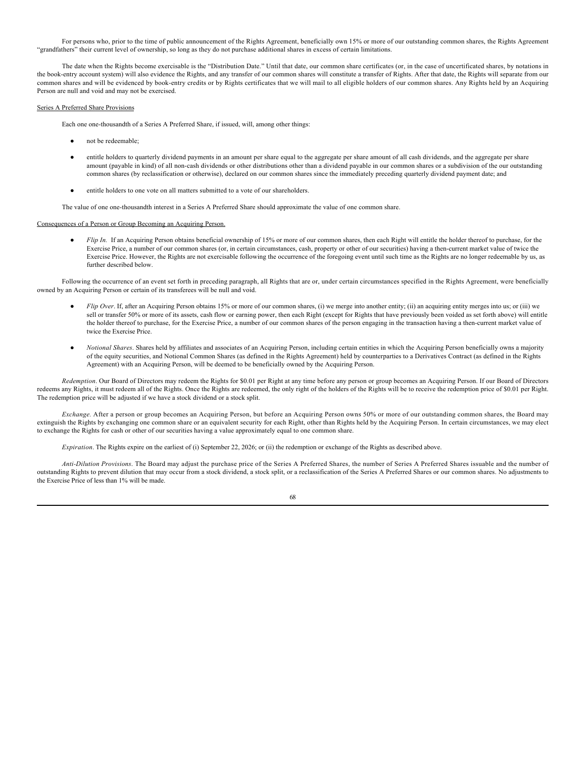For persons who, prior to the time of public announcement of the Rights Agreement, beneficially own 15% or more of our outstanding common shares, the Rights Agreement "grandfathers" their current level of ownership, so long as they do not purchase additional shares in excess of certain limitations.

The date when the Rights become exercisable is the "Distribution Date." Until that date, our common share certificates (or, in the case of uncertificated shares, by notations in the book-entry account system) will also evidence the Rights, and any transfer of our common shares will constitute a transfer of Rights. After that date, the Rights will separate from our common shares and will be evidenced by book-entry credits or by Rights certificates that we will mail to all eligible holders of our common shares. Any Rights held by an Acquiring Person are null and void and may not be exercised.

Series A Preferred Share Provisions

Each one one-thousandth of a Series A Preferred Share, if issued, will, among other things:

- not be redeemable;
- entitle holders to quarterly dividend payments in an amount per share equal to the aggregate per share amount of all cash dividends, and the aggregate per share amount (payable in kind) of all non-cash dividends or other distributions other than a dividend payable in our common shares or a subdivision of the our outstanding common shares (by reclassification or otherwise), declared on our common shares since the immediately preceding quarterly dividend payment date; and
- entitle holders to one vote on all matters submitted to a vote of our shareholders.

The value of one one-thousandth interest in a Series A Preferred Share should approximate the value of one common share.

Consequences of a Person or Group Becoming an Acquiring Person.

- *Flip In.* If an Acquiring Person obtains beneficial ownership of 15% or more of our common shares, then each Right will entitle the holder thereof to purchase, for the Exercise Price, a number of our common shares (or, in certain circumstances, cash, property or other of our securities) having a then-current market value of twice the Exercise Price. However, the Rights are not exercisable following the occurrence of the foregoing event until such time as the Rights are no longer redeemable by us, as further described below.

Following the occurrence of an event set forth in preceding paragraph, all Rights that are or, under certain circumstances specified in the Rights Agreement, were beneficially owned by an Acquiring Person or certain of its transferees will be null and void.

- *Flip Over*. If, after an Acquiring Person obtains 15% or more of our common shares, (i) we merge into another entity; (ii) an acquiring entity merges into us; or (iii) we sell or transfer 50% or more of its assets, cash flow or earning power, then each Right (except for Rights that have previously been voided as set forth above) will entitle the holder thereof to purchase, for the Exercise Price, a number of our common shares of the person engaging in the transaction having a then-current market value of twice the Exercise Price.
- *Notional Shares*. Shares held by affiliates and associates of an Acquiring Person, including certain entities in which the Acquiring Person beneficially owns a majority of the equity securities, and Notional Common Shares (as defined in the Rights Agreement) held by counterparties to a Derivatives Contract (as defined in the Rights Agreement) with an Acquiring Person, will be deemed to be beneficially owned by the Acquiring Person.

*Redemption*. Our Board of Directors may redeem the Rights for $0.01 per Right at any time before any person or group becomes an Acquiring Person. If our Board of Directors redeems any Rights, it must redeem all of the Rights. Once the Rights are redeemed, the only right of the holders of the Rights will be to receive the redemption price of $0.01 per Right. The redemption price will be adjusted if we have a stock dividend or a stock split.

*Exchange.* After a person or group becomes an Acquiring Person, but before an Acquiring Person owns 50% or more of our outstanding common shares, the Board may extinguish the Rights by exchanging one common share or an equivalent security for each Right, other than Rights held by the Acquiring Person. In certain circumstances, we may elect to exchange the Rights for cash or other of our securities having a value approximately equal to one common share.

*Expiration*. The Rights expire on the earliest of (i) September 22, 2026; or (ii) the redemption or exchange of the Rights as described above.

*Anti-Dilution Provisions*. The Board may adjust the purchase price of the Series A Preferred Shares, the number of Series A Preferred Shares issuable and the number of outstanding Rights to prevent dilution that may occur from a stock dividend, a stock split, or a reclassification of the Series A Preferred Shares or our common shares. No adjustments to the Exercise Price of less than 1% will be made.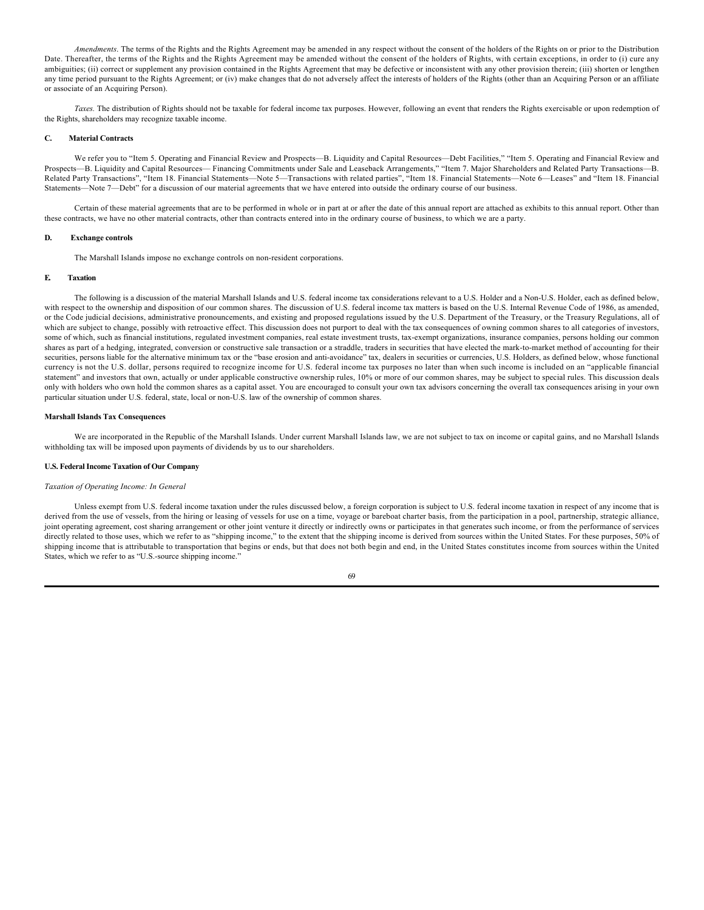*Amendments*. The terms of the Rights and the Rights Agreement may be amended in any respect without the consent of the holders of the Rights on or prior to the Distribution Date. Thereafter, the terms of the Rights and the Rights Agreement may be amended without the consent of the holders of Rights, with certain exceptions, in order to (i) cure any ambiguities; (ii) correct or supplement any provision contained in the Rights Agreement that may be defective or inconsistent with any other provision therein; (iii) shorten or lengthen any time period pursuant to the Rights Agreement; or (iv) make changes that do not adversely affect the interests of holders of the Rights (other than an Acquiring Person or an affiliate or associate of an Acquiring Person).

*Taxes*. The distribution of Rights should not be taxable for federal income tax purposes. However, following an event that renders the Rights exercisable or upon redemption of the Rights, shareholders may recognize taxable income.

### C. Material Contracts

We refer you to "Item 5. Operating and Financial Review and Prospects—B. Liquidity and Capital Resources—Debt Facilities," "Item 5. Operating and Financial Review and Prospects—B. Liquidity and Capital Resources— Financing Commitments under Sale and Leaseback Arrangements," "Item 7. Major Shareholders and Related Party Transactions—B. Related Party Transactions", "Item 18. Financial Statements—Note 5—Transactions with related parties", "Item 18. Financial Statements—Note 6—Leases" and "Item 18. Financial Statements—Note 7—Debt" for a discussion of our material agreements that we have entered into outside the ordinary course of our business.

Certain of these material agreements that are to be performed in whole or in part at or after the date of this annual report are attached as exhibits to this annual report. Other than these contracts, we have no other material contracts, other than contracts entered into in the ordinary course of business, to which we are a party.

### D. Exchange controls

The Marshall Islands impose no exchange controls on non-resident corporations.

### E. Taxation

The following is a discussion of the material Marshall Islands and U.S. federal income tax considerations relevant to a U.S. Holder and a Non-U.S. Holder, each as defined below, with respect to the ownership and disposition of our common shares. The discussion of U.S. federal income tax matters is based on the U.S. Internal Revenue Code of 1986, as amended, or the Code judicial decisions, administrative pronouncements, and existing and proposed regulations issued by the U.S. Department of the Treasury, or the Treasury Regulations, all of which are subject to change, possibly with retroactive effect. This discussion does not purport to deal with the tax consequences of owning common shares to all categories of investors, some of which, such as financial institutions, regulated investment companies, real estate investment trusts, tax-exempt organizations, insurance companies, persons holding our common shares as part of a hedging, integrated, conversion or constructive sale transaction or a straddle, traders in securities that have elected the mark-to-market method of accounting for their securities, persons liable for the alternative minimum tax or the "base erosion and anti-avoidance" tax, dealers in securities or currencies, U.S. Holders, as defined below, whose functional currency is not the U.S. dollar, persons required to recognize income for U.S. federal income tax purposes no later than when such income is included on an "applicable financial statement" and investors that own, actually or under applicable constructive ownership rules, 10% or more of our common shares, may be subject to special rules. This discussion deals only with holders who own hold the common shares as a capital asset. You are encouraged to consult your own tax advisors concerning the overall tax consequences arising in your own particular situation under U.S. federal, state, local or non-U.S. law of the ownership of common shares.

#### Marshall Islands Tax Consequences

We are incorporated in the Republic of the Marshall Islands. Under current Marshall Islands law, we are not subject to tax on income or capital gains, and no Marshall Islands withholding tax will be imposed upon payments of dividends by us to our shareholders.

#### U.S. Federal Income Taxation of Our Company

*Taxation of Operating Income: In General*

Unless exempt from U.S. federal income taxation under the rules discussed below, a foreign corporation is subject to U.S. federal income taxation in respect of any income that is derived from the use of vessels, from the hiring or leasing of vessels for use on a time, voyage or bareboat charter basis, from the participation in a pool, partnership, strategic alliance, joint operating agreement, cost sharing arrangement or other joint venture it directly or indirectly owns or participates in that generates such income, or from the performance of services directly related to those uses, which we refer to as "shipping income," to the extent that the shipping income is derived from sources within the United States. For these purposes, 50% of shipping income that is attributable to transportation that begins or ends, but that does not both begin and end, in the United States constitutes income from sources within the United States, which we refer to as "U.S.-source shipping income."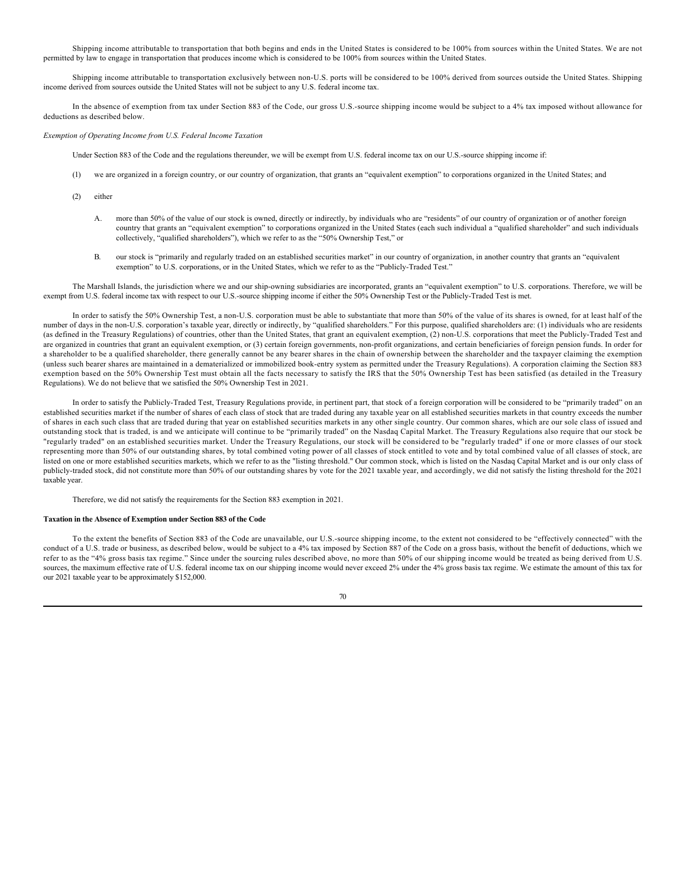Shipping income attributable to transportation that both begins and ends in the United States is considered to be 100% from sources within the United States. We are not permitted by law to engage in transportation that produces income which is considered to be 100% from sources within the United States.

Shipping income attributable to transportation exclusively between non-U.S. ports will be considered to be 100% derived from sources outside the United States. Shipping income derived from sources outside the United States will not be subject to any U.S. federal income tax.

In the absence of exemption from tax under Section 883 of the Code, our gross U.S.-source shipping income would be subject to a 4% tax imposed without allowance for deductions as described below.

*Exemption of Operating Income from U.S. Federal Income Taxation*

Under Section 883 of the Code and the regulations thereunder, we will be exempt from U.S. federal income tax on our U.S.-source shipping income if:

(1) we are organized in a foreign country, or our country of organization, that grants an "equivalent exemption" to corporations organized in the United States; and

(2) either

A. more than 50% of the value of our stock is owned, directly or indirectly, by individuals who are "residents" of our country of organization or of another foreign country that grants an "equivalent exemption" to corporations organized in the United States (each such individual a "qualified shareholder" and such individuals collectively, "qualified shareholders"), which we refer to as the "50% Ownership Test," or

B. our stock is "primarily and regularly traded on an established securities market" in our country of organization, in another country that grants an "equivalent exemption" to U.S. corporations, or in the United States, which we refer to as the "Publicly-Traded Test."

The Marshall Islands, the jurisdiction where we and our ship-owning subsidiaries are incorporated, grants an "equivalent exemption" to U.S. corporations. Therefore, we will be exempt from U.S. federal income tax with respect to our U.S.-source shipping income if either the 50% Ownership Test or the Publicly-Traded Test is met.

In order to satisfy the 50% Ownership Test, a non-U.S. corporation must be able to substantiate that more than 50% of the value of its shares is owned, for at least half of the number of days in the non-U.S. corporation's taxable year, directly or indirectly, by "qualified shareholders." For this purpose, qualified shareholders are: (1) individuals who are residents (as defined in the Treasury Regulations) of countries, other than the United States, that grant an equivalent exemption, (2) non-U.S. corporations that meet the Publicly-Traded Test and are organized in countries that grant an equivalent exemption, or (3) certain foreign governments, non-profit organizations, and certain beneficiaries of foreign pension funds. In order for a shareholder to be a qualified shareholder, there generally cannot be any bearer shares in the chain of ownership between the shareholder and the taxpayer claiming the exemption (unless such bearer shares are maintained in a dematerialized or immobilized book-entry system as permitted under the Treasury Regulations). A corporation claiming the Section 883 exemption based on the 50% Ownership Test must obtain all the facts necessary to satisfy the IRS that the 50% Ownership Test has been satisfied (as detailed in the Treasury Regulations). We do not believe that we satisfied the 50% Ownership Test in 2021.

In order to satisfy the Publicly-Traded Test, Treasury Regulations provide, in pertinent part, that stock of a foreign corporation will be considered to be "primarily traded" on an established securities market if the number of shares of each class of stock that are traded during any taxable year on all established securities markets in that country exceeds the number of shares in each such class that are traded during that year on established securities markets in any other single country. Our common shares, which are our sole class of issued and outstanding stock that is traded, is and we anticipate will continue to be "primarily traded" on the Nasdaq Capital Market. The Treasury Regulations also require that our stock be "regularly traded" on an established securities market. Under the Treasury Regulations, our stock will be considered to be "regularly traded" if one or more classes of our stock representing more than 50% of our outstanding shares, by total combined voting power of all classes of stock entitled to vote and by total combined value of all classes of stock, are listed on one or more established securities markets, which we refer to as the "listing threshold." Our common stock, which is listed on the Nasdaq Capital Market and is our only class of publicly-traded stock, did not constitute more than 50% of our outstanding shares by vote for the 2021 taxable year, and accordingly, we did not satisfy the listing threshold for the 2021 taxable year.

Therefore, we did not satisfy the requirements for the Section 883 exemption in 2021.

**Taxation in the Absence of Exemption under Section 883 of the Code**

To the extent the benefits of Section 883 of the Code are unavailable, our U.S.-source shipping income, to the extent not considered to be "effectively connected" with the conduct of a U.S. trade or business, as described below, would be subject to a 4% tax imposed by Section 887 of the Code on a gross basis, without the benefit of deductions, which we refer to as the "4% gross basis tax regime." Since under the sourcing rules described above, no more than 50% of our shipping income would be treated as being derived from U.S. sources, the maximum effective rate of U.S. federal income tax on our shipping income would never exceed 2% under the 4% gross basis tax regime. We estimate the amount of this tax for our 2021 taxable year to be approximately $152,000.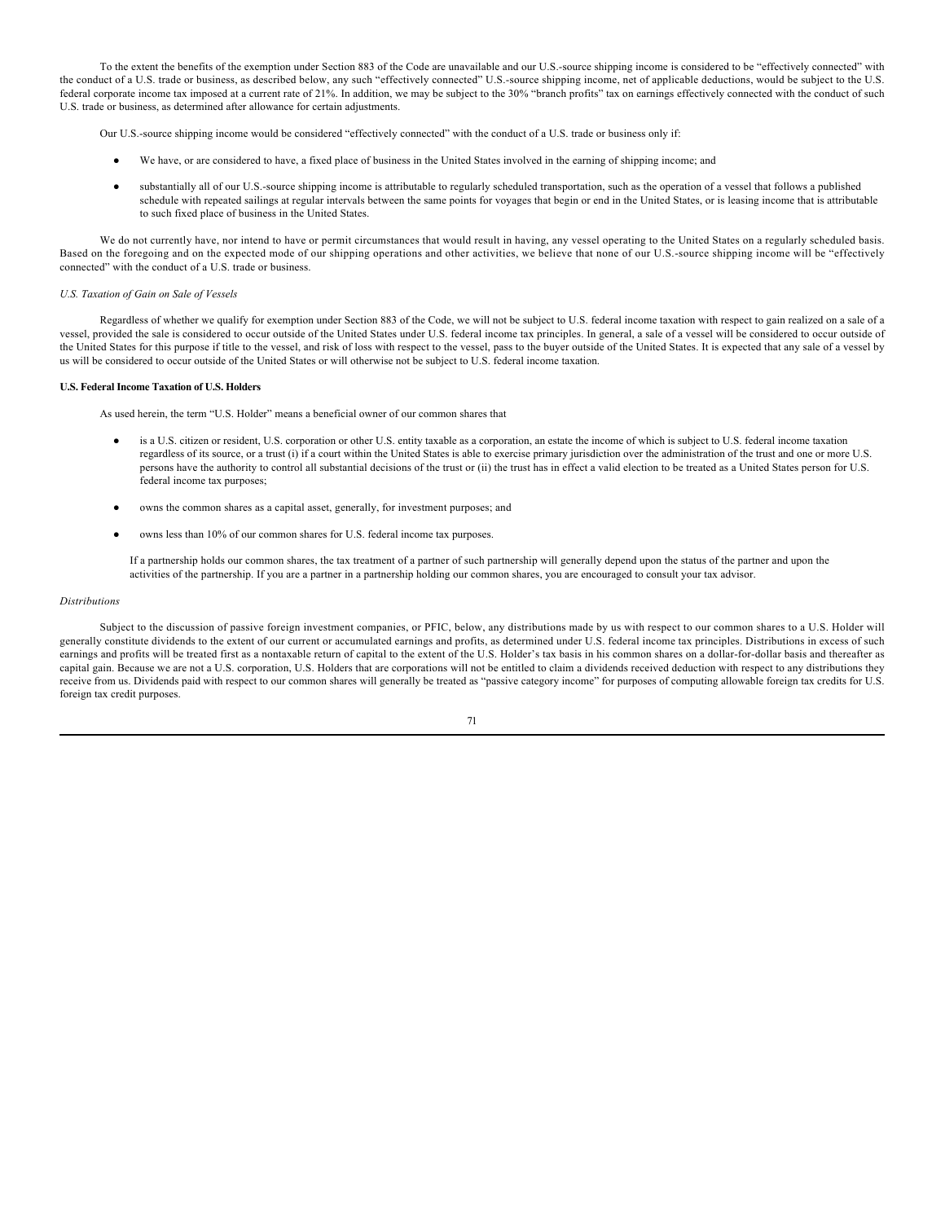To the extent the benefits of the exemption under Section 883 of the Code are unavailable and our U.S.-source shipping income is considered to be "effectively connected" with the conduct of a U.S. trade or business, as described below, any such "effectively connected" U.S.-source shipping income, net of applicable deductions, would be subject to the U.S. federal corporate income tax imposed at a current rate of 21%. In addition, we may be subject to the 30% "branch profits" tax on earnings effectively connected with the conduct of such U.S. trade or business, as determined after allowance for certain adjustments.

Our U.S.-source shipping income would be considered "effectively connected" with the conduct of a U.S. trade or business only if:

- We have, or are considered to have, a fixed place of business in the United States involved in the earning of shipping income; and
- substantially all of our U.S.-source shipping income is attributable to regularly scheduled transportation, such as the operation of a vessel that follows a published schedule with repeated sailings at regular intervals between the same points for voyages that begin or end in the United States, or is leasing income that is attributable to such fixed place of business in the United States.

We do not currently have, nor intend to have or permit circumstances that would result in having, any vessel operating to the United States on a regularly scheduled basis. Based on the foregoing and on the expected mode of our shipping operations and other activities, we believe that none of our U.S.-source shipping income will be "effectively connected" with the conduct of a U.S. trade or business.

*U.S. Taxation of Gain on Sale of Vessels*

Regardless of whether we qualify for exemption under Section 883 of the Code, we will not be subject to U.S. federal income taxation with respect to gain realized on a sale of a vessel, provided the sale is considered to occur outside of the United States under U.S. federal income tax principles. In general, a sale of a vessel will be considered to occur outside of the United States for this purpose if title to the vessel, and risk of loss with respect to the vessel, pass to the buyer outside of the United States. It is expected that any sale of a vessel by us will be considered to occur outside of the United States or will otherwise not be subject to U.S. federal income taxation.

**U.S. Federal Income Taxation of U.S. Holders**

As used herein, the term "U.S. Holder" means a beneficial owner of our common shares that

- is a U.S. citizen or resident, U.S. corporation or other U.S. entity taxable as a corporation, an estate the income of which is subject to U.S. federal income taxation regardless of its source, or a trust (i) if a court within the United States is able to exercise primary jurisdiction over the administration of the trust and one or more U.S. persons have the authority to control all substantial decisions of the trust or (ii) the trust has in effect a valid election to be treated as a United States person for U.S. federal income tax purposes;
- owns the common shares as a capital asset, generally, for investment purposes; and
- owns less than 10% of our common shares for U.S. federal income tax purposes.

If a partnership holds our common shares, the tax treatment of a partner of such partnership will generally depend upon the status of the partner and upon the activities of the partnership. If you are a partner in a partnership holding our common shares, you are encouraged to consult your tax advisor.

*Distributions*

Subject to the discussion of passive foreign investment companies, or PFIC, below, any distributions made by us with respect to our common shares to a U.S. Holder will generally constitute dividends to the extent of our current or accumulated earnings and profits, as determined under U.S. federal income tax principles. Distributions in excess of such earnings and profits will be treated first as a nontaxable return of capital to the extent of the U.S. Holder's tax basis in his common shares on a dollar-for-dollar basis and thereafter as capital gain. Because we are not a U.S. corporation, U.S. Holders that are corporations will not be entitled to claim a dividends received deduction with respect to any distributions they receive from us. Dividends paid with respect to our common shares will generally be treated as "passive category income" for purposes of computing allowable foreign tax credits for U.S. foreign tax credit purposes.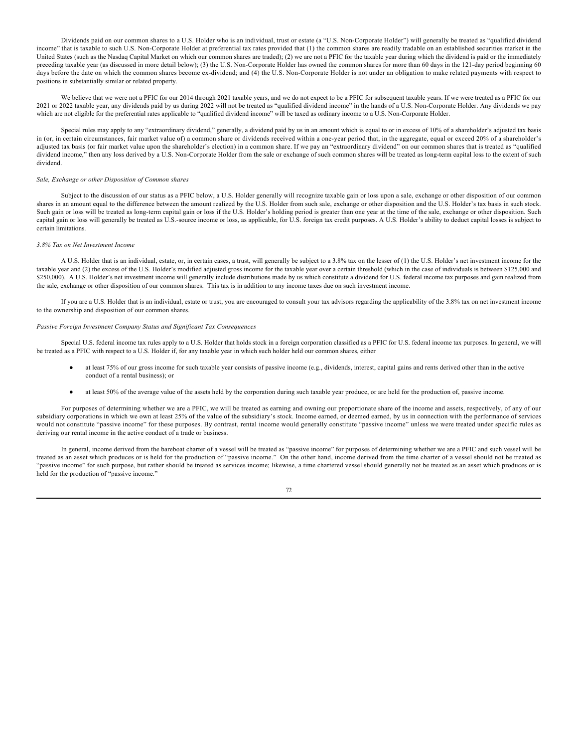Dividends paid on our common shares to a U.S. Holder who is an individual, trust or estate (a "U.S. Non-Corporate Holder") will generally be treated as "qualified dividend income" that is taxable to such U.S. Non-Corporate Holder at preferential tax rates provided that (1) the common shares are readily tradable on an established securities market in the United States (such as the Nasdaq Capital Market on which our common shares are traded); (2) we are not a PFIC for the taxable year during which the dividend is paid or the immediately preceding taxable year (as discussed in more detail below); (3) the U.S. Non-Corporate Holder has owned the common shares for more than 60 days in the 121-day period beginning 60 days before the date on which the common shares become ex-dividend; and (4) the U.S. Non-Corporate Holder is not under an obligation to make related payments with respect to positions in substantially similar or related property.

We believe that we were not a PFIC for our 2014 through 2021 taxable years, and we do not expect to be a PFIC for subsequent taxable years. If we were treated as a PFIC for our 2021 or 2022 taxable year, any dividends paid by us during 2022 will not be treated as "qualified dividend income" in the hands of a U.S. Non-Corporate Holder. Any dividends we pay which are not eligible for the preferential rates applicable to "qualified dividend income" will be taxed as ordinary income to a U.S. Non-Corporate Holder.

Special rules may apply to any "extraordinary dividend," generally, a dividend paid by us in an amount which is equal to or in excess of 10% of a shareholder's adjusted tax basis in (or, in certain circumstances, fair market value of) a common share or dividends received within a one-year period that, in the aggregate, equal or exceed 20% of a shareholder's adjusted tax basis (or fair market value upon the shareholder's election) in a common share. If we pay an "extraordinary dividend" on our common shares that is treated as "qualified dividend income," then any loss derived by a U.S. Non-Corporate Holder from the sale or exchange of such common shares will be treated as long-term capital loss to the extent of such dividend.

*Sale, Exchange or other Disposition of Common shares*

Subject to the discussion of our status as a PFIC below, a U.S. Holder generally will recognize taxable gain or loss upon a sale, exchange or other disposition of our common shares in an amount equal to the difference between the amount realized by the U.S. Holder from such sale, exchange or other disposition and the U.S. Holder's tax basis in such stock. Such gain or loss will be treated as long-term capital gain or loss if the U.S. Holder's holding period is greater than one year at the time of the sale, exchange or other disposition. Such capital gain or loss will generally be treated as U.S.-source income or loss, as applicable, for U.S. foreign tax credit purposes. A U.S. Holder's ability to deduct capital losses is subject to certain limitations.

*3.8% Tax on Net Investment Income*

A U.S. Holder that is an individual, estate, or, in certain cases, a trust, will generally be subject to a 3.8% tax on the lesser of (1) the U.S. Holder's net investment income for the taxable year and (2) the excess of the U.S. Holder's modified adjusted gross income for the taxable year over a certain threshold (which in the case of individuals is between $125,000 and $250,000). A U.S. Holder's net investment income will generally include distributions made by us which constitute a dividend for U.S. federal income tax purposes and gain realized from the sale, exchange or other disposition of our common shares. This tax is in addition to any income taxes due on such investment income.

If you are a U.S. Holder that is an individual, estate or trust, you are encouraged to consult your tax advisors regarding the applicability of the 3.8% tax on net investment income to the ownership and disposition of our common shares.

*Passive Foreign Investment Company Status and Significant Tax Consequences*

Special U.S. federal income tax rules apply to a U.S. Holder that holds stock in a foreign corporation classified as a PFIC for U.S. federal income tax purposes. In general, we will be treated as a PFIC with respect to a U.S. Holder if, for any taxable year in which such holder held our common shares, either

- at least 75% of our gross income for such taxable year consists of passive income (e.g., dividends, interest, capital gains and rents derived other than in the active conduct of a rental business); or
- at least 50% of the average value of the assets held by the corporation during such taxable year produce, or are held for the production of, passive income.

For purposes of determining whether we are a PFIC, we will be treated as earning and owning our proportionate share of the income and assets, respectively, of any of our subsidiary corporations in which we own at least 25% of the value of the subsidiary's stock. Income earned, or deemed earned, by us in connection with the performance of services would not constitute "passive income" for these purposes. By contrast, rental income would generally constitute "passive income" unless we were treated under specific rules as deriving our rental income in the active conduct of a trade or business.

In general, income derived from the bareboat charter of a vessel will be treated as "passive income" for purposes of determining whether we are a PFIC and such vessel will be treated as an asset which produces or is held for the production of "passive income." On the other hand, income derived from the time charter of a vessel should not be treated as "passive income" for such purpose, but rather should be treated as services income; likewise, a time chartered vessel should generally not be treated as an asset which produces or is held for the production of "passive income."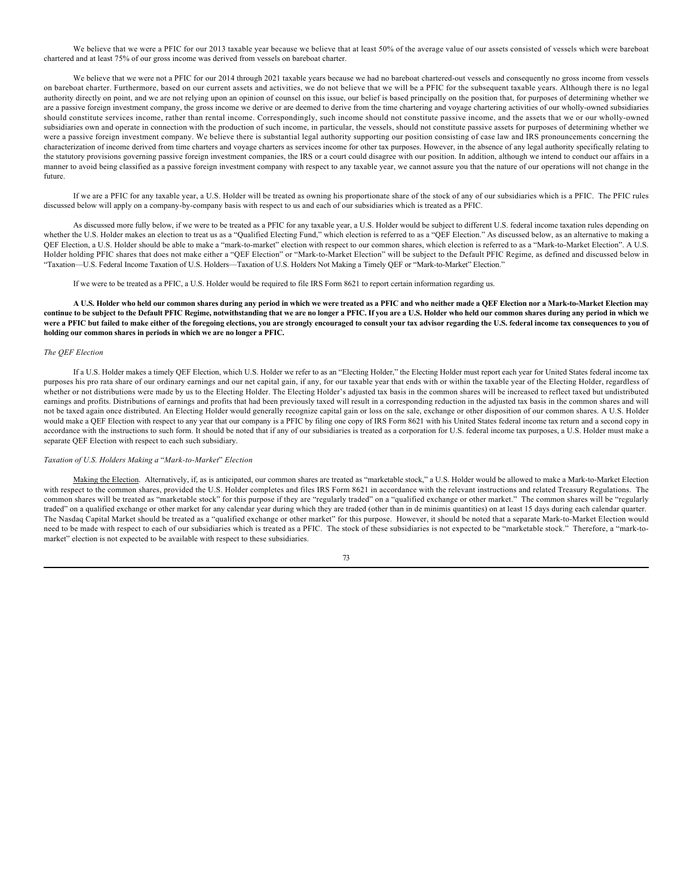We believe that we were a PFIC for our 2013 taxable year because we believe that at least 50% of the average value of our assets consisted of vessels which were bareboat chartered and at least 75% of our gross income was derived from vessels on bareboat charter.

We believe that we were not a PFIC for our 2014 through 2021 taxable years because we had no bareboat chartered-out vessels and consequently no gross income from vessels on bareboat charter. Furthermore, based on our current assets and activities, we do not believe that we will be a PFIC for the subsequent taxable years. Although there is no legal authority directly on point, and we are not relying upon an opinion of counsel on this issue, our belief is based principally on the position that, for purposes of determining whether we are a passive foreign investment company, the gross income we derive or are deemed to derive from the time chartering and voyage chartering activities of our wholly-owned subsidiaries should constitute services income, rather than rental income. Correspondingly, such income should not constitute passive income, and the assets that we or our wholly-owned subsidiaries own and operate in connection with the production of such income, in particular, the vessels, should not constitute passive assets for purposes of determining whether we were a passive foreign investment company. We believe there is substantial legal authority supporting our position consisting of case law and IRS pronouncements concerning the characterization of income derived from time charters and voyage charters as services income for other tax purposes. However, in the absence of any legal authority specifically relating to the statutory provisions governing passive foreign investment companies, the IRS or a court could disagree with our position. In addition, although we intend to conduct our affairs in a manner to avoid being classified as a passive foreign investment company with respect to any taxable year, we cannot assure you that the nature of our operations will not change in the future.

If we are a PFIC for any taxable year, a U.S. Holder will be treated as owning his proportionate share of the stock of any of our subsidiaries which is a PFIC. The PFIC rules discussed below will apply on a company-by-company basis with respect to us and each of our subsidiaries which is treated as a PFIC.

As discussed more fully below, if we were to be treated as a PFIC for any taxable year, a U.S. Holder would be subject to different U.S. federal income taxation rules depending on whether the U.S. Holder makes an election to treat us as a "Qualified Electing Fund," which election is referred to as a "QEF Election." As discussed below, as an alternative to making a QEF Election, a U.S. Holder should be able to make a "mark-to-market" election with respect to our common shares, which election is referred to as a "Mark-to-Market Election". A U.S. Holder holding PFIC shares that does not make either a "QEF Election" or "Mark-to-Market Election" will be subject to the Default PFIC Regime, as defined and discussed below in "Taxation—U.S. Federal Income Taxation of U.S. Holders—Taxation of U.S. Holders Not Making a Timely QEF or "Mark-to-Market" Election."

If we were to be treated as a PFIC, a U.S. Holder would be required to file IRS Form 8621 to report certain information regarding us.

**A U.S. Holder who held our common shares during any period in which we were treated as a PFIC and who neither made a QEF Election nor a Mark-to-Market Election may continue to be subject to the Default PFIC Regime, notwithstanding that we are no longer a PFIC. If you are a U.S. Holder who held our common shares during any period in which we were a PFIC but failed to make either of the foregoing elections, you are strongly encouraged to consult your tax advisor regarding the U.S. federal income tax consequences to you of holding our common shares in periods in which we are no longer a PFIC.**

*The QEF Election*

If a U.S. Holder makes a timely QEF Election, which U.S. Holder we refer to as an "Electing Holder," the Electing Holder must report each year for United States federal income tax purposes his pro rata share of our ordinary earnings and our net capital gain, if any, for our taxable year that ends with or within the taxable year of the Electing Holder, regardless of whether or not distributions were made by us to the Electing Holder. The Electing Holder's adjusted tax basis in the common shares will be increased to reflect taxed but undistributed earnings and profits. Distributions of earnings and profits that had been previously taxed will result in a corresponding reduction in the adjusted tax basis in the common shares and will not be taxed again once distributed. An Electing Holder would generally recognize capital gain or loss on the sale, exchange or other disposition of our common shares. A U.S. Holder would make a QEF Election with respect to any year that our company is a PFIC by filing one copy of IRS Form 8621 with his United States federal income tax return and a second copy in accordance with the instructions to such form. It should be noted that if any of our subsidiaries is treated as a corporation for U.S. federal income tax purposes, a U.S. Holder must make a separate QEF Election with respect to each such subsidiary.

*Taxation of U.S. Holders Making a "Mark-to-Market" Election*

Making the Election. Alternatively, if, as is anticipated, our common shares are treated as "marketable stock," a U.S. Holder would be allowed to make a Mark-to-Market Election with respect to the common shares, provided the U.S. Holder completes and files IRS Form 8621 in accordance with the relevant instructions and related Treasury Regulations. The common shares will be treated as "marketable stock" for this purpose if they are "regularly traded" on a "qualified exchange or other market." The common shares will be "regularly traded" on a qualified exchange or other market for any calendar year during which they are traded (other than in de minimis quantities) on at least 15 days during each calendar quarter. The Nasdaq Capital Market should be treated as a "qualified exchange or other market" for this purpose. However, it should be noted that a separate Mark-to-Market Election would need to be made with respect to each of our subsidiaries which is treated as a PFIC. The stock of these subsidiaries is not expected to be "marketable stock." Therefore, a "mark-to-market" election is not expected to be available with respect to these subsidiaries.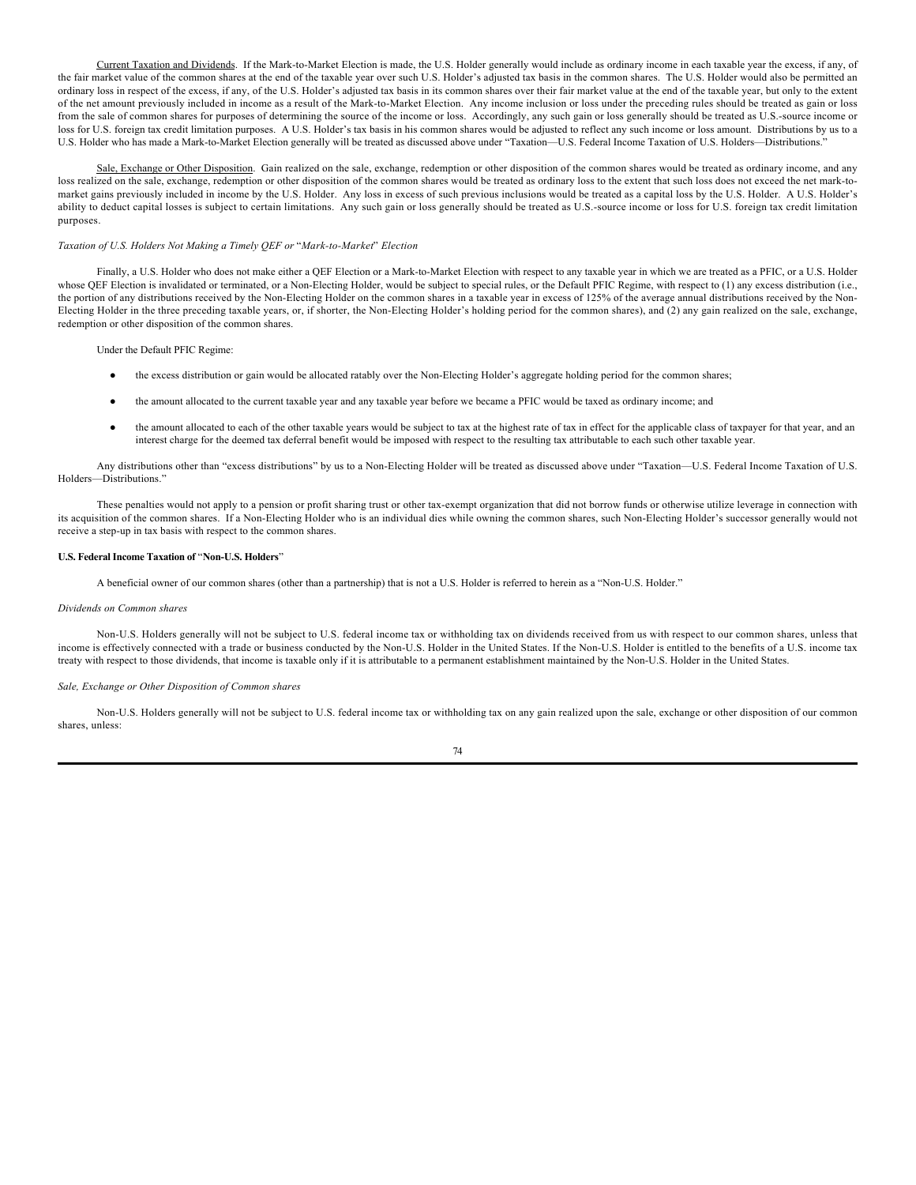Current Taxation and Dividends. If the Mark-to-Market Election is made, the U.S. Holder generally would include as ordinary income in each taxable year the excess, if any, of the fair market value of the common shares at the end of the taxable year over such U.S. Holder's adjusted tax basis in the common shares. The U.S. Holder would also be permitted an ordinary loss in respect of the excess, if any, of the U.S. Holder's adjusted tax basis in its common shares over their fair market value at the end of the taxable year, but only to the extent of the net amount previously included in income as a result of the Mark-to-Market Election. Any income inclusion or loss under the preceding rules should be treated as gain or loss from the sale of common shares for purposes of determining the source of the income or loss. Accordingly, any such gain or loss generally should be treated as U.S.-source income or loss for U.S. foreign tax credit limitation purposes. A U.S. Holder's tax basis in his common shares would be adjusted to reflect any such income or loss amount. Distributions by us to a U.S. Holder who has made a Mark-to-Market Election generally will be treated as discussed above under "Taxation—U.S. Federal Income Taxation of U.S. Holders—Distributions."

Sale, Exchange or Other Disposition. Gain realized on the sale, exchange, redemption or other disposition of the common shares would be treated as ordinary income, and any loss realized on the sale, exchange, redemption or other disposition of the common shares would be treated as ordinary loss to the extent that such loss does not exceed the net mark-to-market gains previously included in income by the U.S. Holder. Any loss in excess of such previous inclusions would be treated as a capital loss by the U.S. Holder. A U.S. Holder's ability to deduct capital losses is subject to certain limitations. Any such gain or loss generally should be treated as U.S.-source income or loss for U.S. foreign tax credit limitation purposes.

*Taxation of U.S. Holders Not Making a Timely QEF or "Mark-to-Market" Election*

Finally, a U.S. Holder who does not make either a QEF Election or a Mark-to-Market Election with respect to any taxable year in which we are treated as a PFIC, or a U.S. Holder whose QEF Election is invalidated or terminated, or a Non-Electing Holder, would be subject to special rules, or the Default PFIC Regime, with respect to (1) any excess distribution (i.e., the portion of any distributions received by the Non-Electing Holder on the common shares in a taxable year in excess of 125% of the average annual distributions received by the Non-Electing Holder in the three preceding taxable years, or, if shorter, the Non-Electing Holder's holding period for the common shares), and (2) any gain realized on the sale, exchange, redemption or other disposition of the common shares.

Under the Default PFIC Regime:

- the excess distribution or gain would be allocated ratably over the Non-Electing Holder's aggregate holding period for the common shares;
- the amount allocated to the current taxable year and any taxable year before we became a PFIC would be taxed as ordinary income; and
- the amount allocated to each of the other taxable years would be subject to tax at the highest rate of tax in effect for the applicable class of taxpayer for that year, and an interest charge for the deemed tax deferral benefit would be imposed with respect to the resulting tax attributable to each such other taxable year.

Any distributions other than "excess distributions" by us to a Non-Electing Holder will be treated as discussed above under "Taxation—U.S. Federal Income Taxation of U.S. Holders—Distributions."

These penalties would not apply to a pension or profit sharing trust or other tax-exempt organization that did not borrow funds or otherwise utilize leverage in connection with its acquisition of the common shares. If a Non-Electing Holder who is an individual dies while owning the common shares, such Non-Electing Holder's successor generally would not receive a step-up in tax basis with respect to the common shares.

**U.S. Federal Income Taxation of "Non-U.S. Holders"**

A beneficial owner of our common shares (other than a partnership) that is not a U.S. Holder is referred to herein as a "Non-U.S. Holder."

*Dividends on Common shares*

Non-U.S. Holders generally will not be subject to U.S. federal income tax or withholding tax on dividends received from us with respect to our common shares, unless that income is effectively connected with a trade or business conducted by the Non-U.S. Holder in the United States. If the Non-U.S. Holder is entitled to the benefits of a U.S. income tax treaty with respect to those dividends, that income is taxable only if it is attributable to a permanent establishment maintained by the Non-U.S. Holder in the United States.

*Sale, Exchange or Other Disposition of Common shares*

Non-U.S. Holders generally will not be subject to U.S. federal income tax or withholding tax on any gain realized upon the sale, exchange or other disposition of our common shares, unless: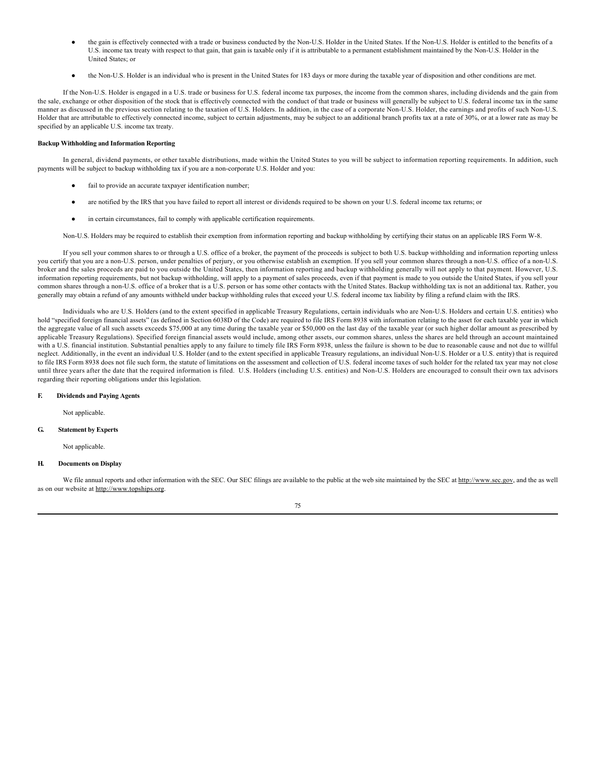- the gain is effectively connected with a trade or business conducted by the Non-U.S. Holder in the United States. If the Non-U.S. Holder is entitled to the benefits of a U.S. income tax treaty with respect to that gain, that gain is taxable only if it is attributable to a permanent establishment maintained by the Non-U.S. Holder in the United States; or

- the Non-U.S. Holder is an individual who is present in the United States for 183 days or more during the taxable year of disposition and other conditions are met.

If the Non-U.S. Holder is engaged in a U.S. trade or business for U.S. federal income tax purposes, the income from the common shares, including dividends and the gain from the sale, exchange or other disposition of the stock that is effectively connected with the conduct of that trade or business will generally be subject to U.S. federal income tax in the same manner as discussed in the previous section relating to the taxation of U.S. Holders. In addition, in the case of a corporate Non-U.S. Holder, the earnings and profits of such Non-U.S. Holder that are attributable to effectively connected income, subject to certain adjustments, may be subject to an additional branch profits tax at a rate of 30%, or at a lower rate as may be specified by an applicable U.S. income tax treaty.

**Backup Withholding and Information Reporting**

In general, dividend payments, or other taxable distributions, made within the United States to you will be subject to information reporting requirements. In addition, such payments will be subject to backup withholding tax if you are a non-corporate U.S. Holder and you:

- fail to provide an accurate taxpayer identification number;

- are notified by the IRS that you have failed to report all interest or dividends required to be shown on your U.S. federal income tax returns; or

- in certain circumstances, fail to comply with applicable certification requirements.

Non-U.S. Holders may be required to establish their exemption from information reporting and backup withholding by certifying their status on an applicable IRS Form W-8.

If you sell your common shares to or through a U.S. office of a broker, the payment of the proceeds is subject to both U.S. backup withholding and information reporting unless you certify that you are a non-U.S. person, under penalties of perjury, or you otherwise establish an exemption. If you sell your common shares through a non-U.S. office of a non-U.S. broker and the sales proceeds are paid to you outside the United States, then information reporting and backup withholding generally will not apply to that payment. However, U.S. information reporting requirements, but not backup withholding, will apply to a payment of sales proceeds, even if that payment is made to you outside the United States, if you sell your common shares through a non-U.S. office of a broker that is a U.S. person or has some other contacts with the United States. Backup withholding tax is not an additional tax. Rather, you generally may obtain a refund of any amounts withheld under backup withholding rules that exceed your U.S. federal income tax liability by filing a refund claim with the IRS.

Individuals who are U.S. Holders (and to the extent specified in applicable Treasury Regulations, certain individuals who are Non-U.S. Holders and certain U.S. entities) who hold "specified foreign financial assets" (as defined in Section 6038D of the Code) are required to file IRS Form 8938 with information relating to the asset for each taxable year in which the aggregate value of all such assets exceeds $75,000 at any time during the taxable year or $50,000 on the last day of the taxable year (or such higher dollar amount as prescribed by applicable Treasury Regulations). Specified foreign financial assets would include, among other assets, our common shares, unless the shares are held through an account maintained with a U.S. financial institution. Substantial penalties apply to any failure to timely file IRS Form 8938, unless the failure is shown to be due to reasonable cause and not due to willful neglect. Additionally, in the event an individual U.S. Holder (and to the extent specified in applicable Treasury regulations, an individual Non-U.S. Holder or a U.S. entity) that is required to file IRS Form 8938 does not file such form, the statute of limitations on the assessment and collection of U.S. federal income taxes of such holder for the related tax year may not close until three years after the date that the required information is filed. U.S. Holders (including U.S. entities) and Non-U.S. Holders are encouraged to consult their own tax advisors regarding their reporting obligations under this legislation.

**F. Dividends and Paying Agents**

Not applicable.

**G. Statement by Experts**

Not applicable.

**H. Documents on Display**

We file annual reports and other information with the SEC. Our SEC filings are available to the public at the web site maintained by the SEC at http://www.sec.gov, and the as well as on our website at http://www.topships.org.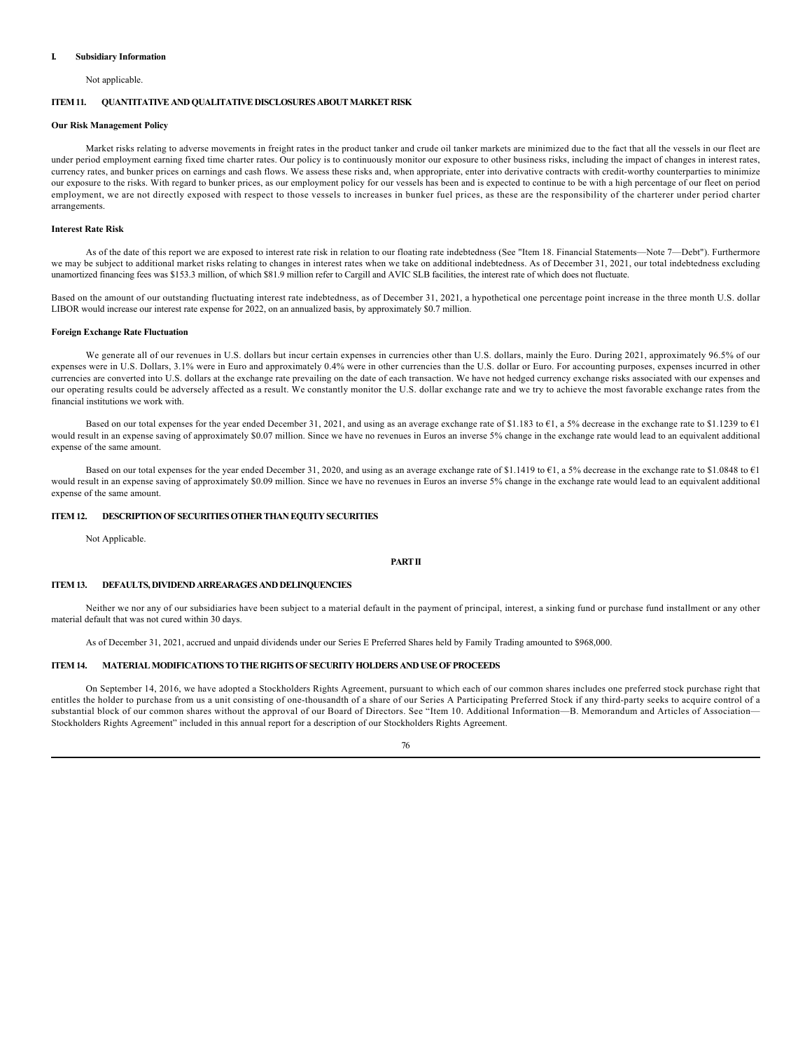#### I. Subsidiary Information

Not applicable.

## ITEM 11. QUANTITATIVE AND QUALITATIVE DISCLOSURES ABOUT MARKET RISK

### Our Risk Management Policy

Market risks relating to adverse movements in freight rates in the product tanker and crude oil tanker markets are minimized due to the fact that all the vessels in our fleet are under period employment earning fixed time charter rates. Our policy is to continuously monitor our exposure to other business risks, including the impact of changes in interest rates, currency rates, and bunker prices on earnings and cash flows. We assess these risks and, when appropriate, enter into derivative contracts with credit-worthy counterparties to minimize our exposure to the risks. With regard to bunker prices, as our employment policy for our vessels has been and is expected to continue to be with a high percentage of our fleet on period employment, we are not directly exposed with respect to those vessels to increases in bunker fuel prices, as these are the responsibility of the charterer under period charter arrangements.

### Interest Rate Risk

As of the date of this report we are exposed to interest rate risk in relation to our floating rate indebtedness (See "Item 18. Financial Statements—Note 7—Debt"). Furthermore we may be subject to additional market risks relating to changes in interest rates when we take on additional indebtedness. As of December 31, 2021, our total indebtedness excluding unamortized financing fees was $153.3 million, of which $81.9 million refer to Cargill and AVIC SLB facilities, the interest rate of which does not fluctuate.

Based on the amount of our outstanding fluctuating interest rate indebtedness, as of December 31, 2021, a hypothetical one percentage point increase in the three month U.S. dollar LIBOR would increase our interest rate expense for 2022, on an annualized basis, by approximately $0.7 million.

### Foreign Exchange Rate Fluctuation

We generate all of our revenues in U.S. dollars but incur certain expenses in currencies other than U.S. dollars, mainly the Euro. During 2021, approximately 96.5% of our expenses were in U.S. Dollars, 3.1% were in Euro and approximately 0.4% were in other currencies than the U.S. dollar or Euro. For accounting purposes, expenses incurred in other currencies are converted into U.S. dollars at the exchange rate prevailing on the date of each transaction. We have not hedged currency exchange risks associated with our expenses and our operating results could be adversely affected as a result. We constantly monitor the U.S. dollar exchange rate and we try to achieve the most favorable exchange rates from the financial institutions we work with.

Based on our total expenses for the year ended December 31, 2021, and using as an average exchange rate of $1.183 to €1, a 5% decrease in the exchange rate to $1.1239 to €1 would result in an expense saving of approximately $0.07 million. Since we have no revenues in Euros an inverse 5% change in the exchange rate would lead to an equivalent additional expense of the same amount.

Based on our total expenses for the year ended December 31, 2020, and using as an average exchange rate of $1.1419 to €1, a 5% decrease in the exchange rate to $1.0848 to €1 would result in an expense saving of approximately $0.09 million. Since we have no revenues in Euros an inverse 5% change in the exchange rate would lead to an equivalent additional expense of the same amount.

## ITEM 12. DESCRIPTION OF SECURITIES OTHER THAN EQUITY SECURITIES

Not Applicable.

# PART II

## ITEM 13. DEFAULTS, DIVIDEND ARREARAGES AND DELINQUENCIES

Neither we nor any of our subsidiaries have been subject to a material default in the payment of principal, interest, a sinking fund or purchase fund installment or any other material default that was not cured within 30 days.

As of December 31, 2021, accrued and unpaid dividends under our Series E Preferred Shares held by Family Trading amounted to $968,000.

## ITEM 14. MATERIAL MODIFICATIONS TO THE RIGHTS OF SECURITY HOLDERS AND USE OF PROCEEDS

On September 14, 2016, we have adopted a Stockholders Rights Agreement, pursuant to which each of our common shares includes one preferred stock purchase right that entitles the holder to purchase from us a unit consisting of one-thousandth of a share of our Series A Participating Preferred Stock if any third-party seeks to acquire control of a substantial block of our common shares without the approval of our Board of Directors. See "Item 10. Additional Information—B. Memorandum and Articles of Association—Stockholders Rights Agreement" included in this annual report for a description of our Stockholders Rights Agreement.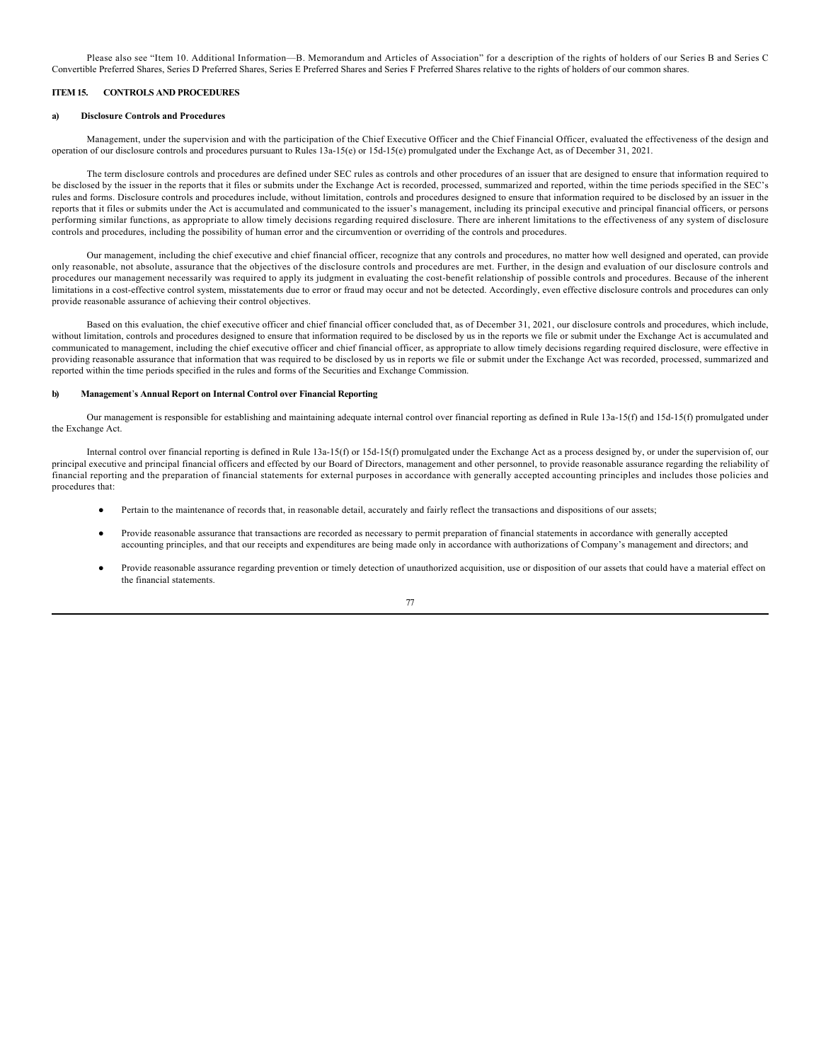Please also see "Item 10. Additional Information—B. Memorandum and Articles of Association" for a description of the rights of holders of our Series B and Series C Convertible Preferred Shares, Series D Preferred Shares, Series E Preferred Shares and Series F Preferred Shares relative to the rights of holders of our common shares.

## ITEM 15. CONTROLS AND PROCEDURES

### a) Disclosure Controls and Procedures

Management, under the supervision and with the participation of the Chief Executive Officer and the Chief Financial Officer, evaluated the effectiveness of the design and operation of our disclosure controls and procedures pursuant to Rules 13a-15(e) or 15d-15(e) promulgated under the Exchange Act, as of December 31, 2021.

The term disclosure controls and procedures are defined under SEC rules as controls and other procedures of an issuer that are designed to ensure that information required to be disclosed by the issuer in the reports that it files or submits under the Exchange Act is recorded, processed, summarized and reported, within the time periods specified in the SEC's rules and forms. Disclosure controls and procedures include, without limitation, controls and procedures designed to ensure that information required to be disclosed by an issuer in the reports that it files or submits under the Act is accumulated and communicated to the issuer's management, including its principal executive and principal financial officers, or persons performing similar functions, as appropriate to allow timely decisions regarding required disclosure. There are inherent limitations to the effectiveness of any system of disclosure controls and procedures, including the possibility of human error and the circumvention or overriding of the controls and procedures.

Our management, including the chief executive and chief financial officer, recognize that any controls and procedures, no matter how well designed and operated, can provide only reasonable, not absolute, assurance that the objectives of the disclosure controls and procedures are met. Further, in the design and evaluation of our disclosure controls and procedures our management necessarily was required to apply its judgment in evaluating the cost-benefit relationship of possible controls and procedures. Because of the inherent limitations in a cost-effective control system, misstatements due to error or fraud may occur and not be detected. Accordingly, even effective disclosure controls and procedures can only provide reasonable assurance of achieving their control objectives.

Based on this evaluation, the chief executive officer and chief financial officer concluded that, as of December 31, 2021, our disclosure controls and procedures, which include, without limitation, controls and procedures designed to ensure that information required to be disclosed by us in the reports we file or submit under the Exchange Act is accumulated and communicated to management, including the chief executive officer and chief financial officer, as appropriate to allow timely decisions regarding required disclosure, were effective in providing reasonable assurance that information that was required to be disclosed by us in reports we file or submit under the Exchange Act was recorded, processed, summarized and reported within the time periods specified in the rules and forms of the Securities and Exchange Commission.

### b) Management's Annual Report on Internal Control over Financial Reporting

Our management is responsible for establishing and maintaining adequate internal control over financial reporting as defined in Rule 13a-15(f) and 15d-15(f) promulgated under the Exchange Act.

Internal control over financial reporting is defined in Rule 13a-15(f) or 15d-15(f) promulgated under the Exchange Act as a process designed by, or under the supervision of, our principal executive and principal financial officers and effected by our Board of Directors, management and other personnel, to provide reasonable assurance regarding the reliability of financial reporting and the preparation of financial statements for external purposes in accordance with generally accepted accounting principles and includes those policies and procedures that:

- Pertain to the maintenance of records that, in reasonable detail, accurately and fairly reflect the transactions and dispositions of our assets;
- Provide reasonable assurance that transactions are recorded as necessary to permit preparation of financial statements in accordance with generally accepted accounting principles, and that our receipts and expenditures are being made only in accordance with authorizations of Company's management and directors; and
- Provide reasonable assurance regarding prevention or timely detection of unauthorized acquisition, use or disposition of our assets that could have a material effect on the financial statements.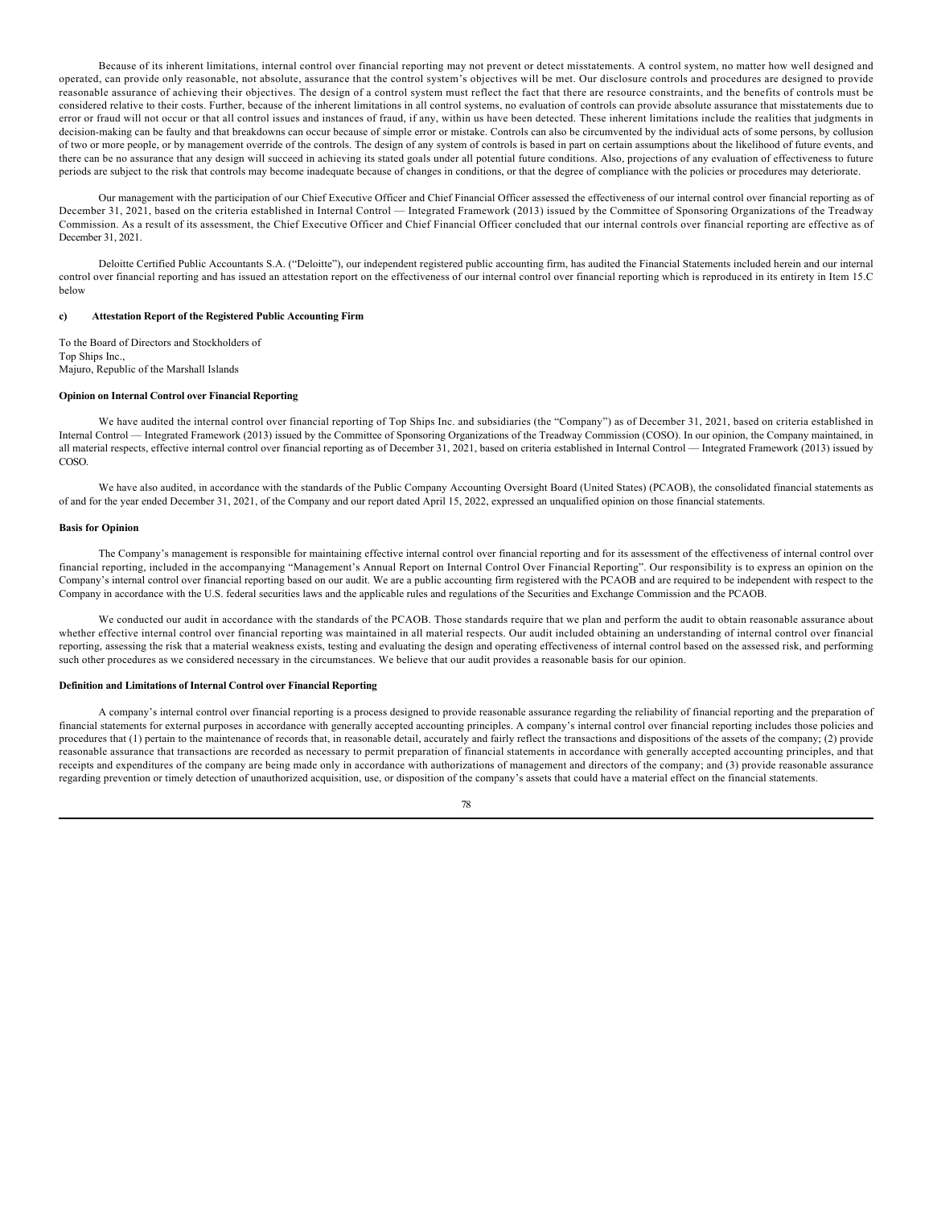Because of its inherent limitations, internal control over financial reporting may not prevent or detect misstatements. A control system, no matter how well designed and operated, can provide only reasonable, not absolute, assurance that the control system's objectives will be met. Our disclosure controls and procedures are designed to provide reasonable assurance of achieving their objectives. The design of a control system must reflect the fact that there are resource constraints, and the benefits of controls must be considered relative to their costs. Further, because of the inherent limitations in all control systems, no evaluation of controls can provide absolute assurance that misstatements due to error or fraud will not occur or that all control issues and instances of fraud, if any, within us have been detected. These inherent limitations include the realities that judgments in decision-making can be faulty and that breakdowns can occur because of simple error or mistake. Controls can also be circumvented by the individual acts of some persons, by collusion of two or more people, or by management override of the controls. The design of any system of controls is based in part on certain assumptions about the likelihood of future events, and there can be no assurance that any design will succeed in achieving its stated goals under all potential future conditions. Also, projections of any evaluation of effectiveness to future periods are subject to the risk that controls may become inadequate because of changes in conditions, or that the degree of compliance with the policies or procedures may deteriorate.

Our management with the participation of our Chief Executive Officer and Chief Financial Officer assessed the effectiveness of our internal control over financial reporting as of December 31, 2021, based on the criteria established in Internal Control — Integrated Framework (2013) issued by the Committee of Sponsoring Organizations of the Treadway Commission. As a result of its assessment, the Chief Executive Officer and Chief Financial Officer concluded that our internal controls over financial reporting are effective as of December 31, 2021.

Deloitte Certified Public Accountants S.A. ("Deloitte"), our independent registered public accounting firm, has audited the Financial Statements included herein and our internal control over financial reporting and has issued an attestation report on the effectiveness of our internal control over financial reporting which is reproduced in its entirety in Item 15.C below

**c) Attestation Report of the Registered Public Accounting Firm**

To the Board of Directors and Stockholders of
Top Ships Inc.,
Majuro, Republic of the Marshall Islands

**Opinion on Internal Control over Financial Reporting**

We have audited the internal control over financial reporting of Top Ships Inc. and subsidiaries (the "Company") as of December 31, 2021, based on criteria established in Internal Control — Integrated Framework (2013) issued by the Committee of Sponsoring Organizations of the Treadway Commission (COSO). In our opinion, the Company maintained, in all material respects, effective internal control over financial reporting as of December 31, 2021, based on criteria established in Internal Control — Integrated Framework (2013) issued by COSO.

We have also audited, in accordance with the standards of the Public Company Accounting Oversight Board (United States) (PCAOB), the consolidated financial statements as of and for the year ended December 31, 2021, of the Company and our report dated April 15, 2022, expressed an unqualified opinion on those financial statements.

**Basis for Opinion**

The Company's management is responsible for maintaining effective internal control over financial reporting and for its assessment of the effectiveness of internal control over financial reporting, included in the accompanying "Management's Annual Report on Internal Control Over Financial Reporting". Our responsibility is to express an opinion on the Company's internal control over financial reporting based on our audit. We are a public accounting firm registered with the PCAOB and are required to be independent with respect to the Company in accordance with the U.S. federal securities laws and the applicable rules and regulations of the Securities and Exchange Commission and the PCAOB.

We conducted our audit in accordance with the standards of the PCAOB. Those standards require that we plan and perform the audit to obtain reasonable assurance about whether effective internal control over financial reporting was maintained in all material respects. Our audit included obtaining an understanding of internal control over financial reporting, assessing the risk that a material weakness exists, testing and evaluating the design and operating effectiveness of internal control based on the assessed risk, and performing such other procedures as we considered necessary in the circumstances. We believe that our audit provides a reasonable basis for our opinion.

**Definition and Limitations of Internal Control over Financial Reporting**

A company's internal control over financial reporting is a process designed to provide reasonable assurance regarding the reliability of financial reporting and the preparation of financial statements for external purposes in accordance with generally accepted accounting principles. A company's internal control over financial reporting includes those policies and procedures that (1) pertain to the maintenance of records that, in reasonable detail, accurately and fairly reflect the transactions and dispositions of the assets of the company; (2) provide reasonable assurance that transactions are recorded as necessary to permit preparation of financial statements in accordance with generally accepted accounting principles, and that receipts and expenditures of the company are being made only in accordance with authorizations of management and directors of the company; and (3) provide reasonable assurance regarding prevention or timely detection of unauthorized acquisition, use, or disposition of the company's assets that could have a material effect on the financial statements.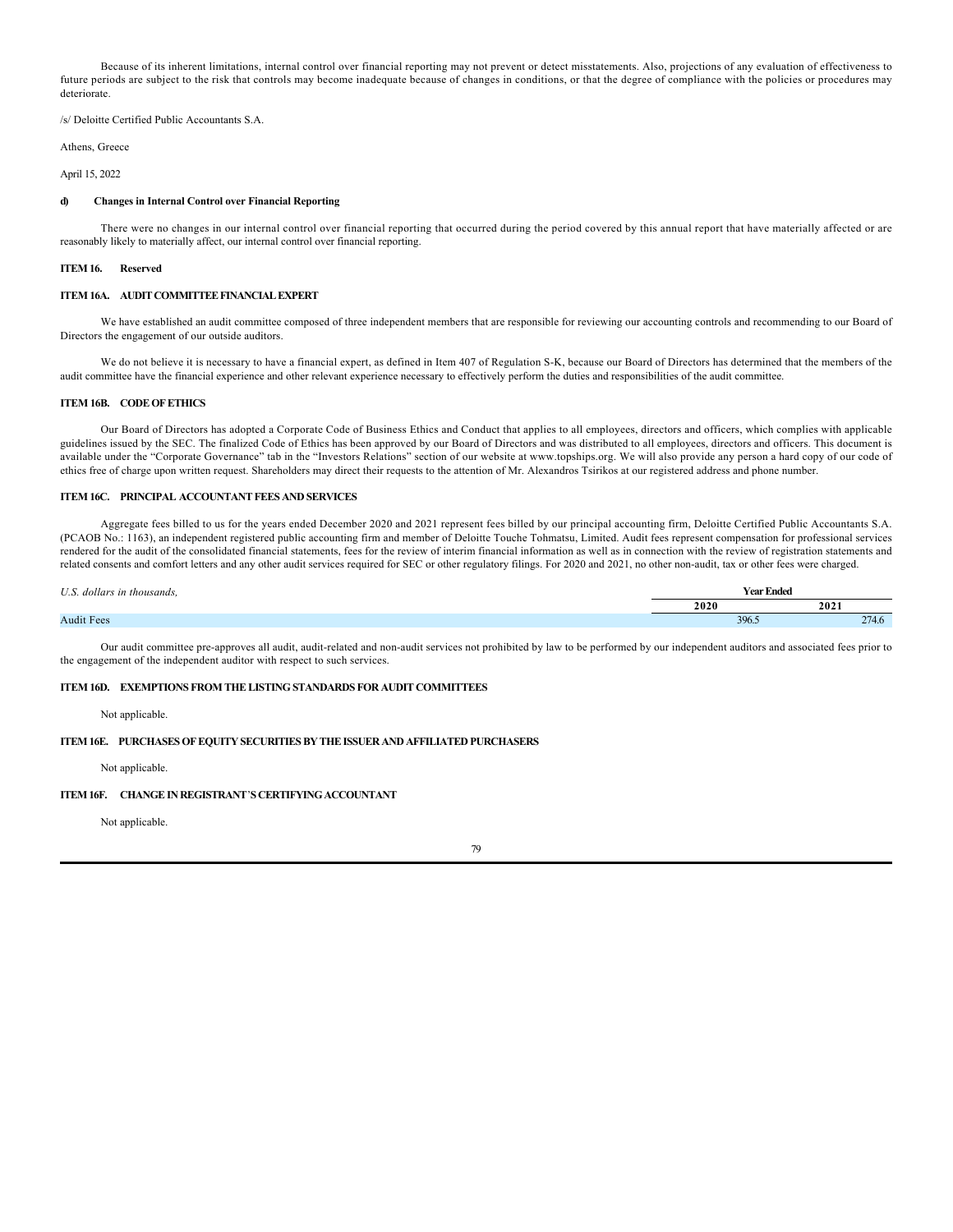Because of its inherent limitations, internal control over financial reporting may not prevent or detect misstatements. Also, projections of any evaluation of effectiveness to future periods are subject to the risk that controls may become inadequate because of changes in conditions, or that the degree of compliance with the policies or procedures may deteriorate.

/s/ Deloitte Certified Public Accountants S.A.

Athens, Greece

April 15, 2022

#### d) Changes in Internal Control over Financial Reporting

There were no changes in our internal control over financial reporting that occurred during the period covered by this annual report that have materially affected or are reasonably likely to materially affect, our internal control over financial reporting.

### ITEM 16. Reserved

### ITEM 16A. AUDIT COMMITTEE FINANCIAL EXPERT

We have established an audit committee composed of three independent members that are responsible for reviewing our accounting controls and recommending to our Board of Directors the engagement of our outside auditors.

We do not believe it is necessary to have a financial expert, as defined in Item 407 of Regulation S-K, because our Board of Directors has determined that the members of the audit committee have the financial experience and other relevant experience necessary to effectively perform the duties and responsibilities of the audit committee.

### ITEM 16B. CODE OF ETHICS

Our Board of Directors has adopted a Corporate Code of Business Ethics and Conduct that applies to all employees, directors and officers, which complies with applicable guidelines issued by the SEC. The finalized Code of Ethics has been approved by our Board of Directors and was distributed to all employees, directors and officers. This document is available under the "Corporate Governance" tab in the "Investors Relations" section of our website at www.topships.org. We will also provide any person a hard copy of our code of ethics free of charge upon written request. Shareholders may direct their requests to the attention of Mr. Alexandros Tsirikos at our registered address and phone number.

### ITEM 16C. PRINCIPAL ACCOUNTANT FEES AND SERVICES

Aggregate fees billed to us for the years ended December 2020 and 2021 represent fees billed by our principal accounting firm, Deloitte Certified Public Accountants S.A. (PCAOB No.: 1163), an independent registered public accounting firm and member of Deloitte Touche Tohmatsu, Limited. Audit fees represent compensation for professional services rendered for the audit of the consolidated financial statements, fees for the review of interim financial information as well as in connection with the review of registration statements and related consents and comfort letters and any other audit services required for SEC or other regulatory filings. For 2020 and 2021, no other non-audit, tax or other fees were charged.

| *U.S. dollars in thousands,* | Year Ended | |
|---|---|---|
| | 2020 | 2021 |
| Audit Fees | 396.5 | 274.6 |

Our audit committee pre-approves all audit, audit-related and non-audit services not prohibited by law to be performed by our independent auditors and associated fees prior to the engagement of the independent auditor with respect to such services.

### ITEM 16D. EXEMPTIONS FROM THE LISTING STANDARDS FOR AUDIT COMMITTEES

Not applicable.

### ITEM 16E. PURCHASES OF EQUITY SECURITIES BY THE ISSUER AND AFFILIATED PURCHASERS

Not applicable.

### ITEM 16F. CHANGE IN REGISTRANT'S CERTIFYING ACCOUNTANT

Not applicable.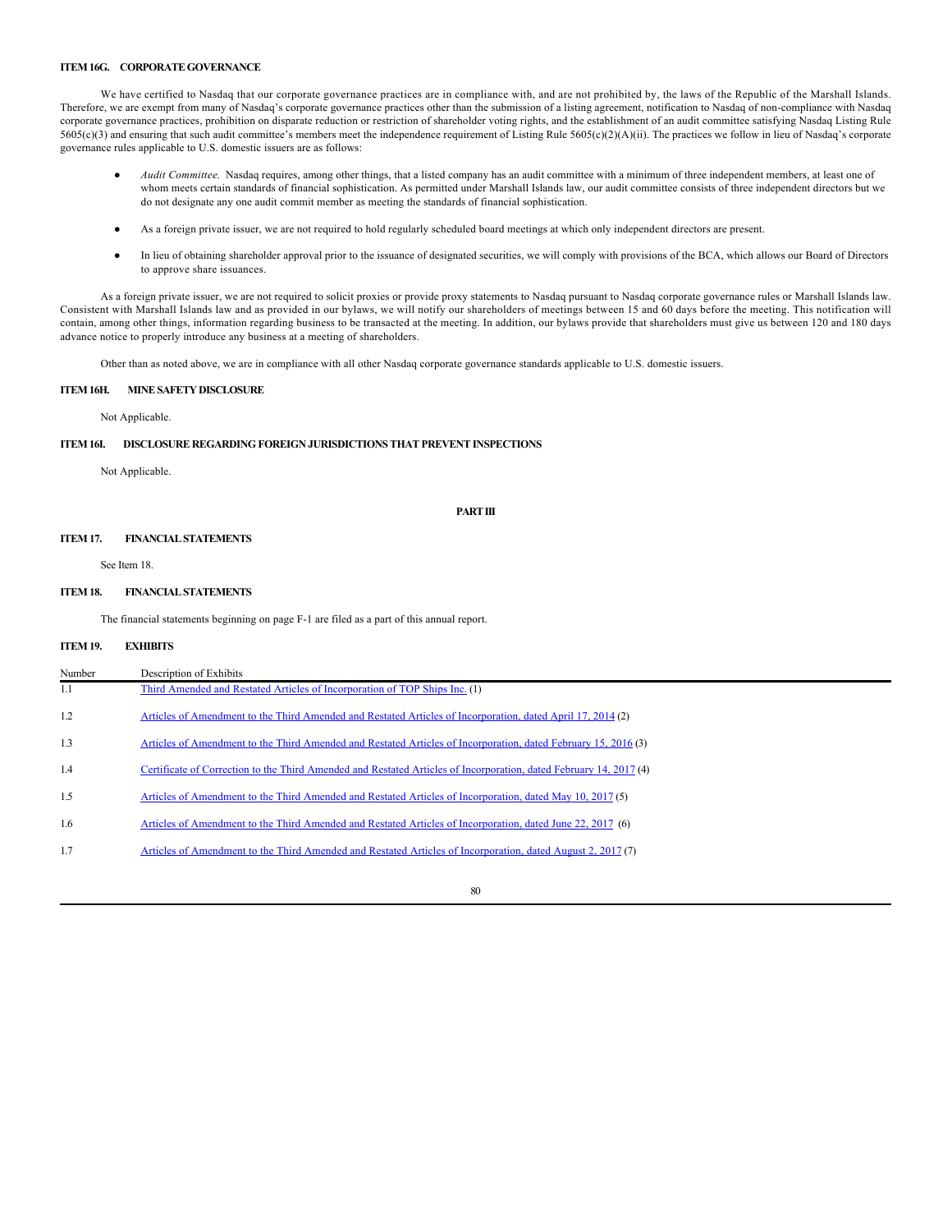### ITEM 16G. CORPORATE GOVERNANCE

We have certified to Nasdaq that our corporate governance practices are in compliance with, and are not prohibited by, the laws of the Republic of the Marshall Islands. Therefore, we are exempt from many of Nasdaq's corporate governance practices other than the submission of a listing agreement, notification to Nasdaq of non-compliance with Nasdaq corporate governance practices, prohibition on disparate reduction or restriction of shareholder voting rights, and the establishment of an audit committee satisfying Nasdaq Listing Rule 5605(c)(3) and ensuring that such audit committee's members meet the independence requirement of Listing Rule 5605(c)(2)(A)(ii). The practices we follow in lieu of Nasdaq's corporate governance rules applicable to U.S. domestic issuers are as follows:

- *Audit Committee*. Nasdaq requires, among other things, that a listed company has an audit committee with a minimum of three independent members, at least one of whom meets certain standards of financial sophistication. As permitted under Marshall Islands law, our audit committee consists of three independent directors but we do not designate any one audit commit member as meeting the standards of financial sophistication.

- As a foreign private issuer, we are not required to hold regularly scheduled board meetings at which only independent directors are present.

- In lieu of obtaining shareholder approval prior to the issuance of designated securities, we will comply with provisions of the BCA, which allows our Board of Directors to approve share issuances.

As a foreign private issuer, we are not required to solicit proxies or provide proxy statements to Nasdaq pursuant to Nasdaq corporate governance rules or Marshall Islands law. Consistent with Marshall Islands law and as provided in our bylaws, we will notify our shareholders of meetings between 15 and 60 days before the meeting. This notification will contain, among other things, information regarding business to be transacted at the meeting. In addition, our bylaws provide that shareholders must give us between 120 and 180 days advance notice to properly introduce any business at a meeting of shareholders.

Other than as noted above, we are in compliance with all other Nasdaq corporate governance standards applicable to U.S. domestic issuers.

### ITEM 16H. MINE SAFETY DISCLOSURE

Not Applicable.

### ITEM 16I. DISCLOSURE REGARDING FOREIGN JURISDICTIONS THAT PREVENT INSPECTIONS

Not Applicable.

## PART III

### ITEM 17. FINANCIAL STATEMENTS

See Item 18.

### ITEM 18. FINANCIAL STATEMENTS

The financial statements beginning on page F-1 are filed as a part of this annual report.

### ITEM 19. EXHIBITS

| Number | Description of Exhibits |
|---|---|
| 1.1 | Third Amended and Restated Articles of Incorporation of TOP Ships Inc. (1) |
| 1.2 | Articles of Amendment to the Third Amended and Restated Articles of Incorporation, dated April 17, 2014 (2) |
| 1.3 | Articles of Amendment to the Third Amended and Restated Articles of Incorporation, dated February 15, 2016 (3) |
| 1.4 | Certificate of Correction to the Third Amended and Restated Articles of Incorporation, dated February 14, 2017 (4) |
| 1.5 | Articles of Amendment to the Third Amended and Restated Articles of Incorporation, dated May 10, 2017 (5) |
| 1.6 | Articles of Amendment to the Third Amended and Restated Articles of Incorporation, dated June 22, 2017 (6) |
| 1.7 | Articles of Amendment to the Third Amended and Restated Articles of Incorporation, dated August 2, 2017 (7) |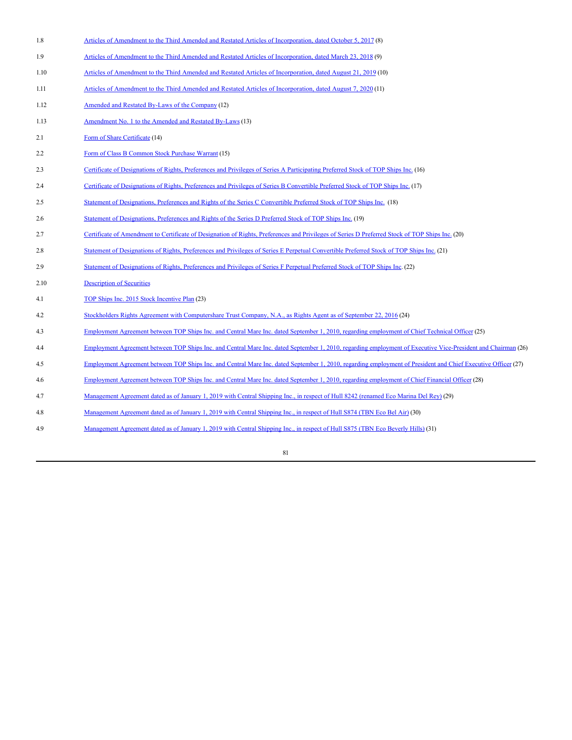| | |
|---|---|
| 1.8 | Articles of Amendment to the Third Amended and Restated Articles of Incorporation, dated October 5, 2017 (8) |
| 1.9 | Articles of Amendment to the Third Amended and Restated Articles of Incorporation, dated March 23, 2018 (9) |
| 1.10 | Articles of Amendment to the Third Amended and Restated Articles of Incorporation, dated August 21, 2019 (10) |
| 1.11 | Articles of Amendment to the Third Amended and Restated Articles of Incorporation, dated August 7, 2020 (11) |
| 1.12 | Amended and Restated By-Laws of the Company (12) |
| 1.13 | Amendment No. 1 to the Amended and Restated By-Laws (13) |
| 2.1 | Form of Share Certificate (14) |
| 2.2 | Form of Class B Common Stock Purchase Warrant (15) |
| 2.3 | Certificate of Designations of Rights, Preferences and Privileges of Series A Participating Preferred Stock of TOP Ships Inc. (16) |
| 2.4 | Certificate of Designations of Rights, Preferences and Privileges of Series B Convertible Preferred Stock of TOP Ships Inc. (17) |
| 2.5 | Statement of Designations, Preferences and Rights of the Series C Convertible Preferred Stock of TOP Ships Inc. (18) |
| 2.6 | Statement of Designations, Preferences and Rights of the Series D Preferred Stock of TOP Ships Inc. (19) |
| 2.7 | Certificate of Amendment to Certificate of Designation of Rights, Preferences and Privileges of Series D Preferred Stock of TOP Ships Inc. (20) |
| 2.8 | Statement of Designations of Rights, Preferences and Privileges of Series E Perpetual Convertible Preferred Stock of TOP Ships Inc. (21) |
| 2.9 | Statement of Designations of Rights, Preferences and Privileges of Series F Perpetual Preferred Stock of TOP Ships Inc. (22) |
| 2.10 | Description of Securities |
| 4.1 | TOP Ships Inc. 2015 Stock Incentive Plan (23) |
| 4.2 | Stockholders Rights Agreement with Computershare Trust Company, N.A., as Rights Agent as of September 22, 2016 (24) |
| 4.3 | Employment Agreement between TOP Ships Inc. and Central Mare Inc. dated September 1, 2010, regarding employment of Chief Technical Officer (25) |
| 4.4 | Employment Agreement between TOP Ships Inc. and Central Mare Inc. dated September 1, 2010, regarding employment of Executive Vice-President and Chairman (26) |
| 4.5 | Employment Agreement between TOP Ships Inc. and Central Mare Inc. dated September 1, 2010, regarding employment of President and Chief Executive Officer (27) |
| 4.6 | Employment Agreement between TOP Ships Inc. and Central Mare Inc. dated September 1, 2010, regarding employment of Chief Financial Officer (28) |
| 4.7 | Management Agreement dated as of January 1, 2019 with Central Shipping Inc., in respect of Hull 8242 (renamed Eco Marina Del Rey) (29) |
| 4.8 | Management Agreement dated as of January 1, 2019 with Central Shipping Inc., in respect of Hull S874 (TBN Eco Bel Air) (30) |
| 4.9 | Management Agreement dated as of January 1, 2019 with Central Shipping Inc., in respect of Hull S875 (TBN Eco Beverly Hills) (31) |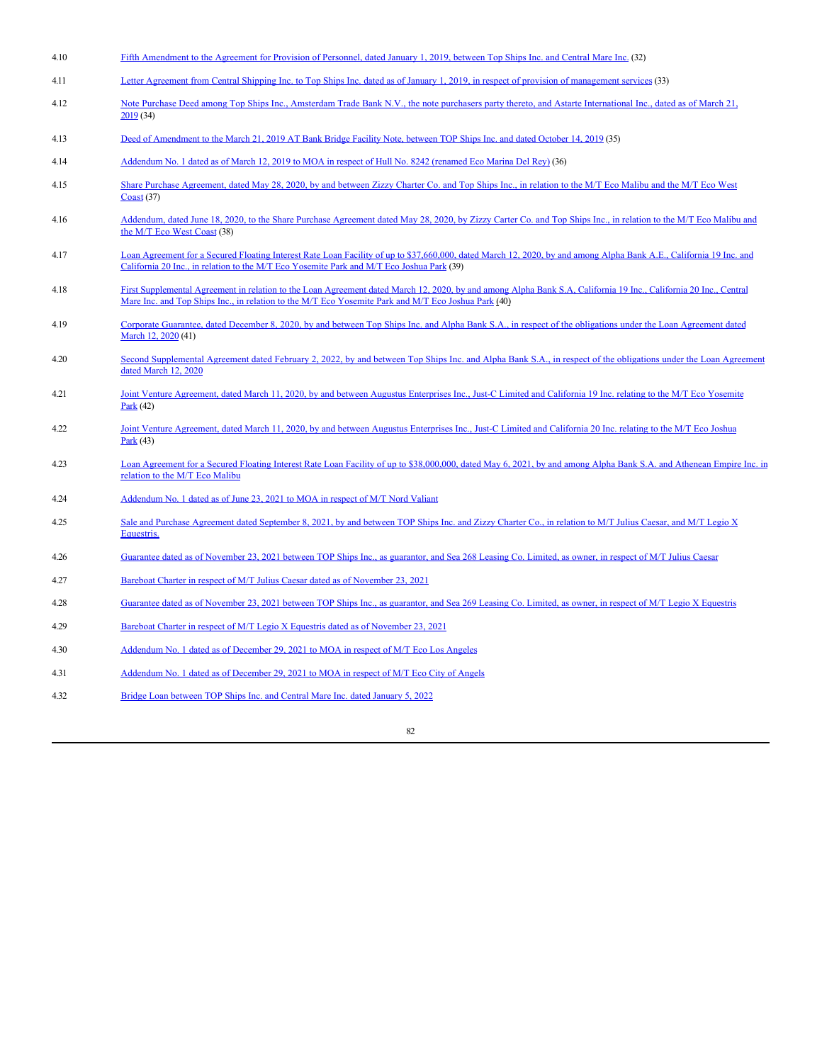| | |
|---|---|
| 4.10 | Fifth Amendment to the Agreement for Provision of Personnel, dated January 1, 2019, between Top Ships Inc. and Central Mare Inc. (32) |
| 4.11 | Letter Agreement from Central Shipping Inc. to Top Ships Inc. dated as of January 1, 2019, in respect of provision of management services (33) |
| 4.12 | Note Purchase Deed among Top Ships Inc., Amsterdam Trade Bank N.V., the note purchasers party thereto, and Astarte International Inc., dated as of March 21, 2019 (34) |
| 4.13 | Deed of Amendment to the March 21, 2019 AT Bank Bridge Facility Note, between TOP Ships Inc. and dated October 14, 2019 (35) |
| 4.14 | Addendum No. 1 dated as of March 12, 2019 to MOA in respect of Hull No. 8242 (renamed Eco Marina Del Rey) (36) |
| 4.15 | Share Purchase Agreement, dated May 28, 2020, by and between Zizzy Charter Co. and Top Ships Inc., in relation to the M/T Eco Malibu and the M/T Eco West Coast (37) |
| 4.16 | Addendum, dated June 18, 2020, to the Share Purchase Agreement dated May 28, 2020, by Zizzy Carter Co. and Top Ships Inc., in relation to the M/T Eco Malibu and the M/T Eco West Coast (38) |
| 4.17 | Loan Agreement for a Secured Floating Interest Rate Loan Facility of up to $37,660,000, dated March 12, 2020, by and among Alpha Bank A.E., California 19 Inc. and California 20 Inc., in relation to the M/T Eco Yosemite Park and M/T Eco Joshua Park (39) |
| 4.18 | First Supplemental Agreement in relation to the Loan Agreement dated March 12, 2020, by and among Alpha Bank S.A, California 19 Inc., California 20 Inc., Central Mare Inc. and Top Ships Inc., in relation to the M/T Eco Yosemite Park and M/T Eco Joshua Park (40) |
| 4.19 | Corporate Guarantee, dated December 8, 2020, by and between Top Ships Inc. and Alpha Bank S.A., in respect of the obligations under the Loan Agreement dated March 12, 2020 (41) |
| 4.20 | Second Supplemental Agreement dated February 2, 2022, by and between Top Ships Inc. and Alpha Bank S.A., in respect of the obligations under the Loan Agreement dated March 12, 2020 |
| 4.21 | Joint Venture Agreement, dated March 11, 2020, by and between Augustus Enterprises Inc., Just-C Limited and California 19 Inc. relating to the M/T Eco Yosemite Park (42) |
| 4.22 | Joint Venture Agreement, dated March 11, 2020, by and between Augustus Enterprises Inc., Just-C Limited and California 20 Inc. relating to the M/T Eco Joshua Park (43) |
| 4.23 | Loan Agreement for a Secured Floating Interest Rate Loan Facility of up to $38,000,000, dated May 6, 2021, by and among Alpha Bank S.A. and Athenean Empire Inc. in relation to the M/T Eco Malibu |
| 4.24 | Addendum No. 1 dated as of June 23, 2021 to MOA in respect of M/T Nord Valiant |
| 4.25 | Sale and Purchase Agreement dated September 8, 2021, by and between TOP Ships Inc. and Zizzy Charter Co., in relation to M/T Julius Caesar, and M/T Legio X Equestris. |
| 4.26 | Guarantee dated as of November 23, 2021 between TOP Ships Inc., as guarantor, and Sea 268 Leasing Co. Limited, as owner, in respect of M/T Julius Caesar |
| 4.27 | Bareboat Charter in respect of M/T Julius Caesar dated as of November 23, 2021 |
| 4.28 | Guarantee dated as of November 23, 2021 between TOP Ships Inc., as guarantor, and Sea 269 Leasing Co. Limited, as owner, in respect of M/T Legio X Equestris |
| 4.29 | Bareboat Charter in respect of M/T Legio X Equestris dated as of November 23, 2021 |
| 4.30 | Addendum No. 1 dated as of December 29, 2021 to MOA in respect of M/T Eco Los Angeles |
| 4.31 | Addendum No. 1 dated as of December 29, 2021 to MOA in respect of M/T Eco City of Angels |
| 4.32 | Bridge Loan between TOP Ships Inc. and Central Mare Inc. dated January 5, 2022 |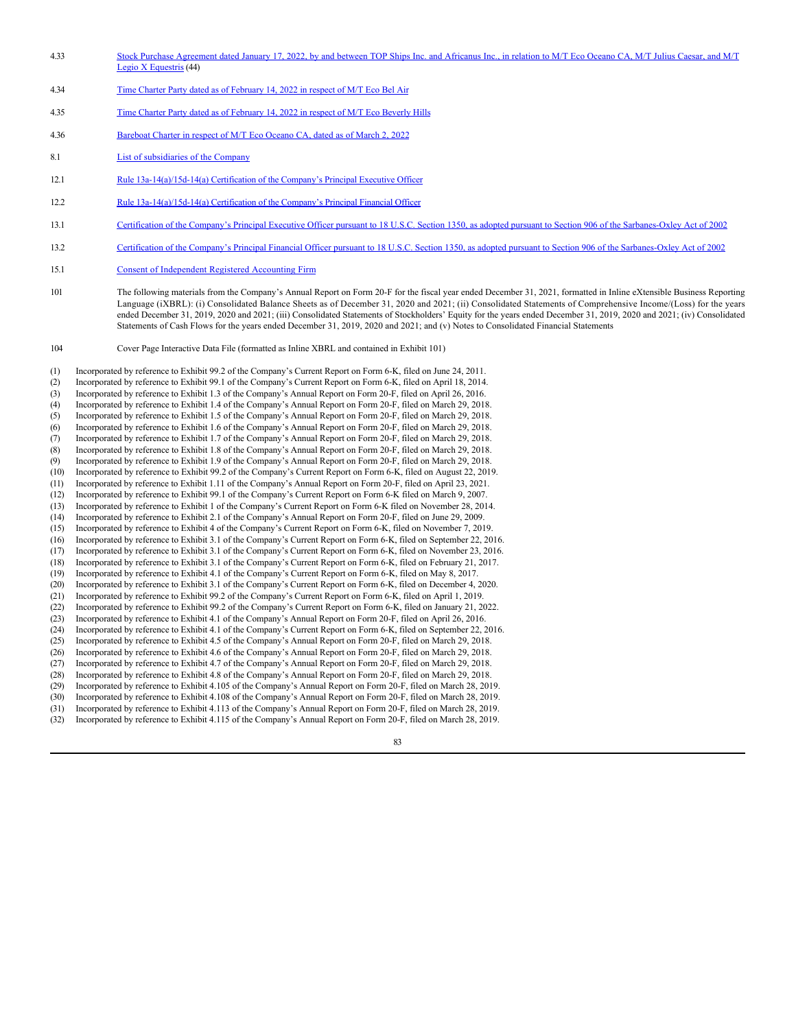| | |
|---|---|
| 4.33 | Stock Purchase Agreement dated January 17, 2022, by and between TOP Ships Inc. and Africanus Inc., in relation to M/T Eco Oceano CA, M/T Julius Caesar, and M/T Legio X Equestris (44) |
| 4.34 | Time Charter Party dated as of February 14, 2022 in respect of M/T Eco Bel Air |
| 4.35 | Time Charter Party dated as of February 14, 2022 in respect of M/T Eco Beverly Hills |
| 4.36 | Bareboat Charter in respect of M/T Eco Oceano CA, dated as of March 2, 2022 |
| 8.1 | List of subsidiaries of the Company |
| 12.1 | Rule 13a-14(a)/15d-14(a) Certification of the Company's Principal Executive Officer |
| 12.2 | Rule 13a-14(a)/15d-14(a) Certification of the Company's Principal Financial Officer |
| 13.1 | Certification of the Company's Principal Executive Officer pursuant to 18 U.S.C. Section 1350, as adopted pursuant to Section 906 of the Sarbanes-Oxley Act of 2002 |
| 13.2 | Certification of the Company's Principal Financial Officer pursuant to 18 U.S.C. Section 1350, as adopted pursuant to Section 906 of the Sarbanes-Oxley Act of 2002 |
| 15.1 | Consent of Independent Registered Accounting Firm |
| 101 | The following materials from the Company's Annual Report on Form 20-F for the fiscal year ended December 31, 2021, formatted in Inline eXtensible Business Reporting Language (iXBRL): (i) Consolidated Balance Sheets as of December 31, 2020 and 2021; (ii) Consolidated Statements of Comprehensive Income/(Loss) for the years ended December 31, 2019, 2020 and 2021; (iii) Consolidated Statements of Stockholders' Equity for the years ended December 31, 2019, 2020 and 2021; (iv) Consolidated Statements of Cash Flows for the years ended December 31, 2019, 2020 and 2021; and (v) Notes to Consolidated Financial Statements |
| 104 | Cover Page Interactive Data File (formatted as Inline XBRL and contained in Exhibit 101) |

(1) Incorporated by reference to Exhibit 99.2 of the Company's Current Report on Form 6-K, filed on June 24, 2011.
(2) Incorporated by reference to Exhibit 99.1 of the Company's Current Report on Form 6-K, filed on April 18, 2014.
(3) Incorporated by reference to Exhibit 1.3 of the Company's Annual Report on Form 20-F, filed on April 26, 2016.
(4) Incorporated by reference to Exhibit 1.4 of the Company's Annual Report on Form 20-F, filed on March 29, 2018.
(5) Incorporated by reference to Exhibit 1.5 of the Company's Annual Report on Form 20-F, filed on March 29, 2018.
(6) Incorporated by reference to Exhibit 1.6 of the Company's Annual Report on Form 20-F, filed on March 29, 2018.
(7) Incorporated by reference to Exhibit 1.7 of the Company's Annual Report on Form 20-F, filed on March 29, 2018.
(8) Incorporated by reference to Exhibit 1.8 of the Company's Annual Report on Form 20-F, filed on March 29, 2018.
(9) Incorporated by reference to Exhibit 1.9 of the Company's Annual Report on Form 20-F, filed on March 29, 2018.
(10) Incorporated by reference to Exhibit 99.2 of the Company's Current Report on Form 6-K, filed on August 22, 2019.
(11) Incorporated by reference to Exhibit 1.11 of the Company's Annual Report on Form 20-F, filed on April 23, 2021.
(12) Incorporated by reference to Exhibit 99.1 of the Company's Current Report on Form 6-K filed on March 9, 2007.
(13) Incorporated by reference to Exhibit 1 of the Company's Current Report on Form 6-K filed on November 28, 2014.
(14) Incorporated by reference to Exhibit 2.1 of the Company's Annual Report on Form 20-F, filed on June 29, 2009.
(15) Incorporated by reference to Exhibit 4 of the Company's Current Report on Form 6-K, filed on November 7, 2019.
(16) Incorporated by reference to Exhibit 3.1 of the Company's Current Report on Form 6-K, filed on September 22, 2016.
(17) Incorporated by reference to Exhibit 3.1 of the Company's Current Report on Form 6-K, filed on November 23, 2016.
(18) Incorporated by reference to Exhibit 3.1 of the Company's Current Report on Form 6-K, filed on February 21, 2017.
(19) Incorporated by reference to Exhibit 4.1 of the Company's Current Report on Form 6-K, filed on May 8, 2017.
(20) Incorporated by reference to Exhibit 3.1 of the Company's Current Report on Form 6-K, filed on December 4, 2020.
(21) Incorporated by reference to Exhibit 99.2 of the Company's Current Report on Form 6-K, filed on April 1, 2019.
(22) Incorporated by reference to Exhibit 99.2 of the Company's Current Report on Form 6-K, filed on January 21, 2022.
(23) Incorporated by reference to Exhibit 4.1 of the Company's Annual Report on Form 20-F, filed on April 26, 2016.
(24) Incorporated by reference to Exhibit 4.1 of the Company's Current Report on Form 6-K, filed on September 22, 2016.
(25) Incorporated by reference to Exhibit 4.5 of the Company's Annual Report on Form 20-F, filed on March 29, 2018.
(26) Incorporated by reference to Exhibit 4.6 of the Company's Annual Report on Form 20-F, filed on March 29, 2018.
(27) Incorporated by reference to Exhibit 4.7 of the Company's Annual Report on Form 20-F, filed on March 29, 2018.
(28) Incorporated by reference to Exhibit 4.8 of the Company's Annual Report on Form 20-F, filed on March 29, 2018.
(29) Incorporated by reference to Exhibit 4.105 of the Company's Annual Report on Form 20-F, filed on March 28, 2019.
(30) Incorporated by reference to Exhibit 4.108 of the Company's Annual Report on Form 20-F, filed on March 28, 2019.
(31) Incorporated by reference to Exhibit 4.113 of the Company's Annual Report on Form 20-F, filed on March 28, 2019.
(32) Incorporated by reference to Exhibit 4.115 of the Company's Annual Report on Form 20-F, filed on March 28, 2019.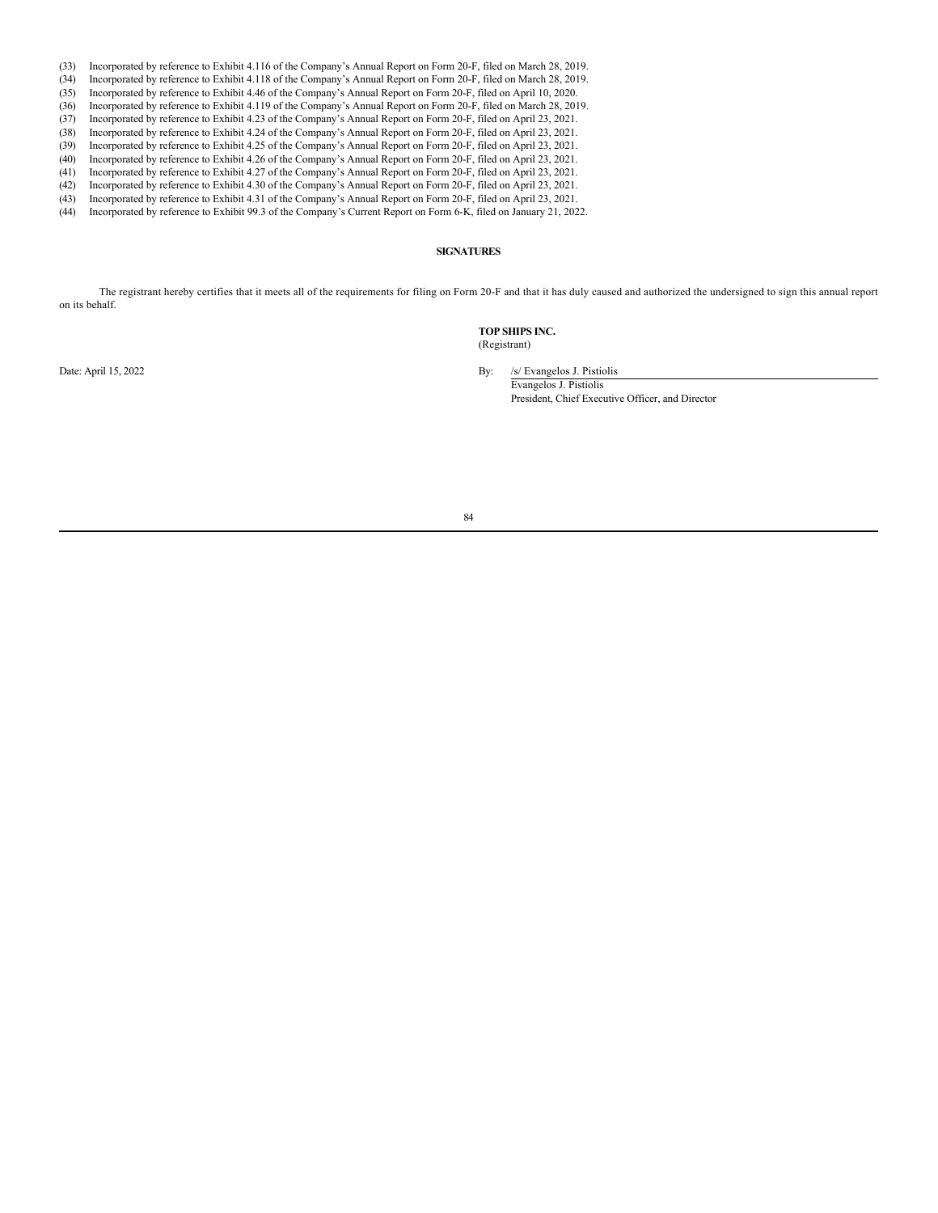(33) Incorporated by reference to Exhibit 4.116 of the Company's Annual Report on Form 20-F, filed on March 28, 2019.
(34) Incorporated by reference to Exhibit 4.118 of the Company's Annual Report on Form 20-F, filed on March 28, 2019.
(35) Incorporated by reference to Exhibit 4.46 of the Company's Annual Report on Form 20-F, filed on April 10, 2020.
(36) Incorporated by reference to Exhibit 4.119 of the Company's Annual Report on Form 20-F, filed on March 28, 2019.
(37) Incorporated by reference to Exhibit 4.23 of the Company's Annual Report on Form 20-F, filed on April 23, 2021.
(38) Incorporated by reference to Exhibit 4.24 of the Company's Annual Report on Form 20-F, filed on April 23, 2021.
(39) Incorporated by reference to Exhibit 4.25 of the Company's Annual Report on Form 20-F, filed on April 23, 2021.
(40) Incorporated by reference to Exhibit 4.26 of the Company's Annual Report on Form 20-F, filed on April 23, 2021.
(41) Incorporated by reference to Exhibit 4.27 of the Company's Annual Report on Form 20-F, filed on April 23, 2021.
(42) Incorporated by reference to Exhibit 4.30 of the Company's Annual Report on Form 20-F, filed on April 23, 2021.
(43) Incorporated by reference to Exhibit 4.31 of the Company's Annual Report on Form 20-F, filed on April 23, 2021.
(44) Incorporated by reference to Exhibit 99.3 of the Company's Current Report on Form 6-K, filed on January 21, 2022.

## SIGNATURES

The registrant hereby certifies that it meets all of the requirements for filing on Form 20-F and that it has duly caused and authorized the undersigned to sign this annual report on its behalf.

**TOP SHIPS INC.**
(Registrant)

Date: April 15, 2022

By: /s/ Evangelos J. Pistiolis
Evangelos J. Pistiolis
President, Chief Executive Officer, and Director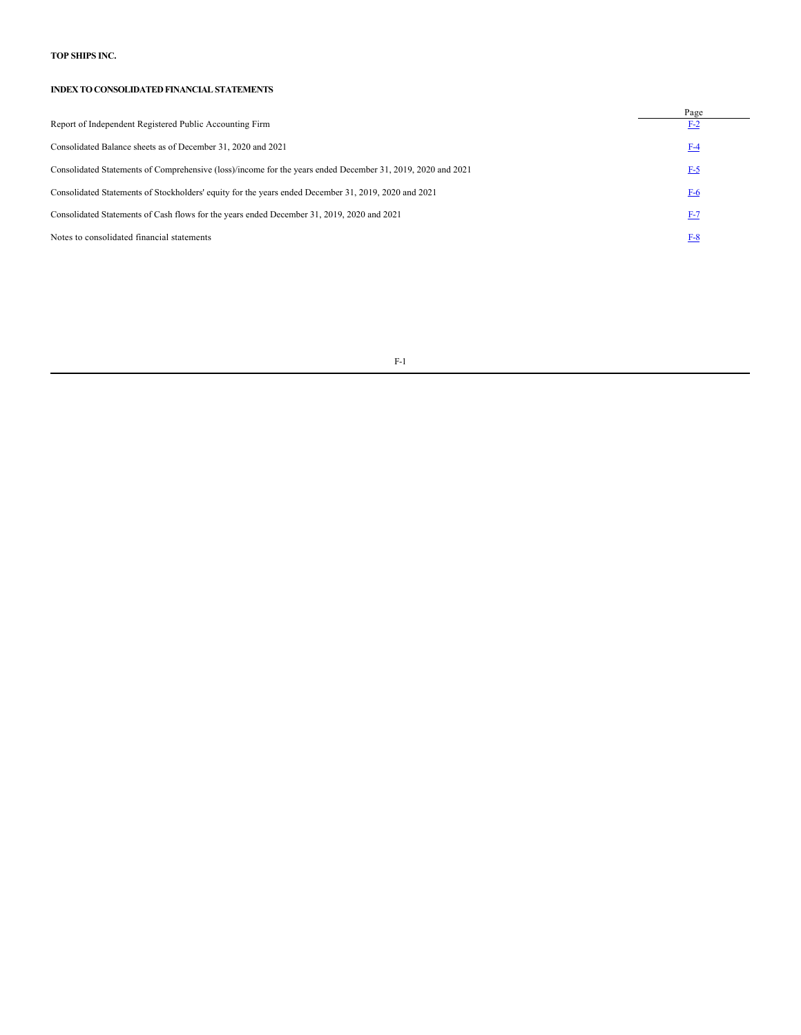**TOP SHIPS INC.**

**INDEX TO CONSOLIDATED FINANCIAL STATEMENTS**

| | Page |
|---|---|
| Report of Independent Registered Public Accounting Firm | F-2 |
| Consolidated Balance sheets as of December 31, 2020 and 2021 | F-4 |
| Consolidated Statements of Comprehensive (loss)/income for the years ended December 31, 2019, 2020 and 2021 | F-5 |
| Consolidated Statements of Stockholders' equity for the years ended December 31, 2019, 2020 and 2021 | F-6 |
| Consolidated Statements of Cash flows for the years ended December 31, 2019, 2020 and 2021 | F-7 |
| Notes to consolidated financial statements | F-8 |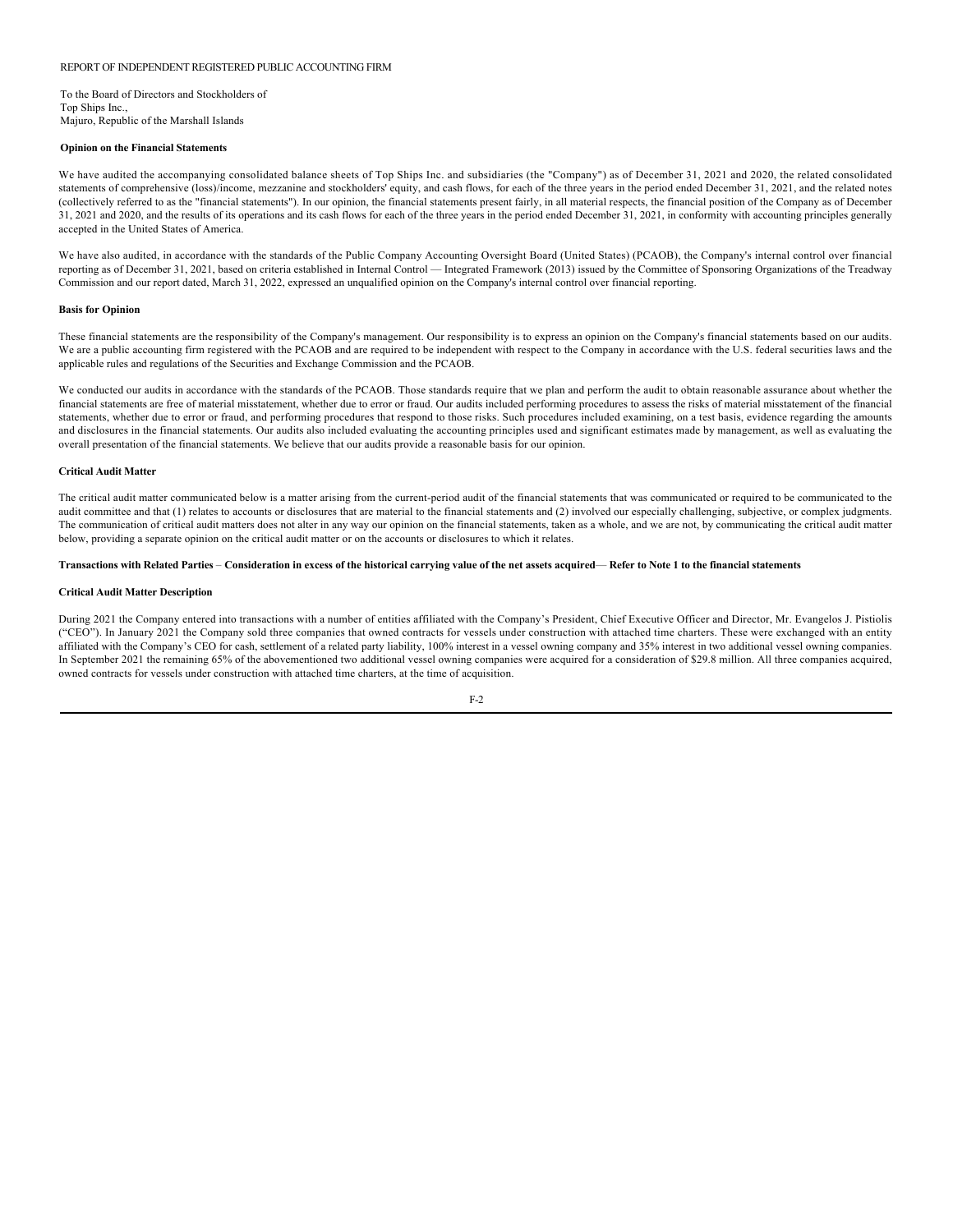REPORT OF INDEPENDENT REGISTERED PUBLIC ACCOUNTING FIRM

To the Board of Directors and Stockholders of
Top Ships Inc.,
Majuro, Republic of the Marshall Islands

**Opinion on the Financial Statements**

We have audited the accompanying consolidated balance sheets of Top Ships Inc. and subsidiaries (the "Company") as of December 31, 2021 and 2020, the related consolidated statements of comprehensive (loss)/income, mezzanine and stockholders' equity, and cash flows, for each of the three years in the period ended December 31, 2021, and the related notes (collectively referred to as the "financial statements"). In our opinion, the financial statements present fairly, in all material respects, the financial position of the Company as of December 31, 2021 and 2020, and the results of its operations and its cash flows for each of the three years in the period ended December 31, 2021, in conformity with accounting principles generally accepted in the United States of America.

We have also audited, in accordance with the standards of the Public Company Accounting Oversight Board (United States) (PCAOB), the Company's internal control over financial reporting as of December 31, 2021, based on criteria established in Internal Control — Integrated Framework (2013) issued by the Committee of Sponsoring Organizations of the Treadway Commission and our report dated, March 31, 2022, expressed an unqualified opinion on the Company's internal control over financial reporting.

**Basis for Opinion**

These financial statements are the responsibility of the Company's management. Our responsibility is to express an opinion on the Company's financial statements based on our audits. We are a public accounting firm registered with the PCAOB and are required to be independent with respect to the Company in accordance with the U.S. federal securities laws and the applicable rules and regulations of the Securities and Exchange Commission and the PCAOB.

We conducted our audits in accordance with the standards of the PCAOB. Those standards require that we plan and perform the audit to obtain reasonable assurance about whether the financial statements are free of material misstatement, whether due to error or fraud. Our audits included performing procedures to assess the risks of material misstatement of the financial statements, whether due to error or fraud, and performing procedures that respond to those risks. Such procedures included examining, on a test basis, evidence regarding the amounts and disclosures in the financial statements. Our audits also included evaluating the accounting principles used and significant estimates made by management, as well as evaluating the overall presentation of the financial statements. We believe that our audits provide a reasonable basis for our opinion.

**Critical Audit Matter**

The critical audit matter communicated below is a matter arising from the current-period audit of the financial statements that was communicated or required to be communicated to the audit committee and that (1) relates to accounts or disclosures that are material to the financial statements and (2) involved our especially challenging, subjective, or complex judgments. The communication of critical audit matters does not alter in any way our opinion on the financial statements, taken as a whole, and we are not, by communicating the critical audit matter below, providing a separate opinion on the critical audit matter or on the accounts or disclosures to which it relates.

**Transactions with Related Parties – Consideration in excess of the historical carrying value of the net assets acquired— Refer to Note 1 to the financial statements**

**Critical Audit Matter Description**

During 2021 the Company entered into transactions with a number of entities affiliated with the Company's President, Chief Executive Officer and Director, Mr. Evangelos J. Pistiolis ("CEO"). In January 2021 the Company sold three companies that owned contracts for vessels under construction with attached time charters. These were exchanged with an entity affiliated with the Company's CEO for cash, settlement of a related party liability, 100% interest in a vessel owning company and 35% interest in two additional vessel owning companies. In September 2021 the remaining 65% of the abovementioned two additional vessel owning companies were acquired for a consideration of $29.8 million. All three companies acquired, owned contracts for vessels under construction with attached time charters, at the time of acquisition.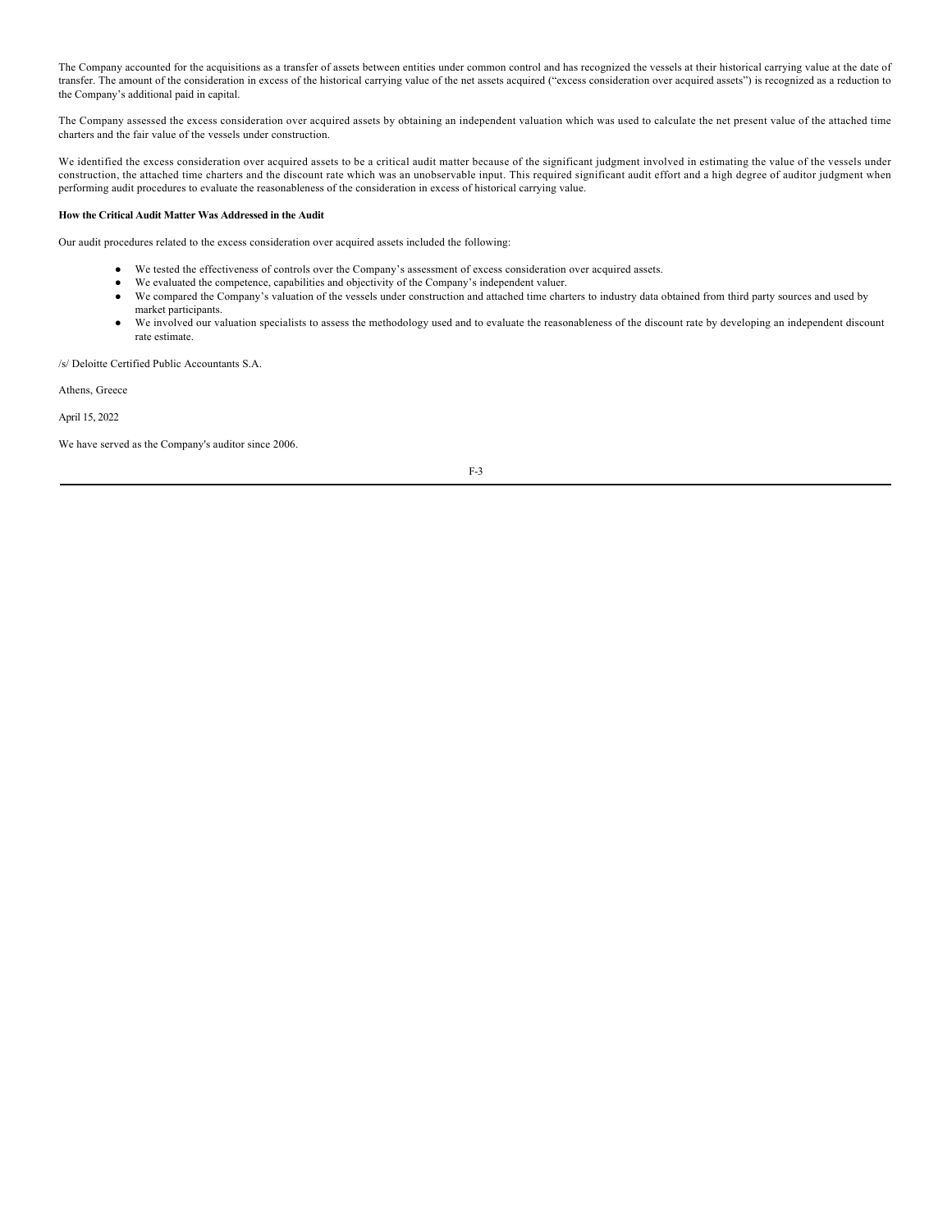The Company accounted for the acquisitions as a transfer of assets between entities under common control and has recognized the vessels at their historical carrying value at the date of transfer. The amount of the consideration in excess of the historical carrying value of the net assets acquired ("excess consideration over acquired assets") is recognized as a reduction to the Company's additional paid in capital.

The Company assessed the excess consideration over acquired assets by obtaining an independent valuation which was used to calculate the net present value of the attached time charters and the fair value of the vessels under construction.

We identified the excess consideration over acquired assets to be a critical audit matter because of the significant judgment involved in estimating the value of the vessels under construction, the attached time charters and the discount rate which was an unobservable input. This required significant audit effort and a high degree of auditor judgment when performing audit procedures to evaluate the reasonableness of the consideration in excess of historical carrying value.

**How the Critical Audit Matter Was Addressed in the Audit**

Our audit procedures related to the excess consideration over acquired assets included the following:

- We tested the effectiveness of controls over the Company's assessment of excess consideration over acquired assets.
- We evaluated the competence, capabilities and objectivity of the Company's independent valuer.
- We compared the Company's valuation of the vessels under construction and attached time charters to industry data obtained from third party sources and used by market participants.
- We involved our valuation specialists to assess the methodology used and to evaluate the reasonableness of the discount rate by developing an independent discount rate estimate.

/s/ Deloitte Certified Public Accountants S.A.

Athens, Greece

April 15, 2022

We have served as the Company's auditor since 2006.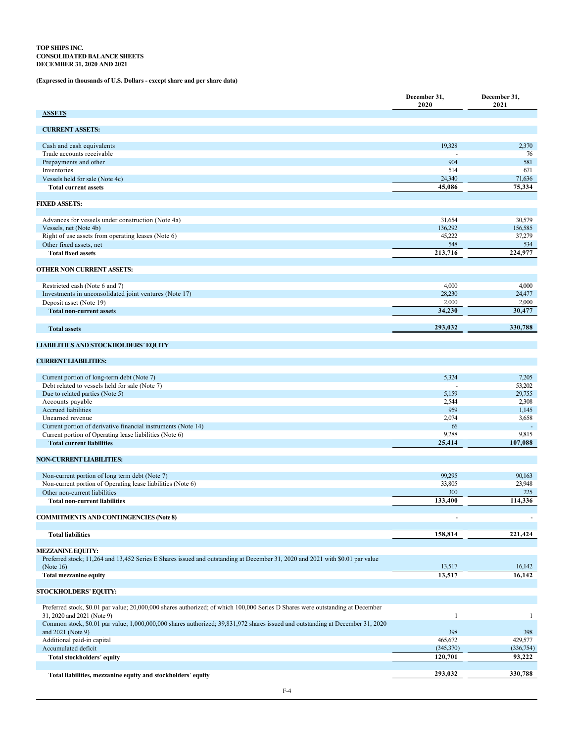**TOP SHIPS INC.**
**CONSOLIDATED BALANCE SHEETS**
**DECEMBER 31, 2020 AND 2021**

**(Expressed in thousands of U.S. Dollars - except share and per share data)**

| | December 31, 2020 | December 31, 2021 |
|---|---|---|
| **ASSETS** | | |
| **CURRENT ASSETS:** | | |
| Cash and cash equivalents | 19,328 | 2,370 |
| Trade accounts receivable | - | 76 |
| Prepayments and other | 904 | 581 |
| Inventories | 514 | 671 |
| Vessels held for sale (Note 4c) | 24,340 | 71,636 |
| **Total current assets** | **45,086** | **75,334** |
| **FIXED ASSETS:** | | |
| Advances for vessels under construction (Note 4a) | 31,654 | 30,579 |
| Vessels, net (Note 4b) | 136,292 | 156,585 |
| Right of use assets from operating leases (Note 6) | 45,222 | 37,279 |
| Other fixed assets, net | 548 | 534 |
| **Total fixed assets** | **213,716** | **224,977** |
| **OTHER NON CURRENT ASSETS:** | | |
| Restricted cash (Note 6 and 7) | 4,000 | 4,000 |
| Investments in unconsolidated joint ventures (Note 17) | 28,230 | 24,477 |
| Deposit asset (Note 19) | 2,000 | 2,000 |
| **Total non-current assets** | **34,230** | **30,477** |
| **Total assets** | **293,032** | **330,788** |
| **LIABILITIES AND STOCKHOLDERS' EQUITY** | | |
| **CURRENT LIABILITIES:** | | |
| Current portion of long-term debt (Note 7) | 5,324 | 7,205 |
| Debt related to vessels held for sale (Note 7) | - | 53,202 |
| Due to related parties (Note 5) | 5,159 | 29,755 |
| Accounts payable | 2,544 | 2,308 |
| Accrued liabilities | 959 | 1,145 |
| Unearned revenue | 2,074 | 3,658 |
| Current portion of derivative financial instruments (Note 14) | 66 | - |
| Current portion of Operating lease liabilities (Note 6) | 9,288 | 9,815 |
| **Total current liabilities** | **25,414** | **107,088** |
| **NON-CURRENT LIABILITIES:** | | |
| Non-current portion of long term debt (Note 7) | 99,295 | 90,163 |
| Non-current portion of Operating lease liabilities (Note 6) | 33,805 | 23,948 |
| Other non-current liabilities | 300 | 225 |
| **Total non-current liabilities** | **133,400** | **114,336** |
| **COMMITMENTS AND CONTINGENCIES (Note 8)** | - | - |
| **Total liabilities** | **158,814** | **221,424** |
| **MEZZANINE EQUITY:** | | |
| Preferred stock; 11,264 and 13,452 Series E Shares issued and outstanding at December 31, 2020 and 2021 with $0.01 par value (Note 16) | 13,517 | 16,142 |
| **Total mezzanine equity** | **13,517** | **16,142** |
| **STOCKHOLDERS' EQUITY:** | | |
| Preferred stock, $0.01 par value; 20,000,000 shares authorized; of which 100,000 Series D Shares were outstanding at December 31, 2020 and 2021 (Note 9) | 1 | 1 |
| Common stock, $0.01 par value; 1,000,000,000 shares authorized; 39,831,972 shares issued and outstanding at December 31, 2020 and 2021 (Note 9) | 398 | 398 |
| Additional paid-in capital | 465,672 | 429,577 |
| Accumulated deficit | (345,370) | (336,754) |
| **Total stockholders' equity** | **120,701** | **93,222** |
| **Total liabilities, mezzanine equity and stockholders' equity** | **293,032** | **330,788** |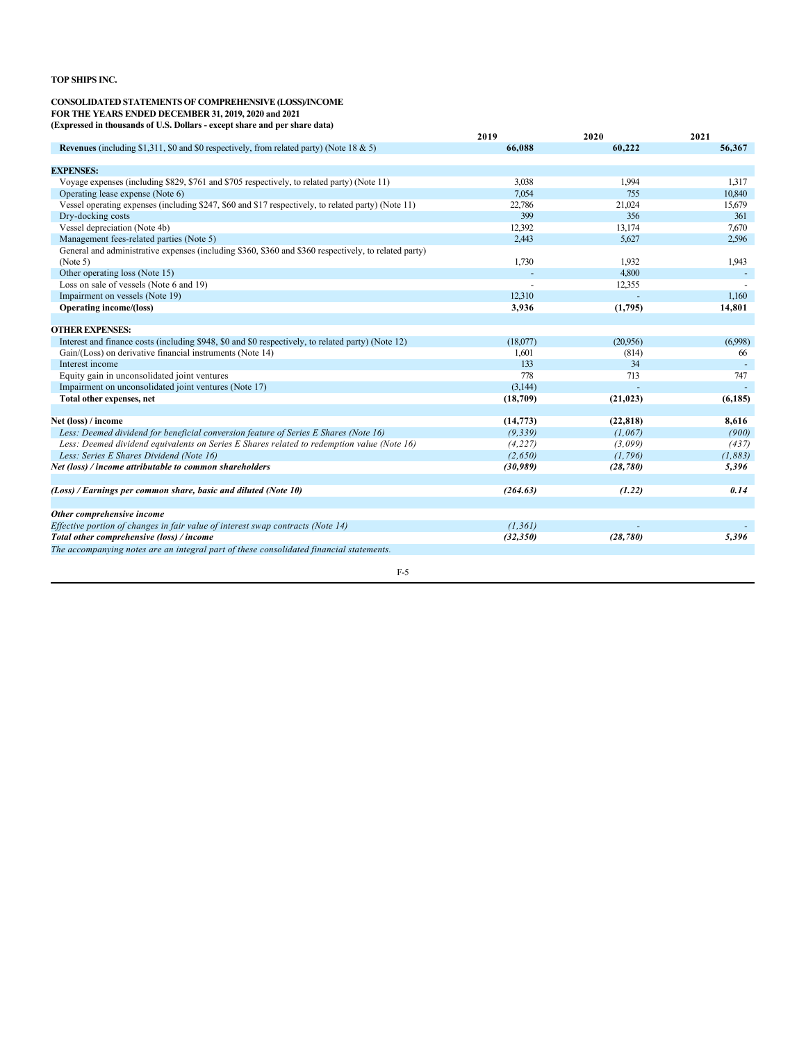**TOP SHIPS INC.**

**CONSOLIDATED STATEMENTS OF COMPREHENSIVE (LOSS)/INCOME**
**FOR THE YEARS ENDED DECEMBER 31, 2019, 2020 and 2021**
**(Expressed in thousands of U.S. Dollars - except share and per share data)**

| | 2019 | 2020 | 2021 |
|---|---|---|---|
| **Revenues** (including $1,311, $0 and $0 respectively, from related party) (Note 18 & 5) | **66,088** | **60,222** | **56,367** |
| | | | |
| **EXPENSES:** | | | |
| Voyage expenses (including $829, $761 and $705 respectively, to related party) (Note 11) | 3,038 | 1,994 | 1,317 |
| Operating lease expense (Note 6) | 7,054 | 755 | 10,840 |
| Vessel operating expenses (including $247, $60 and $17 respectively, to related party) (Note 11) | 22,786 | 21,024 | 15,679 |
| Dry-docking costs | 399 | 356 | 361 |
| Vessel depreciation (Note 4b) | 12,392 | 13,174 | 7,670 |
| Management fees-related parties (Note 5) | 2,443 | 5,627 | 2,596 |
| General and administrative expenses (including $360, $360 and $360 respectively, to related party) (Note 5) | 1,730 | 1,932 | 1,943 |
| Other operating loss (Note 15) | - | 4,800 | - |
| Loss on sale of vessels (Note 6 and 19) | - | 12,355 | - |
| Impairment on vessels (Note 19) | 12,310 | - | 1,160 |
| **Operating income/(loss)** | **3,936** | **(1,795)** | **14,801** |
| | | | |
| **OTHER EXPENSES:** | | | |
| Interest and finance costs (including $948, $0 and $0 respectively, to related party) (Note 12) | (18,077) | (20,956) | (6,998) |
| Gain/(Loss) on derivative financial instruments (Note 14) | 1,601 | (814) | 66 |
| Interest income | 133 | 34 | - |
| Equity gain in unconsolidated joint ventures | 778 | 713 | 747 |
| Impairment on unconsolidated joint ventures (Note 17) | (3,144) | - | - |
| **Total other expenses, net** | **(18,709)** | **(21,023)** | **(6,185)** |
| | | | |
| **Net (loss) / income** | **(14,773)** | **(22,818)** | **8,616** |
| *Less: Deemed dividend for beneficial conversion feature of Series E Shares (Note 16)* | *(9,339)* | *(1,067)* | *(900)* |
| *Less: Deemed dividend equivalents on Series E Shares related to redemption value (Note 16)* | *(4,227)* | *(3,099)* | *(437)* |
| *Less: Series E Shares Dividend (Note 16)* | *(2,650)* | *(1,796)* | *(1,883)* |
| ***Net (loss) / income attributable to common shareholders*** | ***(30,989)*** | ***(28,780)*** | ***5,396*** |
| | | | |
| ***(Loss) / Earnings per common share, basic and diluted (Note 10)*** | ***(264.63)*** | ***(1.22)*** | ***0.14*** |
| | | | |
| ***Other comprehensive income*** | | | |
| *Effective portion of changes in fair value of interest swap contracts (Note 14)* | *(1,361)* | *-* | *-* |
| ***Total other comprehensive (loss) / income*** | ***(32,350)*** | ***(28,780)*** | ***5,396*** |

*The accompanying notes are an integral part of these consolidated financial statements.*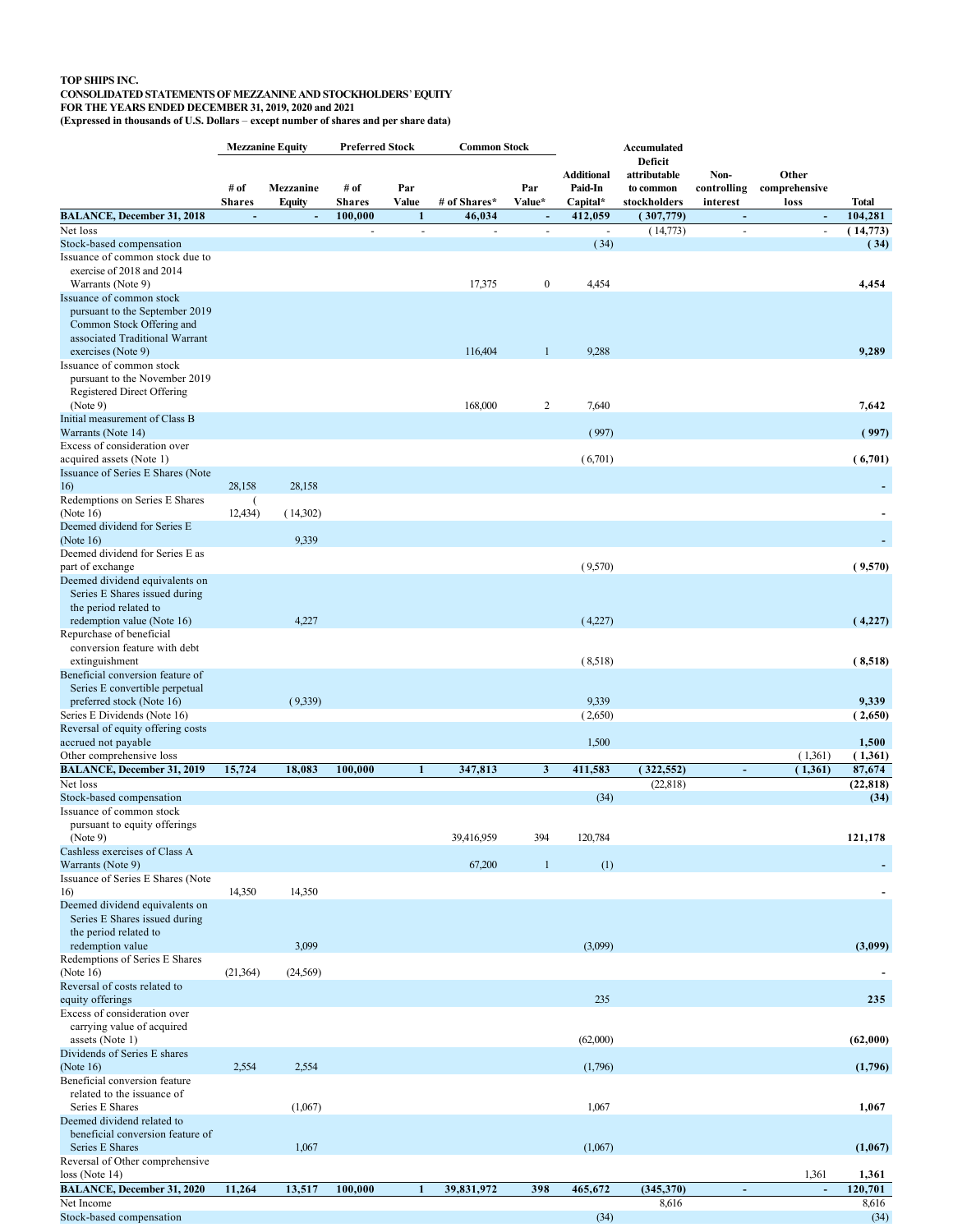**TOP SHIPS INC.**
**CONSOLIDATED STATEMENTS OF MEZZANINE AND STOCKHOLDERS' EQUITY**
**FOR THE YEARS ENDED DECEMBER 31, 2019, 2020 and 2021**
**(Expressed in thousands of U.S. Dollars – except number of shares and per share data)**

| | Mezzanine Equity | | Preferred Stock | | Common Stock | | | | | | |
|---|---|---|---|---|---|---|---|---|---|---|---|
| | # of Shares | Mezzanine Equity | # of Shares | Par Value | # of Shares* | Par Value* | Additional Paid-In Capital* | Accumulated Deficit attributable to common stockholders | Non-controlling interest | Other comprehensive loss | Total |
| **BALANCE, December 31, 2018** | **-** | **-** | **100,000** | **1** | **46,034** | **-** | **412,059** | **( 307,779)** | **-** | **-** | **104,281** |
| Net loss | | | - | - | - | - | - | ( 14,773) | - | - | **( 14,773)** |
| Stock-based compensation | | | | | | | ( 34) | | | | **( 34)** |
| Issuance of common stock due to exercise of 2018 and 2014 Warrants (Note 9) | | | | | 17,375 | 0 | 4,454 | | | | **4,454** |
| Issuance of common stock pursuant to the September 2019 Common Stock Offering and associated Traditional Warrant exercises (Note 9) | | | | | 116,404 | 1 | 9,288 | | | | **9,289** |
| Issuance of common stock pursuant to the November 2019 Registered Direct Offering (Note 9) | | | | | 168,000 | 2 | 7,640 | | | | **7,642** |
| Initial measurement of Class B Warrants (Note 14) | | | | | | | ( 997) | | | | **( 997)** |
| Excess of consideration over acquired assets (Note 1) | | | | | | | ( 6,701) | | | | **( 6,701)** |
| Issuance of Series E Shares (Note 16) | 28,158 | 28,158 | | | | | | | | | **-** |
| Redemptions on Series E Shares (Note 16) | ( 12,434) | ( 14,302) | | | | | | | | | **-** |
| Deemed dividend for Series E (Note 16) | | 9,339 | | | | | | | | | **-** |
| Deemed dividend for Series E as part of exchange | | | | | | | ( 9,570) | | | | **( 9,570)** |
| Deemed dividend equivalents on Series E Shares issued during the period related to redemption value (Note 16) | | 4,227 | | | | | ( 4,227) | | | | **( 4,227)** |
| Repurchase of beneficial conversion feature with debt extinguishment | | | | | | | ( 8,518) | | | | **( 8,518)** |
| Beneficial conversion feature of Series E convertible perpetual preferred stock (Note 16) | | ( 9,339) | | | | | 9,339 | | | | **9,339** |
| Series E Dividends (Note 16) | | | | | | | ( 2,650) | | | | **( 2,650)** |
| Reversal of equity offering costs accrued not payable | | | | | | | 1,500 | | | | **1,500** |
| Other comprehensive loss | | | | | | | | | | ( 1,361) | **( 1,361)** |
| **BALANCE, December 31, 2019** | **15,724** | **18,083** | **100,000** | **1** | **347,813** | **3** | **411,583** | **( 322,552)** | **-** | **( 1,361)** | **87,674** |
| Net loss | | | | | | | | (22,818) | | | **(22,818)** |
| Stock-based compensation | | | | | | | (34) | | | | **(34)** |
| Issuance of common stock pursuant to equity offerings (Note 9) | | | | | 39,416,959 | 394 | 120,784 | | | | **121,178** |
| Cashless exercises of Class A Warrants (Note 9) | | | | | 67,200 | 1 | (1) | | | | **-** |
| Issuance of Series E Shares (Note 16) | 14,350 | 14,350 | | | | | | | | | **-** |
| Deemed dividend equivalents on Series E Shares issued during the period related to redemption value | | 3,099 | | | | | (3,099) | | | | **(3,099)** |
| Redemptions of Series E Shares (Note 16) | (21,364) | (24,569) | | | | | | | | | **-** |
| Reversal of costs related to equity offerings | | | | | | | 235 | | | | **235** |
| Excess of consideration over carrying value of acquired assets (Note 1) | | | | | | | (62,000) | | | | **(62,000)** |
| Dividends of Series E shares (Note 16) | 2,554 | 2,554 | | | | | (1,796) | | | | **(1,796)** |
| Beneficial conversion feature related to the issuance of Series E Shares | | (1,067) | | | | | 1,067 | | | | **1,067** |
| Deemed dividend related to beneficial conversion feature of Series E Shares | | 1,067 | | | | | (1,067) | | | | **(1,067)** |
| Reversal of Other comprehensive loss (Note 14) | | | | | | | | | | 1,361 | **1,361** |
| **BALANCE, December 31, 2020** | **11,264** | **13,517** | **100,000** | **1** | **39,831,972** | **398** | **465,672** | **(345,370)** | **-** | **-** | **120,701** |
| Net Income | | | | | | | | 8,616 | | | 8,616 |
| Stock-based compensation | | | | | | | (34) | | | | (34) |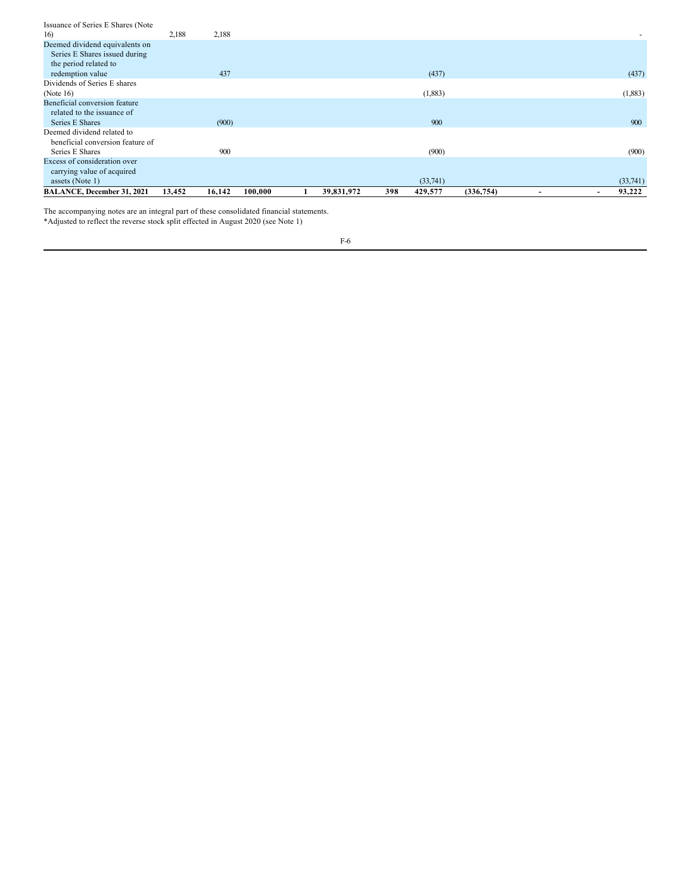| | | | | | | | | | | | |
|---|---|---|---|---|---|---|---|---|---|---|---|
| Issuance of Series E Shares (Note 16) | 2,188 | 2,188 | | | | | | | | | - |
| Deemed dividend equivalents on Series E Shares issued during the period related to redemption value | | 437 | | | | | (437) | | | | (437) |
| Dividends of Series E shares (Note 16) | | | | | | | (1,883) | | | | (1,883) |
| Beneficial conversion feature related to the issuance of Series E Shares | | (900) | | | | | 900 | | | | 900 |
| Deemed dividend related to beneficial conversion feature of Series E Shares | | 900 | | | | | (900) | | | | (900) |
| Excess of consideration over carrying value of acquired assets (Note 1) | | | | | | | (33,741) | | | | (33,741) |
| **BALANCE, December 31, 2021** | **13,452** | **16,142** | **100,000** | **1** | **39,831,972** | **398** | **429,577** | **(336,754)** | **-** | **-** | **93,222** |

The accompanying notes are an integral part of these consolidated financial statements.
*Adjusted to reflect the reverse stock split effected in August 2020 (see Note 1)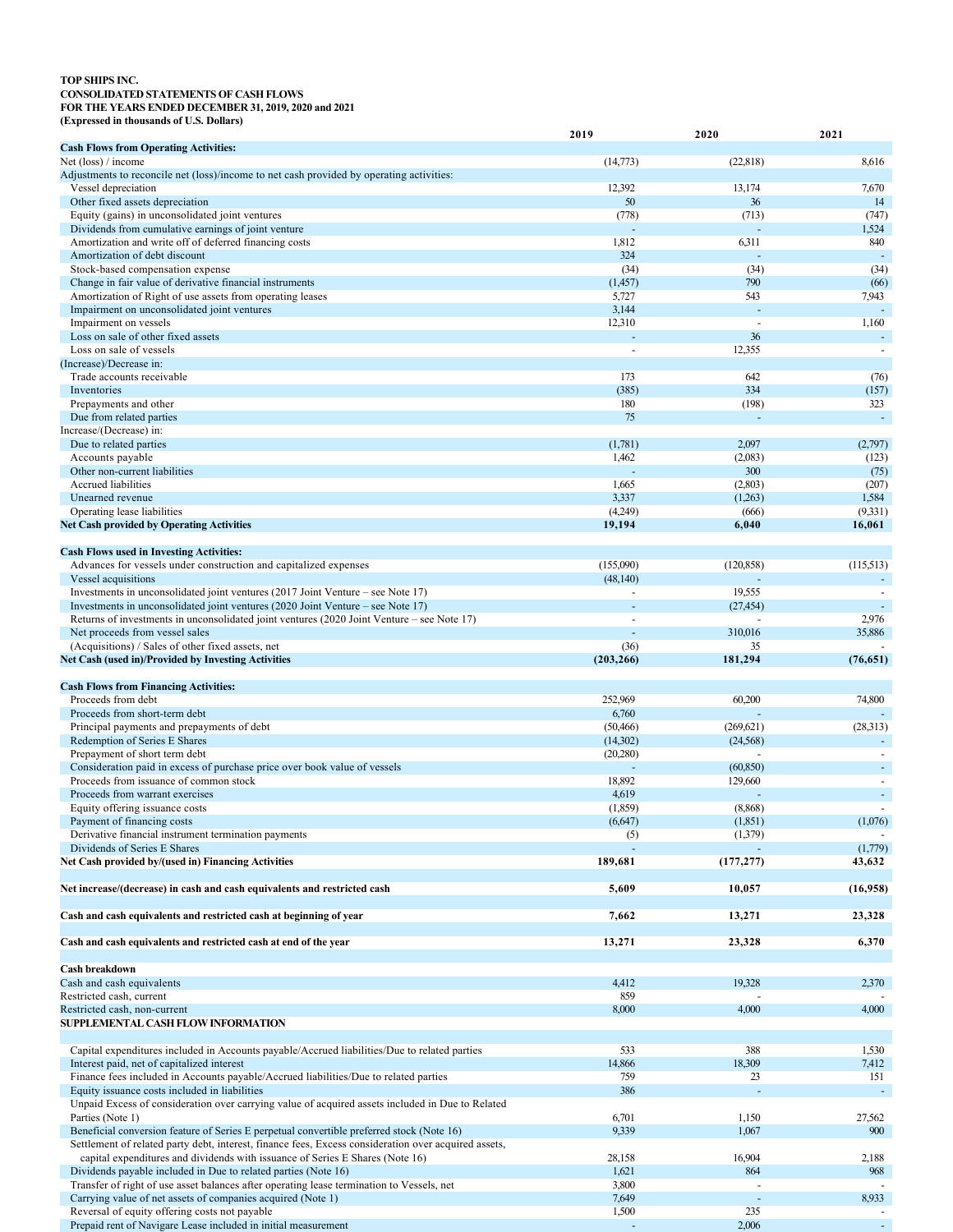**TOP SHIPS INC.**
**CONSOLIDATED STATEMENTS OF CASH FLOWS**
**FOR THE YEARS ENDED DECEMBER 31, 2019, 2020 and 2021**
**(Expressed in thousands of U.S. Dollars)**

| | 2019 | 2020 | 2021 |
|---|---|---|---|
| **Cash Flows from Operating Activities:** | | | |
| Net (loss) / income | (14,773) | (22,818) | 8,616 |
| Adjustments to reconcile net (loss)/income to net cash provided by operating activities: | | | |
| Vessel depreciation | 12,392 | 13,174 | 7,670 |
| Other fixed assets depreciation | 50 | 36 | 14 |
| Equity (gains) in unconsolidated joint ventures | (778) | (713) | (747) |
| Dividends from cumulative earnings of joint venture | - | - | 1,524 |
| Amortization and write off of deferred financing costs | 1,812 | 6,311 | 840 |
| Amortization of debt discount | 324 | - | - |
| Stock-based compensation expense | (34) | (34) | (34) |
| Change in fair value of derivative financial instruments | (1,457) | 790 | (66) |
| Amortization of Right of use assets from operating leases | 5,727 | 543 | 7,943 |
| Impairment on unconsolidated joint ventures | 3,144 | - | - |
| Impairment on vessels | 12,310 | - | 1,160 |
| Loss on sale of other fixed assets | - | 36 | - |
| Loss on sale of vessels | - | 12,355 | - |
| (Increase)/Decrease in: | | | |
| Trade accounts receivable | 173 | 642 | (76) |
| Inventories | (385) | 334 | (157) |
| Prepayments and other | 180 | (198) | 323 |
| Due from related parties | 75 | - | - |
| Increase/(Decrease) in: | | | |
| Due to related parties | (1,781) | 2,097 | (2,797) |
| Accounts payable | 1,462 | (2,083) | (123) |
| Other non-current liabilities | - | 300 | (75) |
| Accrued liabilities | 1,665 | (2,803) | (207) |
| Unearned revenue | 3,337 | (1,263) | 1,584 |
| Operating lease liabilities | (4,249) | (666) | (9,331) |
| **Net Cash provided by Operating Activities** | **19,194** | **6,040** | **16,061** |
| | | | |
| **Cash Flows used in Investing Activities:** | | | |
| Advances for vessels under construction and capitalized expenses | (155,090) | (120,858) | (115,513) |
| Vessel acquisitions | (48,140) | - | - |
| Investments in unconsolidated joint ventures (2017 Joint Venture – see Note 17) | - | 19,555 | - |
| Investments in unconsolidated joint ventures (2020 Joint Venture – see Note 17) | - | (27,454) | - |
| Returns of investments in unconsolidated joint ventures (2020 Joint Venture – see Note 17) | - | - | 2,976 |
| Net proceeds from vessel sales | - | 310,016 | 35,886 |
| (Acquisitions) / Sales of other fixed assets, net | (36) | 35 | - |
| **Net Cash (used in)/Provided by Investing Activities** | **(203,266)** | **181,294** | **(76,651)** |
| | | | |
| **Cash Flows from Financing Activities:** | | | |
| Proceeds from debt | 252,969 | 60,200 | 74,800 |
| Proceeds from short-term debt | 6,760 | - | - |
| Principal payments and prepayments of debt | (50,466) | (269,621) | (28,313) |
| Redemption of Series E Shares | (14,302) | (24,568) | - |
| Prepayment of short term debt | (20,280) | - | - |
| Consideration paid in excess of purchase price over book value of vessels | - | (60,850) | - |
| Proceeds from issuance of common stock | 18,892 | 129,660 | - |
| Proceeds from warrant exercises | 4,619 | - | - |
| Equity offering issuance costs | (1,859) | (8,868) | - |
| Payment of financing costs | (6,647) | (1,851) | (1,076) |
| Derivative financial instrument termination payments | (5) | (1,379) | - |
| Dividends of Series E Shares | - | - | (1,779) |
| **Net Cash provided by/(used in) Financing Activities** | **189,681** | **(177,277)** | **43,632** |
| | | | |
| **Net increase/(decrease) in cash and cash equivalents and restricted cash** | **5,609** | **10,057** | **(16,958)** |
| | | | |
| **Cash and cash equivalents and restricted cash at beginning of year** | **7,662** | **13,271** | **23,328** |
| | | | |
| **Cash and cash equivalents and restricted cash at end of the year** | **13,271** | **23,328** | **6,370** |
| | | | |
| **Cash breakdown** | | | |
| Cash and cash equivalents | 4,412 | 19,328 | 2,370 |
| Restricted cash, current | 859 | - | - |
| Restricted cash, non-current | 8,000 | 4,000 | 4,000 |
| **SUPPLEMENTAL CASH FLOW INFORMATION** | | | |
| | | | |
| Capital expenditures included in Accounts payable/Accrued liabilities/Due to related parties | 533 | 388 | 1,530 |
| Interest paid, net of capitalized interest | 14,866 | 18,309 | 7,412 |
| Finance fees included in Accounts payable/Accrued liabilities/Due to related parties | 759 | 23 | 151 |
| Equity issuance costs included in liabilities | 386 | - | - |
| Unpaid Excess of consideration over carrying value of acquired assets included in Due to Related Parties (Note 1) | 6,701 | 1,150 | 27,562 |
| Beneficial conversion feature of Series E perpetual convertible preferred stock (Note 16) | 9,339 | 1,067 | 900 |
| Settlement of related party debt, interest, finance fees, Excess consideration over acquired assets, capital expenditures and dividends with issuance of Series E Shares (Note 16) | 28,158 | 16,904 | 2,188 |
| Dividends payable included in Due to related parties (Note 16) | 1,621 | 864 | 968 |
| Transfer of right of use asset balances after operating lease termination to Vessels, net | 3,800 | - | - |
| Carrying value of net assets of companies acquired (Note 1) | 7,649 | - | 8,933 |
| Reversal of equity offering costs not payable | 1,500 | 235 | - |
| Prepaid rent of Navigare Lease included in initial measurement | - | 2,006 | - |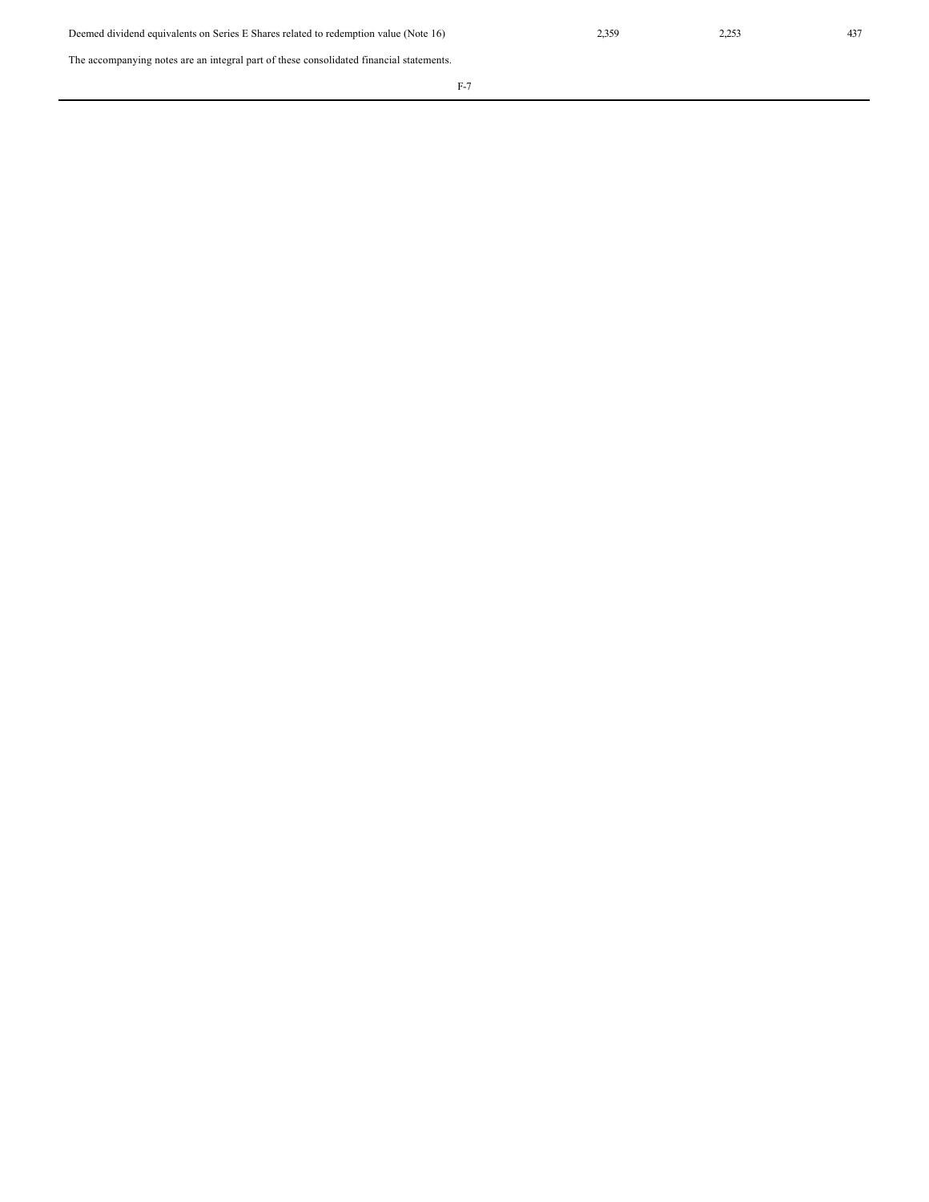| | | | |
|---|---|---|---|
| Deemed dividend equivalents on Series E Shares related to redemption value (Note 16) | 2,359 | 2,253 | 437 |

The accompanying notes are an integral part of these consolidated financial statements.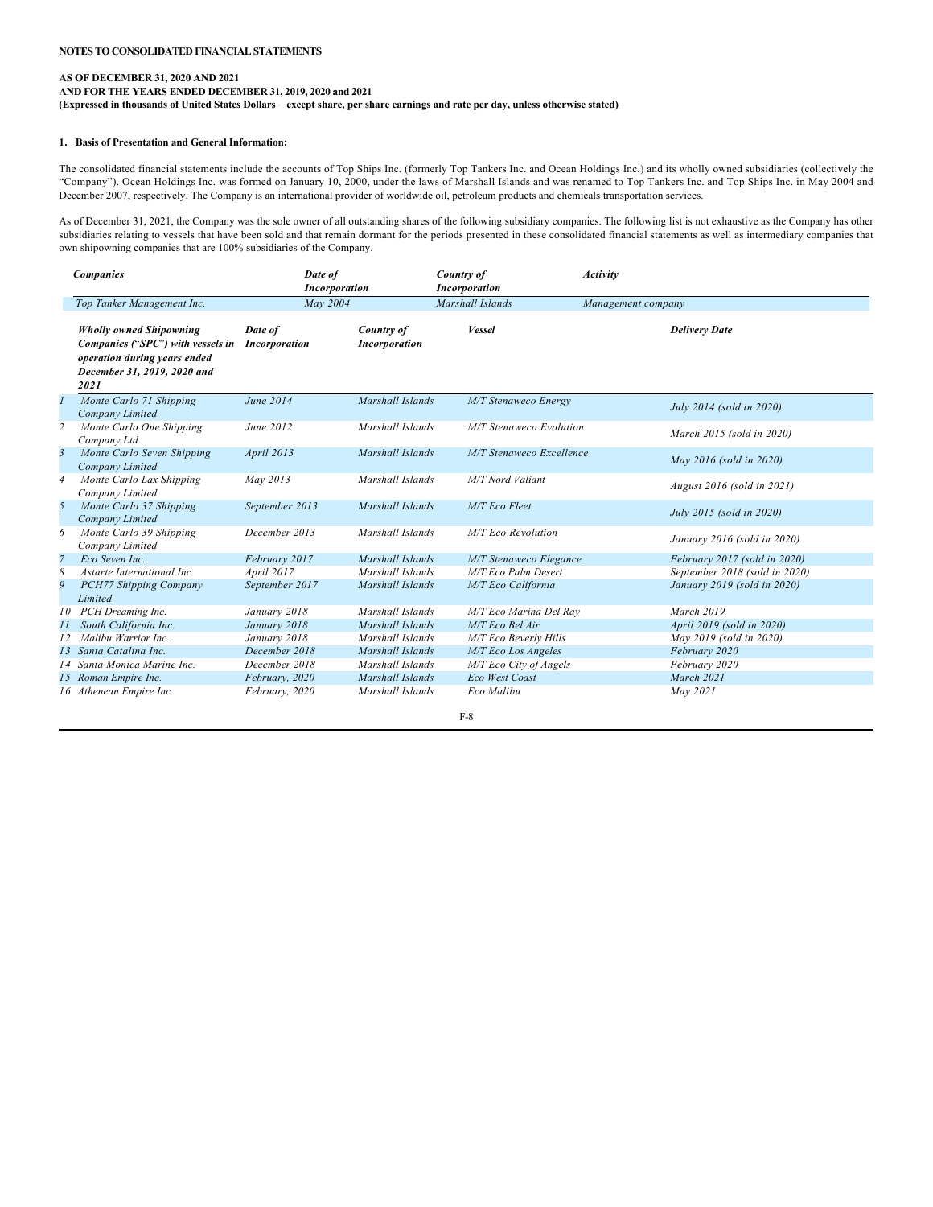**NOTES TO CONSOLIDATED FINANCIAL STATEMENTS**

**AS OF DECEMBER 31, 2020 AND 2021**
**AND FOR THE YEARS ENDED DECEMBER 31, 2019, 2020 and 2021**
**(Expressed in thousands of United States Dollars – except share, per share earnings and rate per day, unless otherwise stated)**

**1. Basis of Presentation and General Information:**

The consolidated financial statements include the accounts of Top Ships Inc. (formerly Top Tankers Inc. and Ocean Holdings Inc.) and its wholly owned subsidiaries (collectively the "Company"). Ocean Holdings Inc. was formed on January 10, 2000, under the laws of Marshall Islands and was renamed to Top Tankers Inc. and Top Ships Inc. in May 2004 and December 2007, respectively. The Company is an international provider of worldwide oil, petroleum products and chemicals transportation services.

As of December 31, 2021, the Company was the sole owner of all outstanding shares of the following subsidiary companies. The following list is not exhaustive as the Company has other subsidiaries relating to vessels that have been sold and that remain dormant for the periods presented in these consolidated financial statements as well as intermediary companies that own shipowning companies that are 100% subsidiaries of the Company.

| *Companies* | *Date of Incorporation* | *Country of Incorporation* | *Activity* |
|---|---|---|---|
| *Top Tanker Management Inc.* | *May 2004* | *Marshall Islands* | *Management company* |

| | *Wholly owned Shipowning Companies ("SPC") with vessels in operation during years ended December 31, 2019, 2020 and 2021* | *Date of Incorporation* | *Country of Incorporation* | *Vessel* | *Delivery Date* |
|---|---|---|---|---|---|
| *1* | *Monte Carlo 71 Shipping Company Limited* | *June 2014* | *Marshall Islands* | *M/T Stenaweco Energy* | *July 2014 (sold in 2020)* |
| *2* | *Monte Carlo One Shipping Company Ltd* | *June 2012* | *Marshall Islands* | *M/T Stenaweco Evolution* | *March 2015 (sold in 2020)* |
| *3* | *Monte Carlo Seven Shipping Company Limited* | *April 2013* | *Marshall Islands* | *M/T Stenaweco Excellence* | *May 2016 (sold in 2020)* |
| *4* | *Monte Carlo Lax Shipping Company Limited* | *May 2013* | *Marshall Islands* | *M/T Nord Valiant* | *August 2016 (sold in 2021)* |
| *5* | *Monte Carlo 37 Shipping Company Limited* | *September 2013* | *Marshall Islands* | *M/T Eco Fleet* | *July 2015 (sold in 2020)* |
| *6* | *Monte Carlo 39 Shipping Company Limited* | *December 2013* | *Marshall Islands* | *M/T Eco Revolution* | *January 2016 (sold in 2020)* |
| *7* | *Eco Seven Inc.* | *February 2017* | *Marshall Islands* | *M/T Stenaweco Elegance* | *February 2017 (sold in 2020)* |
| *8* | *Astarte International Inc.* | *April 2017* | *Marshall Islands* | *M/T Eco Palm Desert* | *September 2018 (sold in 2020)* |
| *9* | *PCH77 Shipping Company Limited* | *September 2017* | *Marshall Islands* | *M/T Eco California* | *January 2019 (sold in 2020)* |
| *10* | *PCH Dreaming Inc.* | *January 2018* | *Marshall Islands* | *M/T Eco Marina Del Ray* | *March 2019* |
| *11* | *South California Inc.* | *January 2018* | *Marshall Islands* | *M/T Eco Bel Air* | *April 2019 (sold in 2020)* |
| *12* | *Malibu Warrior Inc.* | *January 2018* | *Marshall Islands* | *M/T Eco Beverly Hills* | *May 2019 (sold in 2020)* |
| *13* | *Santa Catalina Inc.* | *December 2018* | *Marshall Islands* | *M/T Eco Los Angeles* | *February 2020* |
| *14* | *Santa Monica Marine Inc.* | *December 2018* | *Marshall Islands* | *M/T Eco City of Angels* | *February 2020* |
| *15* | *Roman Empire Inc.* | *February, 2020* | *Marshall Islands* | *Eco West Coast* | *March 2021* |
| *16* | *Athenean Empire Inc.* | *February, 2020* | *Marshall Islands* | *Eco Malibu* | *May 2021* |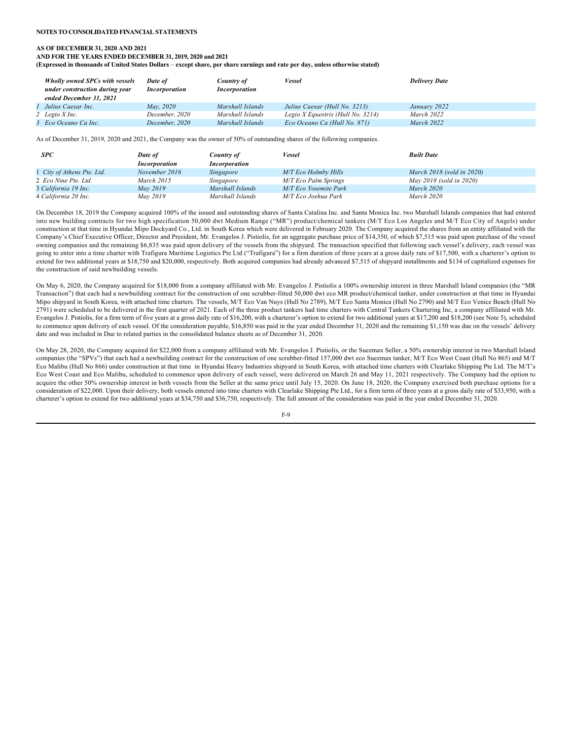**NOTES TO CONSOLIDATED FINANCIAL STATEMENTS**

**AS OF DECEMBER 31, 2020 AND 2021**
**AND FOR THE YEARS ENDED DECEMBER 31, 2019, 2020 and 2021**
**(Expressed in thousands of United States Dollars – except share, per share earnings and rate per day, unless otherwise stated)**

| | *Wholly owned SPCs with vessels under construction during year ended December 31, 2021* | *Date of Incorporation* | *Country of Incorporation* | *Vessel* | *Delivery Date* |
|---|---|---|---|---|---|
| *1* | *Julius Caesar Inc.* | *May, 2020* | *Marshall Islands* | *Julius Caesar (Hull No. 3213)* | *January 2022* |
| *2* | *Legio X Inc.* | *December, 2020* | *Marshall Islands* | *Legio X Equestris (Hull No. 3214)* | *March 2022* |
| *3* | *Eco Oceano Ca Inc.* | *December, 2020* | *Marshall Islands* | *Eco Oceano Ca (Hull No. 871)* | *March 2022* |

As of December 31, 2019, 2020 and 2021, the Company was the owner of 50% of outstanding shares of the following companies.

| | *SPC* | *Date of Incorporation* | *Country of Incorporation* | *Vessel* | *Built Date* |
|---|---|---|---|---|---|
| 1 | *City of Athens Pte. Ltd.* | *November 2016* | *Singapore* | *M/T Eco Holmby Hills* | *March 2018 (sold in 2020)* |
| 2 | *Eco Nine Pte. Ltd.* | *March 2015* | *Singapore* | *M/T Eco Palm Springs* | *May 2018 (sold in 2020)* |
| 3 | *California 19 Inc.* | *May 2019* | *Marshall Islands* | *M/T Eco Yosemite Park* | *March 2020* |
| 4 | *California 20 Inc.* | *May 2019* | *Marshall Islands* | *M/T Eco Joshua Park* | *March 2020* |

On December 18, 2019 the Company acquired 100% of the issued and outstanding shares of Santa Catalina Inc. and Santa Monica Inc. two Marshall Islands companies that had entered into new building contracts for two high specification 50,000 dwt Medium Range ("MR") product/chemical tankers (M/T Eco Los Angeles and M/T Eco City of Angels) under construction at that time in Hyundai Mipo Dockyard Co., Ltd. in South Korea which were delivered in February 2020. The Company acquired the shares from an entity affiliated with the Company's Chief Executive Officer, Director and President, Mr. Evangelos J. Pistiolis, for an aggregate purchase price of $14,350, of which $7,515 was paid upon purchase of the vessel owning companies and the remaining $6,835 was paid upon delivery of the vessels from the shipyard. The transaction specified that following each vessel's delivery, each vessel was going to enter into a time charter with Trafigura Maritime Logistics Pte Ltd ("Trafigura") for a firm duration of three years at a gross daily rate of $17,500, with a charterer's option to extend for two additional years at $18,750 and $20,000, respectively. Both acquired companies had already advanced $7,515 of shipyard installments and $134 of capitalized expenses for the construction of said newbuilding vessels.

On May 6, 2020, the Company acquired for $18,000 from a company affiliated with Mr. Evangelos J. Pistiolis a 100% ownership interest in three Marshall Island companies (the "MR Transaction") that each had a newbuilding contract for the construction of one scrubber-fitted 50,000 dwt eco MR product/chemical tanker, under construction at that time in Hyundai Mipo shipyard in South Korea, with attached time charters. The vessels, M/T Eco Van Nuys (Hull No 2789), M/T Eco Santa Monica (Hull No 2790) and M/T Eco Venice Beach (Hull No 2791) were scheduled to be delivered in the first quarter of 2021. Each of the three product tankers had time charters with Central Tankers Chartering Inc, a company affiliated with Mr. Evangelos J. Pistiolis, for a firm term of five years at a gross daily rate of $16,200, with a charterer's option to extend for two additional years at $17,200 and $18,200 (see Note 5), scheduled to commence upon delivery of each vessel. Of the consideration payable, $16,850 was paid in the year ended December 31, 2020 and the remaining $1,150 was due on the vessels' delivery date and was included in Due to related parties in the consolidated balance sheets as of December 31, 2020.

On May 28, 2020, the Company acquired for $22,000 from a company affiliated with Mr. Evangelos J. Pistiolis, or the Suezmax Seller, a 50% ownership interest in two Marshall Island companies (the "SPVs") that each had a newbuilding contract for the construction of one scrubber-fitted 157,000 dwt eco Suezmax tanker, M/T Eco West Coast (Hull No 865) and M/T Eco Malibu (Hull No 866) under construction at that time in Hyundai Heavy Industries shipyard in South Korea, with attached time charters with Clearlake Shipping Pte Ltd. The M/T's Eco West Coast and Eco Malibu, scheduled to commence upon delivery of each vessel, were delivered on March 26 and May 11, 2021 respectively. The Company had the option to acquire the other 50% ownership interest in both vessels from the Seller at the same price until July 15, 2020. On June 18, 2020, the Company exercised both purchase options for a consideration of $22,000. Upon their delivery, both vessels entered into time charters with Clearlake Shipping Pte Ltd., for a firm term of three years at a gross daily rate of $33,950, with a charterer's option to extend for two additional years at $34,750 and $36,750, respectively. The full amount of the consideration was paid in the year ended December 31, 2020.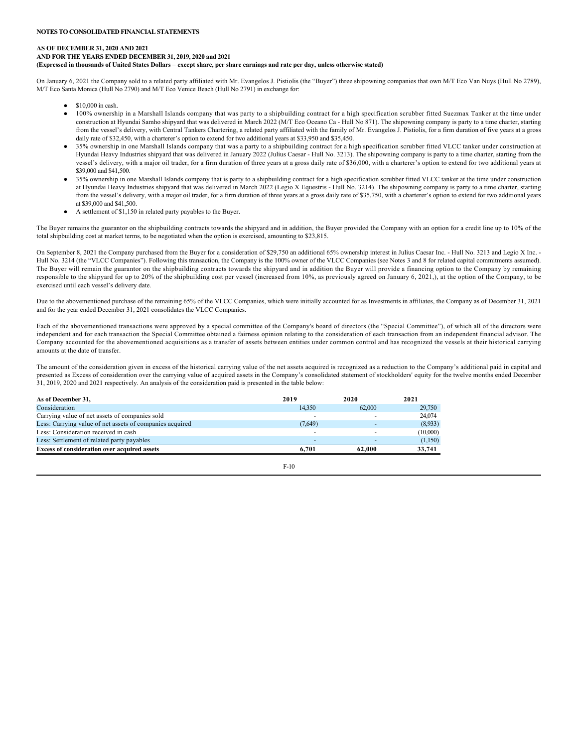**NOTES TO CONSOLIDATED FINANCIAL STATEMENTS**

**AS OF DECEMBER 31, 2020 AND 2021**
**AND FOR THE YEARS ENDED DECEMBER 31, 2019, 2020 and 2021**
**(Expressed in thousands of United States Dollars – except share, per share earnings and rate per day, unless otherwise stated)**

On January 6, 2021 the Company sold to a related party affiliated with Mr. Evangelos J. Pistiolis (the "Buyer") three shipowning companies that own M/T Eco Van Nuys (Hull No 2789), M/T Eco Santa Monica (Hull No 2790) and M/T Eco Venice Beach (Hull No 2791) in exchange for:

- $10,000 in cash.
- 100% ownership in a Marshall Islands company that was party to a shipbuilding contract for a high specification scrubber fitted Suezmax Tanker at the time under construction at Hyundai Samho shipyard that was delivered in March 2022 (M/T Eco Oceano Ca - Hull No 871). The shipowning company is party to a time charter, starting from the vessel's delivery, with Central Tankers Chartering, a related party affiliated with the family of Mr. Evangelos J. Pistiolis, for a firm duration of five years at a gross daily rate of $32,450, with a charterer's option to extend for two additional years at $33,950 and $35,450.
- 35% ownership in one Marshall Islands company that was a party to a shipbuilding contract for a high specification scrubber fitted VLCC tanker under construction at Hyundai Heavy Industries shipyard that was delivered in January 2022 (Julius Caesar - Hull No. 3213). The shipowning company is party to a time charter, starting from the vessel's delivery, with a major oil trader, for a firm duration of three years at a gross daily rate of $36,000, with a charterer's option to extend for two additional years at $39,000 and $41,500.
- 35% ownership in one Marshall Islands company that is party to a shipbuilding contract for a high specification scrubber fitted VLCC tanker at the time under construction at Hyundai Heavy Industries shipyard that was delivered in March 2022 (Legio X Equestris - Hull No. 3214). The shipowning company is party to a time charter, starting from the vessel's delivery, with a major oil trader, for a firm duration of three years at a gross daily rate of $35,750, with a charterer's option to extend for two additional years at $39,000 and $41,500.
- A settlement of $1,150 in related party payables to the Buyer.

The Buyer remains the guarantor on the shipbuilding contracts towards the shipyard and in addition, the Buyer provided the Company with an option for a credit line up to 10% of the total shipbuilding cost at market terms, to be negotiated when the option is exercised, amounting to $23,815.

On September 8, 2021 the Company purchased from the Buyer for a consideration of $29,750 an additional 65% ownership interest in Julius Caesar Inc. - Hull No. 3213 and Legio X Inc. - Hull No. 3214 (the "VLCC Companies"). Following this transaction, the Company is the 100% owner of the VLCC Companies (see Notes 3 and 8 for related capital commitments assumed). The Buyer will remain the guarantor on the shipbuilding contracts towards the shipyard and in addition the Buyer will provide a financing option to the Company by remaining responsible to the shipyard for up to 20% of the shipbuilding cost per vessel (increased from 10%, as previously agreed on January 6, 2021,), at the option of the Company, to be exercised until each vessel's delivery date.

Due to the abovementioned purchase of the remaining 65% of the VLCC Companies, which were initially accounted for as Investments in affiliates, the Company as of December 31, 2021 and for the year ended December 31, 2021 consolidates the VLCC Companies.

Each of the abovementioned transactions were approved by a special committee of the Company's board of directors (the "Special Committee"), of which all of the directors were independent and for each transaction the Special Committee obtained a fairness opinion relating to the consideration of each transaction from an independent financial advisor. The Company accounted for the abovementioned acquisitions as a transfer of assets between entities under common control and has recognized the vessels at their historical carrying amounts at the date of transfer.

The amount of the consideration given in excess of the historical carrying value of the net assets acquired is recognized as a reduction to the Company's additional paid in capital and presented as Excess of consideration over the carrying value of acquired assets in the Company's consolidated statement of stockholders' equity for the twelve months ended December 31, 2019, 2020 and 2021 respectively. An analysis of the consideration paid is presented in the table below:

| As of December 31, | 2019 | 2020 | 2021 |
|---|---|---|---|
| Consideration | 14,350 | 62,000 | 29,750 |
| Carrying value of net assets of companies sold | - | - | 24,074 |
| Less: Carrying value of net assets of companies acquired | (7,649) | - | (8,933) |
| Less: Consideration received in cash | - | - | (10,000) |
| Less: Settlement of related party payables | - | - | (1,150) |
| **Excess of consideration over acquired assets** | **6,701** | **62,000** | **33,741** |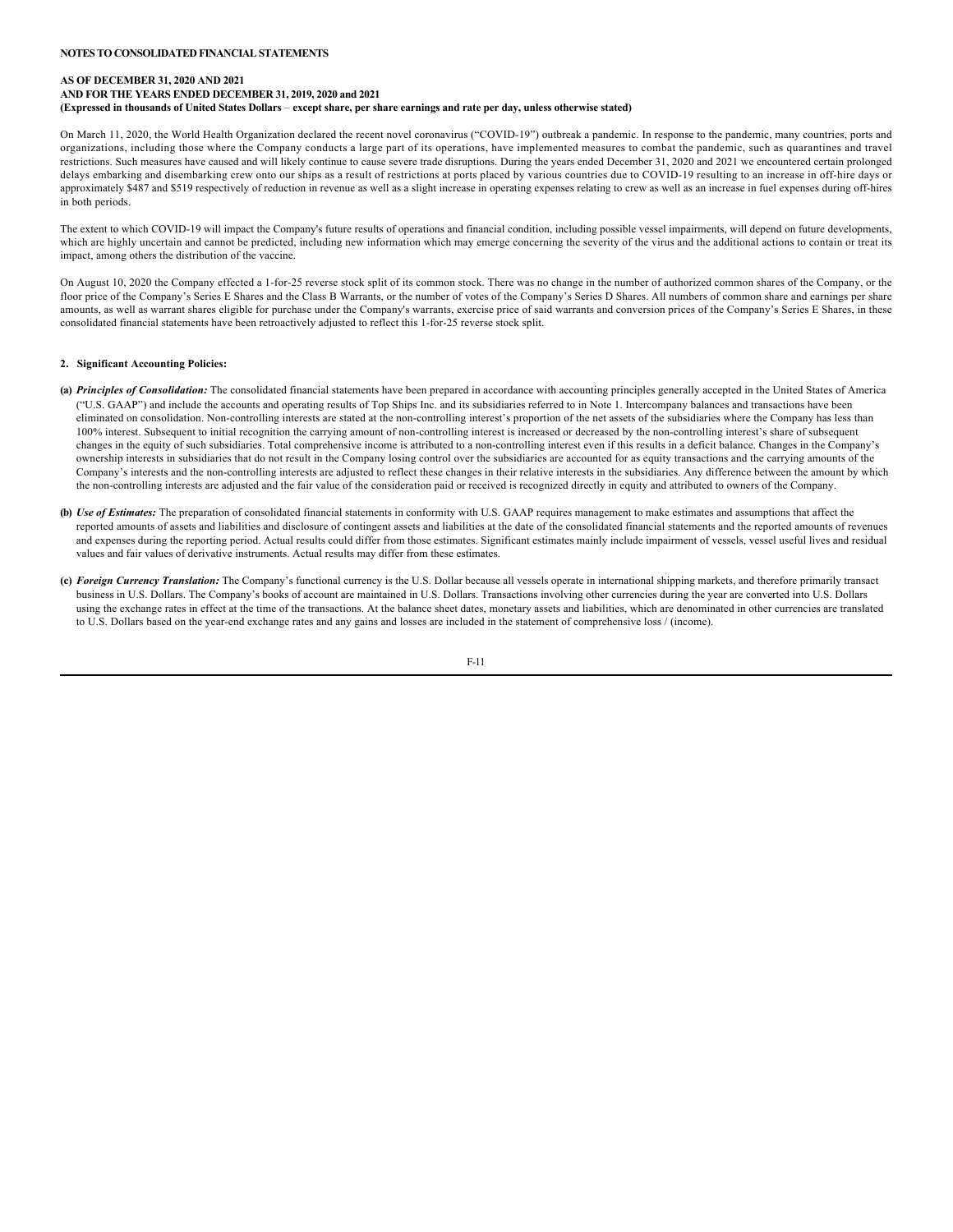On March 11, 2020, the World Health Organization declared the recent novel coronavirus ("COVID-19") outbreak a pandemic. In response to the pandemic, many countries, ports and organizations, including those where the Company conducts a large part of its operations, have implemented measures to combat the pandemic, such as quarantines and travel restrictions. Such measures have caused and will likely continue to cause severe trade disruptions. During the years ended December 31, 2020 and 2021 we encountered certain prolonged delays embarking and disembarking crew onto our ships as a result of restrictions at ports placed by various countries due to COVID-19 resulting to an increase in off-hire days or approximately $487 and $519 respectively of reduction in revenue as well as a slight increase in operating expenses relating to crew as well as an increase in fuel expenses during off-hires in both periods.

The extent to which COVID-19 will impact the Company's future results of operations and financial condition, including possible vessel impairments, will depend on future developments, which are highly uncertain and cannot be predicted, including new information which may emerge concerning the severity of the virus and the additional actions to contain or treat its impact, among others the distribution of the vaccine.

On August 10, 2020 the Company effected a 1-for-25 reverse stock split of its common stock. There was no change in the number of authorized common shares of the Company, or the floor price of the Company's Series E Shares and the Class B Warrants, or the number of votes of the Company's Series D Shares. All numbers of common share and earnings per share amounts, as well as warrant shares eligible for purchase under the Company's warrants, exercise price of said warrants and conversion prices of the Company's Series E Shares, in these consolidated financial statements have been retroactively adjusted to reflect this 1-for-25 reverse stock split.

## 2. Significant Accounting Policies:

**(a)** ***Principles of Consolidation:*** The consolidated financial statements have been prepared in accordance with accounting principles generally accepted in the United States of America ("U.S. GAAP") and include the accounts and operating results of Top Ships Inc. and its subsidiaries referred to in Note 1. Intercompany balances and transactions have been eliminated on consolidation. Non-controlling interests are stated at the non-controlling interest's proportion of the net assets of the subsidiaries where the Company has less than 100% interest. Subsequent to initial recognition the carrying amount of non-controlling interest is increased or decreased by the non-controlling interest's share of subsequent changes in the equity of such subsidiaries. Total comprehensive income is attributed to a non-controlling interest even if this results in a deficit balance. Changes in the Company's ownership interests in subsidiaries that do not result in the Company losing control over the subsidiaries are accounted for as equity transactions and the carrying amounts of the Company's interests and the non-controlling interests are adjusted to reflect these changes in their relative interests in the subsidiaries. Any difference between the amount by which the non-controlling interests are adjusted and the fair value of the consideration paid or received is recognized directly in equity and attributed to owners of the Company.

**(b)** ***Use of Estimates:*** The preparation of consolidated financial statements in conformity with U.S. GAAP requires management to make estimates and assumptions that affect the reported amounts of assets and liabilities and disclosure of contingent assets and liabilities at the date of the consolidated financial statements and the reported amounts of revenues and expenses during the reporting period. Actual results could differ from those estimates. Significant estimates mainly include impairment of vessels, vessel useful lives and residual values and fair values of derivative instruments. Actual results may differ from these estimates.

**(c)** ***Foreign Currency Translation:*** The Company's functional currency is the U.S. Dollar because all vessels operate in international shipping markets, and therefore primarily transact business in U.S. Dollars. The Company's books of account are maintained in U.S. Dollars. Transactions involving other currencies during the year are converted into U.S. Dollars using the exchange rates in effect at the time of the transactions. At the balance sheet dates, monetary assets and liabilities, which are denominated in other currencies are translated to U.S. Dollars based on the year-end exchange rates and any gains and losses are included in the statement of comprehensive loss / (income).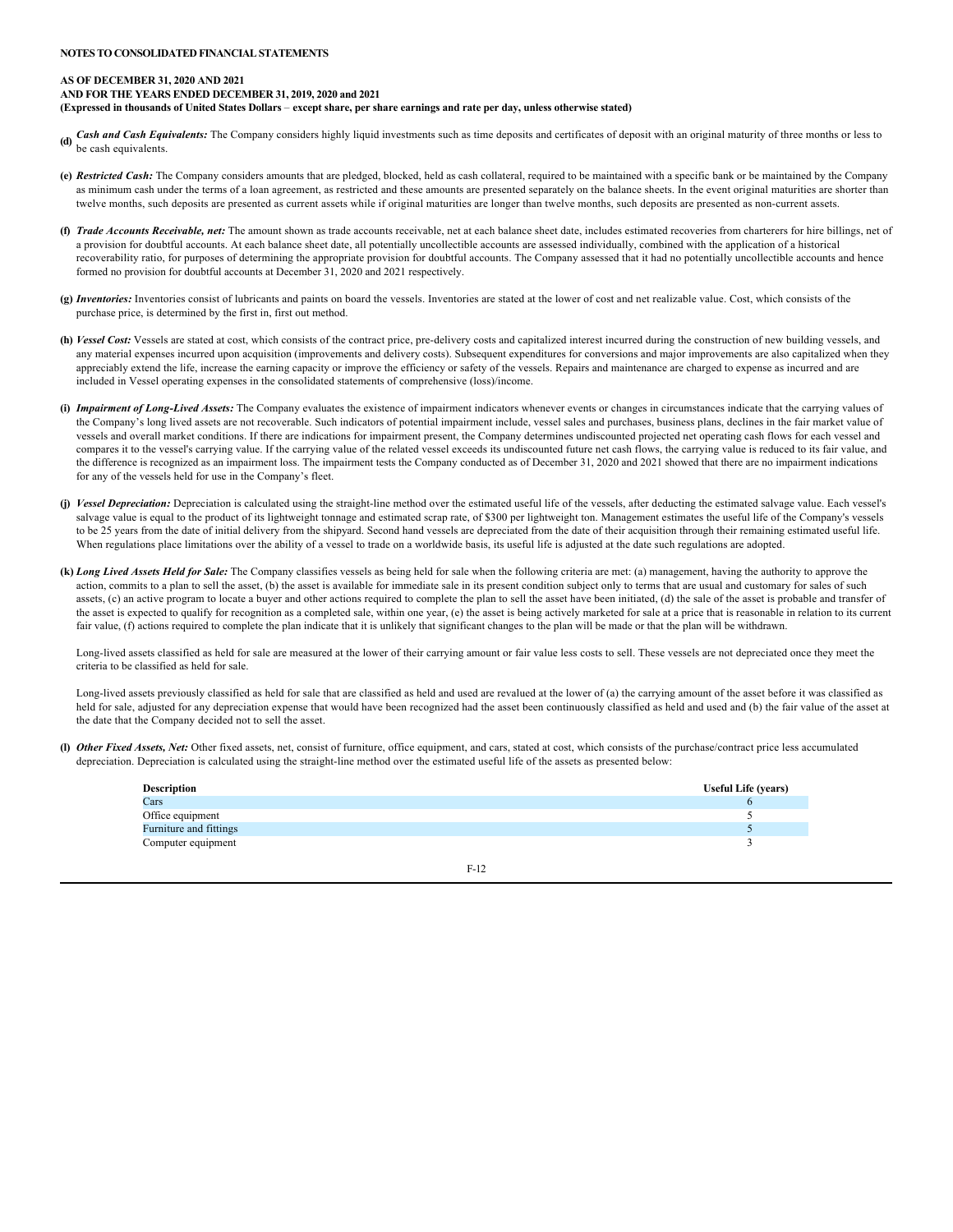**NOTES TO CONSOLIDATED FINANCIAL STATEMENTS**

**AS OF DECEMBER 31, 2020 AND 2021**
**AND FOR THE YEARS ENDED DECEMBER 31, 2019, 2020 and 2021**
**(Expressed in thousands of United States Dollars – except share, per share earnings and rate per day, unless otherwise stated)**

**(d)** ***Cash and Cash Equivalents:*** The Company considers highly liquid investments such as time deposits and certificates of deposit with an original maturity of three months or less to be cash equivalents.

**(e)** ***Restricted Cash:*** The Company considers amounts that are pledged, blocked, held as cash collateral, required to be maintained with a specific bank or be maintained by the Company as minimum cash under the terms of a loan agreement, as restricted and these amounts are presented separately on the balance sheets. In the event original maturities are shorter than twelve months, such deposits are presented as current assets while if original maturities are longer than twelve months, such deposits are presented as non-current assets.

**(f)** ***Trade Accounts Receivable, net:*** The amount shown as trade accounts receivable, net at each balance sheet date, includes estimated recoveries from charterers for hire billings, net of a provision for doubtful accounts. At each balance sheet date, all potentially uncollectible accounts are assessed individually, combined with the application of a historical recoverability ratio, for purposes of determining the appropriate provision for doubtful accounts. The Company assessed that it had no potentially uncollectible accounts and hence formed no provision for doubtful accounts at December 31, 2020 and 2021 respectively.

**(g)** ***Inventories:*** Inventories consist of lubricants and paints on board the vessels. Inventories are stated at the lower of cost and net realizable value. Cost, which consists of the purchase price, is determined by the first in, first out method.

**(h)** ***Vessel Cost:*** Vessels are stated at cost, which consists of the contract price, pre-delivery costs and capitalized interest incurred during the construction of new building vessels, and any material expenses incurred upon acquisition (improvements and delivery costs). Subsequent expenditures for conversions and major improvements are also capitalized when they appreciably extend the life, increase the earning capacity or improve the efficiency or safety of the vessels. Repairs and maintenance are charged to expense as incurred and are included in Vessel operating expenses in the consolidated statements of comprehensive (loss)/income.

**(i)** ***Impairment of Long-Lived Assets:*** The Company evaluates the existence of impairment indicators whenever events or changes in circumstances indicate that the carrying values of the Company's long lived assets are not recoverable. Such indicators of potential impairment include, vessel sales and purchases, business plans, declines in the fair market value of vessels and overall market conditions. If there are indications for impairment present, the Company determines undiscounted projected net operating cash flows for each vessel and compares it to the vessel's carrying value. If the carrying value of the related vessel exceeds its undiscounted future net cash flows, the carrying value is reduced to its fair value, and the difference is recognized as an impairment loss. The impairment tests the Company conducted as of December 31, 2020 and 2021 showed that there are no impairment indications for any of the vessels held for use in the Company's fleet.

**(j)** ***Vessel Depreciation:*** Depreciation is calculated using the straight-line method over the estimated useful life of the vessels, after deducting the estimated salvage value. Each vessel's salvage value is equal to the product of its lightweight tonnage and estimated scrap rate, of $300 per lightweight ton. Management estimates the useful life of the Company's vessels to be 25 years from the date of initial delivery from the shipyard. Second hand vessels are depreciated from the date of their acquisition through their remaining estimated useful life. When regulations place limitations over the ability of a vessel to trade on a worldwide basis, its useful life is adjusted at the date such regulations are adopted.

**(k)** ***Long Lived Assets Held for Sale:*** The Company classifies vessels as being held for sale when the following criteria are met: (a) management, having the authority to approve the action, commits to a plan to sell the asset, (b) the asset is available for immediate sale in its present condition subject only to terms that are usual and customary for sales of such assets, (c) an active program to locate a buyer and other actions required to complete the plan to sell the asset have been initiated, (d) the sale of the asset is probable and transfer of the asset is expected to qualify for recognition as a completed sale, within one year, (e) the asset is being actively marketed for sale at a price that is reasonable in relation to its current fair value, (f) actions required to complete the plan indicate that it is unlikely that significant changes to the plan will be made or that the plan will be withdrawn.

Long-lived assets classified as held for sale are measured at the lower of their carrying amount or fair value less costs to sell. These vessels are not depreciated once they meet the criteria to be classified as held for sale.

Long-lived assets previously classified as held for sale that are classified as held and used are revalued at the lower of (a) the carrying amount of the asset before it was classified as held for sale, adjusted for any depreciation expense that would have been recognized had the asset been continuously classified as held and used and (b) the fair value of the asset at the date that the Company decided not to sell the asset.

**(l)** ***Other Fixed Assets, Net:*** Other fixed assets, net, consist of furniture, office equipment, and cars, stated at cost, which consists of the purchase/contract price less accumulated depreciation. Depreciation is calculated using the straight-line method over the estimated useful life of the assets as presented below:

| Description | Useful Life (years) |
|---|---|
| Cars | 6 |
| Office equipment | 5 |
| Furniture and fittings | 5 |
| Computer equipment | 3 |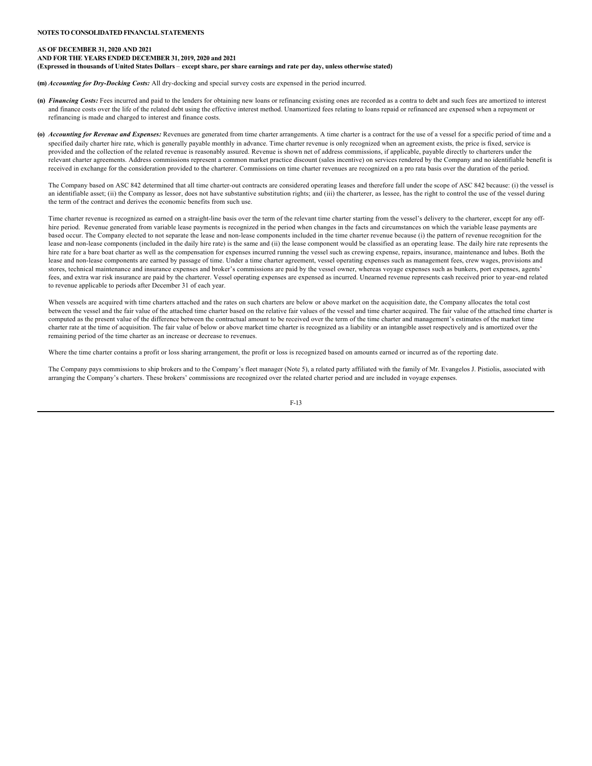**NOTES TO CONSOLIDATED FINANCIAL STATEMENTS**

**AS OF DECEMBER 31, 2020 AND 2021**
**AND FOR THE YEARS ENDED DECEMBER 31, 2019, 2020 and 2021**
**(Expressed in thousands of United States Dollars – except share, per share earnings and rate per day, unless otherwise stated)**

**(m)** ***Accounting for Dry-Docking Costs:*** All dry-docking and special survey costs are expensed in the period incurred.

**(n)** ***Financing Costs:*** Fees incurred and paid to the lenders for obtaining new loans or refinancing existing ones are recorded as a contra to debt and such fees are amortized to interest and finance costs over the life of the related debt using the effective interest method. Unamortized fees relating to loans repaid or refinanced are expensed when a repayment or refinancing is made and charged to interest and finance costs.

**(o)** ***Accounting for Revenue and Expenses:*** Revenues are generated from time charter arrangements. A time charter is a contract for the use of a vessel for a specific period of time and a specified daily charter hire rate, which is generally payable monthly in advance. Time charter revenue is only recognized when an agreement exists, the price is fixed, service is provided and the collection of the related revenue is reasonably assured. Revenue is shown net of address commissions, if applicable, payable directly to charterers under the relevant charter agreements. Address commissions represent a common market practice discount (sales incentive) on services rendered by the Company and no identifiable benefit is received in exchange for the consideration provided to the charterer. Commissions on time charter revenues are recognized on a pro rata basis over the duration of the period.

The Company based on ASC 842 determined that all time charter-out contracts are considered operating leases and therefore fall under the scope of ASC 842 because: (i) the vessel is an identifiable asset; (ii) the Company as lessor, does not have substantive substitution rights; and (iii) the charterer, as lessee, has the right to control the use of the vessel during the term of the contract and derives the economic benefits from such use.

Time charter revenue is recognized as earned on a straight-line basis over the term of the relevant time charter starting from the vessel's delivery to the charterer, except for any off-hire period. Revenue generated from variable lease payments is recognized in the period when changes in the facts and circumstances on which the variable lease payments are based occur. The Company elected to not separate the lease and non-lease components included in the time charter revenue because (i) the pattern of revenue recognition for the lease and non-lease components (included in the daily hire rate) is the same and (ii) the lease component would be classified as an operating lease. The daily hire rate represents the hire rate for a bare boat charter as well as the compensation for expenses incurred running the vessel such as crewing expense, repairs, insurance, maintenance and lubes. Both the lease and non-lease components are earned by passage of time. Under a time charter agreement, vessel operating expenses such as management fees, crew wages, provisions and stores, technical maintenance and insurance expenses and broker's commissions are paid by the vessel owner, whereas voyage expenses such as bunkers, port expenses, agents' fees, and extra war risk insurance are paid by the charterer. Vessel operating expenses are expensed as incurred. Unearned revenue represents cash received prior to year-end related to revenue applicable to periods after December 31 of each year.

When vessels are acquired with time charters attached and the rates on such charters are below or above market on the acquisition date, the Company allocates the total cost between the vessel and the fair value of the attached time charter based on the relative fair values of the vessel and time charter acquired. The fair value of the attached time charter is computed as the present value of the difference between the contractual amount to be received over the term of the time charter and management's estimates of the market time charter rate at the time of acquisition. The fair value of below or above market time charter is recognized as a liability or an intangible asset respectively and is amortized over the remaining period of the time charter as an increase or decrease to revenues.

Where the time charter contains a profit or loss sharing arrangement, the profit or loss is recognized based on amounts earned or incurred as of the reporting date.

The Company pays commissions to ship brokers and to the Company's fleet manager (Note 5), a related party affiliated with the family of Mr. Evangelos J. Pistiolis, associated with arranging the Company's charters. These brokers' commissions are recognized over the related charter period and are included in voyage expenses.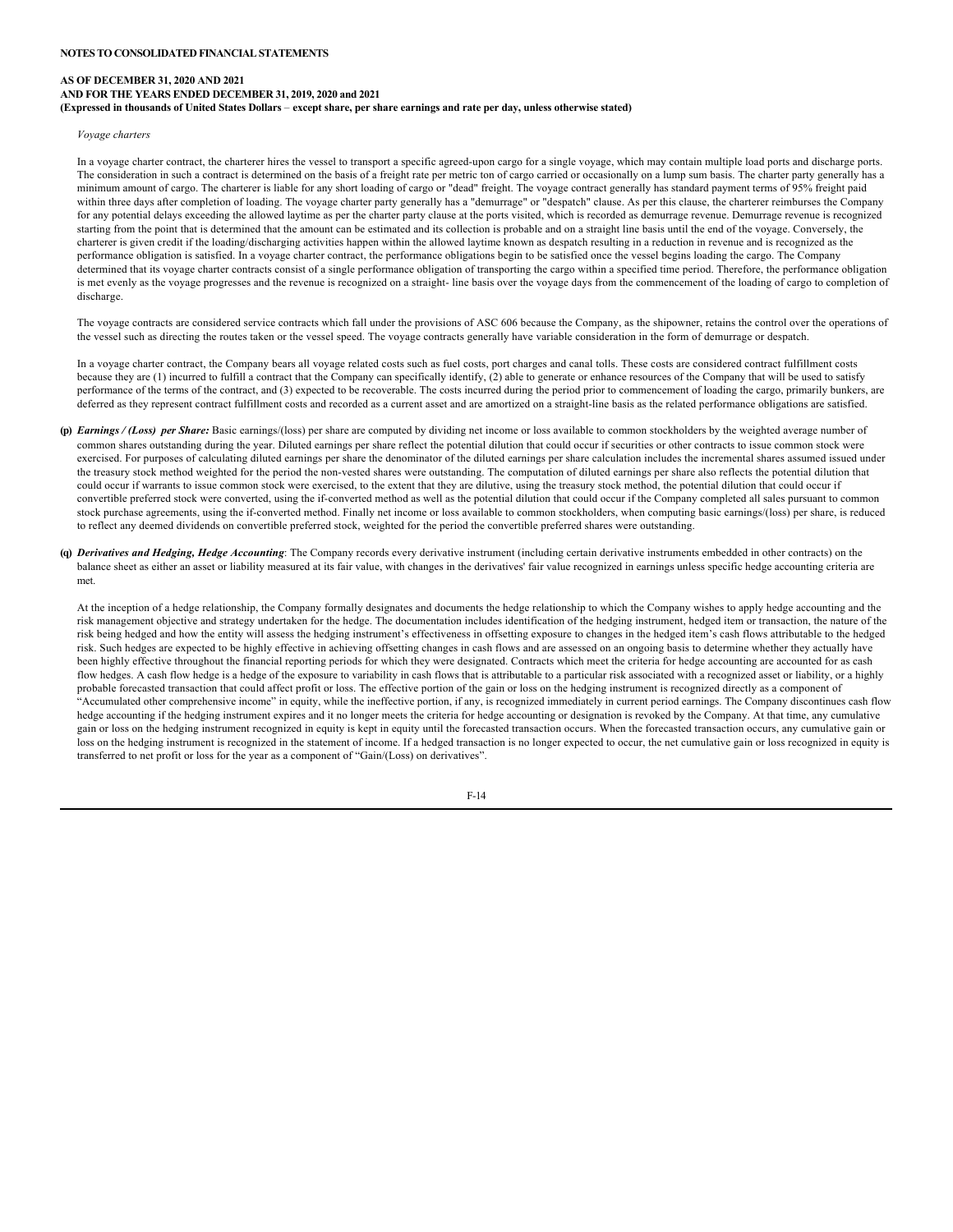**NOTES TO CONSOLIDATED FINANCIAL STATEMENTS**

**AS OF DECEMBER 31, 2020 AND 2021**
**AND FOR THE YEARS ENDED DECEMBER 31, 2019, 2020 and 2021**
**(Expressed in thousands of United States Dollars – except share, per share earnings and rate per day, unless otherwise stated)**

*Voyage charters*

In a voyage charter contract, the charterer hires the vessel to transport a specific agreed-upon cargo for a single voyage, which may contain multiple load ports and discharge ports. The consideration in such a contract is determined on the basis of a freight rate per metric ton of cargo carried or occasionally on a lump sum basis. The charter party generally has a minimum amount of cargo. The charterer is liable for any short loading of cargo or "dead" freight. The voyage contract generally has standard payment terms of 95% freight paid within three days after completion of loading. The voyage charter party generally has a "demurrage" or "despatch" clause. As per this clause, the charterer reimburses the Company for any potential delays exceeding the allowed laytime as per the charter party clause at the ports visited, which is recorded as demurrage revenue. Demurrage revenue is recognized starting from the point that is determined that the amount can be estimated and its collection is probable and on a straight line basis until the end of the voyage. Conversely, the charterer is given credit if the loading/discharging activities happen within the allowed laytime known as despatch resulting in a reduction in revenue and is recognized as the performance obligation is satisfied. In a voyage charter contract, the performance obligations begin to be satisfied once the vessel begins loading the cargo. The Company determined that its voyage charter contracts consist of a single performance obligation of transporting the cargo within a specified time period. Therefore, the performance obligation is met evenly as the voyage progresses and the revenue is recognized on a straight- line basis over the voyage days from the commencement of the loading of cargo to completion of discharge.

The voyage contracts are considered service contracts which fall under the provisions of ASC 606 because the Company, as the shipowner, retains the control over the operations of the vessel such as directing the routes taken or the vessel speed. The voyage contracts generally have variable consideration in the form of demurrage or despatch.

In a voyage charter contract, the Company bears all voyage related costs such as fuel costs, port charges and canal tolls. These costs are considered contract fulfillment costs because they are (1) incurred to fulfill a contract that the Company can specifically identify, (2) able to generate or enhance resources of the Company that will be used to satisfy performance of the terms of the contract, and (3) expected to be recoverable. The costs incurred during the period prior to commencement of loading the cargo, primarily bunkers, are deferred as they represent contract fulfillment costs and recorded as a current asset and are amortized on a straight-line basis as the related performance obligations are satisfied.

**(p)** ***Earnings / (Loss) per Share:*** Basic earnings/(loss) per share are computed by dividing net income or loss available to common stockholders by the weighted average number of common shares outstanding during the year. Diluted earnings per share reflect the potential dilution that could occur if securities or other contracts to issue common stock were exercised. For purposes of calculating diluted earnings per share the denominator of the diluted earnings per share calculation includes the incremental shares assumed issued under the treasury stock method weighted for the period the non-vested shares were outstanding. The computation of diluted earnings per share also reflects the potential dilution that could occur if warrants to issue common stock were exercised, to the extent that they are dilutive, using the treasury stock method, the potential dilution that could occur if convertible preferred stock were converted, using the if-converted method as well as the potential dilution that could occur if the Company completed all sales pursuant to common stock purchase agreements, using the if-converted method. Finally net income or loss available to common stockholders, when computing basic earnings/(loss) per share, is reduced to reflect any deemed dividends on convertible preferred stock, weighted for the period the convertible preferred shares were outstanding.

**(q)** ***Derivatives and Hedging, Hedge Accounting***: The Company records every derivative instrument (including certain derivative instruments embedded in other contracts) on the balance sheet as either an asset or liability measured at its fair value, with changes in the derivatives' fair value recognized in earnings unless specific hedge accounting criteria are met.

At the inception of a hedge relationship, the Company formally designates and documents the hedge relationship to which the Company wishes to apply hedge accounting and the risk management objective and strategy undertaken for the hedge. The documentation includes identification of the hedging instrument, hedged item or transaction, the nature of the risk being hedged and how the entity will assess the hedging instrument's effectiveness in offsetting exposure to changes in the hedged item's cash flows attributable to the hedged risk. Such hedges are expected to be highly effective in achieving offsetting changes in cash flows and are assessed on an ongoing basis to determine whether they actually have been highly effective throughout the financial reporting periods for which they were designated. Contracts which meet the criteria for hedge accounting are accounted for as cash flow hedges. A cash flow hedge is a hedge of the exposure to variability in cash flows that is attributable to a particular risk associated with a recognized asset or liability, or a highly probable forecasted transaction that could affect profit or loss. The effective portion of the gain or loss on the hedging instrument is recognized directly as a component of "Accumulated other comprehensive income" in equity, while the ineffective portion, if any, is recognized immediately in current period earnings. The Company discontinues cash flow hedge accounting if the hedging instrument expires and it no longer meets the criteria for hedge accounting or designation is revoked by the Company. At that time, any cumulative gain or loss on the hedging instrument recognized in equity is kept in equity until the forecasted transaction occurs. When the forecasted transaction occurs, any cumulative gain or loss on the hedging instrument is recognized in the statement of income. If a hedged transaction is no longer expected to occur, the net cumulative gain or loss recognized in equity is transferred to net profit or loss for the year as a component of "Gain/(Loss) on derivatives".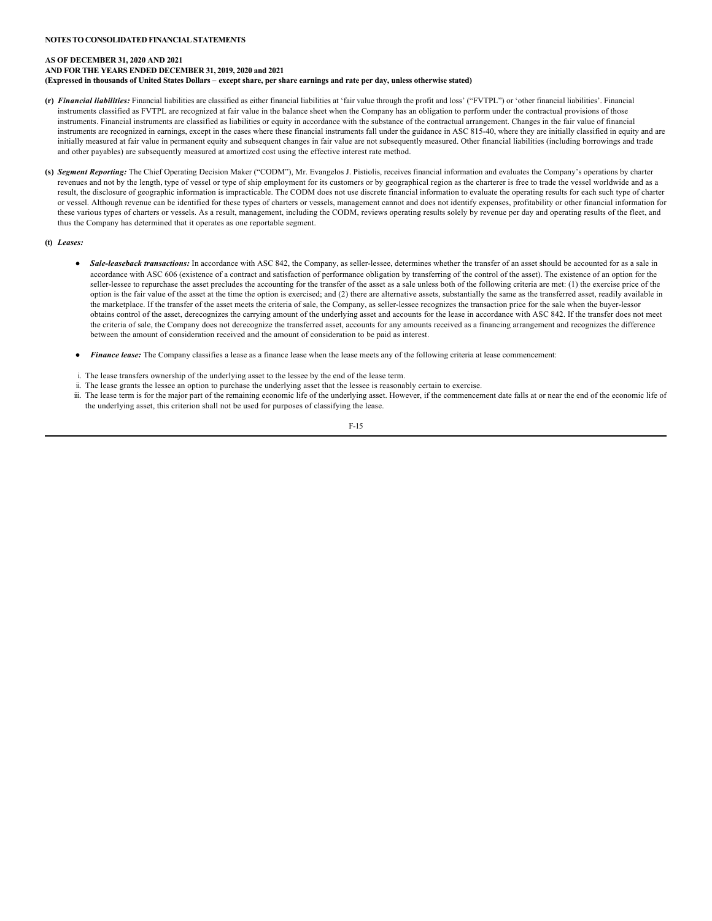**(r)** ***Financial liabilities:*** Financial liabilities are classified as either financial liabilities at 'fair value through the profit and loss' ("FVTPL") or 'other financial liabilities'. Financial instruments classified as FVTPL are recognized at fair value in the balance sheet when the Company has an obligation to perform under the contractual provisions of those instruments. Financial instruments are classified as liabilities or equity in accordance with the substance of the contractual arrangement. Changes in the fair value of financial instruments are recognized in earnings, except in the cases where these financial instruments fall under the guidance in ASC 815-40, where they are initially classified in equity and are initially measured at fair value in permanent equity and subsequent changes in fair value are not subsequently measured. Other financial liabilities (including borrowings and trade and other payables) are subsequently measured at amortized cost using the effective interest rate method.

**(s)** ***Segment Reporting:*** The Chief Operating Decision Maker ("CODM"), Mr. Evangelos J. Pistiolis, receives financial information and evaluates the Company's operations by charter revenues and not by the length, type of vessel or type of ship employment for its customers or by geographical region as the charterer is free to trade the vessel worldwide and as a result, the disclosure of geographic information is impracticable. The CODM does not use discrete financial information to evaluate the operating results for each such type of charter or vessel. Although revenue can be identified for these types of charters or vessels, management cannot and does not identify expenses, profitability or other financial information for these various types of charters or vessels. As a result, management, including the CODM, reviews operating results solely by revenue per day and operating results of the fleet, and thus the Company has determined that it operates as one reportable segment.

**(t)** ***Leases:***

- ***Sale-leaseback transactions:*** In accordance with ASC 842, the Company, as seller-lessee, determines whether the transfer of an asset should be accounted for as a sale in accordance with ASC 606 (existence of a contract and satisfaction of performance obligation by transferring of the control of the asset). The existence of an option for the seller-lessee to repurchase the asset precludes the accounting for the transfer of the asset as a sale unless both of the following criteria are met: (1) the exercise price of the option is the fair value of the asset at the time the option is exercised; and (2) there are alternative assets, substantially the same as the transferred asset, readily available in the marketplace. If the transfer of the asset meets the criteria of sale, the Company, as seller-lessee recognizes the transaction price for the sale when the buyer-lessor obtains control of the asset, derecognizes the carrying amount of the underlying asset and accounts for the lease in accordance with ASC 842. If the transfer does not meet the criteria of sale, the Company does not derecognize the transferred asset, accounts for any amounts received as a financing arrangement and recognizes the difference between the amount of consideration received and the amount of consideration to be paid as interest.

- ***Finance lease:*** The Company classifies a lease as a finance lease when the lease meets any of the following criteria at lease commencement:

i. The lease transfers ownership of the underlying asset to the lessee by the end of the lease term.
ii. The lease grants the lessee an option to purchase the underlying asset that the lessee is reasonably certain to exercise.
iii. The lease term is for the major part of the remaining economic life of the underlying asset. However, if the commencement date falls at or near the end of the economic life of the underlying asset, this criterion shall not be used for purposes of classifying the lease.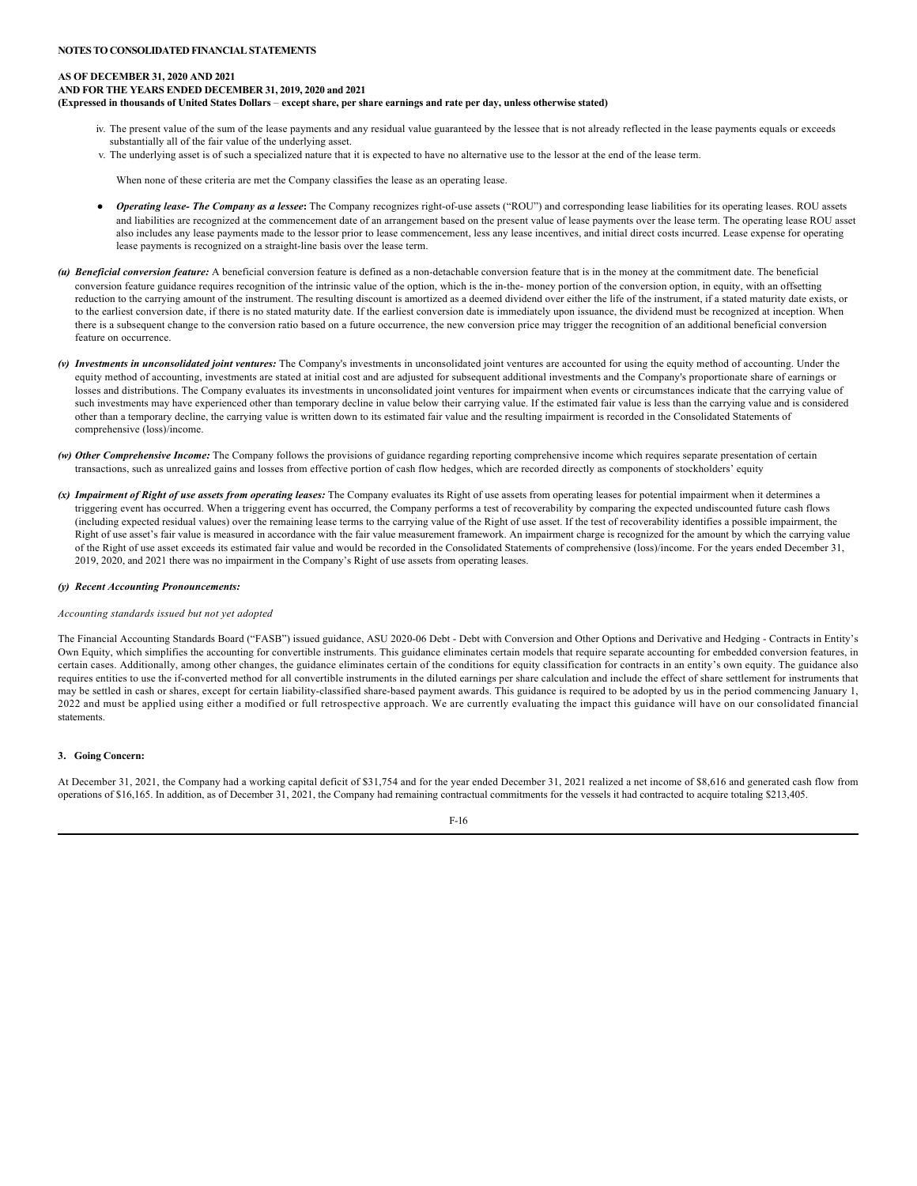iv. The present value of the sum of the lease payments and any residual value guaranteed by the lessee that is not already reflected in the lease payments equals or exceeds substantially all of the fair value of the underlying asset.

v. The underlying asset is of such a specialized nature that it is expected to have no alternative use to the lessor at the end of the lease term.

When none of these criteria are met the Company classifies the lease as an operating lease.

- ***Operating lease- The Company as a lessee*:** The Company recognizes right-of-use assets ("ROU") and corresponding lease liabilities for its operating leases. ROU assets and liabilities are recognized at the commencement date of an arrangement based on the present value of lease payments over the lease term. The operating lease ROU asset also includes any lease payments made to the lessor prior to lease commencement, less any lease incentives, and initial direct costs incurred. Lease expense for operating lease payments is recognized on a straight-line basis over the lease term.

***(u) Beneficial conversion feature:*** A beneficial conversion feature is defined as a non-detachable conversion feature that is in the money at the commitment date. The beneficial conversion feature guidance requires recognition of the intrinsic value of the option, which is the in-the- money portion of the conversion option, in equity, with an offsetting reduction to the carrying amount of the instrument. The resulting discount is amortized as a deemed dividend over either the life of the instrument, if a stated maturity date exists, or to the earliest conversion date, if there is no stated maturity date. If the earliest conversion date is immediately upon issuance, the dividend must be recognized at inception. When there is a subsequent change to the conversion ratio based on a future occurrence, the new conversion price may trigger the recognition of an additional beneficial conversion feature on occurrence.

***(v) Investments in unconsolidated joint ventures:*** The Company's investments in unconsolidated joint ventures are accounted for using the equity method of accounting. Under the equity method of accounting, investments are stated at initial cost and are adjusted for subsequent additional investments and the Company's proportionate share of earnings or losses and distributions. The Company evaluates its investments in unconsolidated joint ventures for impairment when events or circumstances indicate that the carrying value of such investments may have experienced other than temporary decline in value below their carrying value. If the estimated fair value is less than the carrying value and is considered other than a temporary decline, the carrying value is written down to its estimated fair value and the resulting impairment is recorded in the Consolidated Statements of comprehensive (loss)/income.

***(w) Other Comprehensive Income:*** The Company follows the provisions of guidance regarding reporting comprehensive income which requires separate presentation of certain transactions, such as unrealized gains and losses from effective portion of cash flow hedges, which are recorded directly as components of stockholders' equity

***(x) Impairment of Right of use assets from operating leases:*** The Company evaluates its Right of use assets from operating leases for potential impairment when it determines a triggering event has occurred. When a triggering event has occurred, the Company performs a test of recoverability by comparing the expected undiscounted future cash flows (including expected residual values) over the remaining lease terms to the carrying value of the Right of use asset. If the test of recoverability identifies a possible impairment, the Right of use asset's fair value is measured in accordance with the fair value measurement framework. An impairment charge is recognized for the amount by which the carrying value of the Right of use asset exceeds its estimated fair value and would be recorded in the Consolidated Statements of comprehensive (loss)/income. For the years ended December 31, 2019, 2020, and 2021 there was no impairment in the Company's Right of use assets from operating leases.

***(y) Recent Accounting Pronouncements:***

*Accounting standards issued but not yet adopted*

The Financial Accounting Standards Board ("FASB") issued guidance, ASU 2020-06 Debt - Debt with Conversion and Other Options and Derivative and Hedging - Contracts in Entity's Own Equity, which simplifies the accounting for convertible instruments. This guidance eliminates certain models that require separate accounting for embedded conversion features, in certain cases. Additionally, among other changes, the guidance eliminates certain of the conditions for equity classification for contracts in an entity's own equity. The guidance also requires entities to use the if-converted method for all convertible instruments in the diluted earnings per share calculation and include the effect of share settlement for instruments that may be settled in cash or shares, except for certain liability-classified share-based payment awards. This guidance is required to be adopted by us in the period commencing January 1, 2022 and must be applied using either a modified or full retrospective approach. We are currently evaluating the impact this guidance will have on our consolidated financial statements.

## 3. Going Concern:

At December 31, 2021, the Company had a working capital deficit of $31,754 and for the year ended December 31, 2021 realized a net income of $8,616 and generated cash flow from operations of $16,165. In addition, as of December 31, 2021, the Company had remaining contractual commitments for the vessels it had contracted to acquire totaling $213,405.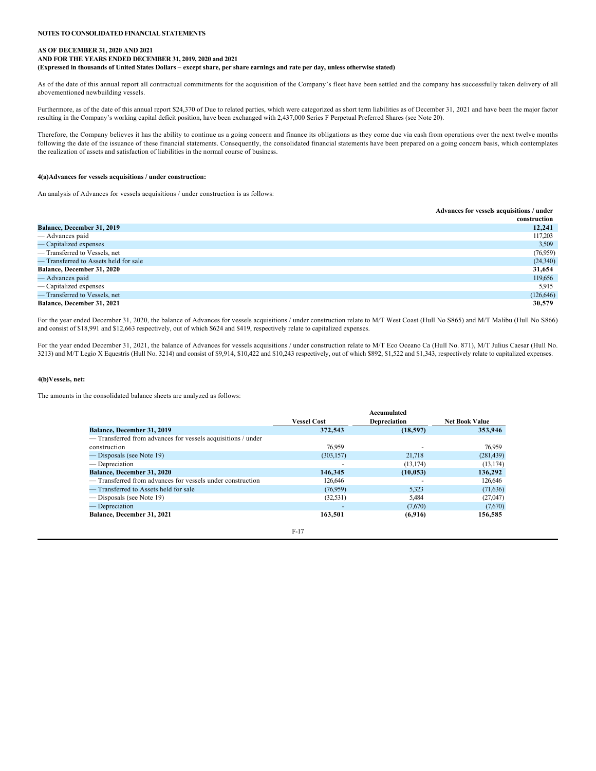**NOTES TO CONSOLIDATED FINANCIAL STATEMENTS**

**AS OF DECEMBER 31, 2020 AND 2021**
**AND FOR THE YEARS ENDED DECEMBER 31, 2019, 2020 and 2021**
**(Expressed in thousands of United States Dollars – except share, per share earnings and rate per day, unless otherwise stated)**

As of the date of this annual report all contractual commitments for the acquisition of the Company's fleet have been settled and the company has successfully taken delivery of all abovementioned newbuilding vessels.

Furthermore, as of the date of this annual report $24,370 of Due to related parties, which were categorized as short term liabilities as of December 31, 2021 and have been the major factor resulting in the Company's working capital deficit position, have been exchanged with 2,437,000 Series F Perpetual Preferred Shares (see Note 20).

Therefore, the Company believes it has the ability to continue as a going concern and finance its obligations as they come due via cash from operations over the next twelve months following the date of the issuance of these financial statements. Consequently, the consolidated financial statements have been prepared on a going concern basis, which contemplates the realization of assets and satisfaction of liabilities in the normal course of business.

**4(a)Advances for vessels acquisitions / under construction:**

An analysis of Advances for vessels acquisitions / under construction is as follows:

| | Advances for vessels acquisitions / under construction |
|---|---|
| **Balance, December 31, 2019** | **12,241** |
| — Advances paid | 117,203 |
| — Capitalized expenses | 3,509 |
| — Transferred to Vessels, net | (76,959) |
| — Transferred to Assets held for sale | (24,340) |
| **Balance, December 31, 2020** | **31,654** |
| — Advances paid | 119,656 |
| — Capitalized expenses | 5,915 |
| — Transferred to Vessels, net | (126,646) |
| **Balance, December 31, 2021** | **30,579** |

For the year ended December 31, 2020, the balance of Advances for vessels acquisitions / under construction relate to M/T West Coast (Hull No S865) and M/T Malibu (Hull No S866) and consist of $18,991 and $12,663 respectively, out of which $624 and $419, respectively relate to capitalized expenses.

For the year ended December 31, 2021, the balance of Advances for vessels acquisitions / under construction relate to M/T Eco Oceano Ca (Hull No. 871), M/T Julius Caesar (Hull No. 3213) and M/T Legio X Equestris (Hull No. 3214) and consist of $9,914, $10,422 and $10,243 respectively, out of which $892, $1,522 and $1,343, respectively relate to capitalized expenses.

**4(b)Vessels, net:**

The amounts in the consolidated balance sheets are analyzed as follows:

| | Vessel Cost | Accumulated Depreciation | Net Book Value |
|---|---|---|---|
| **Balance, December 31, 2019** | **372,543** | **(18,597)** | **353,946** |
| — Transferred from advances for vessels acquisitions / under construction | 76,959 | - | 76,959 |
| — Disposals (see Note 19) | (303,157) | 21,718 | (281,439) |
| — Depreciation | - | (13,174) | (13,174) |
| **Balance, December 31, 2020** | **146,345** | **(10,053)** | **136,292** |
| — Transferred from advances for vessels under construction | 126,646 | - | 126,646 |
| — Transferred to Assets held for sale | (76,959) | 5,323 | (71,636) |
| — Disposals (see Note 19) | (32,531) | 5,484 | (27,047) |
| — Depreciation | - | (7,670) | (7,670) |
| **Balance, December 31, 2021** | **163,501** | **(6,916)** | **156,585** |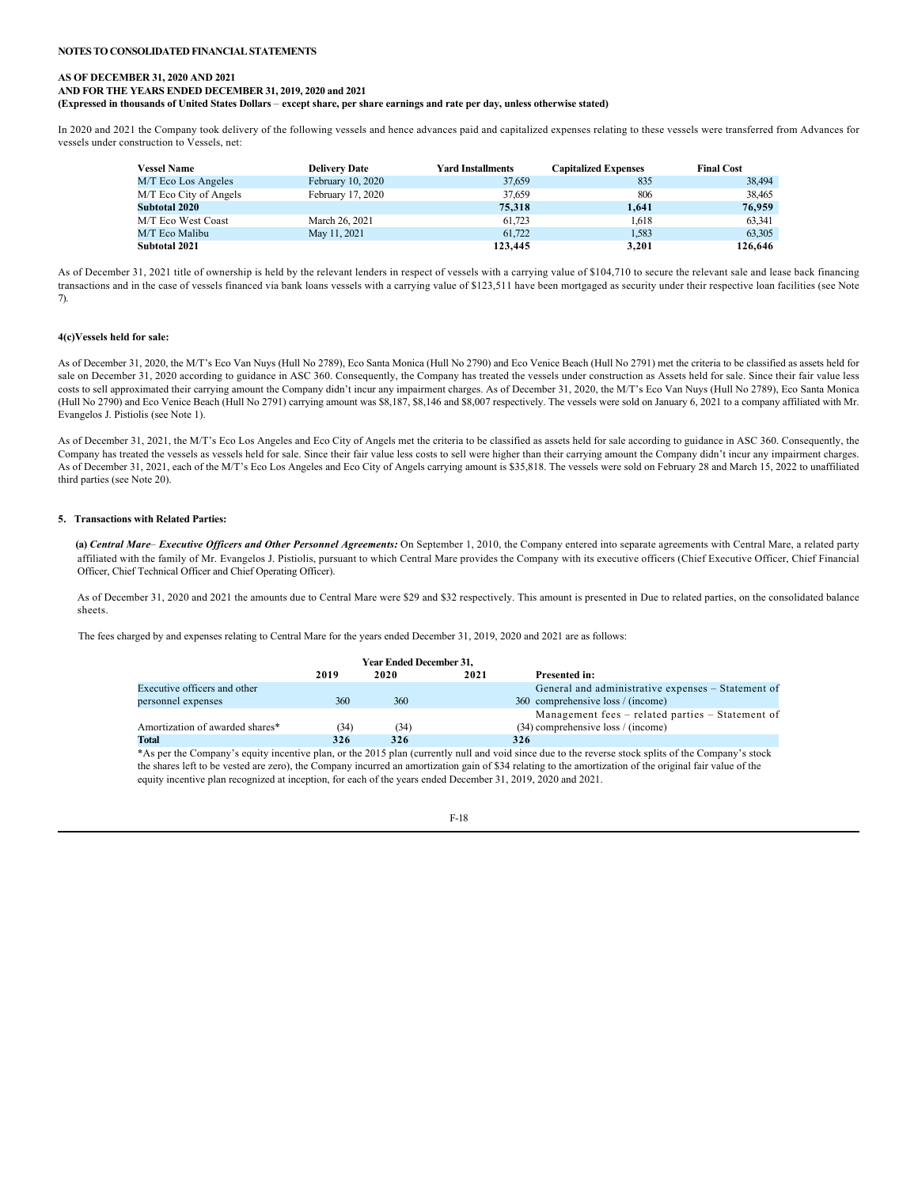**NOTES TO CONSOLIDATED FINANCIAL STATEMENTS**

**AS OF DECEMBER 31, 2020 AND 2021**
**AND FOR THE YEARS ENDED DECEMBER 31, 2019, 2020 and 2021**
**(Expressed in thousands of United States Dollars – except share, per share earnings and rate per day, unless otherwise stated)**

In 2020 and 2021 the Company took delivery of the following vessels and hence advances paid and capitalized expenses relating to these vessels were transferred from Advances for vessels under construction to Vessels, net:

| Vessel Name | Delivery Date | Yard Installments | Capitalized Expenses | Final Cost |
|---|---|---|---|---|
| M/T Eco Los Angeles | February 10, 2020 | 37,659 | 835 | 38,494 |
| M/T Eco City of Angels | February 17, 2020 | 37,659 | 806 | 38,465 |
| **Subtotal 2020** | | **75,318** | **1,641** | **76,959** |
| M/T Eco West Coast | March 26, 2021 | 61,723 | 1,618 | 63,341 |
| M/T Eco Malibu | May 11, 2021 | 61,722 | 1,583 | 63,305 |
| **Subtotal 2021** | | **123,445** | **3,201** | **126,646** |

As of December 31, 2021 title of ownership is held by the relevant lenders in respect of vessels with a carrying value of $104,710 to secure the relevant sale and lease back financing transactions and in the case of vessels financed via bank loans vessels with a carrying value of $123,511 have been mortgaged as security under their respective loan facilities (see Note 7).

**4(c)Vessels held for sale:**

As of December 31, 2020, the M/T's Eco Van Nuys (Hull No 2789), Eco Santa Monica (Hull No 2790) and Eco Venice Beach (Hull No 2791) met the criteria to be classified as assets held for sale on December 31, 2020 according to guidance in ASC 360. Consequently, the Company has treated the vessels under construction as Assets held for sale. Since their fair value less costs to sell approximated their carrying amount the Company didn't incur any impairment charges. As of December 31, 2020, the M/T's Eco Van Nuys (Hull No 2789), Eco Santa Monica (Hull No 2790) and Eco Venice Beach (Hull No 2791) carrying amount was $8,187, $8,146 and $8,007 respectively. The vessels were sold on January 6, 2021 to a company affiliated with Mr. Evangelos J. Pistiolis (see Note 1).

As of December 31, 2021, the M/T's Eco Los Angeles and Eco City of Angels met the criteria to be classified as assets held for sale according to guidance in ASC 360. Consequently, the Company has treated the vessels as vessels held for sale. Since their fair value less costs to sell were higher than their carrying amount the Company didn't incur any impairment charges. As of December 31, 2021, each of the M/T's Eco Los Angeles and Eco City of Angels carrying amount is $35,818. The vessels were sold on February 28 and March 15, 2022 to unaffiliated third parties (see Note 20).

**5. Transactions with Related Parties:**

**(a)** ***Central Mare– Executive Officers and Other Personnel Agreements:*** On September 1, 2010, the Company entered into separate agreements with Central Mare, a related party affiliated with the family of Mr. Evangelos J. Pistiolis, pursuant to which Central Mare provides the Company with its executive officers (Chief Executive Officer, Chief Financial Officer, Chief Technical Officer and Chief Operating Officer).

As of December 31, 2020 and 2021 the amounts due to Central Mare were $29 and $32 respectively. This amount is presented in Due to related parties, on the consolidated balance sheets.

The fees charged by and expenses relating to Central Mare for the years ended December 31, 2019, 2020 and 2021 are as follows:

| | Year Ended December 31, | | | |
|---|---|---|---|---|
| | 2019 | 2020 | 2021 | Presented in: |
| Executive officers and other personnel expenses | 360 | 360 | 360 | General and administrative expenses – Statement of comprehensive loss / (income) |
| Amortization of awarded shares* | (34) | (34) | (34) | Management fees – related parties – Statement of comprehensive loss / (income) |
| **Total** | **326** | **326** | **326** | |

*As per the Company's equity incentive plan, or the 2015 plan (currently null and void since due to the reverse stock splits of the Company's stock the shares left to be vested are zero), the Company incurred an amortization gain of $34 relating to the amortization of the original fair value of the equity incentive plan recognized at inception, for each of the years ended December 31, 2019, 2020 and 2021.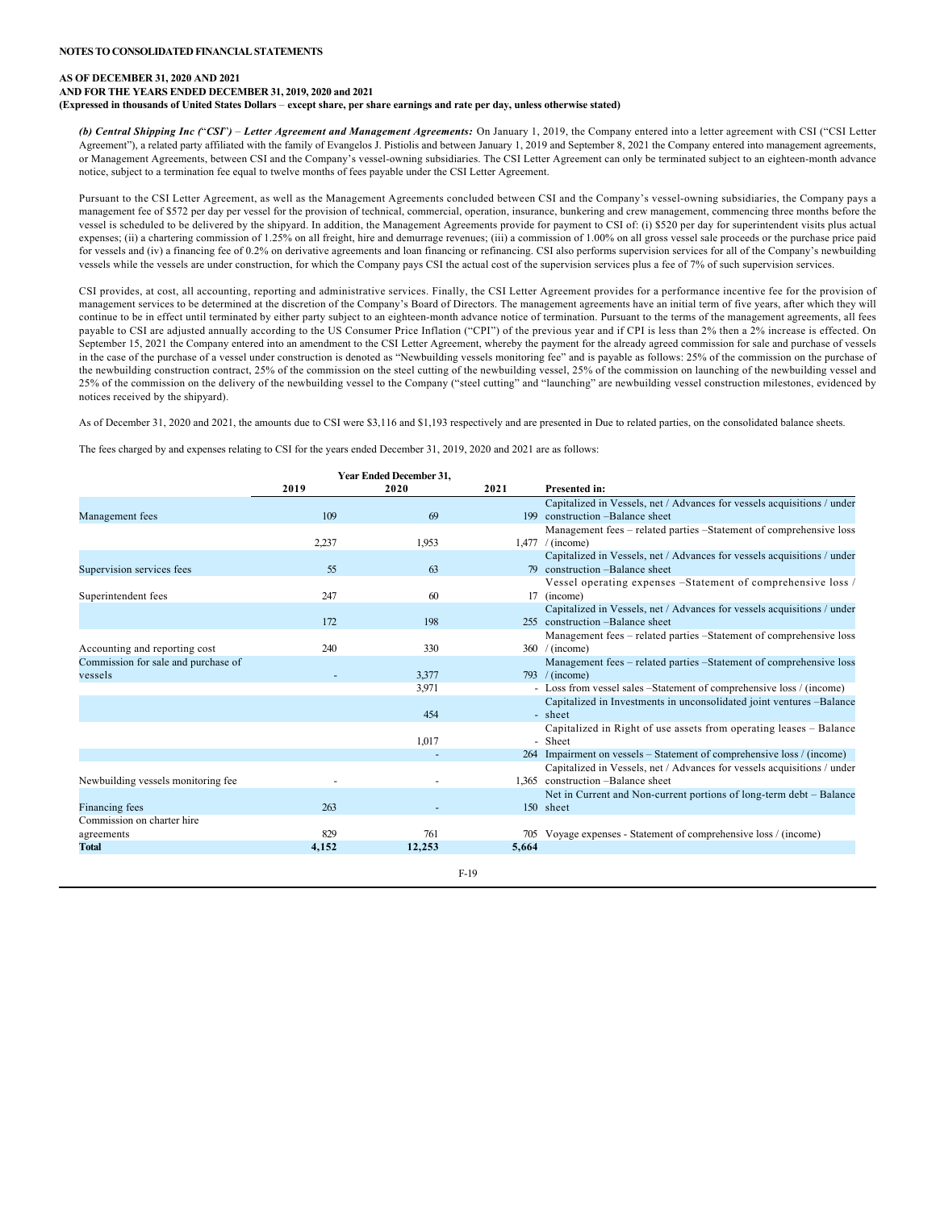**NOTES TO CONSOLIDATED FINANCIAL STATEMENTS**

**AS OF DECEMBER 31, 2020 AND 2021**
**AND FOR THE YEARS ENDED DECEMBER 31, 2019, 2020 and 2021**
**(Expressed in thousands of United States Dollars – except share, per share earnings and rate per day, unless otherwise stated)**

***(b) Central Shipping Inc ("CSI") – Letter Agreement and Management Agreements:*** On January 1, 2019, the Company entered into a letter agreement with CSI ("CSI Letter Agreement"), a related party affiliated with the family of Evangelos J. Pistiolis and between January 1, 2019 and September 8, 2021 the Company entered into management agreements, or Management Agreements, between CSI and the Company's vessel-owning subsidiaries. The CSI Letter Agreement can only be terminated subject to an eighteen-month advance notice, subject to a termination fee equal to twelve months of fees payable under the CSI Letter Agreement.

Pursuant to the CSI Letter Agreement, as well as the Management Agreements concluded between CSI and the Company's vessel-owning subsidiaries, the Company pays a management fee of $572 per day per vessel for the provision of technical, commercial, operation, insurance, bunkering and crew management, commencing three months before the vessel is scheduled to be delivered by the shipyard. In addition, the Management Agreements provide for payment to CSI of: (i) $520 per day for superintendent visits plus actual expenses; (ii) a chartering commission of 1.25% on all freight, hire and demurrage revenues; (iii) a commission of 1.00% on all gross vessel sale proceeds or the purchase price paid for vessels and (iv) a financing fee of 0.2% on derivative agreements and loan financing or refinancing. CSI also performs supervision services for all of the Company's newbuilding vessels while the vessels are under construction, for which the Company pays CSI the actual cost of the supervision services plus a fee of 7% of such supervision services.

CSI provides, at cost, all accounting, reporting and administrative services. Finally, the CSI Letter Agreement provides for a performance incentive fee for the provision of management services to be determined at the discretion of the Company's Board of Directors. The management agreements have an initial term of five years, after which they will continue to be in effect until terminated by either party subject to an eighteen-month advance notice of termination. Pursuant to the terms of the management agreements, all fees payable to CSI are adjusted annually according to the US Consumer Price Inflation ("CPI") of the previous year and if CPI is less than 2% then a 2% increase is effected. On September 15, 2021 the Company entered into an amendment to the CSI Letter Agreement, whereby the payment for the already agreed commission for sale and purchase of vessels in the case of the purchase of a vessel under construction is denoted as "Newbuilding vessels monitoring fee" and is payable as follows: 25% of the commission on the purchase of the newbuilding construction contract, 25% of the commission on the steel cutting of the newbuilding vessel, 25% of the commission on launching of the newbuilding vessel and 25% of the commission on the delivery of the newbuilding vessel to the Company ("steel cutting" and "launching" are newbuilding vessel construction milestones, evidenced by notices received by the shipyard).

As of December 31, 2020 and 2021, the amounts due to CSI were $3,116 and $1,193 respectively and are presented in Due to related parties, on the consolidated balance sheets.

The fees charged by and expenses relating to CSI for the years ended December 31, 2019, 2020 and 2021 are as follows:

| | Year Ended December 31, | | | |
|---|---|---|---|---|
| | **2019** | **2020** | **2021** | **Presented in:** |
| Management fees | 109 | 69 | 199 | Capitalized in Vessels, net / Advances for vessels acquisitions / under construction –Balance sheet |
| | 2,237 | 1,953 | 1,477 | Management fees – related parties –Statement of comprehensive loss / (income) |
| Supervision services fees | 55 | 63 | 79 | Capitalized in Vessels, net / Advances for vessels acquisitions / under construction –Balance sheet |
| Superintendent fees | 247 | 60 | 17 | Vessel operating expenses –Statement of comprehensive loss / (income) |
| | 172 | 198 | 255 | Capitalized in Vessels, net / Advances for vessels acquisitions / under construction –Balance sheet |
| Accounting and reporting cost | 240 | 330 | 360 | Management fees – related parties –Statement of comprehensive loss / (income) |
| Commission for sale and purchase of vessels | - | 3,377 | 793 | Management fees – related parties –Statement of comprehensive loss / (income) |
| | | 3,971 | - | Loss from vessel sales –Statement of comprehensive loss / (income) |
| | | 454 | - | Capitalized in Investments in unconsolidated joint ventures –Balance sheet |
| | | 1,017 | - | Capitalized in Right of use assets from operating leases – Balance Sheet |
| | | - | 264 | Impairment on vessels – Statement of comprehensive loss / (income) |
| Newbuilding vessels monitoring fee | - | - | 1,365 | Capitalized in Vessels, net / Advances for vessels acquisitions / under construction –Balance sheet |
| Financing fees | 263 | - | 150 | Net in Current and Non-current portions of long-term debt – Balance sheet |
| Commission on charter hire agreements | 829 | 761 | 705 | Voyage expenses - Statement of comprehensive loss / (income) |
| **Total** | **4,152** | **12,253** | **5,664** | |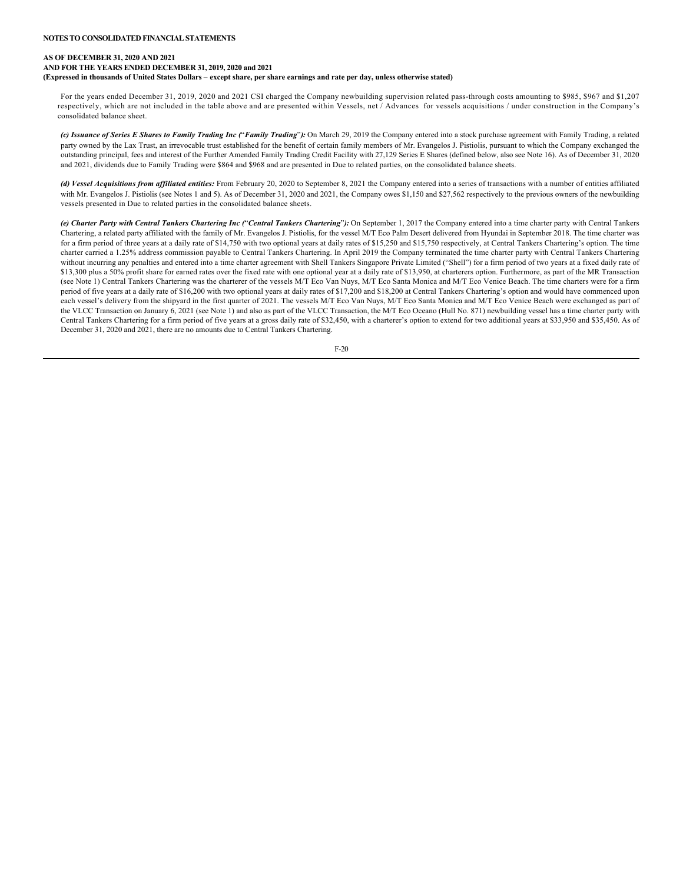For the years ended December 31, 2019, 2020 and 2021 CSI charged the Company newbuilding supervision related pass-through costs amounting to $985, $967 and $1,207 respectively, which are not included in the table above and are presented within Vessels, net / Advances for vessels acquisitions / under construction in the Company's consolidated balance sheet.

***(c) Issuance of Series E Shares to Family Trading Inc ("Family Trading"):*** On March 29, 2019 the Company entered into a stock purchase agreement with Family Trading, a related party owned by the Lax Trust, an irrevocable trust established for the benefit of certain family members of Mr. Evangelos J. Pistiolis, pursuant to which the Company exchanged the outstanding principal, fees and interest of the Further Amended Family Trading Credit Facility with 27,129 Series E Shares (defined below, also see Note 16). As of December 31, 2020 and 2021, dividends due to Family Trading were $864 and $968 and are presented in Due to related parties, on the consolidated balance sheets.

***(d) Vessel Acquisitions from affiliated entities:*** From February 20, 2020 to September 8, 2021 the Company entered into a series of transactions with a number of entities affiliated with Mr. Evangelos J. Pistiolis (see Notes 1 and 5). As of December 31, 2020 and 2021, the Company owes $1,150 and $27,562 respectively to the previous owners of the newbuilding vessels presented in Due to related parties in the consolidated balance sheets.

***(e) Charter Party with Central Tankers Chartering Inc ("Central Tankers Chartering"):*** On September 1, 2017 the Company entered into a time charter party with Central Tankers Chartering, a related party affiliated with the family of Mr. Evangelos J. Pistiolis, for the vessel M/T Eco Palm Desert delivered from Hyundai in September 2018. The time charter was for a firm period of three years at a daily rate of $14,750 with two optional years at daily rates of $15,250 and $15,750 respectively, at Central Tankers Chartering's option. The time charter carried a 1.25% address commission payable to Central Tankers Chartering. In April 2019 the Company terminated the time charter party with Central Tankers Chartering without incurring any penalties and entered into a time charter agreement with Shell Tankers Singapore Private Limited ("Shell") for a firm period of two years at a fixed daily rate of $13,300 plus a 50% profit share for earned rates over the fixed rate with one optional year at a daily rate of $13,950, at charterers option. Furthermore, as part of the MR Transaction (see Note 1) Central Tankers Chartering was the charterer of the vessels M/T Eco Van Nuys, M/T Eco Santa Monica and M/T Eco Venice Beach. The time charters were for a firm period of five years at a daily rate of $16,200 with two optional years at daily rates of $17,200 and $18,200 at Central Tankers Chartering's option and would have commenced upon each vessel's delivery from the shipyard in the first quarter of 2021. The vessels M/T Eco Van Nuys, M/T Eco Santa Monica and M/T Eco Venice Beach were exchanged as part of the VLCC Transaction on January 6, 2021 (see Note 1) and also as part of the VLCC Transaction, the M/T Eco Oceano (Hull No. 871) newbuilding vessel has a time charter party with Central Tankers Chartering for a firm period of five years at a gross daily rate of $32,450, with a charterer's option to extend for two additional years at $33,950 and $35,450. As of December 31, 2020 and 2021, there are no amounts due to Central Tankers Chartering.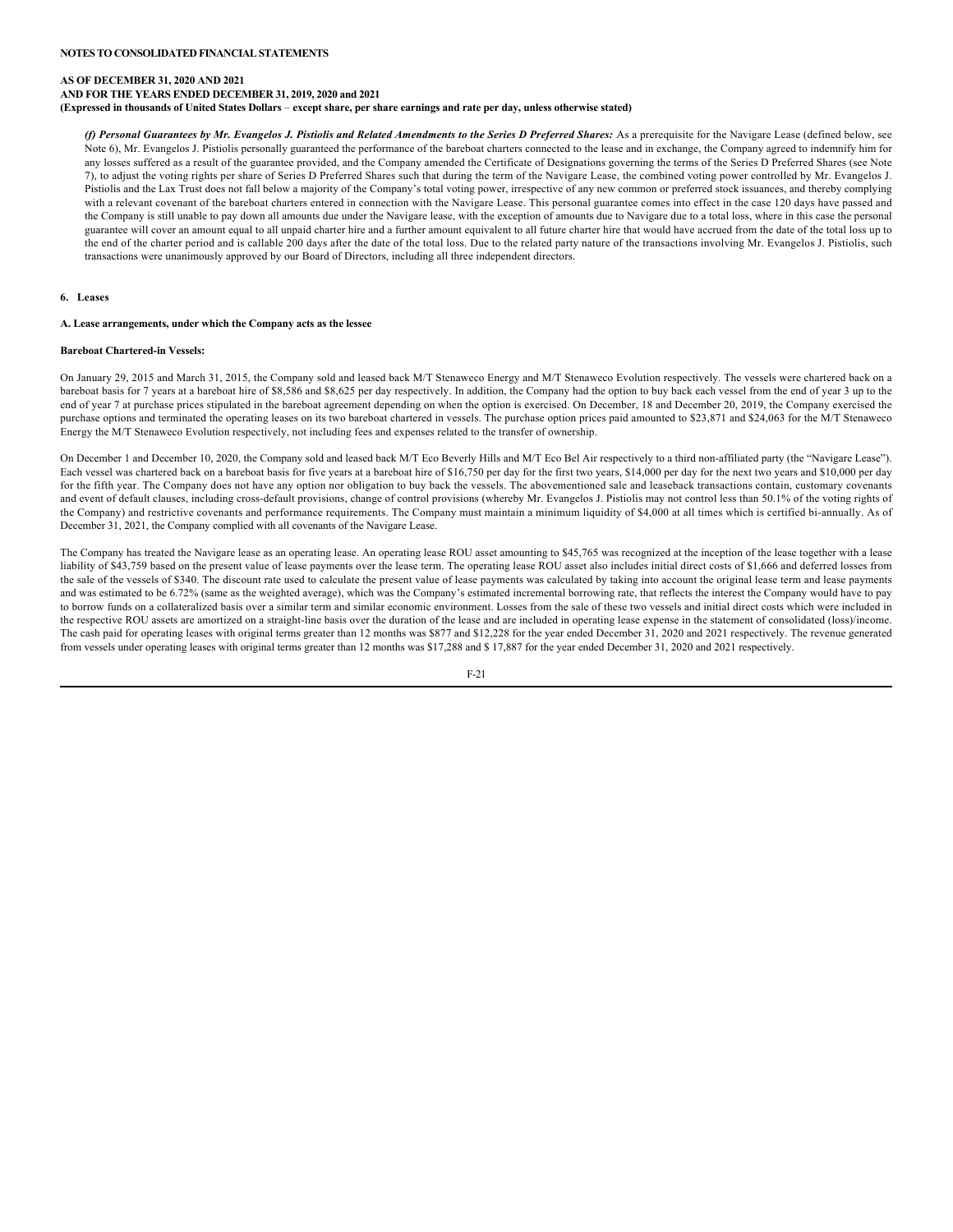*(f) Personal Guarantees by Mr. Evangelos J. Pistiolis and Related Amendments to the Series D Preferred Shares:* As a prerequisite for the Navigare Lease (defined below, see Note 6), Mr. Evangelos J. Pistiolis personally guaranteed the performance of the bareboat charters connected to the lease and in exchange, the Company agreed to indemnify him for any losses suffered as a result of the guarantee provided, and the Company amended the Certificate of Designations governing the terms of the Series D Preferred Shares (see Note 7), to adjust the voting rights per share of Series D Preferred Shares such that during the term of the Navigare Lease, the combined voting power controlled by Mr. Evangelos J. Pistiolis and the Lax Trust does not fall below a majority of the Company's total voting power, irrespective of any new common or preferred stock issuances, and thereby complying with a relevant covenant of the bareboat charters entered in connection with the Navigare Lease. This personal guarantee comes into effect in the case 120 days have passed and the Company is still unable to pay down all amounts due under the Navigare lease, with the exception of amounts due to Navigare due to a total loss, where in this case the personal guarantee will cover an amount equal to all unpaid charter hire and a further amount equivalent to all future charter hire that would have accrued from the date of the total loss up to the end of the charter period and is callable 200 days after the date of the total loss. Due to the related party nature of the transactions involving Mr. Evangelos J. Pistiolis, such transactions were unanimously approved by our Board of Directors, including all three independent directors.

## 6. Leases

### A. Lease arrangements, under which the Company acts as the lessee

**Bareboat Chartered-in Vessels:**

On January 29, 2015 and March 31, 2015, the Company sold and leased back M/T Stenaweco Energy and M/T Stenaweco Evolution respectively. The vessels were chartered back on a bareboat basis for 7 years at a bareboat hire of $8,586 and $8,625 per day respectively. In addition, the Company had the option to buy back each vessel from the end of year 3 up to the end of year 7 at purchase prices stipulated in the bareboat agreement depending on when the option is exercised. On December, 18 and December 20, 2019, the Company exercised the purchase options and terminated the operating leases on its two bareboat chartered in vessels. The purchase option prices paid amounted to $23,871 and $24,063 for the M/T Stenaweco Energy the M/T Stenaweco Evolution respectively, not including fees and expenses related to the transfer of ownership.

On December 1 and December 10, 2020, the Company sold and leased back M/T Eco Beverly Hills and M/T Eco Bel Air respectively to a third non-affiliated party (the "Navigare Lease"). Each vessel was chartered back on a bareboat basis for five years at a bareboat hire of $16,750 per day for the first two years, $14,000 per day for the next two years and $10,000 per day for the fifth year. The Company does not have any option nor obligation to buy back the vessels. The abovementioned sale and leaseback transactions contain, customary covenants and event of default clauses, including cross-default provisions, change of control provisions (whereby Mr. Evangelos J. Pistiolis may not control less than 50.1% of the voting rights of the Company) and restrictive covenants and performance requirements. The Company must maintain a minimum liquidity of $4,000 at all times which is certified bi-annually. As of December 31, 2021, the Company complied with all covenants of the Navigare Lease.

The Company has treated the Navigare lease as an operating lease. An operating lease ROU asset amounting to $45,765 was recognized at the inception of the lease together with a lease liability of $43,759 based on the present value of lease payments over the lease term. The operating lease ROU asset also includes initial direct costs of $1,666 and deferred losses from the sale of the vessels of $340. The discount rate used to calculate the present value of lease payments was calculated by taking into account the original lease term and lease payments and was estimated to be 6.72% (same as the weighted average), which was the Company's estimated incremental borrowing rate, that reflects the interest the Company would have to pay to borrow funds on a collateralized basis over a similar term and similar economic environment. Losses from the sale of these two vessels and initial direct costs which were included in the respective ROU assets are amortized on a straight-line basis over the duration of the lease and are included in operating lease expense in the statement of consolidated (loss)/income. The cash paid for operating leases with original terms greater than 12 months was $877 and $12,228 for the year ended December 31, 2020 and 2021 respectively. The revenue generated from vessels under operating leases with original terms greater than 12 months was $17,288 and $ 17,887 for the year ended December 31, 2020 and 2021 respectively.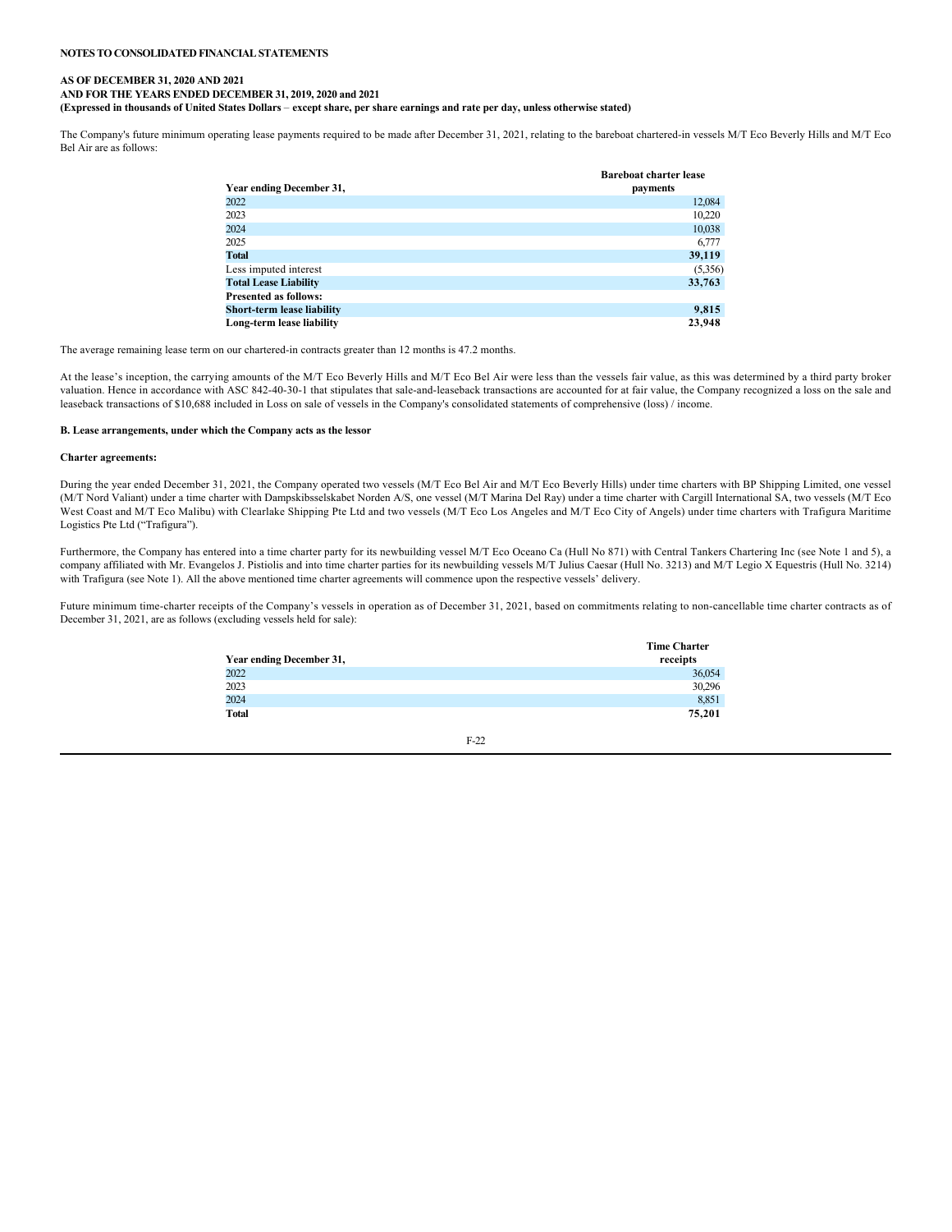The Company's future minimum operating lease payments required to be made after December 31, 2021, relating to the bareboat chartered-in vessels M/T Eco Beverly Hills and M/T Eco Bel Air are as follows:

| Year ending December 31, | Bareboat charter lease payments |
|---|---|
| 2022 | 12,084 |
| 2023 | 10,220 |
| 2024 | 10,038 |
| 2025 | 6,777 |
| **Total** | **39,119** |
| Less imputed interest | (5,356) |
| **Total Lease Liability** | **33,763** |
| **Presented as follows:** | |
| **Short-term lease liability** | **9,815** |
| **Long-term lease liability** | **23,948** |

The average remaining lease term on our chartered-in contracts greater than 12 months is 47.2 months.

At the lease's inception, the carrying amounts of the M/T Eco Beverly Hills and M/T Eco Bel Air were less than the vessels fair value, as this was determined by a third party broker valuation. Hence in accordance with ASC 842-40-30-1 that stipulates that sale-and-leaseback transactions are accounted for at fair value, the Company recognized a loss on the sale and leaseback transactions of $10,688 included in Loss on sale of vessels in the Company's consolidated statements of comprehensive (loss) / income.

**B. Lease arrangements, under which the Company acts as the lessor**

**Charter agreements:**

During the year ended December 31, 2021, the Company operated two vessels (M/T Eco Bel Air and M/T Eco Beverly Hills) under time charters with BP Shipping Limited, one vessel (M/T Nord Valiant) under a time charter with Dampskibsselskabet Norden A/S, one vessel (M/T Marina Del Ray) under a time charter with Cargill International SA, two vessels (M/T Eco West Coast and M/T Eco Malibu) with Clearlake Shipping Pte Ltd and two vessels (M/T Eco Los Angeles and M/T Eco City of Angels) under time charters with Trafigura Maritime Logistics Pte Ltd ("Trafigura").

Furthermore, the Company has entered into a time charter party for its newbuilding vessel M/T Eco Oceano Ca (Hull No 871) with Central Tankers Chartering Inc (see Note 1 and 5), a company affiliated with Mr. Evangelos J. Pistiolis and into time charter parties for its newbuilding vessels M/T Julius Caesar (Hull No. 3213) and M/T Legio X Equestris (Hull No. 3214) with Trafigura (see Note 1). All the above mentioned time charter agreements will commence upon the respective vessels' delivery.

Future minimum time-charter receipts of the Company's vessels in operation as of December 31, 2021, based on commitments relating to non-cancellable time charter contracts as of December 31, 2021, are as follows (excluding vessels held for sale):

| Year ending December 31, | Time Charter receipts |
|---|---|
| 2022 | 36,054 |
| 2023 | 30,296 |
| 2024 | 8,851 |
| **Total** | **75,201** |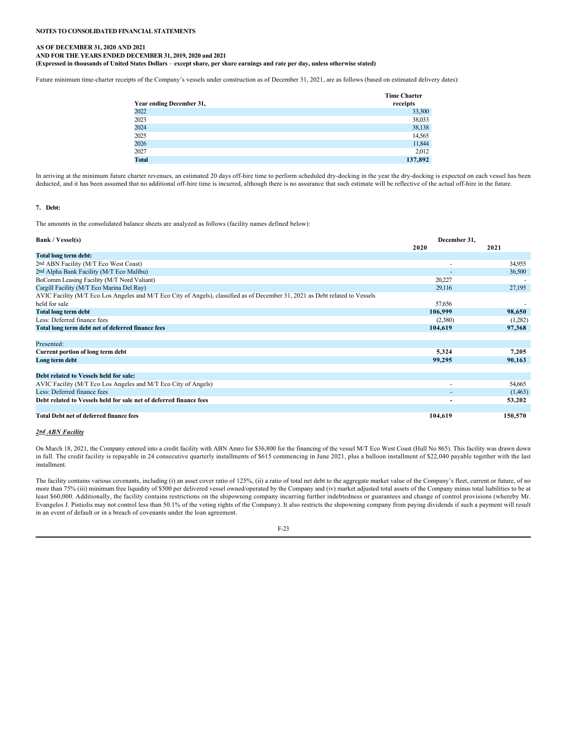**NOTES TO CONSOLIDATED FINANCIAL STATEMENTS**

**AS OF DECEMBER 31, 2020 AND 2021**
**AND FOR THE YEARS ENDED DECEMBER 31, 2019, 2020 and 2021**
**(Expressed in thousands of United States Dollars – except share, per share earnings and rate per day, unless otherwise stated)**

Future minimum time-charter receipts of the Company's vessels under construction as of December 31, 2021, are as follows (based on estimated delivery dates):

| Year ending December 31, | Time Charter receipts |
|---|---|
| 2022 | 33,300 |
| 2023 | 38,033 |
| 2024 | 38,138 |
| 2025 | 14,565 |
| 2026 | 11,844 |
| 2027 | 2,012 |
| **Total** | **137,892** |

In arriving at the minimum future charter revenues, an estimated 20 days off-hire time to perform scheduled dry-docking in the year the dry-docking is expected on each vessel has been deducted, and it has been assumed that no additional off-hire time is incurred, although there is no assurance that such estimate will be reflective of the actual off-hire in the future.

**7. Debt:**

The amounts in the consolidated balance sheets are analyzed as follows (facility names defined below):

| Bank / Vessel(s) | December 31, 2020 | December 31, 2021 |
|---|---|---|
| **Total long term debt:** | | |
| 2nd ABN Facility (M/T Eco West Coast) | - | 34,955 |
| 2nd Alpha Bank Facility (M/T Eco Malibu) | - | 36,500 |
| BoComm Leasing Facility (M/T Nord Valiant) | 20,227 | - |
| Cargill Facility (M/T Eco Marina Del Ray) | 29,116 | 27,195 |
| AVIC Facility (M/T Eco Los Angeles and M/T Eco City of Angels), classified as of December 31, 2021 as Debt related to Vessels held for sale | 57,656 | - |
| **Total long term debt** | **106,999** | **98,650** |
| Less: Deferred finance fees | (2,380) | (1,282) |
| **Total long term debt net of deferred finance fees** | **104,619** | **97,368** |
| | | |
| Presented: | | |
| **Current portion of long term debt** | **5,324** | **7,205** |
| **Long term debt** | **99,295** | **90,163** |
| | | |
| **Debt related to Vessels held for sale:** | | |
| AVIC Facility (M/T Eco Los Angeles and M/T Eco City of Angels) | - | 54,665 |
| Less: Deferred finance fees | - | (1,463) |
| **Debt related to Vessels held for sale net of deferred finance fees** | **-** | **53,202** |
| | | |
| **Total Debt net of deferred finance fees** | **104,619** | **150,570** |

***2nd ABN Facility***

On March 18, 2021, the Company entered into a credit facility with ABN Amro for $36,800 for the financing of the vessel M/T Eco West Coast (Hull No 865). This facility was drawn down in full. The credit facility is repayable in 24 consecutive quarterly installments of $615 commencing in June 2021, plus a balloon installment of $22,040 payable together with the last installment.

The facility contains various covenants, including (i) an asset cover ratio of 125%, (ii) a ratio of total net debt to the aggregate market value of the Company's fleet, current or future, of no more than 75% (iii) minimum free liquidity of $500 per delivered vessel owned/operated by the Company and (iv) market adjusted total assets of the Company minus total liabilities to be at least $60,000. Additionally, the facility contains restrictions on the shipowning company incurring further indebtedness or guarantees and change of control provisions (whereby Mr. Evangelos J. Pistiolis may not control less than 50.1% of the voting rights of the Company). It also restricts the shipowning company from paying dividends if such a payment will result in an event of default or in a breach of covenants under the loan agreement.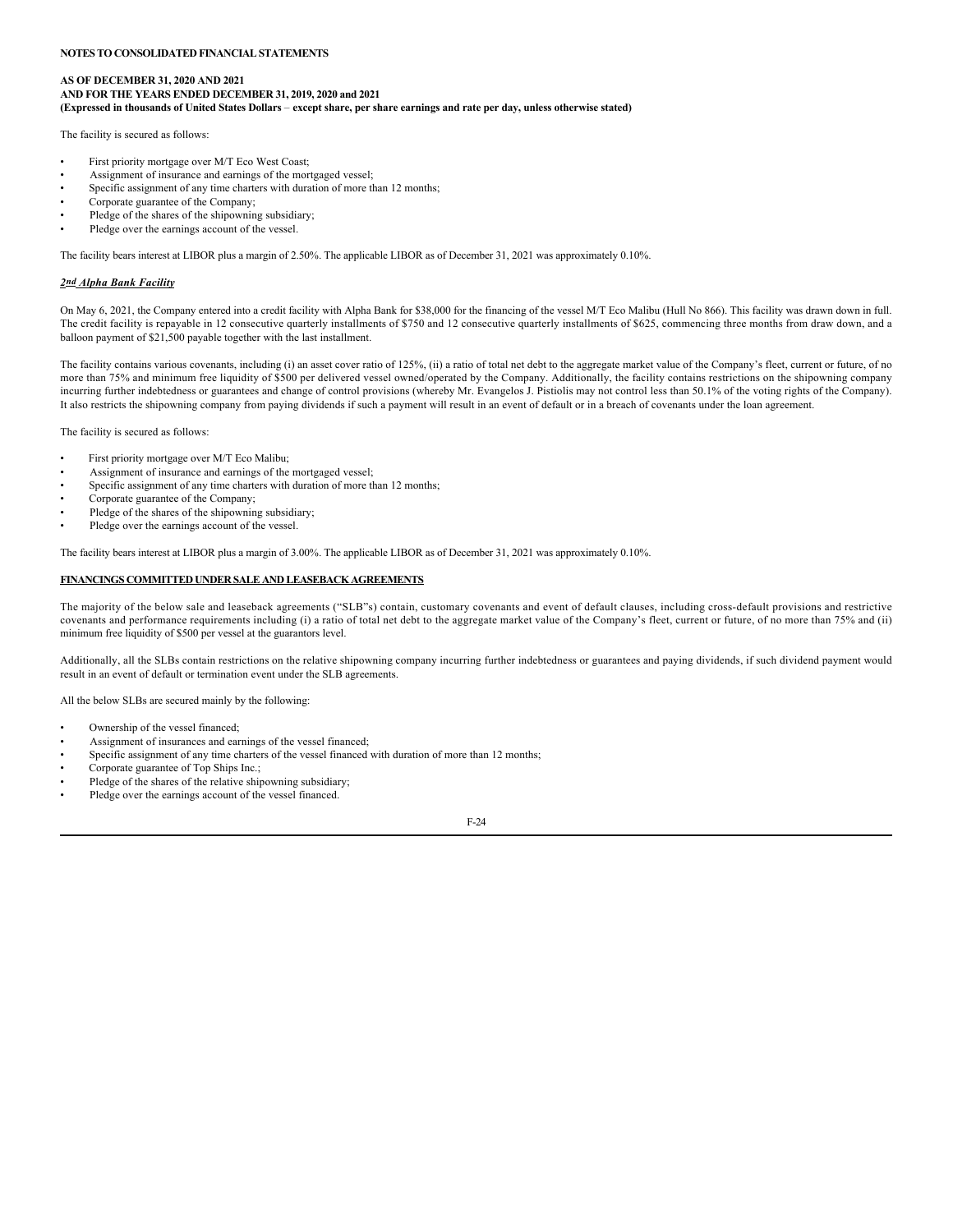The facility is secured as follows:

- First priority mortgage over M/T Eco West Coast;
- Assignment of insurance and earnings of the mortgaged vessel;
- Specific assignment of any time charters with duration of more than 12 months;
- Corporate guarantee of the Company;
- Pledge of the shares of the shipowning subsidiary;
- Pledge over the earnings account of the vessel.

The facility bears interest at LIBOR plus a margin of 2.50%. The applicable LIBOR as of December 31, 2021 was approximately 0.10%.

***2nd Alpha Bank Facility***

On May 6, 2021, the Company entered into a credit facility with Alpha Bank for $38,000 for the financing of the vessel M/T Eco Malibu (Hull No 866). This facility was drawn down in full. The credit facility is repayable in 12 consecutive quarterly installments of $750 and 12 consecutive quarterly installments of $625, commencing three months from draw down, and a balloon payment of $21,500 payable together with the last installment.

The facility contains various covenants, including (i) an asset cover ratio of 125%, (ii) a ratio of total net debt to the aggregate market value of the Company's fleet, current or future, of no more than 75% and minimum free liquidity of $500 per delivered vessel owned/operated by the Company. Additionally, the facility contains restrictions on the shipowning company incurring further indebtedness or guarantees and change of control provisions (whereby Mr. Evangelos J. Pistiolis may not control less than 50.1% of the voting rights of the Company). It also restricts the shipowning company from paying dividends if such a payment will result in an event of default or in a breach of covenants under the loan agreement.

The facility is secured as follows:

- First priority mortgage over M/T Eco Malibu;
- Assignment of insurance and earnings of the mortgaged vessel;
- Specific assignment of any time charters with duration of more than 12 months;
- Corporate guarantee of the Company;
- Pledge of the shares of the shipowning subsidiary;
- Pledge over the earnings account of the vessel.

The facility bears interest at LIBOR plus a margin of 3.00%. The applicable LIBOR as of December 31, 2021 was approximately 0.10%.

**FINANCINGS COMMITTED UNDER SALE AND LEASEBACK AGREEMENTS**

The majority of the below sale and leaseback agreements ("SLB"s) contain, customary covenants and event of default clauses, including cross-default provisions and restrictive covenants and performance requirements including (i) a ratio of total net debt to the aggregate market value of the Company's fleet, current or future, of no more than 75% and (ii) minimum free liquidity of $500 per vessel at the guarantors level.

Additionally, all the SLBs contain restrictions on the relative shipowning company incurring further indebtedness or guarantees and paying dividends, if such dividend payment would result in an event of default or termination event under the SLB agreements.

All the below SLBs are secured mainly by the following:

- Ownership of the vessel financed;
- Assignment of insurances and earnings of the vessel financed;
- Specific assignment of any time charters of the vessel financed with duration of more than 12 months;
- Corporate guarantee of Top Ships Inc.;
- Pledge of the shares of the relative shipowning subsidiary;
- Pledge over the earnings account of the vessel financed.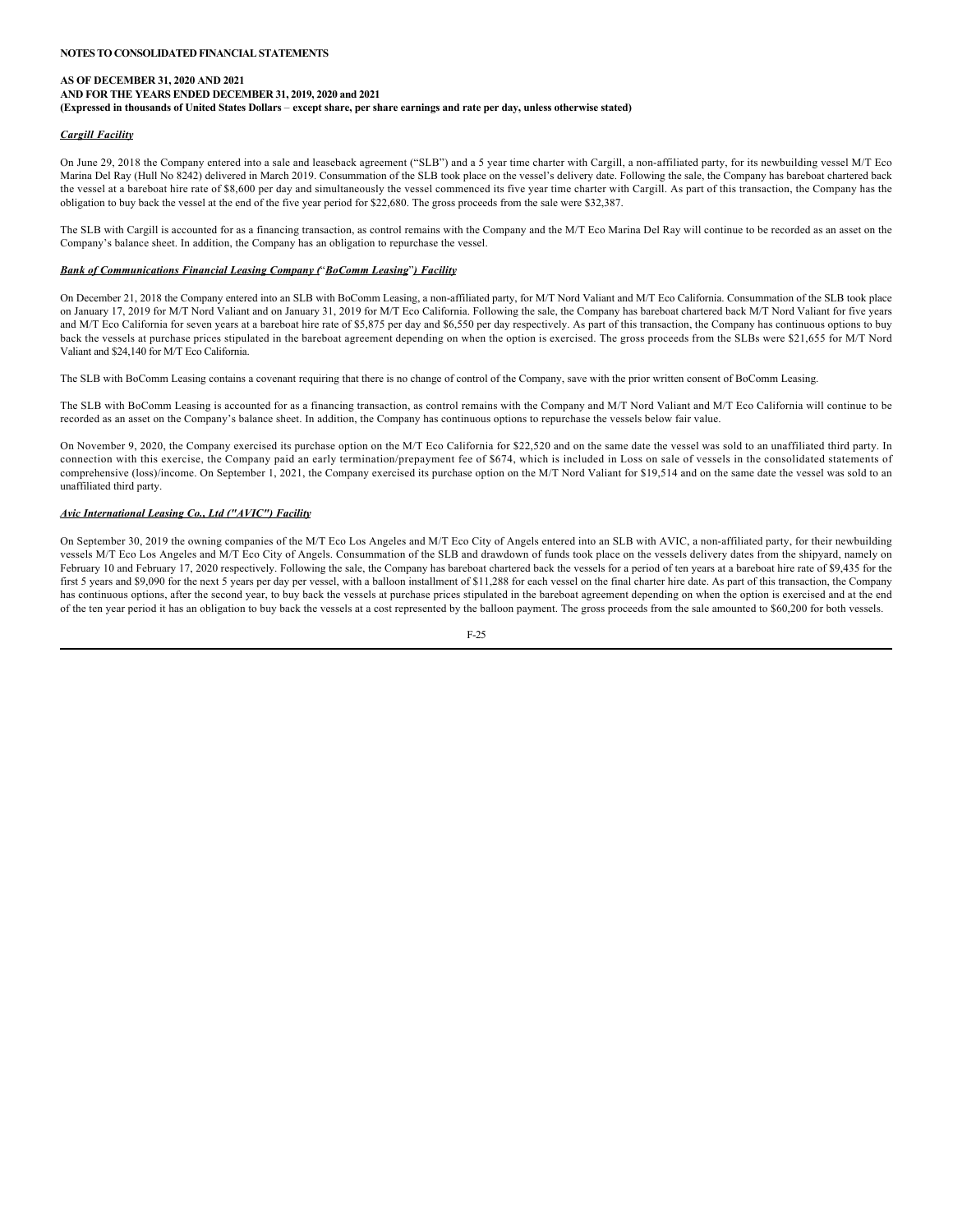**NOTES TO CONSOLIDATED FINANCIAL STATEMENTS**

**AS OF DECEMBER 31, 2020 AND 2021**
**AND FOR THE YEARS ENDED DECEMBER 31, 2019, 2020 and 2021**
**(Expressed in thousands of United States Dollars – except share, per share earnings and rate per day, unless otherwise stated)**

***Cargill Facility***

On June 29, 2018 the Company entered into a sale and leaseback agreement ("SLB") and a 5 year time charter with Cargill, a non-affiliated party, for its newbuilding vessel M/T Eco Marina Del Ray (Hull No 8242) delivered in March 2019. Consummation of the SLB took place on the vessel's delivery date. Following the sale, the Company has bareboat chartered back the vessel at a bareboat hire rate of $8,600 per day and simultaneously the vessel commenced its five year time charter with Cargill. As part of this transaction, the Company has the obligation to buy back the vessel at the end of the five year period for $22,680. The gross proceeds from the sale were $32,387.

The SLB with Cargill is accounted for as a financing transaction, as control remains with the Company and the M/T Eco Marina Del Ray will continue to be recorded as an asset on the Company's balance sheet. In addition, the Company has an obligation to repurchase the vessel.

***Bank of Communications Financial Leasing Company ("BoComm Leasing") Facility***

On December 21, 2018 the Company entered into an SLB with BoComm Leasing, a non-affiliated party, for M/T Nord Valiant and M/T Eco California. Consummation of the SLB took place on January 17, 2019 for M/T Nord Valiant and on January 31, 2019 for M/T Eco California. Following the sale, the Company has bareboat chartered back M/T Nord Valiant for five years and M/T Eco California for seven years at a bareboat hire rate of $5,875 per day and $6,550 per day respectively. As part of this transaction, the Company has continuous options to buy back the vessels at purchase prices stipulated in the bareboat agreement depending on when the option is exercised. The gross proceeds from the SLBs were $21,655 for M/T Nord Valiant and $24,140 for M/T Eco California.

The SLB with BoComm Leasing contains a covenant requiring that there is no change of control of the Company, save with the prior written consent of BoComm Leasing.

The SLB with BoComm Leasing is accounted for as a financing transaction, as control remains with the Company and M/T Nord Valiant and M/T Eco California will continue to be recorded as an asset on the Company's balance sheet. In addition, the Company has continuous options to repurchase the vessels below fair value.

On November 9, 2020, the Company exercised its purchase option on the M/T Eco California for $22,520 and on the same date the vessel was sold to an unaffiliated third party. In connection with this exercise, the Company paid an early termination/prepayment fee of $674, which is included in Loss on sale of vessels in the consolidated statements of comprehensive (loss)/income. On September 1, 2021, the Company exercised its purchase option on the M/T Nord Valiant for $19,514 and on the same date the vessel was sold to an unaffiliated third party.

***Avic International Leasing Co., Ltd ("AVIC") Facility***

On September 30, 2019 the owning companies of the M/T Eco Los Angeles and M/T Eco City of Angels entered into an SLB with AVIC, a non-affiliated party, for their newbuilding vessels M/T Eco Los Angeles and M/T Eco City of Angels. Consummation of the SLB and drawdown of funds took place on the vessels delivery dates from the shipyard, namely on February 10 and February 17, 2020 respectively. Following the sale, the Company has bareboat chartered back the vessels for a period of ten years at a bareboat hire rate of $9,435 for the first 5 years and $9,090 for the next 5 years per day per vessel, with a balloon installment of $11,288 for each vessel on the final charter hire date. As part of this transaction, the Company has continuous options, after the second year, to buy back the vessels at purchase prices stipulated in the bareboat agreement depending on when the option is exercised and at the end of the ten year period it has an obligation to buy back the vessels at a cost represented by the balloon payment. The gross proceeds from the sale amounted to $60,200 for both vessels.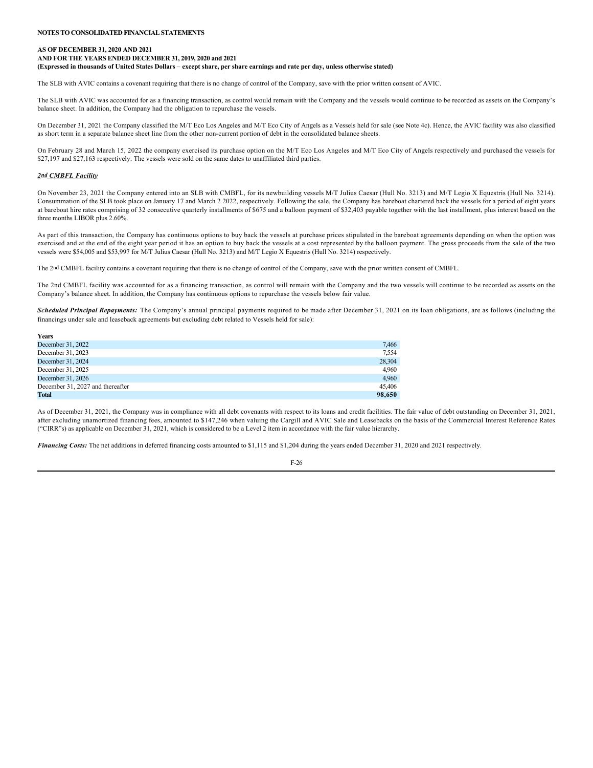**NOTES TO CONSOLIDATED FINANCIAL STATEMENTS**

**AS OF DECEMBER 31, 2020 AND 2021**
**AND FOR THE YEARS ENDED DECEMBER 31, 2019, 2020 and 2021**
**(Expressed in thousands of United States Dollars – except share, per share earnings and rate per day, unless otherwise stated)**

The SLB with AVIC contains a covenant requiring that there is no change of control of the Company, save with the prior written consent of AVIC.

The SLB with AVIC was accounted for as a financing transaction, as control would remain with the Company and the vessels would continue to be recorded as assets on the Company's balance sheet. In addition, the Company had the obligation to repurchase the vessels.

On December 31, 2021 the Company classified the M/T Eco Los Angeles and M/T Eco City of Angels as a Vessels held for sale (see Note 4c). Hence, the AVIC facility was also classified as short term in a separate balance sheet line from the other non-current portion of debt in the consolidated balance sheets.

On February 28 and March 15, 2022 the company exercised its purchase option on the M/T Eco Los Angeles and M/T Eco City of Angels respectively and purchased the vessels for \$27,197 and \$27,163 respectively. The vessels were sold on the same dates to unaffiliated third parties.

***2nd CMBFL Facility***

On November 23, 2021 the Company entered into an SLB with CMBFL, for its newbuilding vessels M/T Julius Caesar (Hull No. 3213) and M/T Legio X Equestris (Hull No. 3214). Consummation of the SLB took place on January 17 and March 2 2022, respectively. Following the sale, the Company has bareboat chartered back the vessels for a period of eight years at bareboat hire rates comprising of 32 consecutive quarterly installments of \$675 and a balloon payment of \$32,403 payable together with the last installment, plus interest based on the three months LIBOR plus 2.60%.

As part of this transaction, the Company has continuous options to buy back the vessels at purchase prices stipulated in the bareboat agreements depending on when the option was exercised and at the end of the eight year period it has an option to buy back the vessels at a cost represented by the balloon payment. The gross proceeds from the sale of the two vessels were \$54,005 and \$53,997 for M/T Julius Caesar (Hull No. 3213) and M/T Legio X Equestris (Hull No. 3214) respectively.

The 2nd CMBFL facility contains a covenant requiring that there is no change of control of the Company, save with the prior written consent of CMBFL.

The 2nd CMBFL facility was accounted for as a financing transaction, as control will remain with the Company and the two vessels will continue to be recorded as assets on the Company's balance sheet. In addition, the Company has continuous options to repurchase the vessels below fair value.

***Scheduled Principal Repayments:*** The Company's annual principal payments required to be made after December 31, 2021 on its loan obligations, are as follows (including the financings under sale and leaseback agreements but excluding debt related to Vessels held for sale):

| **Years** | |
|---|---|
| December 31, 2022 | 7,466 |
| December 31, 2023 | 7,554 |
| December 31, 2024 | 28,304 |
| December 31, 2025 | 4,960 |
| December 31, 2026 | 4,960 |
| December 31, 2027 and thereafter | 45,406 |
| **Total** | **98,650** |

As of December 31, 2021, the Company was in compliance with all debt covenants with respect to its loans and credit facilities. The fair value of debt outstanding on December 31, 2021, after excluding unamortized financing fees, amounted to \$147,246 when valuing the Cargill and AVIC Sale and Leasebacks on the basis of the Commercial Interest Reference Rates ("CIRR"s) as applicable on December 31, 2021, which is considered to be a Level 2 item in accordance with the fair value hierarchy.

***Financing Costs:*** The net additions in deferred financing costs amounted to \$1,115 and \$1,204 during the years ended December 31, 2020 and 2021 respectively.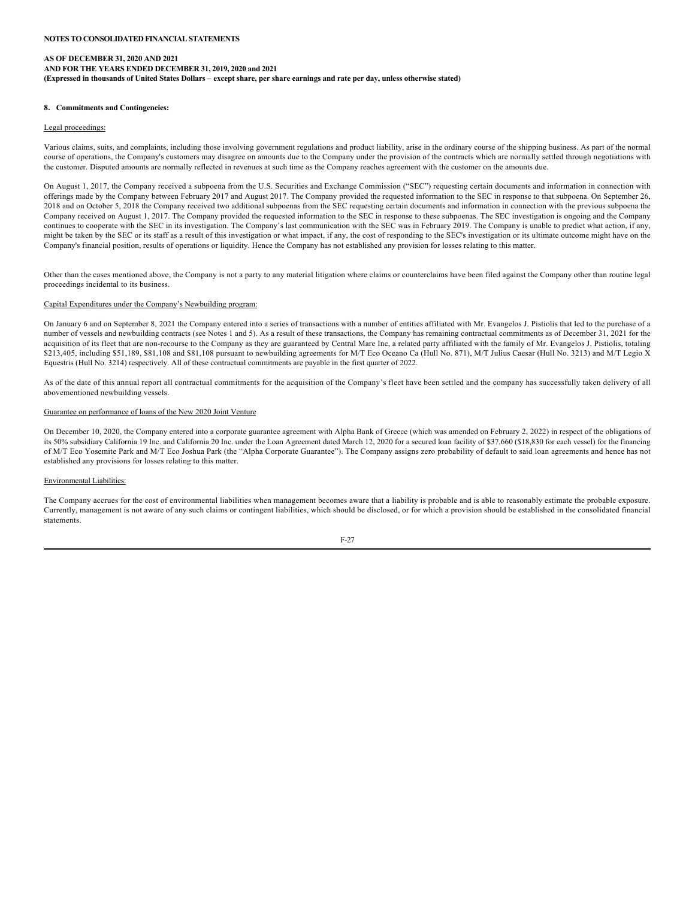**8. Commitments and Contingencies:**

Legal proceedings:

Various claims, suits, and complaints, including those involving government regulations and product liability, arise in the ordinary course of the shipping business. As part of the normal course of operations, the Company's customers may disagree on amounts due to the Company under the provision of the contracts which are normally settled through negotiations with the customer. Disputed amounts are normally reflected in revenues at such time as the Company reaches agreement with the customer on the amounts due.

On August 1, 2017, the Company received a subpoena from the U.S. Securities and Exchange Commission ("SEC") requesting certain documents and information in connection with offerings made by the Company between February 2017 and August 2017. The Company provided the requested information to the SEC in response to that subpoena. On September 26, 2018 and on October 5, 2018 the Company received two additional subpoenas from the SEC requesting certain documents and information in connection with the previous subpoena the Company received on August 1, 2017. The Company provided the requested information to the SEC in response to these subpoenas. The SEC investigation is ongoing and the Company continues to cooperate with the SEC in its investigation. The Company's last communication with the SEC was in February 2019. The Company is unable to predict what action, if any, might be taken by the SEC or its staff as a result of this investigation or what impact, if any, the cost of responding to the SEC's investigation or its ultimate outcome might have on the Company's financial position, results of operations or liquidity. Hence the Company has not established any provision for losses relating to this matter.

Other than the cases mentioned above, the Company is not a party to any material litigation where claims or counterclaims have been filed against the Company other than routine legal proceedings incidental to its business.

Capital Expenditures under the Company's Newbuilding program:

On January 6 and on September 8, 2021 the Company entered into a series of transactions with a number of entities affiliated with Mr. Evangelos J. Pistiolis that led to the purchase of a number of vessels and newbuilding contracts (see Notes 1 and 5). As a result of these transactions, the Company has remaining contractual commitments as of December 31, 2021 for the acquisition of its fleet that are non-recourse to the Company as they are guaranteed by Central Mare Inc, a related party affiliated with the family of Mr. Evangelos J. Pistiolis, totaling $213,405, including $51,189, $81,108 and $81,108 pursuant to newbuilding agreements for M/T Eco Oceano Ca (Hull No. 871), M/T Julius Caesar (Hull No. 3213) and M/T Legio X Equestris (Hull No. 3214) respectively. All of these contractual commitments are payable in the first quarter of 2022.

As of the date of this annual report all contractual commitments for the acquisition of the Company's fleet have been settled and the company has successfully taken delivery of all abovementioned newbuilding vessels.

Guarantee on performance of loans of the New 2020 Joint Venture

On December 10, 2020, the Company entered into a corporate guarantee agreement with Alpha Bank of Greece (which was amended on February 2, 2022) in respect of the obligations of its 50% subsidiary California 19 Inc. and California 20 Inc. under the Loan Agreement dated March 12, 2020 for a secured loan facility of $37,660 ($18,830 for each vessel) for the financing of M/T Eco Yosemite Park and M/T Eco Joshua Park (the "Alpha Corporate Guarantee"). The Company assigns zero probability of default to said loan agreements and hence has not established any provisions for losses relating to this matter.

Environmental Liabilities:

The Company accrues for the cost of environmental liabilities when management becomes aware that a liability is probable and is able to reasonably estimate the probable exposure. Currently, management is not aware of any such claims or contingent liabilities, which should be disclosed, or for which a provision should be established in the consolidated financial statements.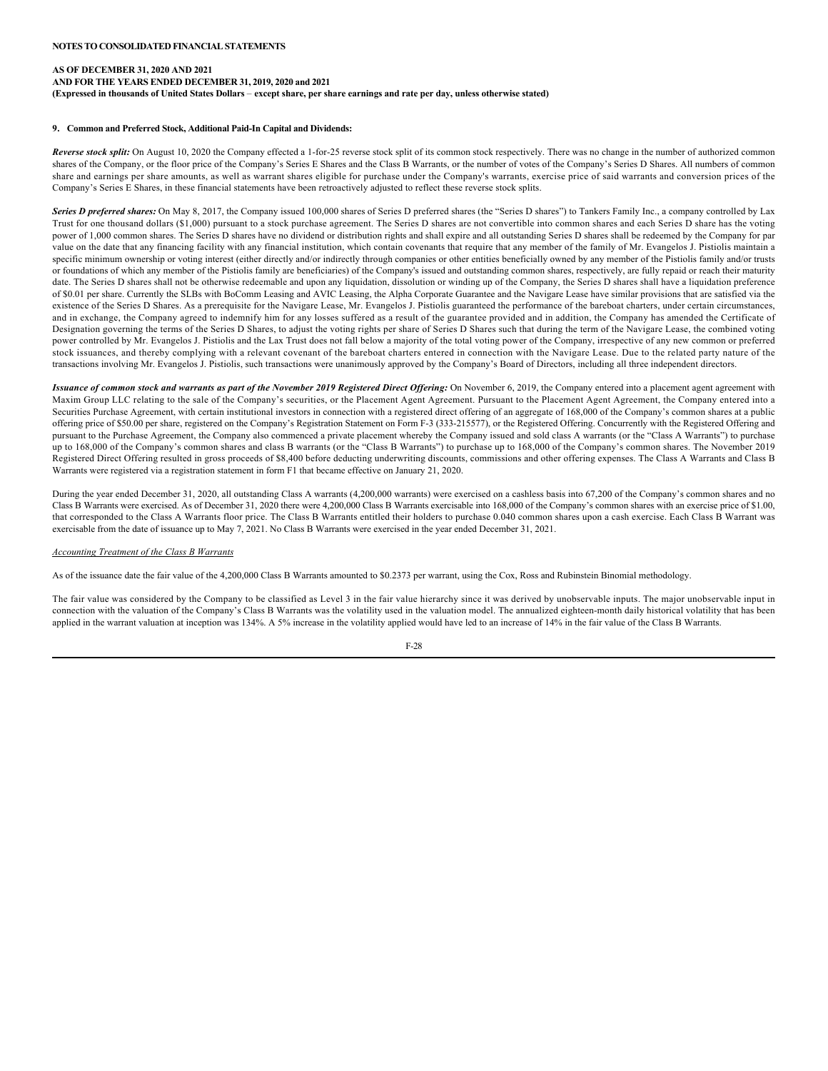**NOTES TO CONSOLIDATED FINANCIAL STATEMENTS**

**AS OF DECEMBER 31, 2020 AND 2021**
**AND FOR THE YEARS ENDED DECEMBER 31, 2019, 2020 and 2021**
**(Expressed in thousands of United States Dollars – except share, per share earnings and rate per day, unless otherwise stated)**

**9. Common and Preferred Stock, Additional Paid-In Capital and Dividends:**

***Reverse stock split:*** On August 10, 2020 the Company effected a 1-for-25 reverse stock split of its common stock respectively. There was no change in the number of authorized common shares of the Company, or the floor price of the Company's Series E Shares and the Class B Warrants, or the number of votes of the Company's Series D Shares. All numbers of common share and earnings per share amounts, as well as warrant shares eligible for purchase under the Company's warrants, exercise price of said warrants and conversion prices of the Company's Series E Shares, in these financial statements have been retroactively adjusted to reflect these reverse stock splits.

***Series D preferred shares:*** On May 8, 2017, the Company issued 100,000 shares of Series D preferred shares (the "Series D shares") to Tankers Family Inc., a company controlled by Lax Trust for one thousand dollars ($1,000) pursuant to a stock purchase agreement. The Series D shares are not convertible into common shares and each Series D share has the voting power of 1,000 common shares. The Series D shares have no dividend or distribution rights and shall expire and all outstanding Series D shares shall be redeemed by the Company for par value on the date that any financing facility with any financial institution, which contain covenants that require that any member of the family of Mr. Evangelos J. Pistiolis maintain a specific minimum ownership or voting interest (either directly and/or indirectly through companies or other entities beneficially owned by any member of the Pistiolis family and/or trusts or foundations of which any member of the Pistiolis family are beneficiaries) of the Company's issued and outstanding common shares, respectively, are fully repaid or reach their maturity date. The Series D shares shall not be otherwise redeemable and upon any liquidation, dissolution or winding up of the Company, the Series D shares shall have a liquidation preference of $0.01 per share. Currently the SLBs with BoComm Leasing and AVIC Leasing, the Alpha Corporate Guarantee and the Navigare Lease have similar provisions that are satisfied via the existence of the Series D Shares. As a prerequisite for the Navigare Lease, Mr. Evangelos J. Pistiolis guaranteed the performance of the bareboat charters, under certain circumstances, and in exchange, the Company agreed to indemnify him for any losses suffered as a result of the guarantee provided and in addition, the Company has amended the Certificate of Designation governing the terms of the Series D Shares, to adjust the voting rights per share of Series D Shares such that during the term of the Navigare Lease, the combined voting power controlled by Mr. Evangelos J. Pistiolis and the Lax Trust does not fall below a majority of the total voting power of the Company, irrespective of any new common or preferred stock issuances, and thereby complying with a relevant covenant of the bareboat charters entered in connection with the Navigare Lease. Due to the related party nature of the transactions involving Mr. Evangelos J. Pistiolis, such transactions were unanimously approved by the Company's Board of Directors, including all three independent directors.

***Issuance of common stock and warrants as part of the November 2019 Registered Direct Offering:*** On November 6, 2019, the Company entered into a placement agent agreement with Maxim Group LLC relating to the sale of the Company's securities, or the Placement Agent Agreement. Pursuant to the Placement Agent Agreement, the Company entered into a Securities Purchase Agreement, with certain institutional investors in connection with a registered direct offering of an aggregate of 168,000 of the Company's common shares at a public offering price of $50.00 per share, registered on the Company's Registration Statement on Form F-3 (333-215577), or the Registered Offering. Concurrently with the Registered Offering and pursuant to the Purchase Agreement, the Company also commenced a private placement whereby the Company issued and sold class A warrants (or the "Class A Warrants") to purchase up to 168,000 of the Company's common shares and class B warrants (or the "Class B Warrants") to purchase up to 168,000 of the Company's common shares. The November 2019 Registered Direct Offering resulted in gross proceeds of $8,400 before deducting underwriting discounts, commissions and other offering expenses. The Class A Warrants and Class B Warrants were registered via a registration statement in form F1 that became effective on January 21, 2020.

During the year ended December 31, 2020, all outstanding Class A warrants (4,200,000 warrants) were exercised on a cashless basis into 67,200 of the Company's common shares and no Class B Warrants were exercised. As of December 31, 2020 there were 4,200,000 Class B Warrants exercisable into 168,000 of the Company's common shares with an exercise price of $1.00, that corresponded to the Class A Warrants floor price. The Class B Warrants entitled their holders to purchase 0.040 common shares upon a cash exercise. Each Class B Warrant was exercisable from the date of issuance up to May 7, 2021. No Class B Warrants were exercised in the year ended December 31, 2021.

*Accounting Treatment of the Class B Warrants*

As of the issuance date the fair value of the 4,200,000 Class B Warrants amounted to $0.2373 per warrant, using the Cox, Ross and Rubinstein Binomial methodology.

The fair value was considered by the Company to be classified as Level 3 in the fair value hierarchy since it was derived by unobservable inputs. The major unobservable input in connection with the valuation of the Company's Class B Warrants was the volatility used in the valuation model. The annualized eighteen-month daily historical volatility that has been applied in the warrant valuation at inception was 134%. A 5% increase in the volatility applied would have led to an increase of 14% in the fair value of the Class B Warrants.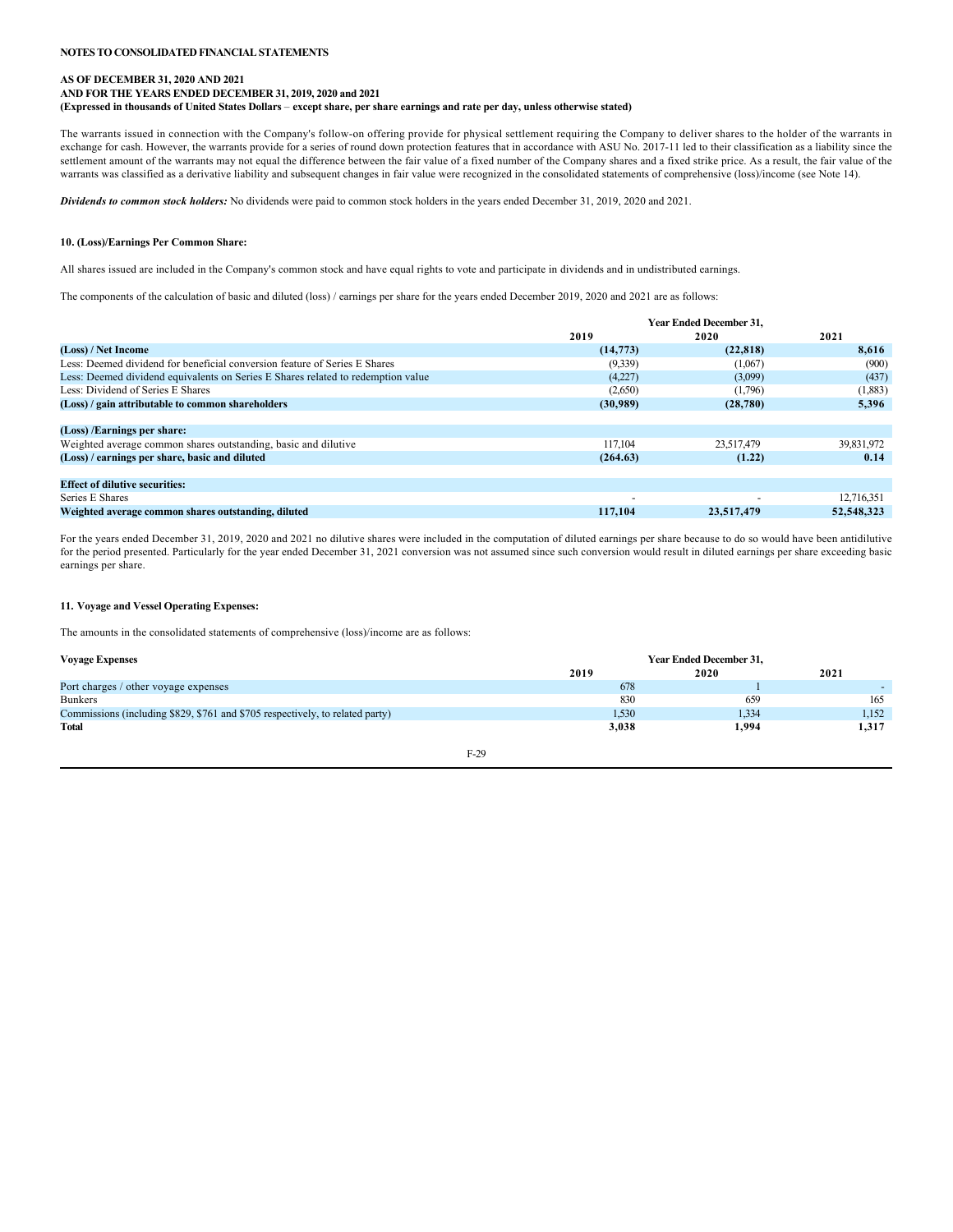**NOTES TO CONSOLIDATED FINANCIAL STATEMENTS**

**AS OF DECEMBER 31, 2020 AND 2021**
**AND FOR THE YEARS ENDED DECEMBER 31, 2019, 2020 and 2021**
**(Expressed in thousands of United States Dollars – except share, per share earnings and rate per day, unless otherwise stated)**

The warrants issued in connection with the Company's follow-on offering provide for physical settlement requiring the Company to deliver shares to the holder of the warrants in exchange for cash. However, the warrants provide for a series of round down protection features that in accordance with ASU No. 2017-11 led to their classification as a liability since the settlement amount of the warrants may not equal the difference between the fair value of a fixed number of the Company shares and a fixed strike price. As a result, the fair value of the warrants was classified as a derivative liability and subsequent changes in fair value were recognized in the consolidated statements of comprehensive (loss)/income (see Note 14).

***Dividends to common stock holders:*** No dividends were paid to common stock holders in the years ended December 31, 2019, 2020 and 2021.

**10. (Loss)/Earnings Per Common Share:**

All shares issued are included in the Company's common stock and have equal rights to vote and participate in dividends and in undistributed earnings.

The components of the calculation of basic and diluted (loss) / earnings per share for the years ended December 2019, 2020 and 2021 are as follows:

| | Year Ended December 31, | | |
|---|---|---|---|
| | **2019** | **2020** | **2021** |
| **(Loss) / Net Income** | **(14,773)** | **(22,818)** | **8,616** |
| Less: Deemed dividend for beneficial conversion feature of Series E Shares | (9,339) | (1,067) | (900) |
| Less: Deemed dividend equivalents on Series E Shares related to redemption value | (4,227) | (3,099) | (437) |
| Less: Dividend of Series E Shares | (2,650) | (1,796) | (1,883) |
| **(Loss) / gain attributable to common shareholders** | **(30,989)** | **(28,780)** | **5,396** |
| | | | |
| **(Loss) /Earnings per share:** | | | |
| Weighted average common shares outstanding, basic and dilutive | 117,104 | 23,517,479 | 39,831,972 |
| **(Loss) / earnings per share, basic and diluted** | **(264.63)** | **(1.22)** | **0.14** |
| | | | |
| **Effect of dilutive securities:** | | | |
| Series E Shares | - | - | 12,716,351 |
| **Weighted average common shares outstanding, diluted** | **117,104** | **23,517,479** | **52,548,323** |

For the years ended December 31, 2019, 2020 and 2021 no dilutive shares were included in the computation of diluted earnings per share because to do so would have been antidilutive for the period presented. Particularly for the year ended December 31, 2021 conversion was not assumed since such conversion would result in diluted earnings per share exceeding basic earnings per share.

**11. Voyage and Vessel Operating Expenses:**

The amounts in the consolidated statements of comprehensive (loss)/income are as follows:

| **Voyage Expenses** | Year Ended December 31, | | |
|---|---|---|---|
| | **2019** | **2020** | **2021** |
| Port charges / other voyage expenses | 678 | 1 | - |
| Bunkers | 830 | 659 | 165 |
| Commissions (including $829, $761 and $705 respectively, to related party) | 1,530 | 1,334 | 1,152 |
| **Total** | **3,038** | **1,994** | **1,317** |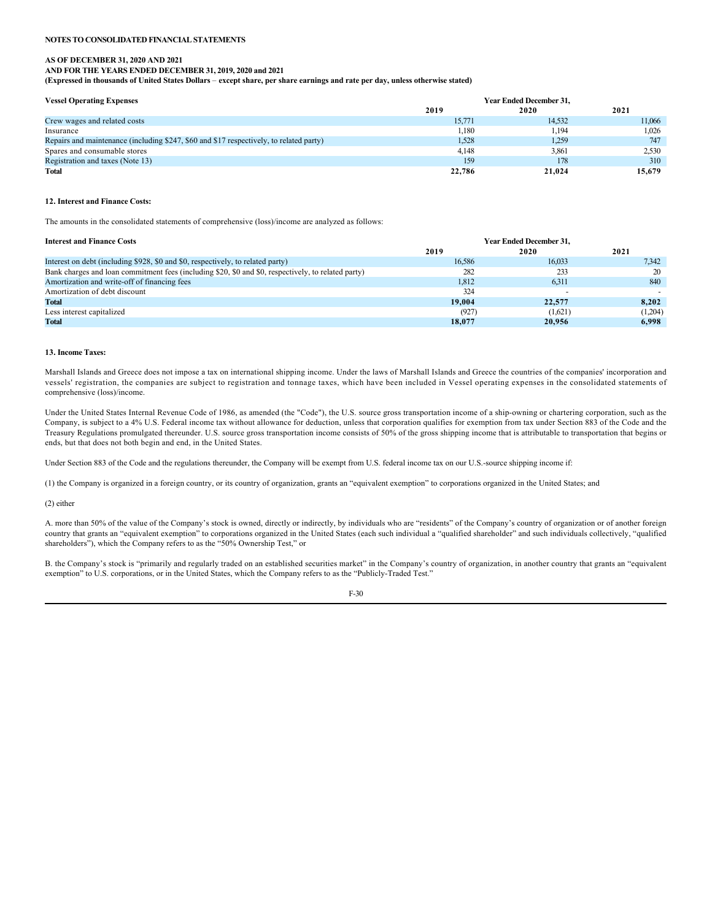**NOTES TO CONSOLIDATED FINANCIAL STATEMENTS**

**AS OF DECEMBER 31, 2020 AND 2021**
**AND FOR THE YEARS ENDED DECEMBER 31, 2019, 2020 and 2021**
**(Expressed in thousands of United States Dollars – except share, per share earnings and rate per day, unless otherwise stated)**

| **Vessel Operating Expenses** | **Year Ended December 31,** | | |
|---|---|---|---|
| | **2019** | **2020** | **2021** |
| Crew wages and related costs | 15,771 | 14,532 | 11,066 |
| Insurance | 1,180 | 1,194 | 1,026 |
| Repairs and maintenance (including $247, $60 and $17 respectively, to related party) | 1,528 | 1,259 | 747 |
| Spares and consumable stores | 4,148 | 3,861 | 2,530 |
| Registration and taxes (Note 13) | 159 | 178 | 310 |
| **Total** | **22,786** | **21,024** | **15,679** |

**12. Interest and Finance Costs:**

The amounts in the consolidated statements of comprehensive (loss)/income are analyzed as follows:

| **Interest and Finance Costs** | **Year Ended December 31,** | | |
|---|---|---|---|
| | **2019** | **2020** | **2021** |
| Interest on debt (including $928, $0 and $0, respectively, to related party) | 16,586 | 16,033 | 7,342 |
| Bank charges and loan commitment fees (including $20, $0 and $0, respectively, to related party) | 282 | 233 | 20 |
| Amortization and write-off of financing fees | 1,812 | 6,311 | 840 |
| Amortization of debt discount | 324 | - | - |
| **Total** | **19,004** | **22,577** | **8,202** |
| Less interest capitalized | (927) | (1,621) | (1,204) |
| **Total** | **18,077** | **20,956** | **6,998** |

**13. Income Taxes:**

Marshall Islands and Greece does not impose a tax on international shipping income. Under the laws of Marshall Islands and Greece the countries of the companies' incorporation and vessels' registration, the companies are subject to registration and tonnage taxes, which have been included in Vessel operating expenses in the consolidated statements of comprehensive (loss)/income.

Under the United States Internal Revenue Code of 1986, as amended (the "Code"), the U.S. source gross transportation income of a ship-owning or chartering corporation, such as the Company, is subject to a 4% U.S. Federal income tax without allowance for deduction, unless that corporation qualifies for exemption from tax under Section 883 of the Code and the Treasury Regulations promulgated thereunder. U.S. source gross transportation income consists of 50% of the gross shipping income that is attributable to transportation that begins or ends, but that does not both begin and end, in the United States.

Under Section 883 of the Code and the regulations thereunder, the Company will be exempt from U.S. federal income tax on our U.S.-source shipping income if:

(1) the Company is organized in a foreign country, or its country of organization, grants an "equivalent exemption" to corporations organized in the United States; and

(2) either

A. more than 50% of the value of the Company's stock is owned, directly or indirectly, by individuals who are "residents" of the Company's country of organization or of another foreign country that grants an "equivalent exemption" to corporations organized in the United States (each such individual a "qualified shareholder" and such individuals collectively, "qualified shareholders"), which the Company refers to as the "50% Ownership Test," or

B. the Company's stock is "primarily and regularly traded on an established securities market" in the Company's country of organization, in another country that grants an "equivalent exemption" to U.S. corporations, or in the United States, which the Company refers to as the "Publicly-Traded Test."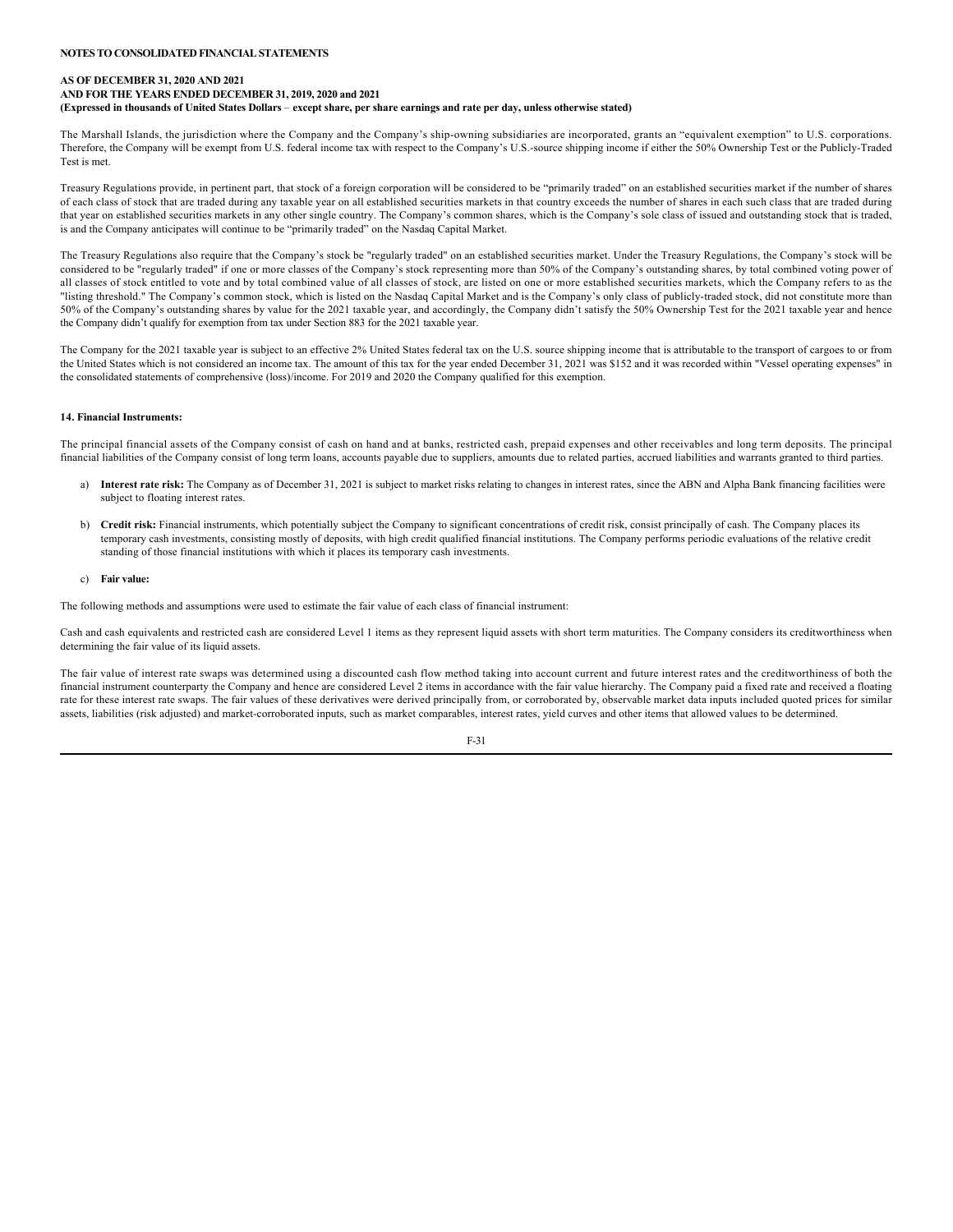The Marshall Islands, the jurisdiction where the Company and the Company's ship-owning subsidiaries are incorporated, grants an "equivalent exemption" to U.S. corporations. Therefore, the Company will be exempt from U.S. federal income tax with respect to the Company's U.S.-source shipping income if either the 50% Ownership Test or the Publicly-Traded Test is met.

Treasury Regulations provide, in pertinent part, that stock of a foreign corporation will be considered to be "primarily traded" on an established securities market if the number of shares of each class of stock that are traded during any taxable year on all established securities markets in that country exceeds the number of shares in each such class that are traded during that year on established securities markets in any other single country. The Company's common shares, which is the Company's sole class of issued and outstanding stock that is traded, is and the Company anticipates will continue to be "primarily traded" on the Nasdaq Capital Market.

The Treasury Regulations also require that the Company's stock be "regularly traded" on an established securities market. Under the Treasury Regulations, the Company's stock will be considered to be "regularly traded" if one or more classes of the Company's stock representing more than 50% of the Company's outstanding shares, by total combined voting power of all classes of stock entitled to vote and by total combined value of all classes of stock, are listed on one or more established securities markets, which the Company refers to as the "listing threshold." The Company's common stock, which is listed on the Nasdaq Capital Market and is the Company's only class of publicly-traded stock, did not constitute more than 50% of the Company's outstanding shares by value for the 2021 taxable year, and accordingly, the Company didn't satisfy the 50% Ownership Test for the 2021 taxable year and hence the Company didn't qualify for exemption from tax under Section 883 for the 2021 taxable year.

The Company for the 2021 taxable year is subject to an effective 2% United States federal tax on the U.S. source shipping income that is attributable to the transport of cargoes to or from the United States which is not considered an income tax. The amount of this tax for the year ended December 31, 2021 was $152 and it was recorded within "Vessel operating expenses" in the consolidated statements of comprehensive (loss)/income. For 2019 and 2020 the Company qualified for this exemption.

**14. Financial Instruments:**

The principal financial assets of the Company consist of cash on hand and at banks, restricted cash, prepaid expenses and other receivables and long term deposits. The principal financial liabilities of the Company consist of long term loans, accounts payable due to suppliers, amounts due to related parties, accrued liabilities and warrants granted to third parties.

a) **Interest rate risk:** The Company as of December 31, 2021 is subject to market risks relating to changes in interest rates, since the ABN and Alpha Bank financing facilities were subject to floating interest rates.

b) **Credit risk:** Financial instruments, which potentially subject the Company to significant concentrations of credit risk, consist principally of cash. The Company places its temporary cash investments, consisting mostly of deposits, with high credit qualified financial institutions. The Company performs periodic evaluations of the relative credit standing of those financial institutions with which it places its temporary cash investments.

c) **Fair value:**

The following methods and assumptions were used to estimate the fair value of each class of financial instrument:

Cash and cash equivalents and restricted cash are considered Level 1 items as they represent liquid assets with short term maturities. The Company considers its creditworthiness when determining the fair value of its liquid assets.

The fair value of interest rate swaps was determined using a discounted cash flow method taking into account current and future interest rates and the creditworthiness of both the financial instrument counterparty the Company and hence are considered Level 2 items in accordance with the fair value hierarchy. The Company paid a fixed rate and received a floating rate for these interest rate swaps. The fair values of these derivatives were derived principally from, or corroborated by, observable market data inputs included quoted prices for similar assets, liabilities (risk adjusted) and market-corroborated inputs, such as market comparables, interest rates, yield curves and other items that allowed values to be determined.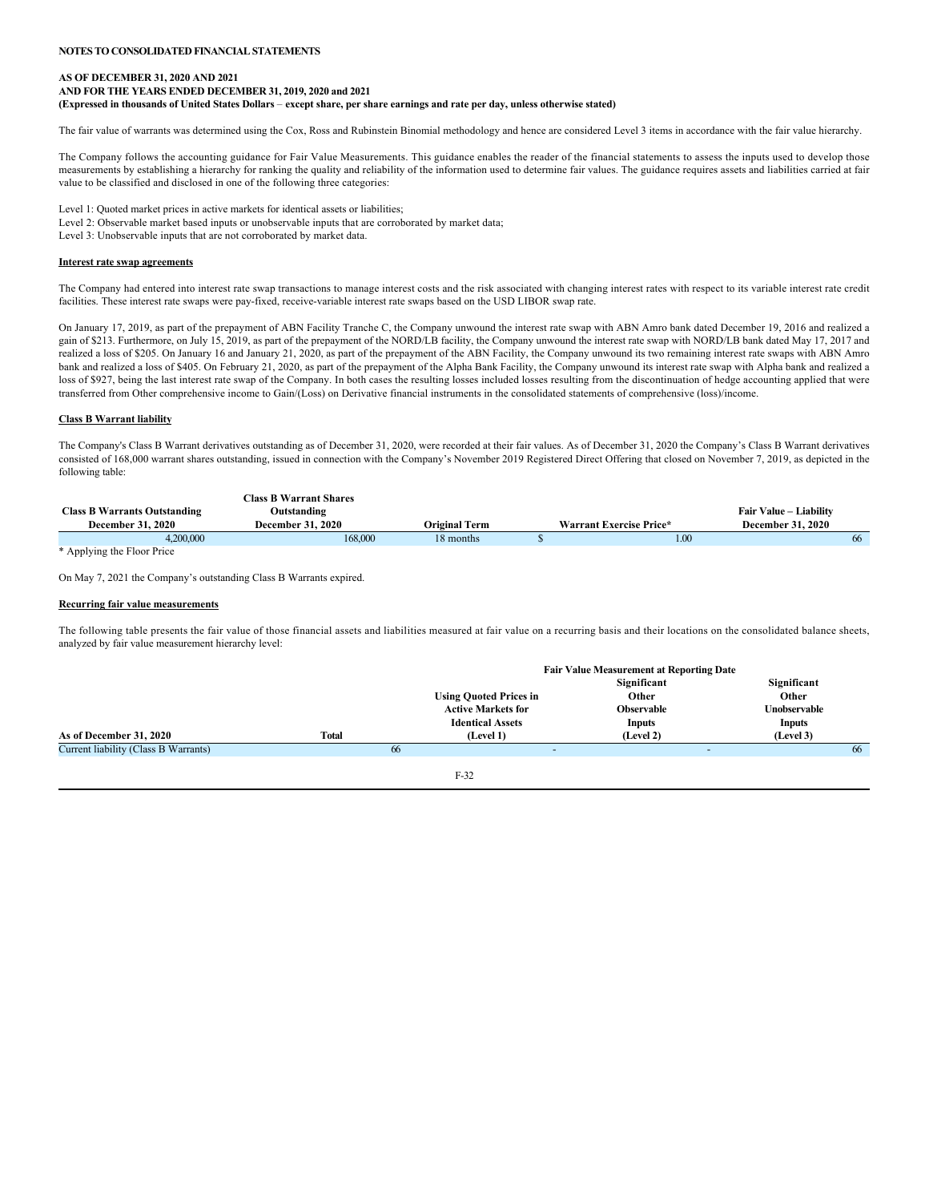**NOTES TO CONSOLIDATED FINANCIAL STATEMENTS**

**AS OF DECEMBER 31, 2020 AND 2021**
**AND FOR THE YEARS ENDED DECEMBER 31, 2019, 2020 and 2021**
**(Expressed in thousands of United States Dollars – except share, per share earnings and rate per day, unless otherwise stated)**

The fair value of warrants was determined using the Cox, Ross and Rubinstein Binomial methodology and hence are considered Level 3 items in accordance with the fair value hierarchy.

The Company follows the accounting guidance for Fair Value Measurements. This guidance enables the reader of the financial statements to assess the inputs used to develop those measurements by establishing a hierarchy for ranking the quality and reliability of the information used to determine fair values. The guidance requires assets and liabilities carried at fair value to be classified and disclosed in one of the following three categories:

Level 1: Quoted market prices in active markets for identical assets or liabilities;
Level 2: Observable market based inputs or unobservable inputs that are corroborated by market data;
Level 3: Unobservable inputs that are not corroborated by market data.

**Interest rate swap agreements**

The Company had entered into interest rate swap transactions to manage interest costs and the risk associated with changing interest rates with respect to its variable interest rate credit facilities. These interest rate swaps were pay-fixed, receive-variable interest rate swaps based on the USD LIBOR swap rate.

On January 17, 2019, as part of the prepayment of ABN Facility Tranche C, the Company unwound the interest rate swap with ABN Amro bank dated December 19, 2016 and realized a gain of $213. Furthermore, on July 15, 2019, as part of the prepayment of the NORD/LB facility, the Company unwound the interest rate swap with NORD/LB bank dated May 17, 2017 and realized a loss of $205. On January 16 and January 21, 2020, as part of the prepayment of the ABN Facility, the Company unwound its two remaining interest rate swaps with ABN Amro bank and realized a loss of $405. On February 21, 2020, as part of the prepayment of the Alpha Bank Facility, the Company unwound its interest rate swap with Alpha bank and realized a loss of $927, being the last interest rate swap of the Company. In both cases the resulting losses included losses resulting from the discontinuation of hedge accounting applied that were transferred from Other comprehensive income to Gain/(Loss) on Derivative financial instruments in the consolidated statements of comprehensive (loss)/income.

**Class B Warrant liability**

The Company's Class B Warrant derivatives outstanding as of December 31, 2020, were recorded at their fair values. As of December 31, 2020 the Company's Class B Warrant derivatives consisted of 168,000 warrant shares outstanding, issued in connection with the Company's November 2019 Registered Direct Offering that closed on November 7, 2019, as depicted in the following table:

| Class B Warrants Outstanding December 31, 2020 | Class B Warrant Shares Outstanding December 31, 2020 | Original Term | Warrant Exercise Price* | Fair Value – Liability December 31, 2020 |
|---|---|---|---|---|
| 4,200,000 | 168,000 | 18 months | $ 1.00 | 66 |

\* Applying the Floor Price

On May 7, 2021 the Company's outstanding Class B Warrants expired.

**Recurring fair value measurements**

The following table presents the fair value of those financial assets and liabilities measured at fair value on a recurring basis and their locations on the consolidated balance sheets, analyzed by fair value measurement hierarchy level:

| | | Fair Value Measurement at Reporting Date | | |
|---|---|---|---|---|
| As of December 31, 2020 | Total | Using Quoted Prices in Active Markets for Identical Assets (Level 1) | Significant Other Observable Inputs (Level 2) | Significant Other Unobservable Inputs (Level 3) |
| Current liability (Class B Warrants) | 66 | - | - | 66 |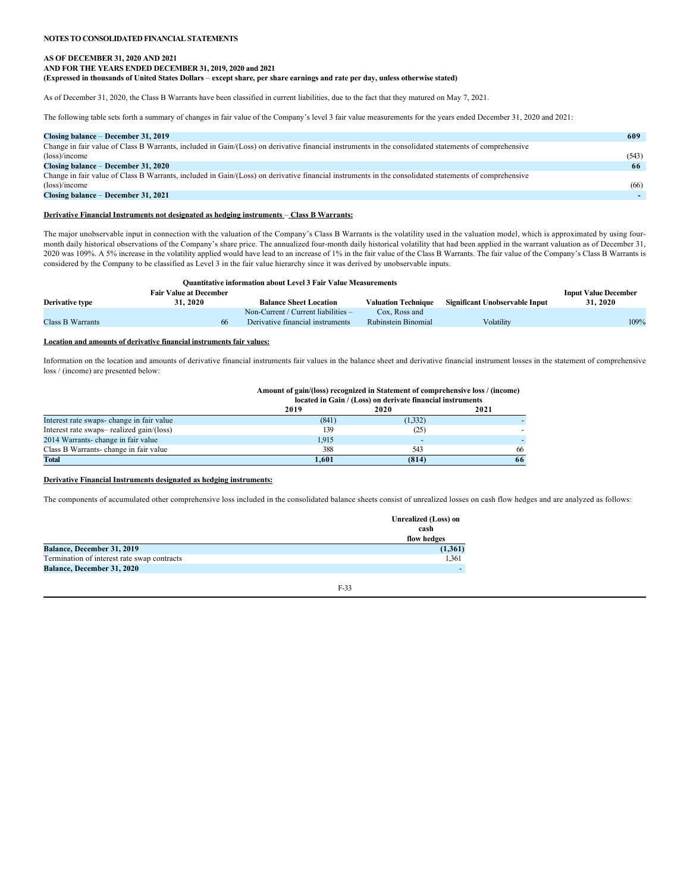**NOTES TO CONSOLIDATED FINANCIAL STATEMENTS**

**AS OF DECEMBER 31, 2020 AND 2021**
**AND FOR THE YEARS ENDED DECEMBER 31, 2019, 2020 and 2021**
**(Expressed in thousands of United States Dollars – except share, per share earnings and rate per day, unless otherwise stated)**

As of December 31, 2020, the Class B Warrants have been classified in current liabilities, due to the fact that they matured on May 7, 2021.

The following table sets forth a summary of changes in fair value of the Company's level 3 fair value measurements for the years ended December 31, 2020 and 2021:

| | |
|---|---|
| **Closing balance – December 31, 2019** | **609** |
| Change in fair value of Class B Warrants, included in Gain/(Loss) on derivative financial instruments in the consolidated statements of comprehensive (loss)/income | (543) |
| **Closing balance – December 31, 2020** | **66** |
| Change in fair value of Class B Warrants, included in Gain/(Loss) on derivative financial instruments in the consolidated statements of comprehensive (loss)/income | (66) |
| **Closing balance – December 31, 2021** | **-** |

**Derivative Financial Instruments not designated as hedging instruments – Class B Warrants:**

The major unobservable input in connection with the valuation of the Company's Class B Warrants is the volatility used in the valuation model, which is approximated by using four-month daily historical observations of the Company's share price. The annualized four-month daily historical volatility that had been applied in the warrant valuation as of December 31, 2020 was 109%. A 5% increase in the volatility applied would have lead to an increase of 1% in the fair value of the Class B Warrants. The fair value of the Company's Class B Warrants is considered by the Company to be classified as Level 3 in the fair value hierarchy since it was derived by unobservable inputs.

**Quantitative information about Level 3 Fair Value Measurements**

| Derivative type | Fair Value at December 31, 2020 | Balance Sheet Location | Valuation Technique | Significant Unobservable Input | Input Value December 31, 2020 |
|---|---|---|---|---|---|
| Class B Warrants | 66 | Non-Current / Current liabilities – Derivative financial instruments | Cox, Ross and Rubinstein Binomial | Volatility | 109% |

**Location and amounts of derivative financial instruments fair values:**

Information on the location and amounts of derivative financial instruments fair values in the balance sheet and derivative financial instrument losses in the statement of comprehensive loss / (income) are presented below:

| | Amount of gain/(loss) recognized in Statement of comprehensive loss / (income) located in Gain / (Loss) on derivate financial instruments | | |
|---|---|---|---|
| | **2019** | **2020** | **2021** |
| Interest rate swaps- change in fair value | (841) | (1,332) | - |
| Interest rate swaps– realized gain/(loss) | 139 | (25) | - |
| 2014 Warrants- change in fair value | 1,915 | - | - |
| Class B Warrants- change in fair value | 388 | 543 | 66 |
| **Total** | **1,601** | **(814)** | **66** |

**Derivative Financial Instruments designated as hedging instruments:**

The components of accumulated other comprehensive loss included in the consolidated balance sheets consist of unrealized losses on cash flow hedges and are analyzed as follows:

| | Unrealized (Loss) on cash flow hedges |
|---|---|
| **Balance, December 31, 2019** | **(1,361)** |
| Termination of interest rate swap contracts | 1,361 |
| **Balance, December 31, 2020** | **-** |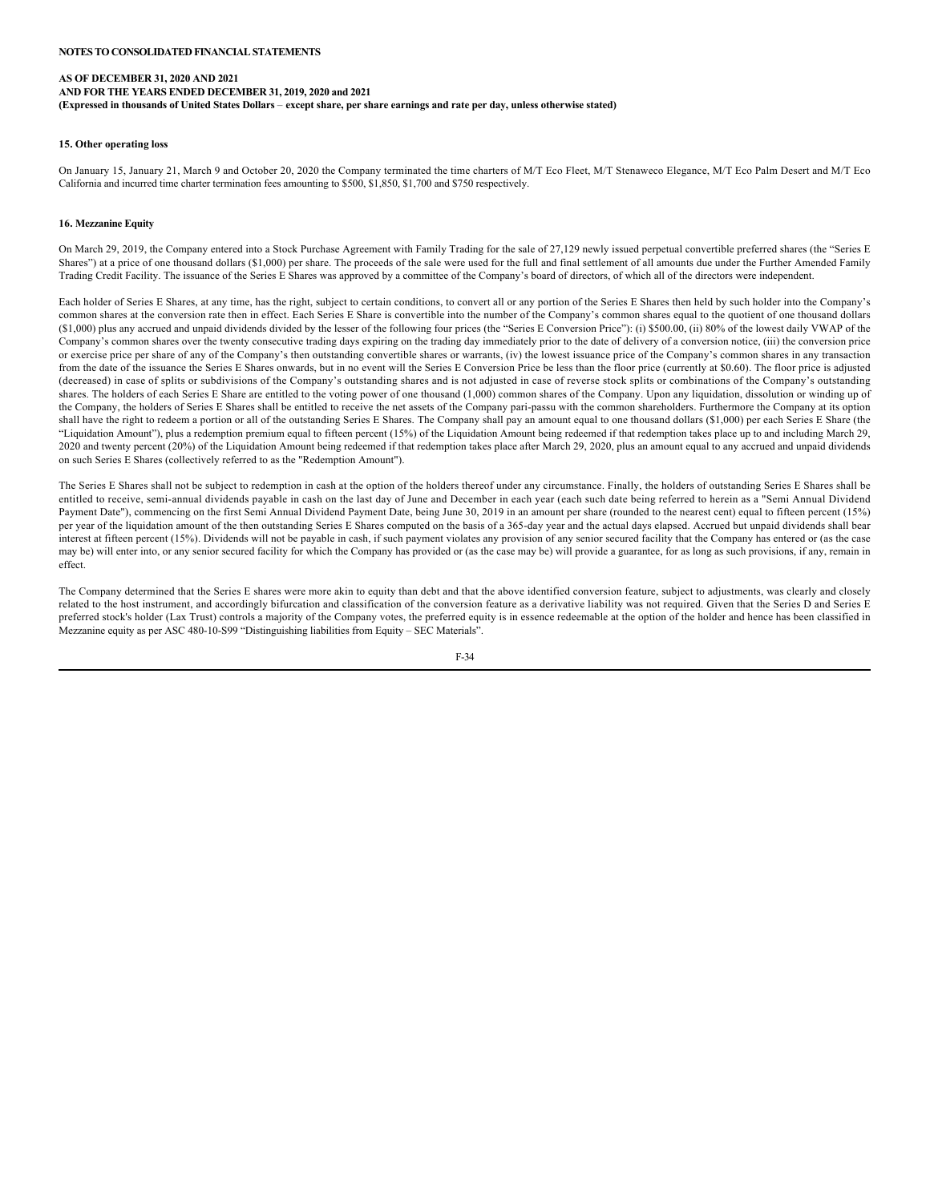## 15. Other operating loss

On January 15, January 21, March 9 and October 20, 2020 the Company terminated the time charters of M/T Eco Fleet, M/T Stenaweco Elegance, M/T Eco Palm Desert and M/T Eco California and incurred time charter termination fees amounting to $500, $1,850, $1,700 and $750 respectively.

## 16. Mezzanine Equity

On March 29, 2019, the Company entered into a Stock Purchase Agreement with Family Trading for the sale of 27,129 newly issued perpetual convertible preferred shares (the "Series E Shares") at a price of one thousand dollars ($1,000) per share. The proceeds of the sale were used for the full and final settlement of all amounts due under the Further Amended Family Trading Credit Facility. The issuance of the Series E Shares was approved by a committee of the Company's board of directors, of which all of the directors were independent.

Each holder of Series E Shares, at any time, has the right, subject to certain conditions, to convert all or any portion of the Series E Shares then held by such holder into the Company's common shares at the conversion rate then in effect. Each Series E Share is convertible into the number of the Company's common shares equal to the quotient of one thousand dollars ($1,000) plus any accrued and unpaid dividends divided by the lesser of the following four prices (the "Series E Conversion Price"): (i) $500.00, (ii) 80% of the lowest daily VWAP of the Company's common shares over the twenty consecutive trading days expiring on the trading day immediately prior to the date of delivery of a conversion notice, (iii) the conversion price or exercise price per share of any of the Company's then outstanding convertible shares or warrants, (iv) the lowest issuance price of the Company's common shares in any transaction from the date of the issuance the Series E Shares onwards, but in no event will the Series E Conversion Price be less than the floor price (currently at $0.60). The floor price is adjusted (decreased) in case of splits or subdivisions of the Company's outstanding shares and is not adjusted in case of reverse stock splits or combinations of the Company's outstanding shares. The holders of each Series E Share are entitled to the voting power of one thousand (1,000) common shares of the Company. Upon any liquidation, dissolution or winding up of the Company, the holders of Series E Shares shall be entitled to receive the net assets of the Company pari-passu with the common shareholders. Furthermore the Company at its option shall have the right to redeem a portion or all of the outstanding Series E Shares. The Company shall pay an amount equal to one thousand dollars ($1,000) per each Series E Share (the "Liquidation Amount"), plus a redemption premium equal to fifteen percent (15%) of the Liquidation Amount being redeemed if that redemption takes place up to and including March 29, 2020 and twenty percent (20%) of the Liquidation Amount being redeemed if that redemption takes place after March 29, 2020, plus an amount equal to any accrued and unpaid dividends on such Series E Shares (collectively referred to as the "Redemption Amount").

The Series E Shares shall not be subject to redemption in cash at the option of the holders thereof under any circumstance. Finally, the holders of outstanding Series E Shares shall be entitled to receive, semi-annual dividends payable in cash on the last day of June and December in each year (each such date being referred to herein as a "Semi Annual Dividend Payment Date"), commencing on the first Semi Annual Dividend Payment Date, being June 30, 2019 in an amount per share (rounded to the nearest cent) equal to fifteen percent (15%) per year of the liquidation amount of the then outstanding Series E Shares computed on the basis of a 365-day year and the actual days elapsed. Accrued but unpaid dividends shall bear interest at fifteen percent (15%). Dividends will not be payable in cash, if such payment violates any provision of any senior secured facility that the Company has entered or (as the case may be) will enter into, or any senior secured facility for which the Company has provided or (as the case may be) will provide a guarantee, for as long as such provisions, if any, remain in effect.

The Company determined that the Series E shares were more akin to equity than debt and that the above identified conversion feature, subject to adjustments, was clearly and closely related to the host instrument, and accordingly bifurcation and classification of the conversion feature as a derivative liability was not required. Given that the Series D and Series E preferred stock's holder (Lax Trust) controls a majority of the Company votes, the preferred equity is in essence redeemable at the option of the holder and hence has been classified in Mezzanine equity as per ASC 480-10-S99 "Distinguishing liabilities from Equity – SEC Materials".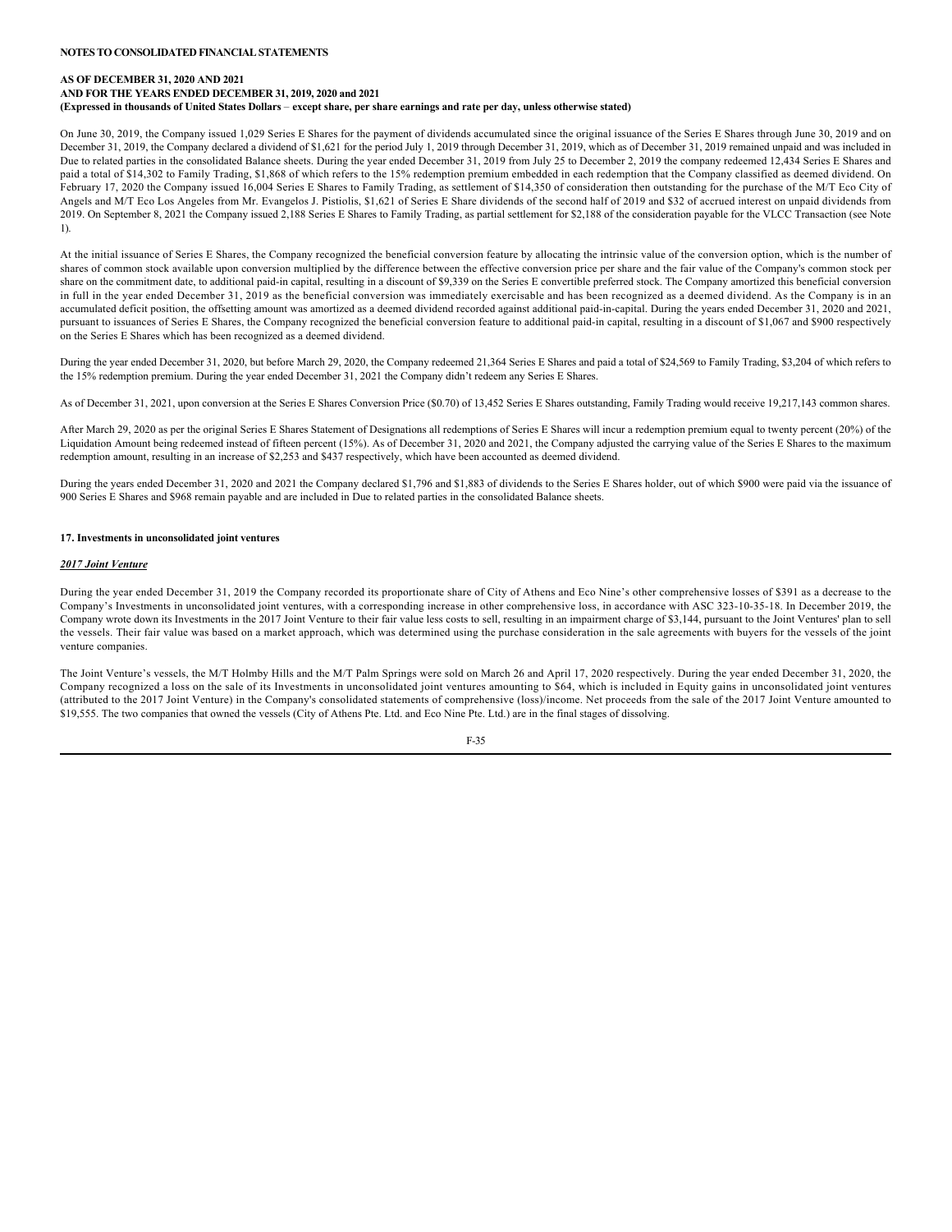On June 30, 2019, the Company issued 1,029 Series E Shares for the payment of dividends accumulated since the original issuance of the Series E Shares through June 30, 2019 and on December 31, 2019, the Company declared a dividend of $1,621 for the period July 1, 2019 through December 31, 2019, which as of December 31, 2019 remained unpaid and was included in Due to related parties in the consolidated Balance sheets. During the year ended December 31, 2019 from July 25 to December 2, 2019 the company redeemed 12,434 Series E Shares and paid a total of $14,302 to Family Trading, $1,868 of which refers to the 15% redemption premium embedded in each redemption that the Company classified as deemed dividend. On February 17, 2020 the Company issued 16,004 Series E Shares to Family Trading, as settlement of $14,350 of consideration then outstanding for the purchase of the M/T Eco City of Angels and M/T Eco Los Angeles from Mr. Evangelos J. Pistiolis, $1,621 of Series E Share dividends of the second half of 2019 and $32 of accrued interest on unpaid dividends from 2019. On September 8, 2021 the Company issued 2,188 Series E Shares to Family Trading, as partial settlement for $2,188 of the consideration payable for the VLCC Transaction (see Note 1).

At the initial issuance of Series E Shares, the Company recognized the beneficial conversion feature by allocating the intrinsic value of the conversion option, which is the number of shares of common stock available upon conversion multiplied by the difference between the effective conversion price per share and the fair value of the Company's common stock per share on the commitment date, to additional paid-in capital, resulting in a discount of $9,339 on the Series E convertible preferred stock. The Company amortized this beneficial conversion in full in the year ended December 31, 2019 as the beneficial conversion was immediately exercisable and has been recognized as a deemed dividend. As the Company is in an accumulated deficit position, the offsetting amount was amortized as a deemed dividend recorded against additional paid-in-capital. During the years ended December 31, 2020 and 2021, pursuant to issuances of Series E Shares, the Company recognized the beneficial conversion feature to additional paid-in capital, resulting in a discount of $1,067 and $900 respectively on the Series E Shares which has been recognized as a deemed dividend.

During the year ended December 31, 2020, but before March 29, 2020, the Company redeemed 21,364 Series E Shares and paid a total of $24,569 to Family Trading, $3,204 of which refers to the 15% redemption premium. During the year ended December 31, 2021 the Company didn't redeem any Series E Shares.

As of December 31, 2021, upon conversion at the Series E Shares Conversion Price ($0.70) of 13,452 Series E Shares outstanding, Family Trading would receive 19,217,143 common shares.

After March 29, 2020 as per the original Series E Shares Statement of Designations all redemptions of Series E Shares will incur a redemption premium equal to twenty percent (20%) of the Liquidation Amount being redeemed instead of fifteen percent (15%). As of December 31, 2020 and 2021, the Company adjusted the carrying value of the Series E Shares to the maximum redemption amount, resulting in an increase of $2,253 and $437 respectively, which have been accounted as deemed dividend.

During the years ended December 31, 2020 and 2021 the Company declared $1,796 and $1,883 of dividends to the Series E Shares holder, out of which $900 were paid via the issuance of 900 Series E Shares and $968 remain payable and are included in Due to related parties in the consolidated Balance sheets.

## 17. Investments in unconsolidated joint ventures

***2017 Joint Venture***

During the year ended December 31, 2019 the Company recorded its proportionate share of City of Athens and Eco Nine's other comprehensive losses of $391 as a decrease to the Company's Investments in unconsolidated joint ventures, with a corresponding increase in other comprehensive loss, in accordance with ASC 323-10-35-18. In December 2019, the Company wrote down its Investments in the 2017 Joint Venture to their fair value less costs to sell, resulting in an impairment charge of $3,144, pursuant to the Joint Ventures' plan to sell the vessels. Their fair value was based on a market approach, which was determined using the purchase consideration in the sale agreements with buyers for the vessels of the joint venture companies.

The Joint Venture's vessels, the M/T Holmby Hills and the M/T Palm Springs were sold on March 26 and April 17, 2020 respectively. During the year ended December 31, 2020, the Company recognized a loss on the sale of its Investments in unconsolidated joint ventures amounting to $64, which is included in Equity gains in unconsolidated joint ventures (attributed to the 2017 Joint Venture) in the Company's consolidated statements of comprehensive (loss)/income. Net proceeds from the sale of the 2017 Joint Venture amounted to $19,555. The two companies that owned the vessels (City of Athens Pte. Ltd. and Eco Nine Pte. Ltd.) are in the final stages of dissolving.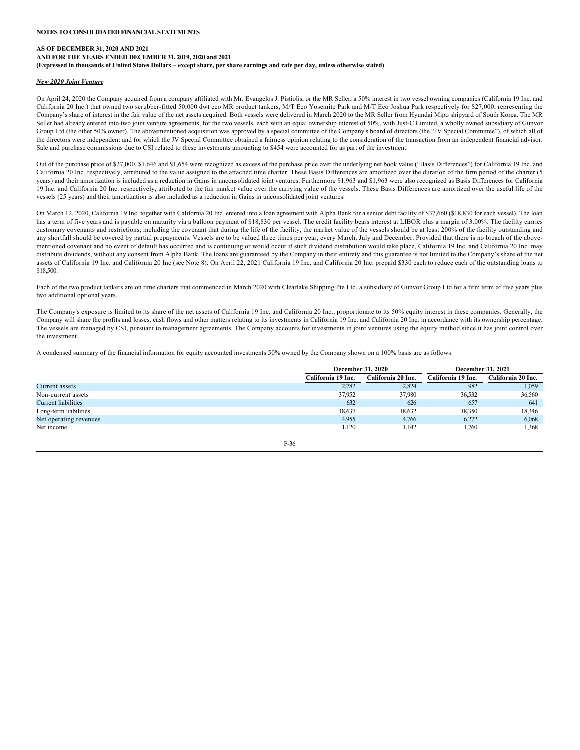**NOTES TO CONSOLIDATED FINANCIAL STATEMENTS**

**AS OF DECEMBER 31, 2020 AND 2021**
**AND FOR THE YEARS ENDED DECEMBER 31, 2019, 2020 and 2021**
**(Expressed in thousands of United States Dollars – except share, per share earnings and rate per day, unless otherwise stated)**

***New 2020 Joint Venture***

On April 24, 2020 the Company acquired from a company affiliated with Mr. Evangelos J. Pistiolis, or the MR Seller, a 50% interest in two vessel owning companies (California 19 Inc. and California 20 Inc.) that owned two scrubber-fitted 50,000 dwt eco MR product tankers, M/T Eco Yosemite Park and M/T Eco Joshua Park respectively for $27,000, representing the Company's share of interest in the fair value of the net assets acquired. Both vessels were delivered in March 2020 to the MR Seller from Hyundai Mipo shipyard of South Korea. The MR Seller had already entered into two joint venture agreements, for the two vessels, each with an equal ownership interest of 50%, with Just-C Limited, a wholly owned subsidiary of Gunvor Group Ltd (the other 50% owner). The abovementioned acquisition was approved by a special committee of the Company's board of directors (the "JV Special Committee"), of which all of the directors were independent and for which the JV Special Committee obtained a fairness opinion relating to the consideration of the transaction from an independent financial advisor. Sale and purchase commissions due to CSI related to these investments amounting to $454 were accounted for as part of the investment.

Out of the purchase price of $27,000, $1,646 and $1,654 were recognized as excess of the purchase price over the underlying net book value ("Basis Differences") for California 19 Inc. and California 20 Inc. respectively, attributed to the value assigned to the attached time charter. These Basis Differences are amortized over the duration of the firm period of the charter (5 years) and their amortization is included as a reduction in Gains in unconsolidated joint ventures. Furthermore $1,963 and $1,963 were also recognized as Basis Differences for California 19 Inc. and California 20 Inc. respectively, attributed to the fair market value over the carrying value of the vessels. These Basis Differences are amortized over the useful life of the vessels (25 years) and their amortization is also included as a reduction in Gains in unconsolidated joint ventures.

On March 12, 2020, California 19 Inc. together with California 20 Inc. entered into a loan agreement with Alpha Bank for a senior debt facility of $37,660 ($18,830 for each vessel). The loan has a term of five years and is payable on maturity via a balloon payment of $18,830 per vessel. The credit facility bears interest at LIBOR plus a margin of 3.00%. The facility carries customary covenants and restrictions, including the covenant that during the life of the facility, the market value of the vessels should be at least 200% of the facility outstanding and any shortfall should be covered by partial prepayments. Vessels are to be valued three times per year, every March, July and December. Provided that there is no breach of the above-mentioned covenant and no event of default has occurred and is continuing or would occur if such dividend distribution would take place, California 19 Inc. and California 20 Inc. may distribute dividends, without any consent from Alpha Bank. The loans are guaranteed by the Company in their entirety and this guarantee is not limited to the Company's share of the net assets of California 19 Inc. and California 20 Inc (see Note 8). On April 22, 2021 California 19 Inc. and California 20 Inc. prepaid $330 each to reduce each of the outstanding loans to $18,500.

Each of the two product tankers are on time charters that commenced in March 2020 with Clearlake Shipping Pte Ltd, a subsidiary of Gunvor Group Ltd for a firm term of five years plus two additional optional years.

The Company's exposure is limited to its share of the net assets of California 19 Inc. and California 20 Inc., proportionate to its 50% equity interest in these companies. Generally, the Company will share the profits and losses, cash flows and other matters relating to its investments in California 19 Inc. and California 20 Inc. in accordance with its ownership percentage. The vessels are managed by CSI, pursuant to management agreements. The Company accounts for investments in joint ventures using the equity method since it has joint control over the investment.

A condensed summary of the financial information for equity accounted investments 50% owned by the Company shown on a 100% basis are as follows:

| | December 31, 2020 | | December 31, 2021 | |
|---|---|---|---|---|
| | California 19 Inc. | California 20 Inc. | California 19 Inc. | California 20 Inc. |
| Current assets | 2,782 | 2,824 | 982 | 1,059 |
| Non-current assets | 37,952 | 37,980 | 36,532 | 36,560 |
| Current liabilities | 632 | 626 | 657 | 641 |
| Long-term liabilities | 18,637 | 18,632 | 18,350 | 18,346 |
| Net operating revenues | 4,955 | 4,766 | 6,272 | 6,068 |
| Net income | 1,120 | 1,142 | 1,760 | 1,368 |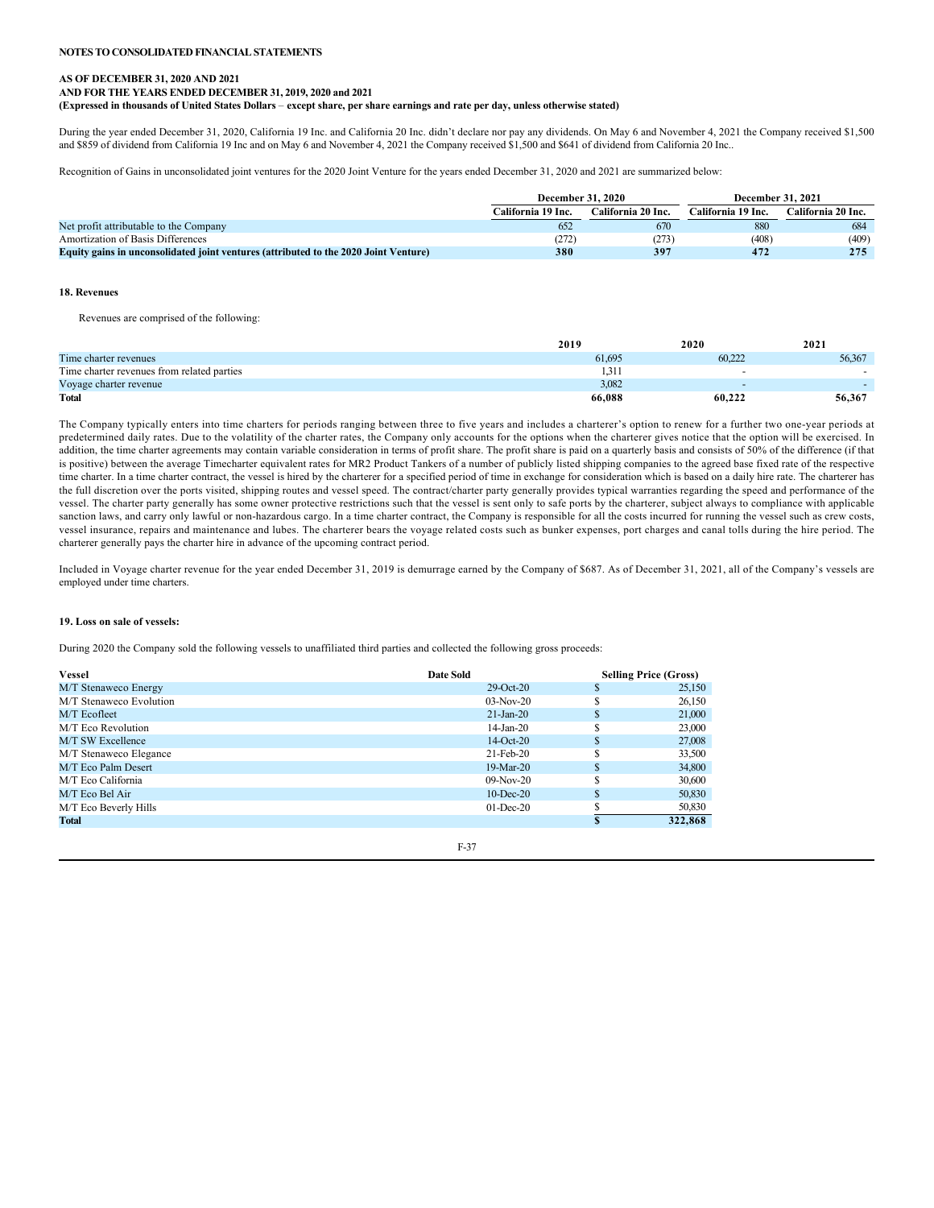**NOTES TO CONSOLIDATED FINANCIAL STATEMENTS**

**AS OF DECEMBER 31, 2020 AND 2021**
**AND FOR THE YEARS ENDED DECEMBER 31, 2019, 2020 and 2021**
**(Expressed in thousands of United States Dollars – except share, per share earnings and rate per day, unless otherwise stated)**

During the year ended December 31, 2020, California 19 Inc. and California 20 Inc. didn't declare nor pay any dividends. On May 6 and November 4, 2021 the Company received $1,500 and $859 of dividend from California 19 Inc and on May 6 and November 4, 2021 the Company received $1,500 and $641 of dividend from California 20 Inc..

Recognition of Gains in unconsolidated joint ventures for the 2020 Joint Venture for the years ended December 31, 2020 and 2021 are summarized below:

| | December 31, 2020 | | December 31, 2021 | |
|---|---|---|---|---|
| | California 19 Inc. | California 20 Inc. | California 19 Inc. | California 20 Inc. |
| Net profit attributable to the Company | 652 | 670 | 880 | 684 |
| Amortization of Basis Differences | (272) | (273) | (408) | (409) |
| **Equity gains in unconsolidated joint ventures (attributed to the 2020 Joint Venture)** | **380** | **397** | **472** | **275** |

**18. Revenues**

Revenues are comprised of the following:

| | 2019 | 2020 | 2021 |
|---|---|---|---|
| Time charter revenues | 61,695 | 60,222 | 56,367 |
| Time charter revenues from related parties | 1,311 | - | - |
| Voyage charter revenue | 3,082 | - | - |
| **Total** | **66,088** | **60,222** | **56,367** |

The Company typically enters into time charters for periods ranging between three to five years and includes a charterer's option to renew for a further two one-year periods at predetermined daily rates. Due to the volatility of the charter rates, the Company only accounts for the options when the charterer gives notice that the option will be exercised. In addition, the time charter agreements may contain variable consideration in terms of profit share. The profit share is paid on a quarterly basis and consists of 50% of the difference (if that is positive) between the average Timecharter equivalent rates for MR2 Product Tankers of a number of publicly listed shipping companies to the agreed base fixed rate of the respective time charter. In a time charter contract, the vessel is hired by the charterer for a specified period of time in exchange for consideration which is based on a daily hire rate. The charterer has the full discretion over the ports visited, shipping routes and vessel speed. The contract/charter party generally provides typical warranties regarding the speed and performance of the vessel. The charter party generally has some owner protective restrictions such that the vessel is sent only to safe ports by the charterer, subject always to compliance with applicable sanction laws, and carry only lawful or non-hazardous cargo. In a time charter contract, the Company is responsible for all the costs incurred for running the vessel such as crew costs, vessel insurance, repairs and maintenance and lubes. The charterer bears the voyage related costs such as bunker expenses, port charges and canal tolls during the hire period. The charterer generally pays the charter hire in advance of the upcoming contract period.

Included in Voyage charter revenue for the year ended December 31, 2019 is demurrage earned by the Company of $687. As of December 31, 2021, all of the Company's vessels are employed under time charters.

**19. Loss on sale of vessels:**

During 2020 the Company sold the following vessels to unaffiliated third parties and collected the following gross proceeds:

| Vessel | Date Sold | Selling Price (Gross) | |
|---|---|---|---|
| M/T Stenaweco Energy | 29-Oct-20 | $ | 25,150 |
| M/T Stenaweco Evolution | 03-Nov-20 | $ | 26,150 |
| M/T Ecofleet | 21-Jan-20 | $ | 21,000 |
| M/T Eco Revolution | 14-Jan-20 | $ | 23,000 |
| M/T SW Excellence | 14-Oct-20 | $ | 27,008 |
| M/T Stenaweco Elegance | 21-Feb-20 | $ | 33,500 |
| M/T Eco Palm Desert | 19-Mar-20 | $ | 34,800 |
| M/T Eco California | 09-Nov-20 | $ | 30,600 |
| M/T Eco Bel Air | 10-Dec-20 | $ | 50,830 |
| M/T Eco Beverly Hills | 01-Dec-20 | $ | 50,830 |
| **Total** | | **$** | **322,868** |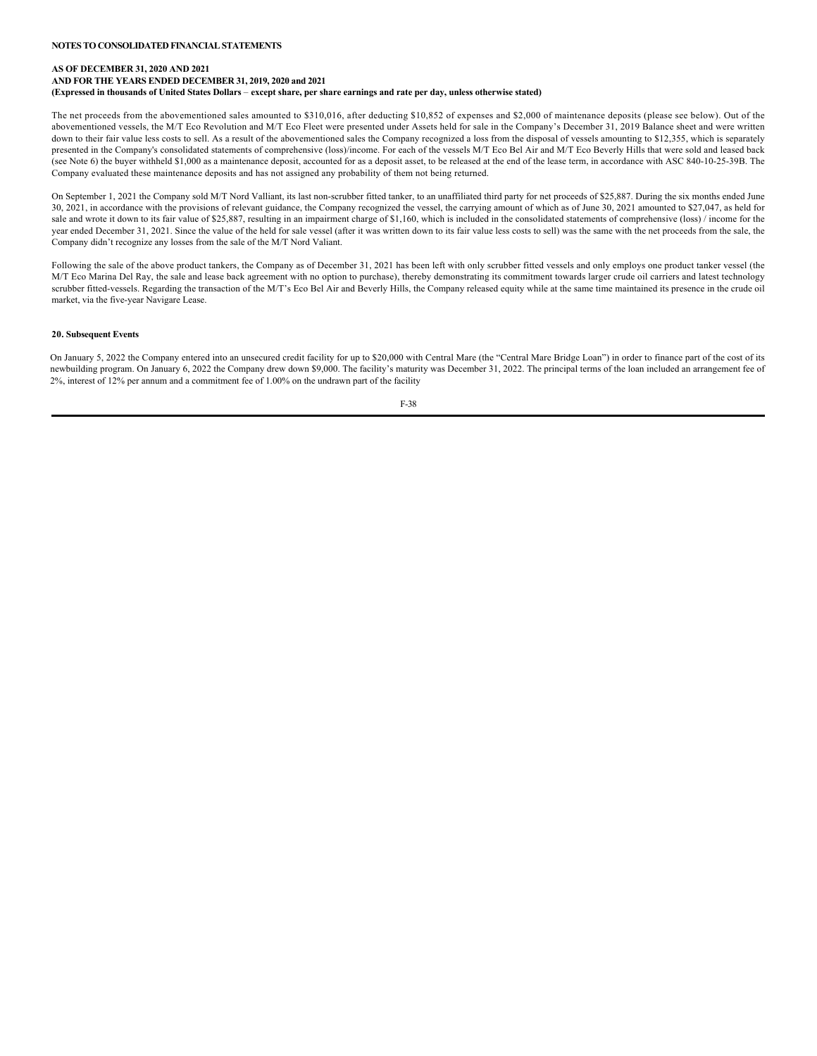The net proceeds from the abovementioned sales amounted to $310,016, after deducting $10,852 of expenses and $2,000 of maintenance deposits (please see below). Out of the abovementioned vessels, the M/T Eco Revolution and M/T Eco Fleet were presented under Assets held for sale in the Company's December 31, 2019 Balance sheet and were written down to their fair value less costs to sell. As a result of the abovementioned sales the Company recognized a loss from the disposal of vessels amounting to $12,355, which is separately presented in the Company's consolidated statements of comprehensive (loss)/income. For each of the vessels M/T Eco Bel Air and M/T Eco Beverly Hills that were sold and leased back (see Note 6) the buyer withheld $1,000 as a maintenance deposit, accounted for as a deposit asset, to be released at the end of the lease term, in accordance with ASC 840-10-25-39B. The Company evaluated these maintenance deposits and has not assigned any probability of them not being returned.

On September 1, 2021 the Company sold M/T Nord Valliant, its last non-scrubber fitted tanker, to an unaffiliated third party for net proceeds of $25,887. During the six months ended June 30, 2021, in accordance with the provisions of relevant guidance, the Company recognized the vessel, the carrying amount of which as of June 30, 2021 amounted to $27,047, as held for sale and wrote it down to its fair value of $25,887, resulting in an impairment charge of $1,160, which is included in the consolidated statements of comprehensive (loss) / income for the year ended December 31, 2021. Since the value of the held for sale vessel (after it was written down to its fair value less costs to sell) was the same with the net proceeds from the sale, the Company didn't recognize any losses from the sale of the M/T Nord Valiant.

Following the sale of the above product tankers, the Company as of December 31, 2021 has been left with only scrubber fitted vessels and only employs one product tanker vessel (the M/T Eco Marina Del Ray, the sale and lease back agreement with no option to purchase), thereby demonstrating its commitment towards larger crude oil carriers and latest technology scrubber fitted-vessels. Regarding the transaction of the M/T's Eco Bel Air and Beverly Hills, the Company released equity while at the same time maintained its presence in the crude oil market, via the five-year Navigare Lease.

## 20. Subsequent Events

On January 5, 2022 the Company entered into an unsecured credit facility for up to $20,000 with Central Mare (the "Central Mare Bridge Loan") in order to finance part of the cost of its newbuilding program. On January 6, 2022 the Company drew down $9,000. The facility's maturity was December 31, 2022. The principal terms of the loan included an arrangement fee of 2%, interest of 12% per annum and a commitment fee of 1.00% on the undrawn part of the facility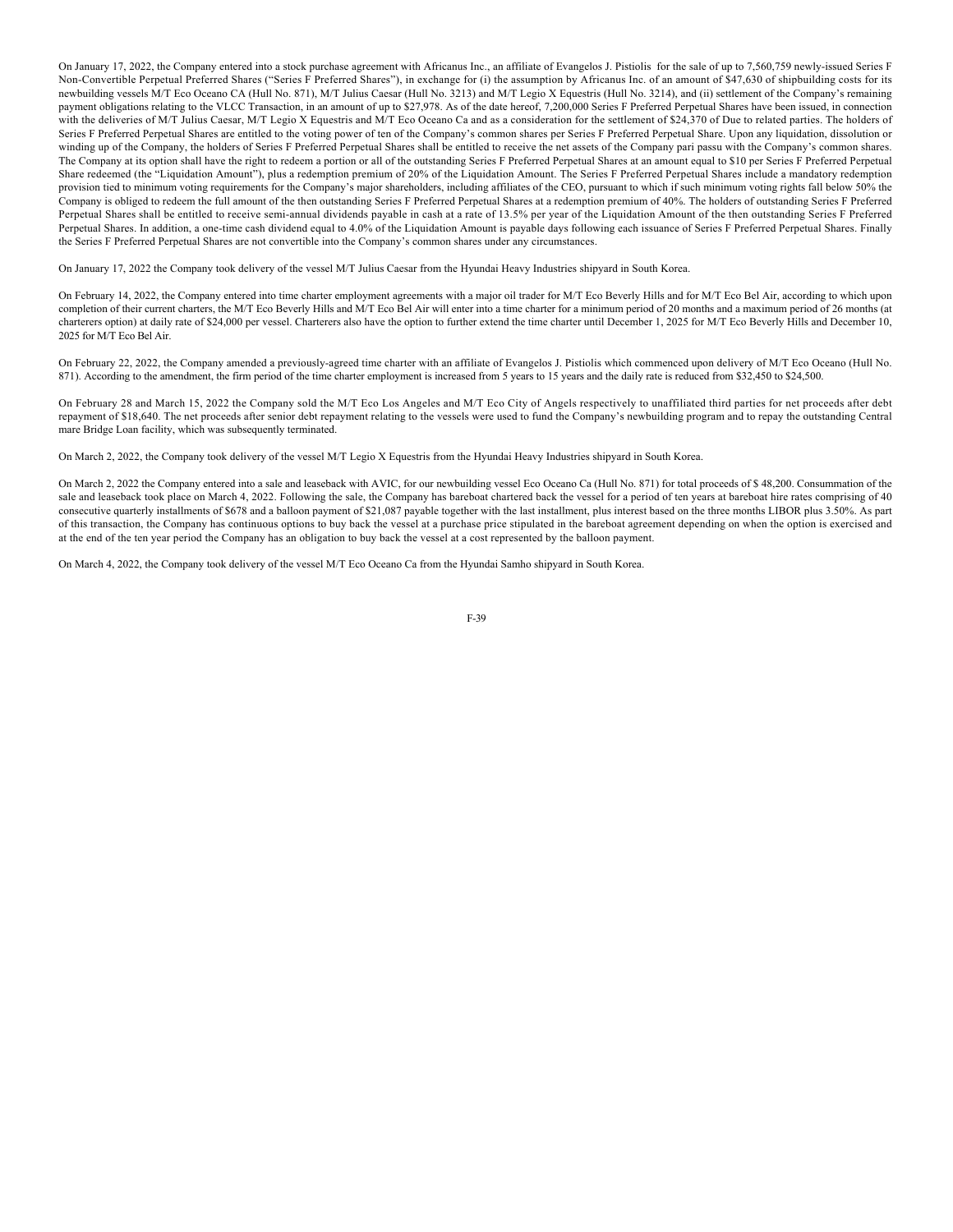On January 17, 2022, the Company entered into a stock purchase agreement with Africanus Inc., an affiliate of Evangelos J. Pistiolis for the sale of up to 7,560,759 newly-issued Series F Non-Convertible Perpetual Preferred Shares ("Series F Preferred Shares"), in exchange for (i) the assumption by Africanus Inc. of an amount of $47,630 of shipbuilding costs for its newbuilding vessels M/T Eco Oceano CA (Hull No. 871), M/T Julius Caesar (Hull No. 3213) and M/T Legio X Equestris (Hull No. 3214), and (ii) settlement of the Company's remaining payment obligations relating to the VLCC Transaction, in an amount of up to $27,978. As of the date hereof, 7,200,000 Series F Preferred Perpetual Shares have been issued, in connection with the deliveries of M/T Julius Caesar, M/T Legio X Equestris and M/T Eco Oceano Ca and as a consideration for the settlement of $24,370 of Due to related parties. The holders of Series F Preferred Perpetual Shares are entitled to the voting power of ten of the Company's common shares per Series F Preferred Perpetual Share. Upon any liquidation, dissolution or winding up of the Company, the holders of Series F Preferred Perpetual Shares shall be entitled to receive the net assets of the Company pari passu with the Company's common shares. The Company at its option shall have the right to redeem a portion or all of the outstanding Series F Preferred Perpetual Shares at an amount equal to $10 per Series F Preferred Perpetual Share redeemed (the "Liquidation Amount"), plus a redemption premium of 20% of the Liquidation Amount. The Series F Preferred Perpetual Shares include a mandatory redemption provision tied to minimum voting requirements for the Company's major shareholders, including affiliates of the CEO, pursuant to which if such minimum voting rights fall below 50% the Company is obliged to redeem the full amount of the then outstanding Series F Preferred Perpetual Shares at a redemption premium of 40%. The holders of outstanding Series F Preferred Perpetual Shares shall be entitled to receive semi-annual dividends payable in cash at a rate of 13.5% per year of the Liquidation Amount of the then outstanding Series F Preferred Perpetual Shares. In addition, a one-time cash dividend equal to 4.0% of the Liquidation Amount is payable days following each issuance of Series F Preferred Perpetual Shares. Finally the Series F Preferred Perpetual Shares are not convertible into the Company's common shares under any circumstances.

On January 17, 2022 the Company took delivery of the vessel M/T Julius Caesar from the Hyundai Heavy Industries shipyard in South Korea.

On February 14, 2022, the Company entered into time charter employment agreements with a major oil trader for M/T Eco Beverly Hills and for M/T Eco Bel Air, according to which upon completion of their current charters, the M/T Eco Beverly Hills and M/T Eco Bel Air will enter into a time charter for a minimum period of 20 months and a maximum period of 26 months (at charterers option) at daily rate of $24,000 per vessel. Charterers also have the option to further extend the time charter until December 1, 2025 for M/T Eco Beverly Hills and December 10, 2025 for M/T Eco Bel Air.

On February 22, 2022, the Company amended a previously-agreed time charter with an affiliate of Evangelos J. Pistiolis which commenced upon delivery of M/T Eco Oceano (Hull No. 871). According to the amendment, the firm period of the time charter employment is increased from 5 years to 15 years and the daily rate is reduced from $32,450 to $24,500.

On February 28 and March 15, 2022 the Company sold the M/T Eco Los Angeles and M/T Eco City of Angels respectively to unaffiliated third parties for net proceeds after debt repayment of $18,640. The net proceeds after senior debt repayment relating to the vessels were used to fund the Company's newbuilding program and to repay the outstanding Central mare Bridge Loan facility, which was subsequently terminated.

On March 2, 2022, the Company took delivery of the vessel M/T Legio X Equestris from the Hyundai Heavy Industries shipyard in South Korea.

On March 2, 2022 the Company entered into a sale and leaseback with AVIC, for our newbuilding vessel Eco Oceano Ca (Hull No. 871) for total proceeds of $ 48,200. Consummation of the sale and leaseback took place on March 4, 2022. Following the sale, the Company has bareboat chartered back the vessel for a period of ten years at bareboat hire rates comprising of 40 consecutive quarterly installments of $678 and a balloon payment of $21,087 payable together with the last installment, plus interest based on the three months LIBOR plus 3.50%. As part of this transaction, the Company has continuous options to buy back the vessel at a purchase price stipulated in the bareboat agreement depending on when the option is exercised and at the end of the ten year period the Company has an obligation to buy back the vessel at a cost represented by the balloon payment.

On March 4, 2022, the Company took delivery of the vessel M/T Eco Oceano Ca from the Hyundai Samho shipyard in South Korea.